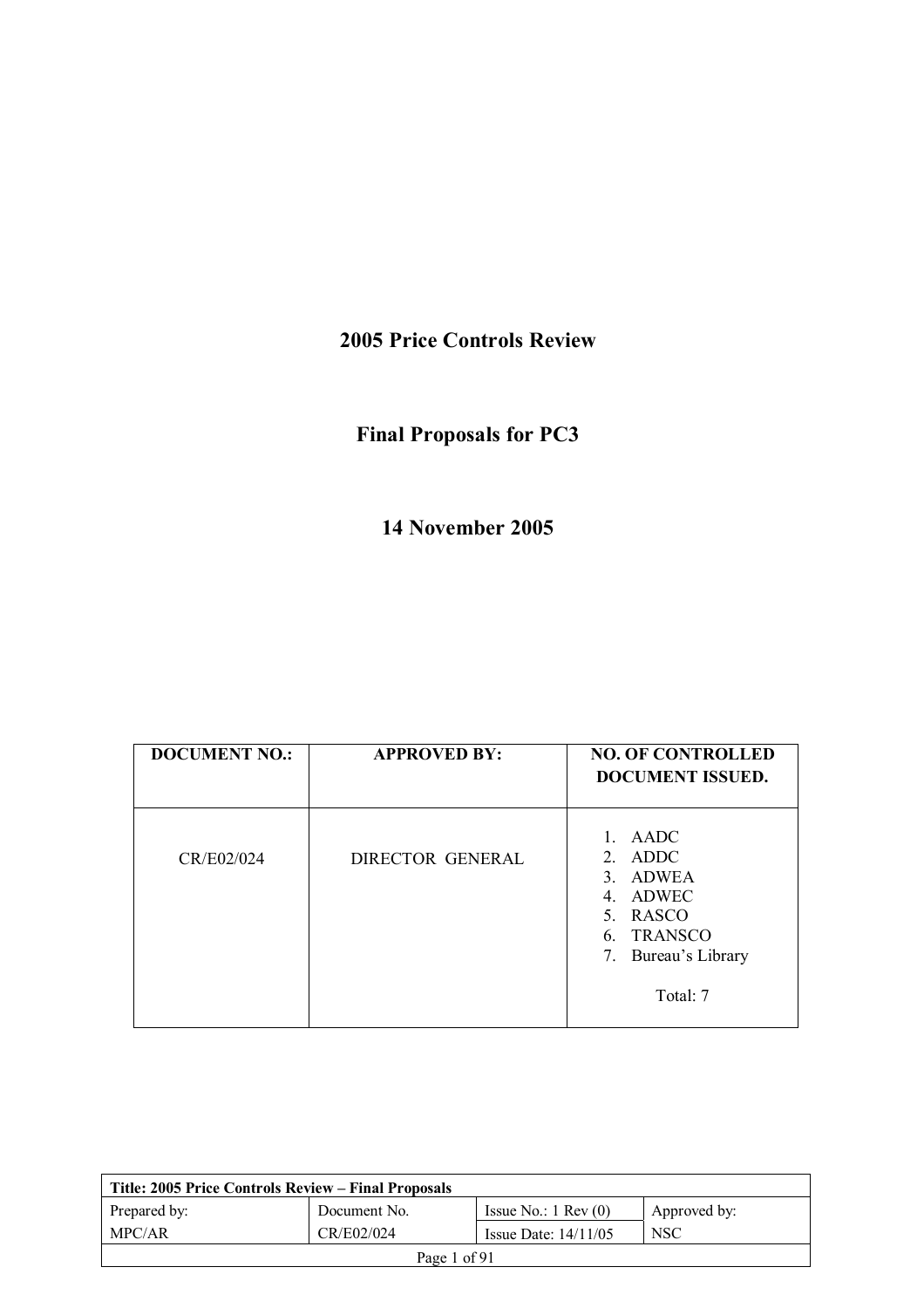# 2005 Price Controls Review

# Final Proposals for PC3

# 14 November 2005

| DOCUMENT NO.: | APPROVED BY: | NO. OF CONTROLLED DOCUMENT ISSUED. |
|---|---|---|
| CR/E02/024 | DIRECTOR GENERAL | 1. AADC<br>2. ADDC<br>3. ADWEA<br>4. ADWEC<br>5. RASCO<br>6. TRANSCO<br>7. Bureau's Library<br><br>Total: 7 |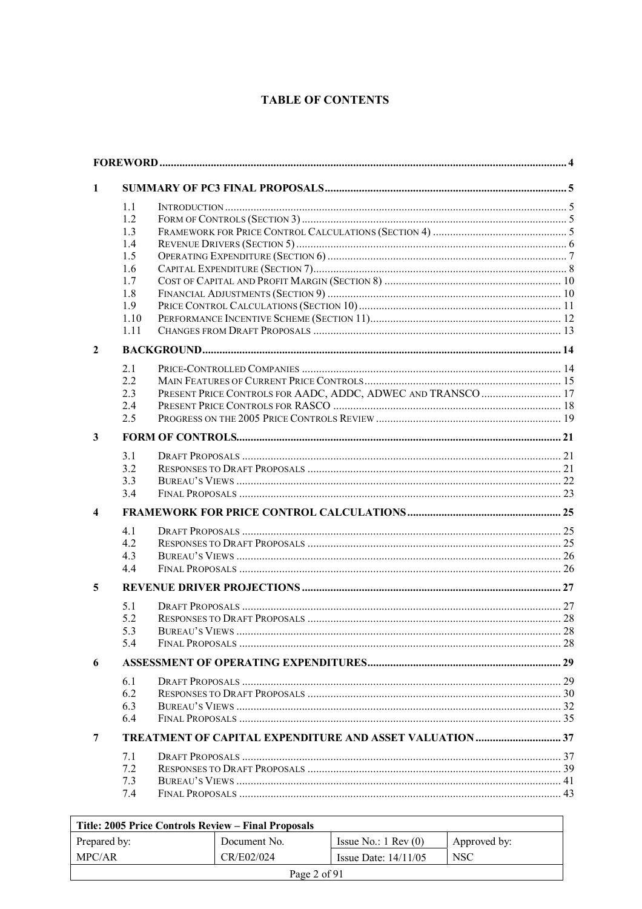# TABLE OF CONTENTS

| | | |
|---|---|---|
| **FOREWORD** | | **4** |
| **1** | **SUMMARY OF PC3 FINAL PROPOSALS** | **5** |
| 1.1 | INTRODUCTION | 5 |
| 1.2 | FORM OF CONTROLS (SECTION 3) | 5 |
| 1.3 | FRAMEWORK FOR PRICE CONTROL CALCULATIONS (SECTION 4) | 5 |
| 1.4 | REVENUE DRIVERS (SECTION 5) | 6 |
| 1.5 | OPERATING EXPENDITURE (SECTION 6) | 7 |
| 1.6 | CAPITAL EXPENDITURE (SECTION 7) | 8 |
| 1.7 | COST OF CAPITAL AND PROFIT MARGIN (SECTION 8) | 10 |
| 1.8 | FINANCIAL ADJUSTMENTS (SECTION 9) | 10 |
| 1.9 | PRICE CONTROL CALCULATIONS (SECTION 10) | 11 |
| 1.10 | PERFORMANCE INCENTIVE SCHEME (SECTION 11) | 12 |
| 1.11 | CHANGES FROM DRAFT PROPOSALS | 13 |
| **2** | **BACKGROUND** | **14** |
| 2.1 | PRICE-CONTROLLED COMPANIES | 14 |
| 2.2 | MAIN FEATURES OF CURRENT PRICE CONTROLS | 15 |
| 2.3 | PRESENT PRICE CONTROLS FOR AADC, ADDC, ADWEC AND TRANSCO | 17 |
| 2.4 | PRESENT PRICE CONTROLS FOR RASCO | 18 |
| 2.5 | PROGRESS ON THE 2005 PRICE CONTROLS REVIEW | 19 |
| **3** | **FORM OF CONTROLS** | **21** |
| 3.1 | DRAFT PROPOSALS | 21 |
| 3.2 | RESPONSES TO DRAFT PROPOSALS | 21 |
| 3.3 | BUREAU'S VIEWS | 22 |
| 3.4 | FINAL PROPOSALS | 23 |
| **4** | **FRAMEWORK FOR PRICE CONTROL CALCULATIONS** | **25** |
| 4.1 | DRAFT PROPOSALS | 25 |
| 4.2 | RESPONSES TO DRAFT PROPOSALS | 25 |
| 4.3 | BUREAU'S VIEWS | 26 |
| 4.4 | FINAL PROPOSALS | 26 |
| **5** | **REVENUE DRIVER PROJECTIONS** | **27** |
| 5.1 | DRAFT PROPOSALS | 27 |
| 5.2 | RESPONSES TO DRAFT PROPOSALS | 28 |
| 5.3 | BUREAU'S VIEWS | 28 |
| 5.4 | FINAL PROPOSALS | 28 |
| **6** | **ASSESSMENT OF OPERATING EXPENDITURES** | **29** |
| 6.1 | DRAFT PROPOSALS | 29 |
| 6.2 | RESPONSES TO DRAFT PROPOSALS | 30 |
| 6.3 | BUREAU'S VIEWS | 32 |
| 6.4 | FINAL PROPOSALS | 35 |
| **7** | **TREATMENT OF CAPITAL EXPENDITURE AND ASSET VALUATION** | **37** |
| 7.1 | DRAFT PROPOSALS | 37 |
| 7.2 | RESPONSES TO DRAFT PROPOSALS | 39 |
| 7.3 | BUREAU'S VIEWS | 41 |
| 7.4 | FINAL PROPOSALS | 43 |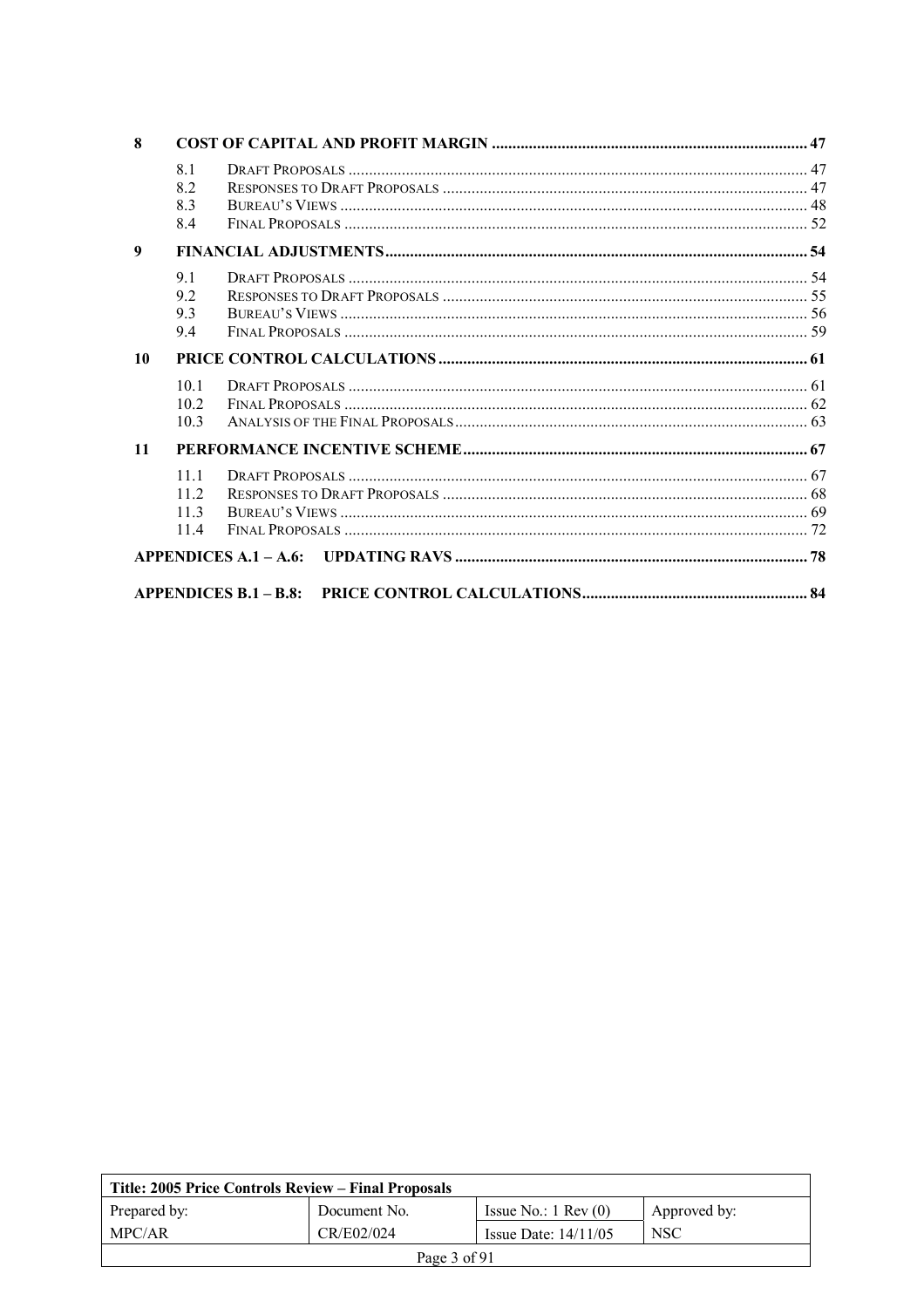| | | | |
|---|---|---|---|
| **8** | **COST OF CAPITAL AND PROFIT MARGIN** | | **47** |
| | 8.1 | DRAFT PROPOSALS | 47 |
| | 8.2 | RESPONSES TO DRAFT PROPOSALS | 47 |
| | 8.3 | BUREAU'S VIEWS | 48 |
| | 8.4 | FINAL PROPOSALS | 52 |
| **9** | **FINANCIAL ADJUSTMENTS** | | **54** |
| | 9.1 | DRAFT PROPOSALS | 54 |
| | 9.2 | RESPONSES TO DRAFT PROPOSALS | 55 |
| | 9.3 | BUREAU'S VIEWS | 56 |
| | 9.4 | FINAL PROPOSALS | 59 |
| **10** | **PRICE CONTROL CALCULATIONS** | | **61** |
| | 10.1 | DRAFT PROPOSALS | 61 |
| | 10.2 | FINAL PROPOSALS | 62 |
| | 10.3 | ANALYSIS OF THE FINAL PROPOSALS | 63 |
| **11** | **PERFORMANCE INCENTIVE SCHEME** | | **67** |
| | 11.1 | DRAFT PROPOSALS | 67 |
| | 11.2 | RESPONSES TO DRAFT PROPOSALS | 68 |
| | 11.3 | BUREAU'S VIEWS | 69 |
| | 11.4 | FINAL PROPOSALS | 72 |
| | **APPENDICES A.1 – A.6:** | **UPDATING RAVS** | **78** |
| | **APPENDICES B.1 – B.8:** | **PRICE CONTROL CALCULATIONS** | **84** |

| **Title: 2005 Price Controls Review – Final Proposals** | | | |
|---|---|---|---|
| Prepared by: | Document No. | Issue No.: 1 Rev (0) | Approved by: |
| MPC/AR | CR/E02/024 | Issue Date: 14/11/05 | NSC |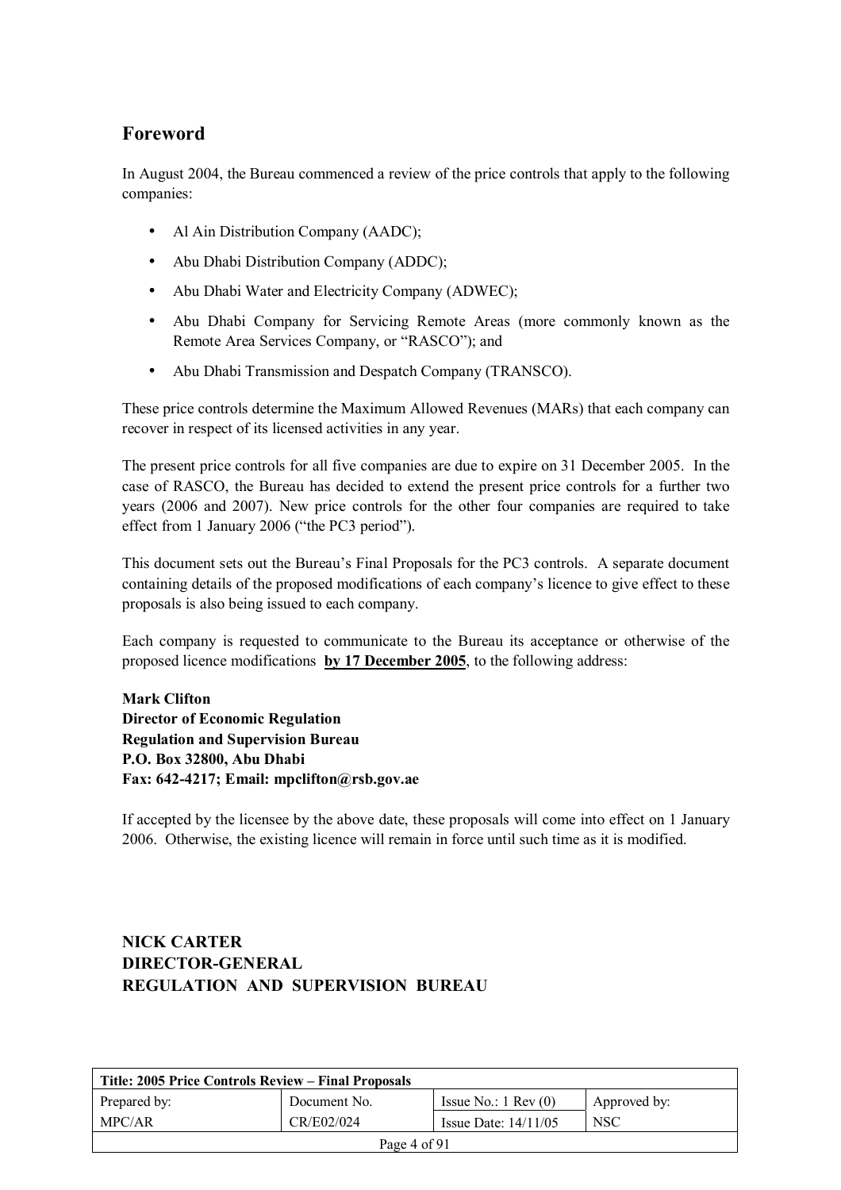## Foreword

In August 2004, the Bureau commenced a review of the price controls that apply to the following companies:

- Al Ain Distribution Company (AADC);
- Abu Dhabi Distribution Company (ADDC);
- Abu Dhabi Water and Electricity Company (ADWEC);
- Abu Dhabi Company for Servicing Remote Areas (more commonly known as the Remote Area Services Company, or "RASCO"); and
- Abu Dhabi Transmission and Despatch Company (TRANSCO).

These price controls determine the Maximum Allowed Revenues (MARs) that each company can recover in respect of its licensed activities in any year.

The present price controls for all five companies are due to expire on 31 December 2005. In the case of RASCO, the Bureau has decided to extend the present price controls for a further two years (2006 and 2007). New price controls for the other four companies are required to take effect from 1 January 2006 ("the PC3 period").

This document sets out the Bureau's Final Proposals for the PC3 controls. A separate document containing details of the proposed modifications of each company's licence to give effect to these proposals is also being issued to each company.

Each company is requested to communicate to the Bureau its acceptance or otherwise of the proposed licence modifications **by 17 December 2005**, to the following address:

**Mark Clifton**
**Director of Economic Regulation**
**Regulation and Supervision Bureau**
**P.O. Box 32800, Abu Dhabi**
**Fax: 642-4217; Email: mpclifton@rsb.gov.ae**

If accepted by the licensee by the above date, these proposals will come into effect on 1 January 2006. Otherwise, the existing licence will remain in force until such time as it is modified.

**NICK CARTER**
**DIRECTOR-GENERAL**
**REGULATION AND SUPERVISION BUREAU**

| Title: 2005 Price Controls Review – Final Proposals | | | |
|---|---|---|---|
| Prepared by: | Document No. | Issue No.: 1 Rev (0) | Approved by: |
| MPC/AR | CR/E02/024 | Issue Date: 14/11/05 | NSC |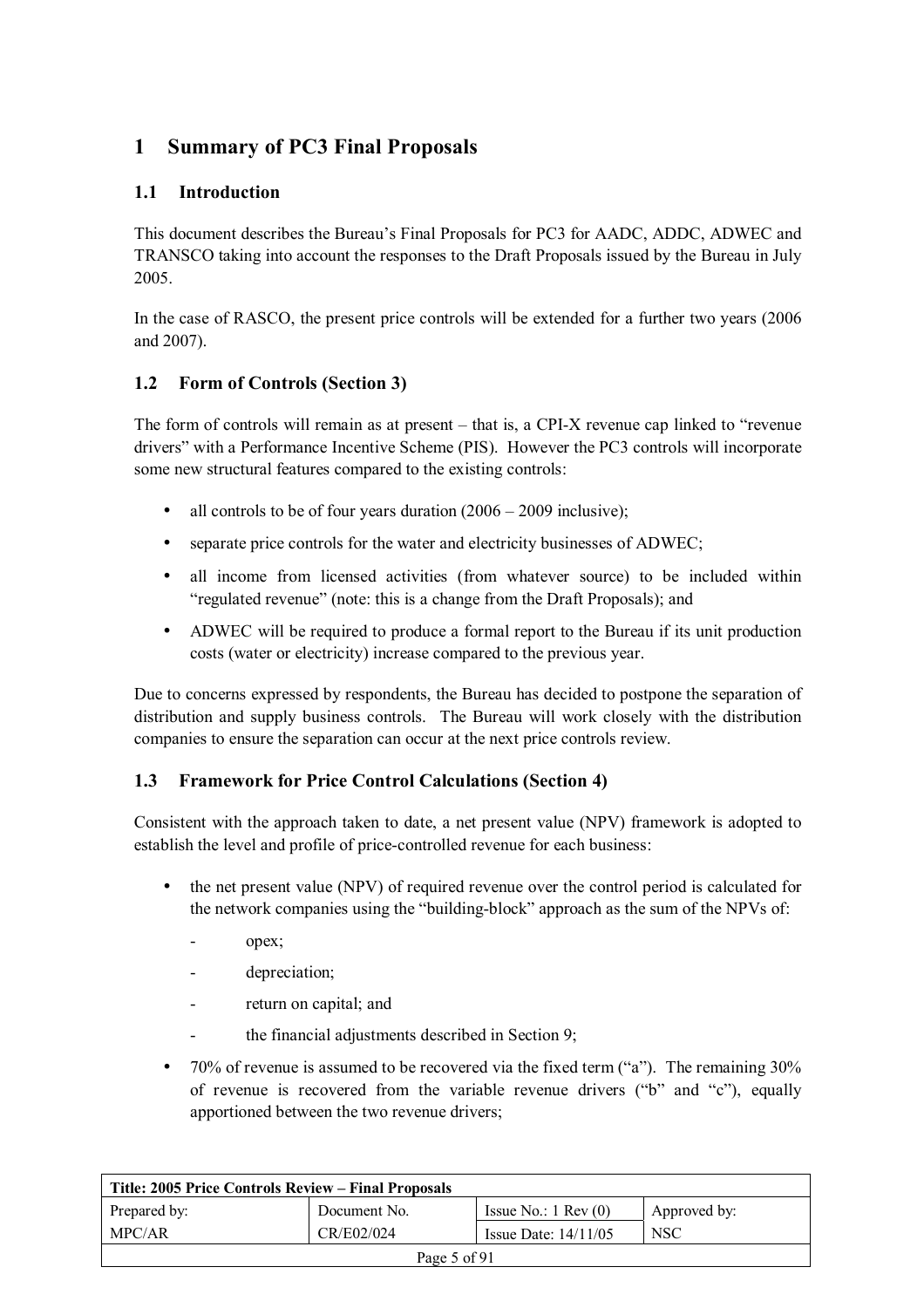# 1 Summary of PC3 Final Proposals

## 1.1 Introduction

This document describes the Bureau's Final Proposals for PC3 for AADC, ADDC, ADWEC and TRANSCO taking into account the responses to the Draft Proposals issued by the Bureau in July 2005.

In the case of RASCO, the present price controls will be extended for a further two years (2006 and 2007).

## 1.2 Form of Controls (Section 3)

The form of controls will remain as at present – that is, a CPI-X revenue cap linked to "revenue drivers" with a Performance Incentive Scheme (PIS). However the PC3 controls will incorporate some new structural features compared to the existing controls:

- all controls to be of four years duration (2006 – 2009 inclusive);
- separate price controls for the water and electricity businesses of ADWEC;
- all income from licensed activities (from whatever source) to be included within "regulated revenue" (note: this is a change from the Draft Proposals); and
- ADWEC will be required to produce a formal report to the Bureau if its unit production costs (water or electricity) increase compared to the previous year.

Due to concerns expressed by respondents, the Bureau has decided to postpone the separation of distribution and supply business controls. The Bureau will work closely with the distribution companies to ensure the separation can occur at the next price controls review.

## 1.3 Framework for Price Control Calculations (Section 4)

Consistent with the approach taken to date, a net present value (NPV) framework is adopted to establish the level and profile of price-controlled revenue for each business:

- the net present value (NPV) of required revenue over the control period is calculated for the network companies using the "building-block" approach as the sum of the NPVs of:
  - opex;
  - depreciation;
  - return on capital; and
  - the financial adjustments described in Section 9;
- 70% of revenue is assumed to be recovered via the fixed term ("a"). The remaining 30% of revenue is recovered from the variable revenue drivers ("b" and "c"), equally apportioned between the two revenue drivers;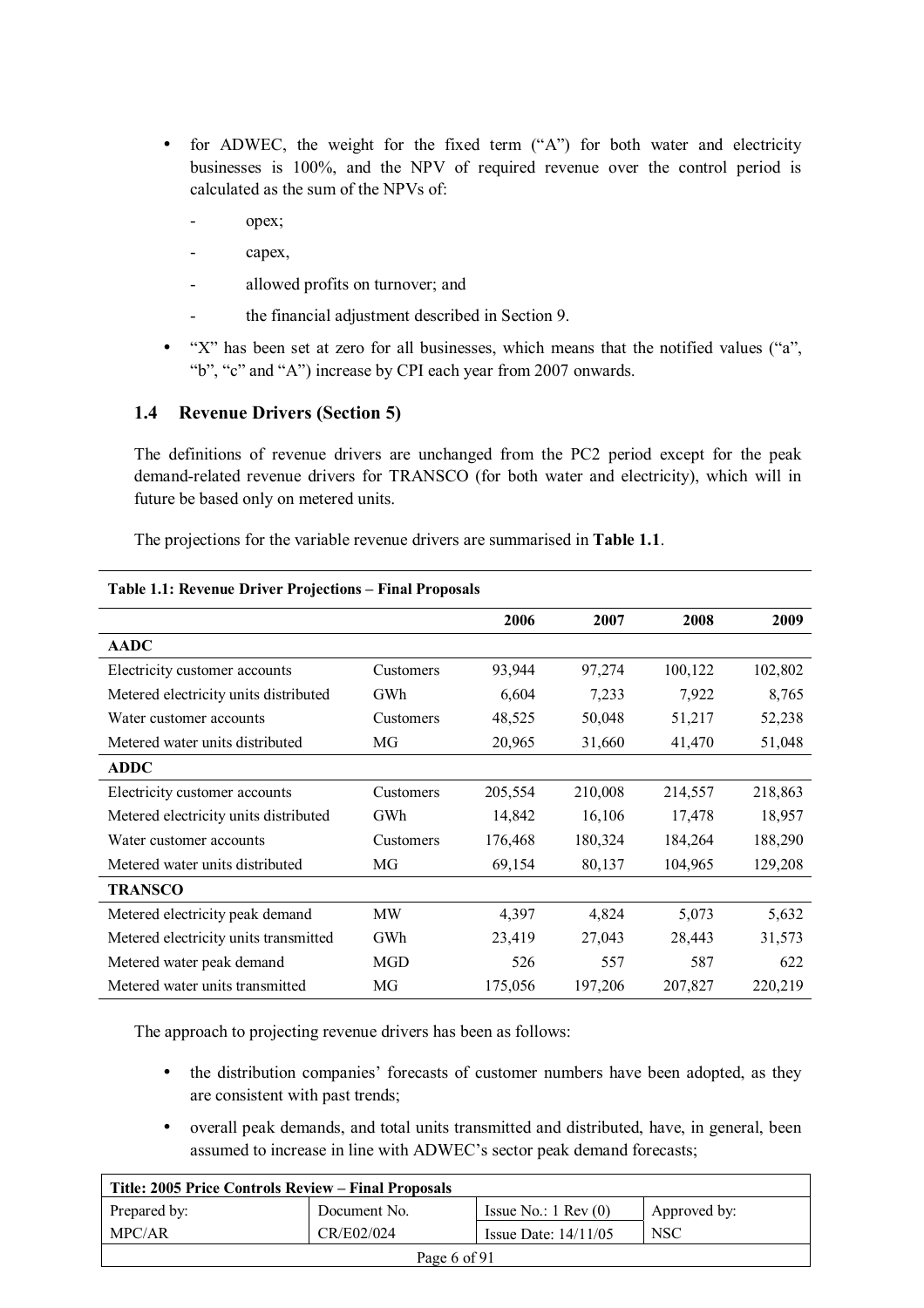- for ADWEC, the weight for the fixed term ("A") for both water and electricity businesses is 100%, and the NPV of required revenue over the control period is calculated as the sum of the NPVs of:
  - opex;
  - capex,
  - allowed profits on turnover; and
  - the financial adjustment described in Section 9.
- "X" has been set at zero for all businesses, which means that the notified values ("a", "b", "c" and "A") increase by CPI each year from 2007 onwards.

## 1.4 Revenue Drivers (Section 5)

The definitions of revenue drivers are unchanged from the PC2 period except for the peak demand-related revenue drivers for TRANSCO (for both water and electricity), which will in future be based only on metered units.

The projections for the variable revenue drivers are summarised in **Table 1.1**.

**Table 1.1: Revenue Driver Projections – Final Proposals**

| | | 2006 | 2007 | 2008 | 2009 |
|---|---|---|---|---|---|
| **AADC** | | | | | |
| Electricity customer accounts | Customers | 93,944 | 97,274 | 100,122 | 102,802 |
| Metered electricity units distributed | GWh | 6,604 | 7,233 | 7,922 | 8,765 |
| Water customer accounts | Customers | 48,525 | 50,048 | 51,217 | 52,238 |
| Metered water units distributed | MG | 20,965 | 31,660 | 41,470 | 51,048 |
| **ADDC** | | | | | |
| Electricity customer accounts | Customers | 205,554 | 210,008 | 214,557 | 218,863 |
| Metered electricity units distributed | GWh | 14,842 | 16,106 | 17,478 | 18,957 |
| Water customer accounts | Customers | 176,468 | 180,324 | 184,264 | 188,290 |
| Metered water units distributed | MG | 69,154 | 80,137 | 104,965 | 129,208 |
| **TRANSCO** | | | | | |
| Metered electricity peak demand | MW | 4,397 | 4,824 | 5,073 | 5,632 |
| Metered electricity units transmitted | GWh | 23,419 | 27,043 | 28,443 | 31,573 |
| Metered water peak demand | MGD | 526 | 557 | 587 | 622 |
| Metered water units transmitted | MG | 175,056 | 197,206 | 207,827 | 220,219 |

The approach to projecting revenue drivers has been as follows:

- the distribution companies' forecasts of customer numbers have been adopted, as they are consistent with past trends;
- overall peak demands, and total units transmitted and distributed, have, in general, been assumed to increase in line with ADWEC's sector peak demand forecasts;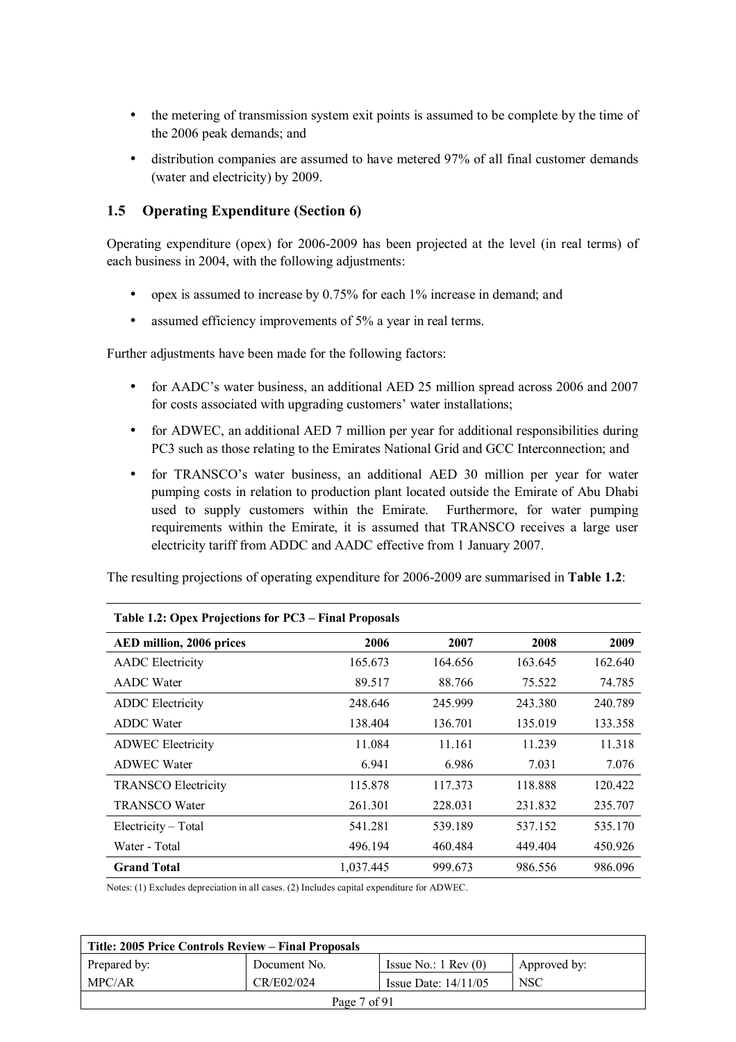- the metering of transmission system exit points is assumed to be complete by the time of the 2006 peak demands; and
- distribution companies are assumed to have metered 97% of all final customer demands (water and electricity) by 2009.

## 1.5 Operating Expenditure (Section 6)

Operating expenditure (opex) for 2006-2009 has been projected at the level (in real terms) of each business in 2004, with the following adjustments:

- opex is assumed to increase by 0.75% for each 1% increase in demand; and
- assumed efficiency improvements of 5% a year in real terms.

Further adjustments have been made for the following factors:

- for AADC's water business, an additional AED 25 million spread across 2006 and 2007 for costs associated with upgrading customers' water installations;
- for ADWEC, an additional AED 7 million per year for additional responsibilities during PC3 such as those relating to the Emirates National Grid and GCC Interconnection; and
- for TRANSCO's water business, an additional AED 30 million per year for water pumping costs in relation to production plant located outside the Emirate of Abu Dhabi used to supply customers within the Emirate. Furthermore, for water pumping requirements within the Emirate, it is assumed that TRANSCO receives a large user electricity tariff from ADDC and AADC effective from 1 January 2007.

The resulting projections of operating expenditure for 2006-2009 are summarised in **Table 1.2**:

**Table 1.2: Opex Projections for PC3 – Final Proposals**

| AED million, 2006 prices | 2006 | 2007 | 2008 | 2009 |
|---|---|---|---|---|
| AADC Electricity | 165.673 | 164.656 | 163.645 | 162.640 |
| AADC Water | 89.517 | 88.766 | 75.522 | 74.785 |
| ADDC Electricity | 248.646 | 245.999 | 243.380 | 240.789 |
| ADDC Water | 138.404 | 136.701 | 135.019 | 133.358 |
| ADWEC Electricity | 11.084 | 11.161 | 11.239 | 11.318 |
| ADWEC Water | 6.941 | 6.986 | 7.031 | 7.076 |
| TRANSCO Electricity | 115.878 | 117.373 | 118.888 | 120.422 |
| TRANSCO Water | 261.301 | 228.031 | 231.832 | 235.707 |
| Electricity – Total | 541.281 | 539.189 | 537.152 | 535.170 |
| Water - Total | 496.194 | 460.484 | 449.404 | 450.926 |
| **Grand Total** | 1,037.445 | 999.673 | 986.556 | 986.096 |

Notes: (1) Excludes depreciation in all cases. (2) Includes capital expenditure for ADWEC.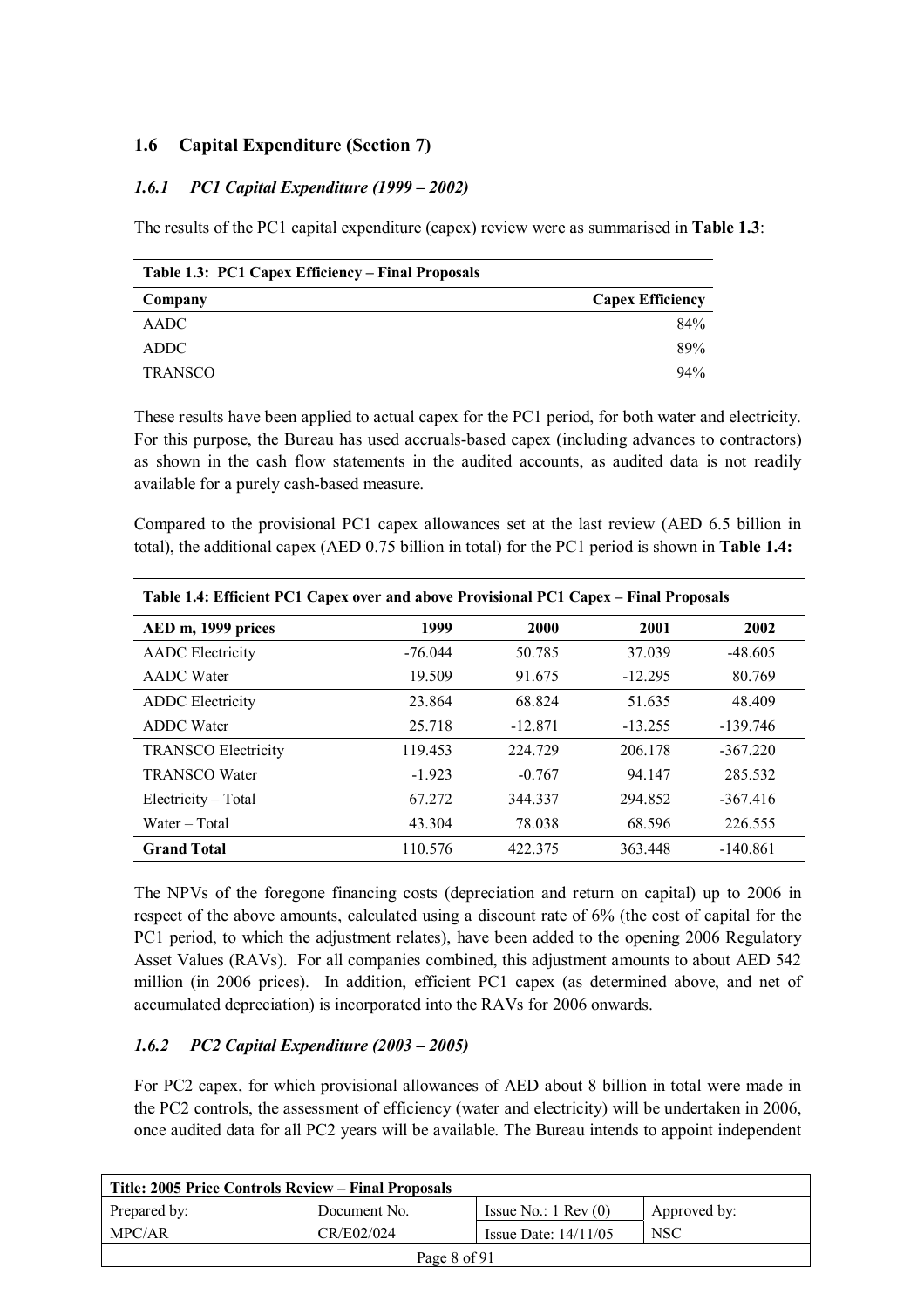## 1.6 Capital Expenditure (Section 7)

### *1.6.1 PC1 Capital Expenditure (1999 – 2002)*

The results of the PC1 capital expenditure (capex) review were as summarised in **Table 1.3**:

**Table 1.3: PC1 Capex Efficiency – Final Proposals**

| Company | Capex Efficiency |
|---|---:|
| AADC | 84% |
| ADDC | 89% |
| TRANSCO | 94% |

These results have been applied to actual capex for the PC1 period, for both water and electricity. For this purpose, the Bureau has used accruals-based capex (including advances to contractors) as shown in the cash flow statements in the audited accounts, as audited data is not readily available for a purely cash-based measure.

Compared to the provisional PC1 capex allowances set at the last review (AED 6.5 billion in total), the additional capex (AED 0.75 billion in total) for the PC1 period is shown in **Table 1.4:**

**Table 1.4: Efficient PC1 Capex over and above Provisional PC1 Capex – Final Proposals**

| AED m, 1999 prices | 1999 | 2000 | 2001 | 2002 |
|---|---:|---:|---:|---:|
| AADC Electricity | -76.044 | 50.785 | 37.039 | -48.605 |
| AADC Water | 19.509 | 91.675 | -12.295 | 80.769 |
| ADDC Electricity | 23.864 | 68.824 | 51.635 | 48.409 |
| ADDC Water | 25.718 | -12.871 | -13.255 | -139.746 |
| TRANSCO Electricity | 119.453 | 224.729 | 206.178 | -367.220 |
| TRANSCO Water | -1.923 | -0.767 | 94.147 | 285.532 |
| Electricity – Total | 67.272 | 344.337 | 294.852 | -367.416 |
| Water – Total | 43.304 | 78.038 | 68.596 | 226.555 |
| **Grand Total** | 110.576 | 422.375 | 363.448 | -140.861 |

The NPVs of the foregone financing costs (depreciation and return on capital) up to 2006 in respect of the above amounts, calculated using a discount rate of 6% (the cost of capital for the PC1 period, to which the adjustment relates), have been added to the opening 2006 Regulatory Asset Values (RAVs). For all companies combined, this adjustment amounts to about AED 542 million (in 2006 prices). In addition, efficient PC1 capex (as determined above, and net of accumulated depreciation) is incorporated into the RAVs for 2006 onwards.

### *1.6.2 PC2 Capital Expenditure (2003 – 2005)*

For PC2 capex, for which provisional allowances of AED about 8 billion in total were made in the PC2 controls, the assessment of efficiency (water and electricity) will be undertaken in 2006, once audited data for all PC2 years will be available. The Bureau intends to appoint independent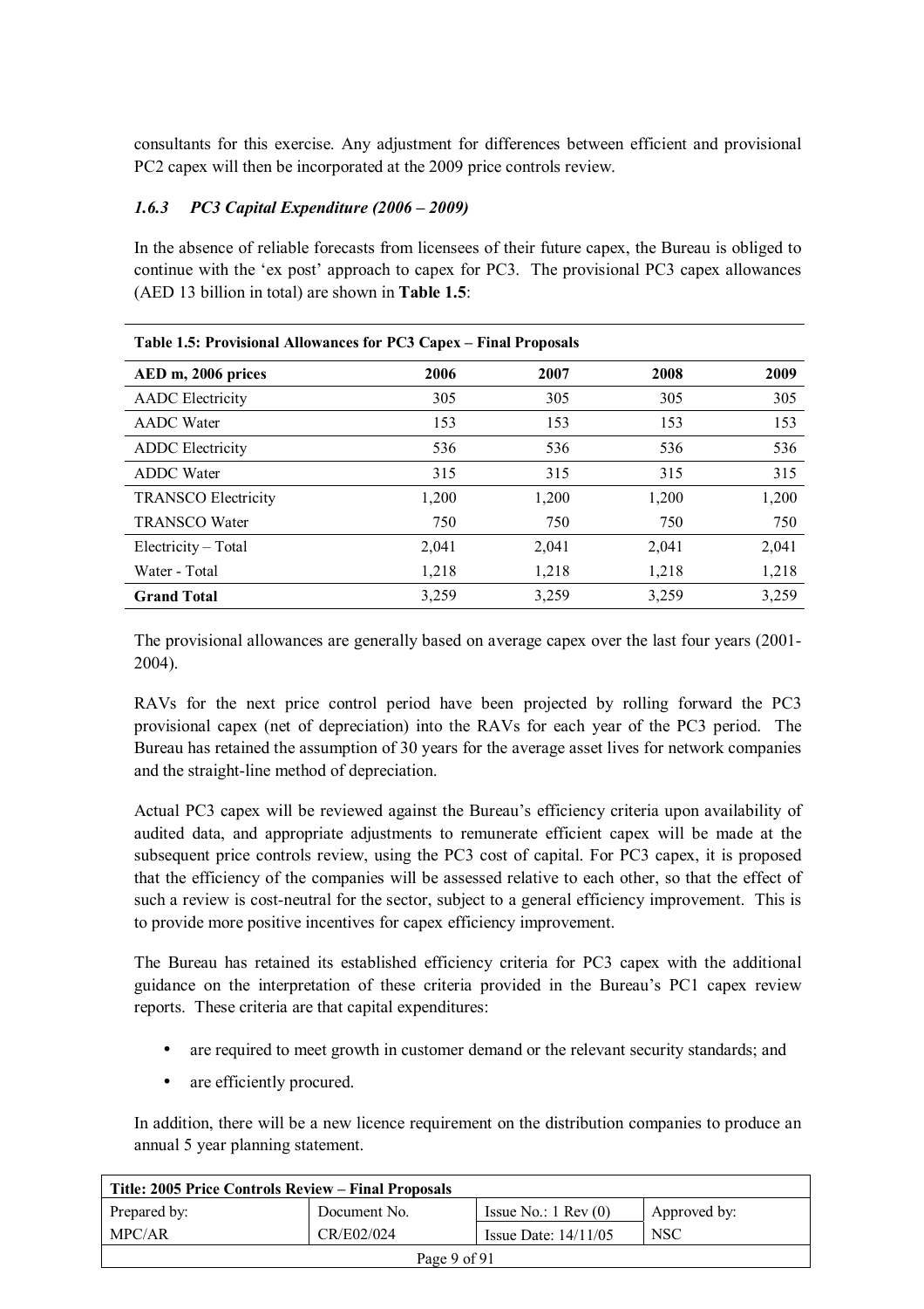consultants for this exercise. Any adjustment for differences between efficient and provisional PC2 capex will then be incorporated at the 2009 price controls review.

### *1.6.3 PC3 Capital Expenditure (2006 – 2009)*

In the absence of reliable forecasts from licensees of their future capex, the Bureau is obliged to continue with the 'ex post' approach to capex for PC3. The provisional PC3 capex allowances (AED 13 billion in total) are shown in **Table 1.5**:

**Table 1.5: Provisional Allowances for PC3 Capex – Final Proposals**

| AED m, 2006 prices | 2006 | 2007 | 2008 | 2009 |
|---|---|---|---|---|
| AADC Electricity | 305 | 305 | 305 | 305 |
| AADC Water | 153 | 153 | 153 | 153 |
| ADDC Electricity | 536 | 536 | 536 | 536 |
| ADDC Water | 315 | 315 | 315 | 315 |
| TRANSCO Electricity | 1,200 | 1,200 | 1,200 | 1,200 |
| TRANSCO Water | 750 | 750 | 750 | 750 |
| Electricity – Total | 2,041 | 2,041 | 2,041 | 2,041 |
| Water - Total | 1,218 | 1,218 | 1,218 | 1,218 |
| **Grand Total** | 3,259 | 3,259 | 3,259 | 3,259 |

The provisional allowances are generally based on average capex over the last four years (2001-2004).

RAVs for the next price control period have been projected by rolling forward the PC3 provisional capex (net of depreciation) into the RAVs for each year of the PC3 period. The Bureau has retained the assumption of 30 years for the average asset lives for network companies and the straight-line method of depreciation.

Actual PC3 capex will be reviewed against the Bureau's efficiency criteria upon availability of audited data, and appropriate adjustments to remunerate efficient capex will be made at the subsequent price controls review, using the PC3 cost of capital. For PC3 capex, it is proposed that the efficiency of the companies will be assessed relative to each other, so that the effect of such a review is cost-neutral for the sector, subject to a general efficiency improvement. This is to provide more positive incentives for capex efficiency improvement.

The Bureau has retained its established efficiency criteria for PC3 capex with the additional guidance on the interpretation of these criteria provided in the Bureau's PC1 capex review reports. These criteria are that capital expenditures:

- are required to meet growth in customer demand or the relevant security standards; and
- are efficiently procured.

In addition, there will be a new licence requirement on the distribution companies to produce an annual 5 year planning statement.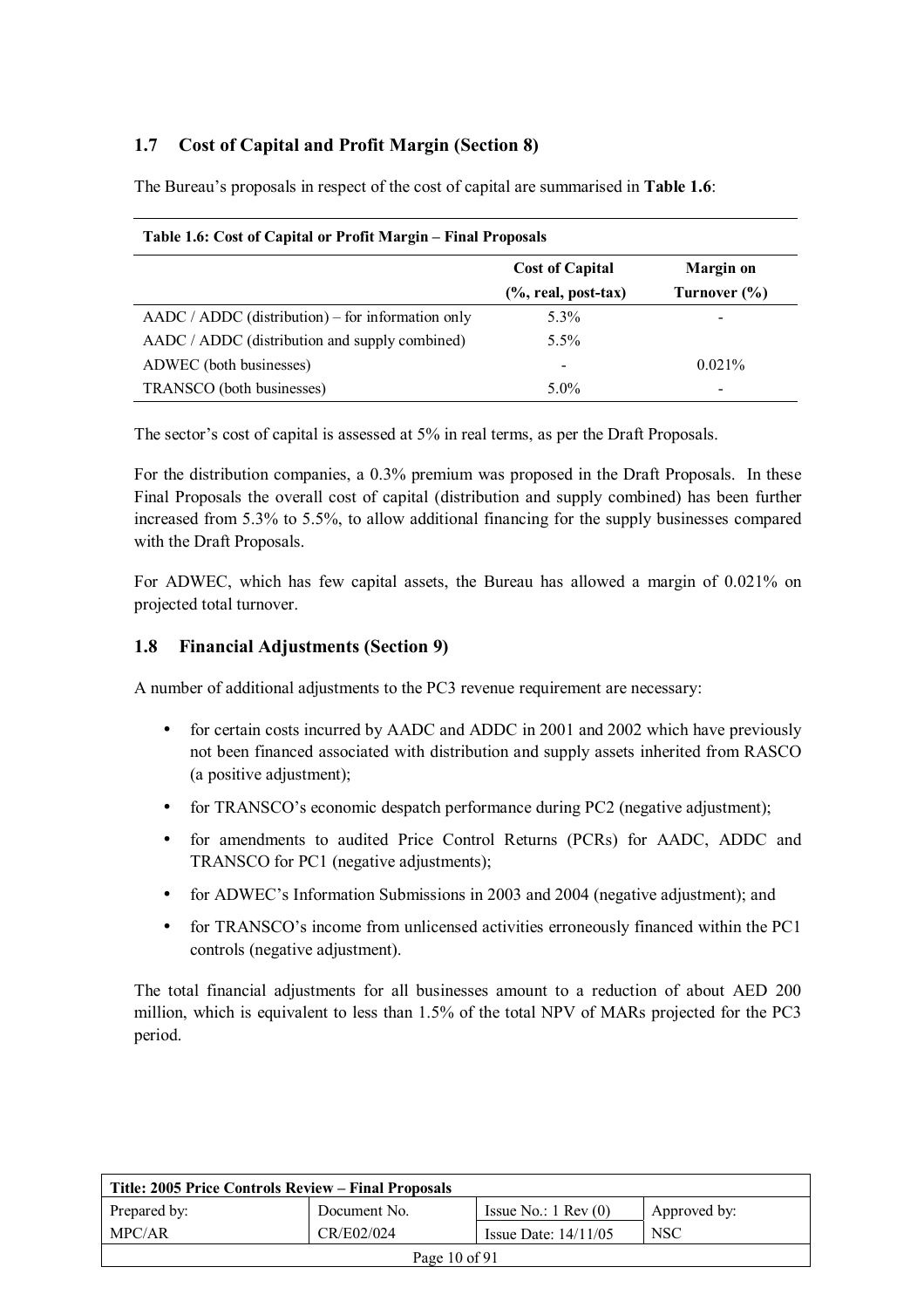## 1.7 Cost of Capital and Profit Margin (Section 8)

The Bureau's proposals in respect of the cost of capital are summarised in **Table 1.6**:

**Table 1.6: Cost of Capital or Profit Margin – Final Proposals**

| | Cost of Capital (%, real, post-tax) | Margin on Turnover (%) |
|---|---|---|
| AADC / ADDC (distribution) – for information only | 5.3% | - |
| AADC / ADDC (distribution and supply combined) | 5.5% | |
| ADWEC (both businesses) | - | 0.021% |
| TRANSCO (both businesses) | 5.0% | - |

The sector's cost of capital is assessed at 5% in real terms, as per the Draft Proposals.

For the distribution companies, a 0.3% premium was proposed in the Draft Proposals. In these Final Proposals the overall cost of capital (distribution and supply combined) has been further increased from 5.3% to 5.5%, to allow additional financing for the supply businesses compared with the Draft Proposals.

For ADWEC, which has few capital assets, the Bureau has allowed a margin of 0.021% on projected total turnover.

## 1.8 Financial Adjustments (Section 9)

A number of additional adjustments to the PC3 revenue requirement are necessary:

- for certain costs incurred by AADC and ADDC in 2001 and 2002 which have previously not been financed associated with distribution and supply assets inherited from RASCO (a positive adjustment);
- for TRANSCO's economic despatch performance during PC2 (negative adjustment);
- for amendments to audited Price Control Returns (PCRs) for AADC, ADDC and TRANSCO for PC1 (negative adjustments);
- for ADWEC's Information Submissions in 2003 and 2004 (negative adjustment); and
- for TRANSCO's income from unlicensed activities erroneously financed within the PC1 controls (negative adjustment).

The total financial adjustments for all businesses amount to a reduction of about AED 200 million, which is equivalent to less than 1.5% of the total NPV of MARs projected for the PC3 period.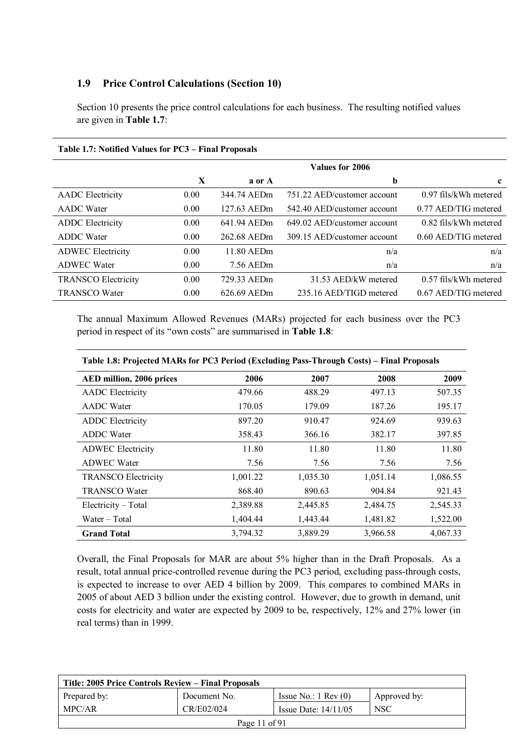## 1.9 Price Control Calculations (Section 10)

Section 10 presents the price control calculations for each business. The resulting notified values are given in **Table 1.7**:

**Table 1.7: Notified Values for PC3 – Final Proposals**

| | Values for 2006 | | | |
|---|---|---|---|---|
| | **X** | **a or A** | **b** | **c** |
| AADC Electricity | 0.00 | 344.74 AEDm | 751.22 AED/customer account | 0.97 fils/kWh metered |
| AADC Water | 0.00 | 127.63 AEDm | 542.40 AED/customer account | 0.77 AED/TIG metered |
| ADDC Electricity | 0.00 | 641.94 AEDm | 649.02 AED/customer account | 0.82 fils/kWh metered |
| ADDC Water | 0.00 | 262.68 AEDm | 309.15 AED/customer account | 0.60 AED/TIG metered |
| ADWEC Electricity | 0.00 | 11.80 AEDm | n/a | n/a |
| ADWEC Water | 0.00 | 7.56 AEDm | n/a | n/a |
| TRANSCO Electricity | 0.00 | 729.33 AEDm | 31.53 AED/kW metered | 0.57 fils/kWh metered |
| TRANSCO Water | 0.00 | 626.69 AEDm | 235.16 AED/TIGD metered | 0.67 AED/TIG metered |

The annual Maximum Allowed Revenues (MARs) projected for each business over the PC3 period in respect of its "own costs" are summarised in **Table 1.8**:

**Table 1.8: Projected MARs for PC3 Period (Excluding Pass-Through Costs) – Final Proposals**

| AED million, 2006 prices | 2006 | 2007 | 2008 | 2009 |
|---|---|---|---|---|
| AADC Electricity | 479.66 | 488.29 | 497.13 | 507.35 |
| AADC Water | 170.05 | 179.09 | 187.26 | 195.17 |
| ADDC Electricity | 897.20 | 910.47 | 924.69 | 939.63 |
| ADDC Water | 358.43 | 366.16 | 382.17 | 397.85 |
| ADWEC Electricity | 11.80 | 11.80 | 11.80 | 11.80 |
| ADWEC Water | 7.56 | 7.56 | 7.56 | 7.56 |
| TRANSCO Electricity | 1,001.22 | 1,035.30 | 1,051.14 | 1,086.55 |
| TRANSCO Water | 868.40 | 890.63 | 904.84 | 921.43 |
| Electricity – Total | 2,389.88 | 2,445.85 | 2,484.75 | 2,545.33 |
| Water – Total | 1,404.44 | 1,443.44 | 1,481.82 | 1,522.00 |
| **Grand Total** | 3,794.32 | 3,889.29 | 3,966.58 | 4,067.33 |

Overall, the Final Proposals for MAR are about 5% higher than in the Draft Proposals. As a result, total annual price-controlled revenue during the PC3 period, excluding pass-through costs, is expected to increase to over AED 4 billion by 2009. This compares to combined MARs in 2005 of about AED 3 billion under the existing control. However, due to growth in demand, unit costs for electricity and water are expected by 2009 to be, respectively, 12% and 27% lower (in real terms) than in 1999.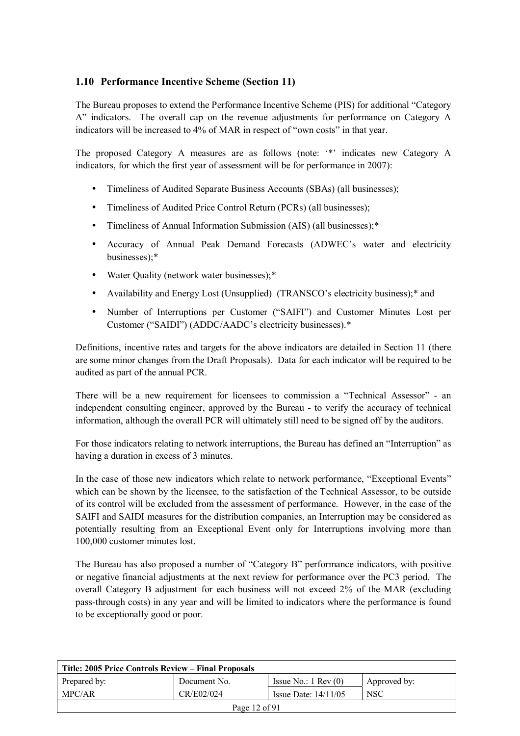### 1.10 Performance Incentive Scheme (Section 11)

The Bureau proposes to extend the Performance Incentive Scheme (PIS) for additional "Category A" indicators. The overall cap on the revenue adjustments for performance on Category A indicators will be increased to 4% of MAR in respect of "own costs" in that year.

The proposed Category A measures are as follows (note: '*' indicates new Category A indicators, for which the first year of assessment will be for performance in 2007):

- Timeliness of Audited Separate Business Accounts (SBAs) (all businesses);
- Timeliness of Audited Price Control Return (PCRs) (all businesses);
- Timeliness of Annual Information Submission (AIS) (all businesses);*
- Accuracy of Annual Peak Demand Forecasts (ADWEC's water and electricity businesses);*
- Water Quality (network water businesses);*
- Availability and Energy Lost (Unsupplied) (TRANSCO's electricity business);* and
- Number of Interruptions per Customer ("SAIFI") and Customer Minutes Lost per Customer ("SAIDI") (ADDC/AADC's electricity businesses).*

Definitions, incentive rates and targets for the above indicators are detailed in Section 11 (there are some minor changes from the Draft Proposals). Data for each indicator will be required to be audited as part of the annual PCR.

There will be a new requirement for licensees to commission a "Technical Assessor" - an independent consulting engineer, approved by the Bureau - to verify the accuracy of technical information, although the overall PCR will ultimately still need to be signed off by the auditors.

For those indicators relating to network interruptions, the Bureau has defined an "Interruption" as having a duration in excess of 3 minutes.

In the case of those new indicators which relate to network performance, "Exceptional Events" which can be shown by the licensee, to the satisfaction of the Technical Assessor, to be outside of its control will be excluded from the assessment of performance. However, in the case of the SAIFI and SAIDI measures for the distribution companies, an Interruption may be considered as potentially resulting from an Exceptional Event only for Interruptions involving more than 100,000 customer minutes lost.

The Bureau has also proposed a number of "Category B" performance indicators, with positive or negative financial adjustments at the next review for performance over the PC3 period. The overall Category B adjustment for each business will not exceed 2% of the MAR (excluding pass-through costs) in any year and will be limited to indicators where the performance is found to be exceptionally good or poor.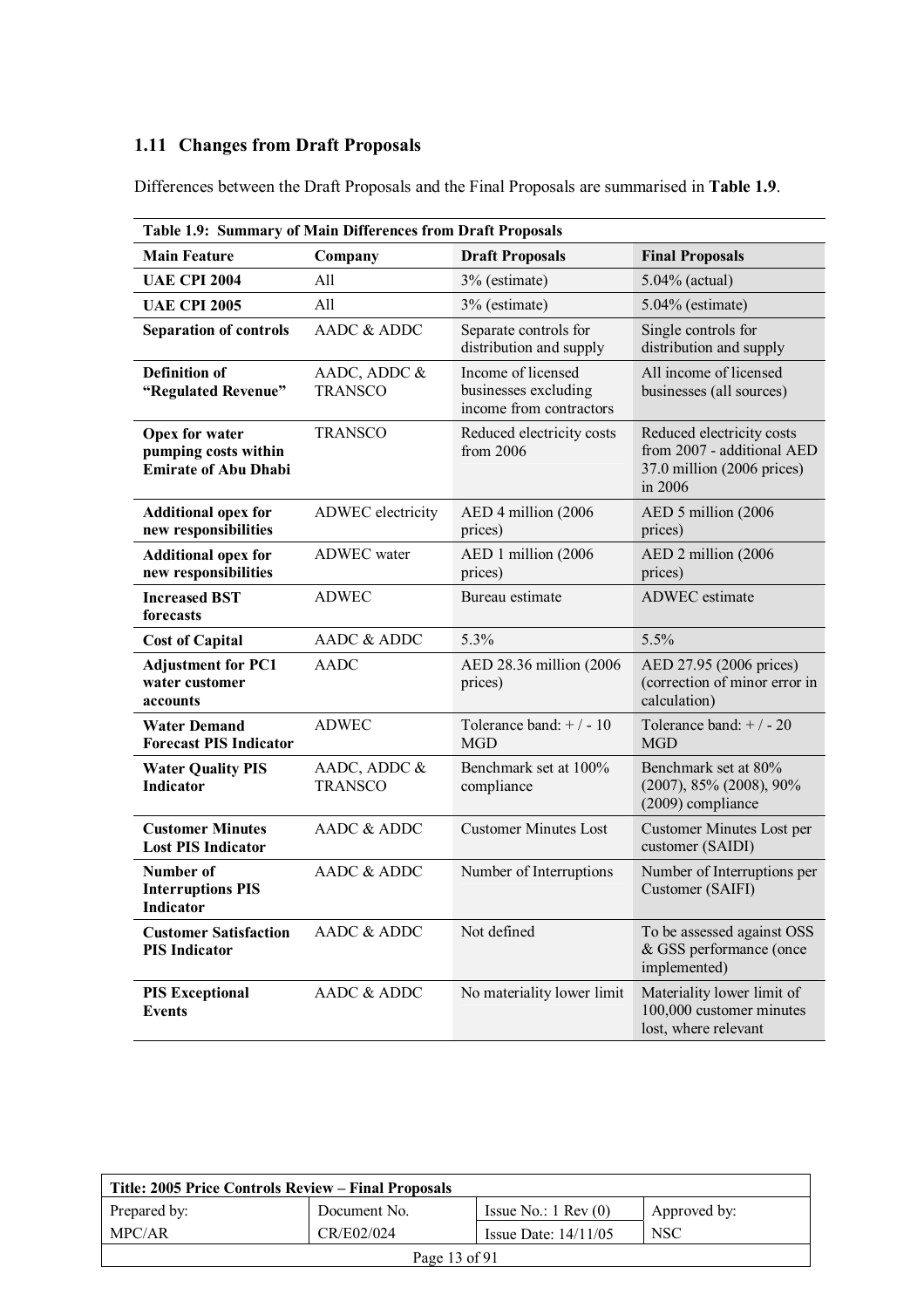## 1.11 Changes from Draft Proposals

Differences between the Draft Proposals and the Final Proposals are summarised in **Table 1.9**.

**Table 1.9: Summary of Main Differences from Draft Proposals**

| Main Feature | Company | Draft Proposals | Final Proposals |
|---|---|---|---|
| **UAE CPI 2004** | All | 3% (estimate) | 5.04% (actual) |
| **UAE CPI 2005** | All | 3% (estimate) | 5.04% (estimate) |
| **Separation of controls** | AADC & ADDC | Separate controls for distribution and supply | Single controls for distribution and supply |
| **Definition of "Regulated Revenue"** | AADC, ADDC & TRANSCO | Income of licensed businesses excluding income from contractors | All income of licensed businesses (all sources) |
| **Opex for water pumping costs within Emirate of Abu Dhabi** | TRANSCO | Reduced electricity costs from 2006 | Reduced electricity costs from 2007 - additional AED 37.0 million (2006 prices) in 2006 |
| **Additional opex for new responsibilities** | ADWEC electricity | AED 4 million (2006 prices) | AED 5 million (2006 prices) |
| **Additional opex for new responsibilities** | ADWEC water | AED 1 million (2006 prices) | AED 2 million (2006 prices) |
| **Increased BST forecasts** | ADWEC | Bureau estimate | ADWEC estimate |
| **Cost of Capital** | AADC & ADDC | 5.3% | 5.5% |
| **Adjustment for PC1 water customer accounts** | AADC | AED 28.36 million (2006 prices) | AED 27.95 (2006 prices) (correction of minor error in calculation) |
| **Water Demand Forecast PIS Indicator** | ADWEC | Tolerance band: + / - 10 MGD | Tolerance band: + / - 20 MGD |
| **Water Quality PIS Indicator** | AADC, ADDC & TRANSCO | Benchmark set at 100% compliance | Benchmark set at 80% (2007), 85% (2008), 90% (2009) compliance |
| **Customer Minutes Lost PIS Indicator** | AADC & ADDC | Customer Minutes Lost | Customer Minutes Lost per customer (SAIDI) |
| **Number of Interruptions PIS Indicator** | AADC & ADDC | Number of Interruptions | Number of Interruptions per Customer (SAIFI) |
| **Customer Satisfaction PIS Indicator** | AADC & ADDC | Not defined | To be assessed against OSS & GSS performance (once implemented) |
| **PIS Exceptional Events** | AADC & ADDC | No materiality lower limit | Materiality lower limit of 100,000 customer minutes lost, where relevant |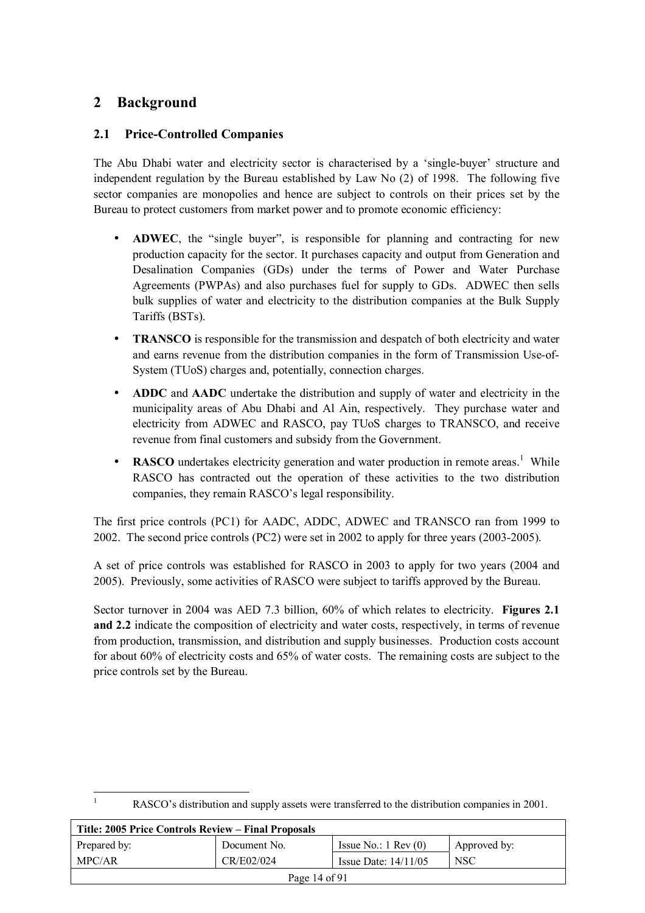# 2 Background

## 2.1 Price-Controlled Companies

The Abu Dhabi water and electricity sector is characterised by a 'single-buyer' structure and independent regulation by the Bureau established by Law No (2) of 1998. The following five sector companies are monopolies and hence are subject to controls on their prices set by the Bureau to protect customers from market power and to promote economic efficiency:

- **ADWEC**, the "single buyer", is responsible for planning and contracting for new production capacity for the sector. It purchases capacity and output from Generation and Desalination Companies (GDs) under the terms of Power and Water Purchase Agreements (PWPAs) and also purchases fuel for supply to GDs. ADWEC then sells bulk supplies of water and electricity to the distribution companies at the Bulk Supply Tariffs (BSTs).
- **TRANSCO** is responsible for the transmission and despatch of both electricity and water and earns revenue from the distribution companies in the form of Transmission Use-of-System (TUoS) charges and, potentially, connection charges.
- **ADDC** and **AADC** undertake the distribution and supply of water and electricity in the municipality areas of Abu Dhabi and Al Ain, respectively. They purchase water and electricity from ADWEC and RASCO, pay TUoS charges to TRANSCO, and receive revenue from final customers and subsidy from the Government.
- **RASCO** undertakes electricity generation and water production in remote areas.[1] While RASCO has contracted out the operation of these activities to the two distribution companies, they remain RASCO's legal responsibility.

The first price controls (PC1) for AADC, ADDC, ADWEC and TRANSCO ran from 1999 to 2002. The second price controls (PC2) were set in 2002 to apply for three years (2003-2005).

A set of price controls was established for RASCO in 2003 to apply for two years (2004 and 2005). Previously, some activities of RASCO were subject to tariffs approved by the Bureau.

Sector turnover in 2004 was AED 7.3 billion, 60% of which relates to electricity. **Figures 2.1 and 2.2** indicate the composition of electricity and water costs, respectively, in terms of revenue from production, transmission, and distribution and supply businesses. Production costs account for about 60% of electricity costs and 65% of water costs. The remaining costs are subject to the price controls set by the Bureau.

[1] RASCO's distribution and supply assets were transferred to the distribution companies in 2001.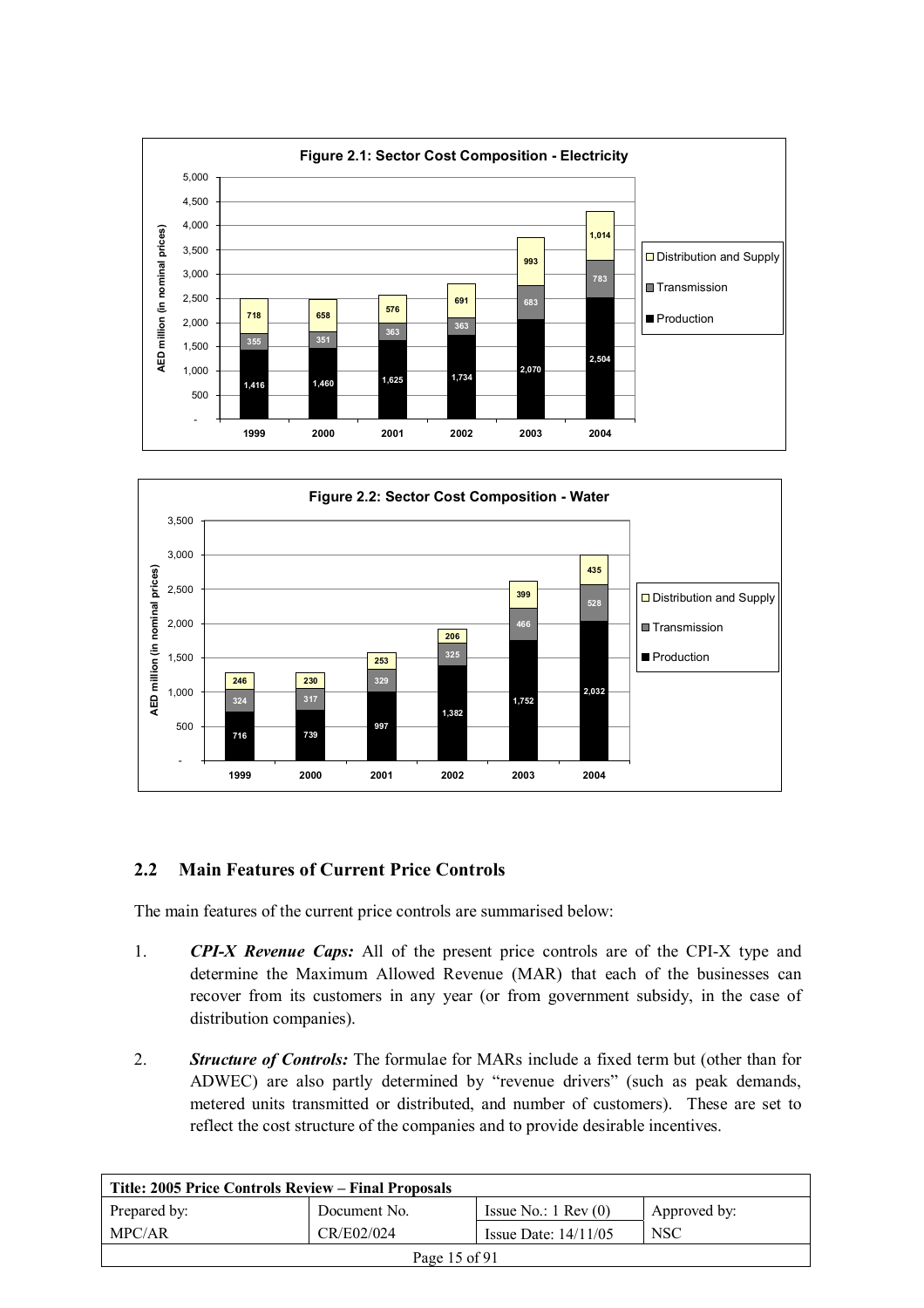**Figure 2.1: Sector Cost Composition - Electricity**

AED million (in nominal prices)

5,000
4,500
4,000
3,500
3,000
2,500
2,000
1,500
1,000
500
-

1999 2000 2001 2002 2003 2004

Distribution and Supply: 718, 658, 576, 691, 993, 1,014

Transmission: 355, 351, 363, 363, 683, 783

Production: 1,416, 1,460, 1,625, 1,734, 2,070, 2,504

**Figure 2.2: Sector Cost Composition - Water**

AED million (in nominal prices)

3,500
3,000
2,500
2,000
1,500
1,000
500
-

1999 2000 2001 2002 2003 2004

Distribution and Supply: 246, 230, 253, 206, 399, 435

Transmission: 324, 317, 329, 325, 466, 528

Production: 716, 739, 997, 1,382, 1,752, 2,032

## 2.2 Main Features of Current Price Controls

The main features of the current price controls are summarised below:

1. ***CPI-X Revenue Caps:*** All of the present price controls are of the CPI-X type and determine the Maximum Allowed Revenue (MAR) that each of the businesses can recover from its customers in any year (or from government subsidy, in the case of distribution companies).

2. ***Structure of Controls:*** The formulae for MARs include a fixed term but (other than for ADWEC) are also partly determined by "revenue drivers" (such as peak demands, metered units transmitted or distributed, and number of customers). These are set to reflect the cost structure of the companies and to provide desirable incentives.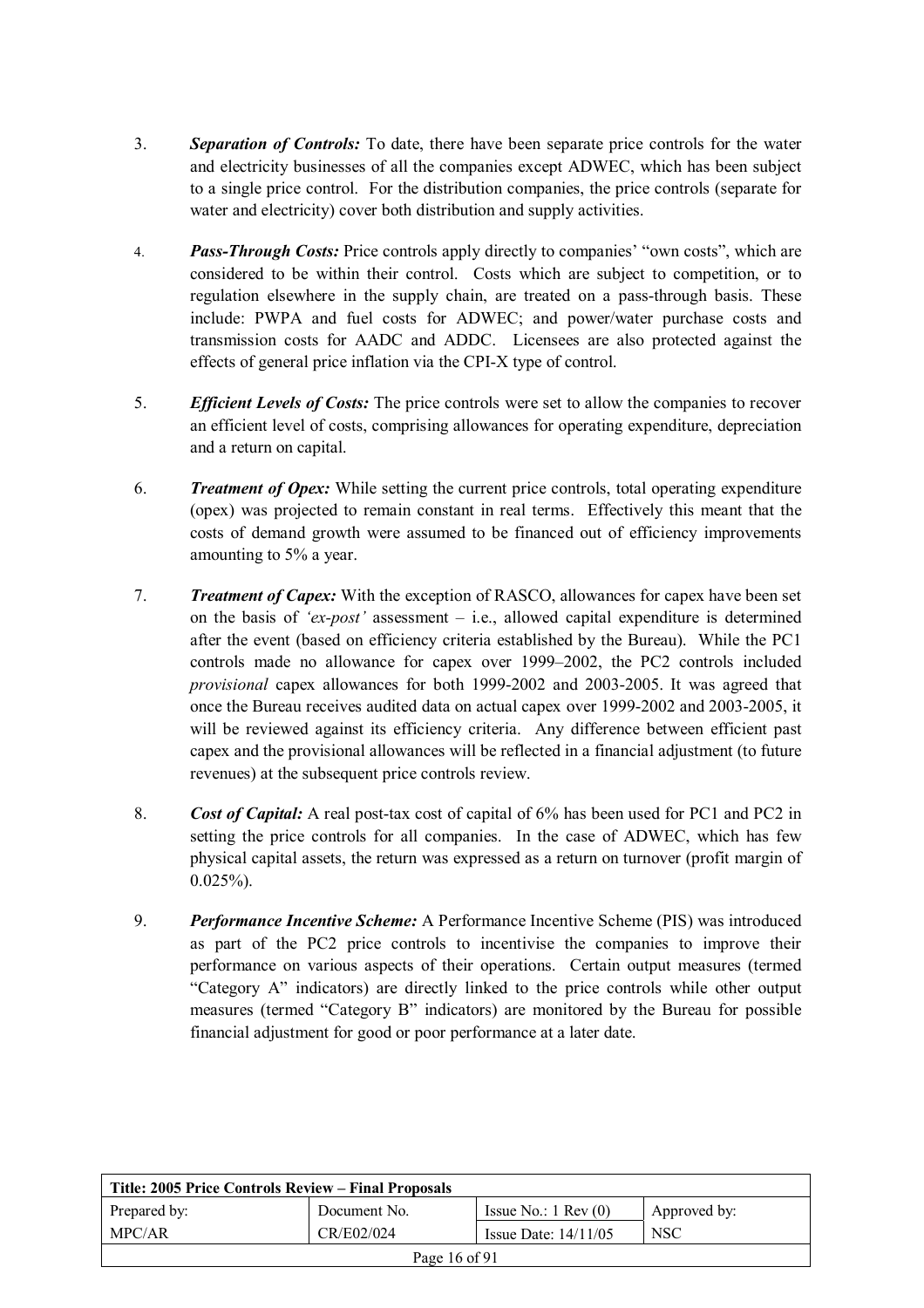3. ***Separation of Controls:*** To date, there have been separate price controls for the water and electricity businesses of all the companies except ADWEC, which has been subject to a single price control. For the distribution companies, the price controls (separate for water and electricity) cover both distribution and supply activities.

4. ***Pass-Through Costs:*** Price controls apply directly to companies' "own costs", which are considered to be within their control. Costs which are subject to competition, or to regulation elsewhere in the supply chain, are treated on a pass-through basis. These include: PWPA and fuel costs for ADWEC; and power/water purchase costs and transmission costs for AADC and ADDC. Licensees are also protected against the effects of general price inflation via the CPI-X type of control.

5. ***Efficient Levels of Costs:*** The price controls were set to allow the companies to recover an efficient level of costs, comprising allowances for operating expenditure, depreciation and a return on capital.

6. ***Treatment of Opex:*** While setting the current price controls, total operating expenditure (opex) was projected to remain constant in real terms. Effectively this meant that the costs of demand growth were assumed to be financed out of efficiency improvements amounting to 5% a year.

7. ***Treatment of Capex:*** With the exception of RASCO, allowances for capex have been set on the basis of *'ex-post'* assessment – i.e., allowed capital expenditure is determined after the event (based on efficiency criteria established by the Bureau). While the PC1 controls made no allowance for capex over 1999–2002, the PC2 controls included *provisional* capex allowances for both 1999-2002 and 2003-2005. It was agreed that once the Bureau receives audited data on actual capex over 1999-2002 and 2003-2005, it will be reviewed against its efficiency criteria. Any difference between efficient past capex and the provisional allowances will be reflected in a financial adjustment (to future revenues) at the subsequent price controls review.

8. ***Cost of Capital:*** A real post-tax cost of capital of 6% has been used for PC1 and PC2 in setting the price controls for all companies. In the case of ADWEC, which has few physical capital assets, the return was expressed as a return on turnover (profit margin of 0.025%).

9. ***Performance Incentive Scheme:*** A Performance Incentive Scheme (PIS) was introduced as part of the PC2 price controls to incentivise the companies to improve their performance on various aspects of their operations. Certain output measures (termed "Category A" indicators) are directly linked to the price controls while other output measures (termed "Category B" indicators) are monitored by the Bureau for possible financial adjustment for good or poor performance at a later date.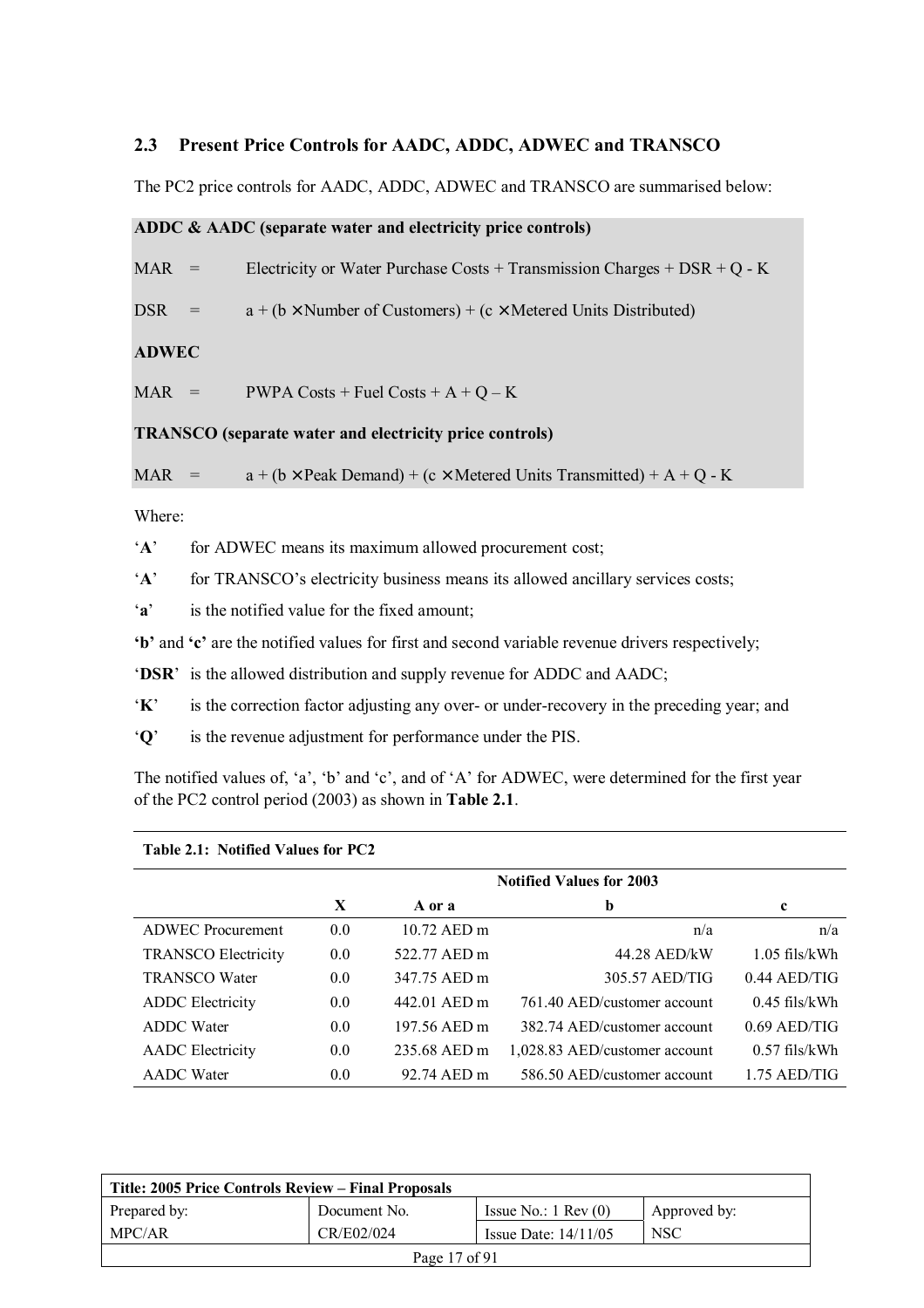## 2.3 Present Price Controls for AADC, ADDC, ADWEC and TRANSCO

The PC2 price controls for AADC, ADDC, ADWEC and TRANSCO are summarised below:

**ADDC & AADC (separate water and electricity price controls)**

MAR = Electricity or Water Purchase Costs + Transmission Charges + DSR + Q - K

DSR = a + (b × Number of Customers) + (c × Metered Units Distributed)

**ADWEC**

MAR = PWPA Costs + Fuel Costs + A + Q – K

**TRANSCO (separate water and electricity price controls)**

MAR = a + (b × Peak Demand) + (c × Metered Units Transmitted) + A + Q - K

Where:

'**A**' for ADWEC means its maximum allowed procurement cost;

'**A**' for TRANSCO's electricity business means its allowed ancillary services costs;

'**a**' is the notified value for the fixed amount;

**'b'** and **'c'** are the notified values for first and second variable revenue drivers respectively;

'**DSR**' is the allowed distribution and supply revenue for ADDC and AADC;

'**K**' is the correction factor adjusting any over- or under-recovery in the preceding year; and

'**Q**' is the revenue adjustment for performance under the PIS.

The notified values of, 'a', 'b' and 'c', and of 'A' for ADWEC, were determined for the first year of the PC2 control period (2003) as shown in **Table 2.1**.

**Table 2.1: Notified Values for PC2**

| | Notified Values for 2003 | | | |
|---|---|---|---|---|
| | **X** | **A or a** | **b** | **c** |
| ADWEC Procurement | 0.0 | 10.72 AED m | n/a | n/a |
| TRANSCO Electricity | 0.0 | 522.77 AED m | 44.28 AED/kW | 1.05 fils/kWh |
| TRANSCO Water | 0.0 | 347.75 AED m | 305.57 AED/TIG | 0.44 AED/TIG |
| ADDC Electricity | 0.0 | 442.01 AED m | 761.40 AED/customer account | 0.45 fils/kWh |
| ADDC Water | 0.0 | 197.56 AED m | 382.74 AED/customer account | 0.69 AED/TIG |
| AADC Electricity | 0.0 | 235.68 AED m | 1,028.83 AED/customer account | 0.57 fils/kWh |
| AADC Water | 0.0 | 92.74 AED m | 586.50 AED/customer account | 1.75 AED/TIG |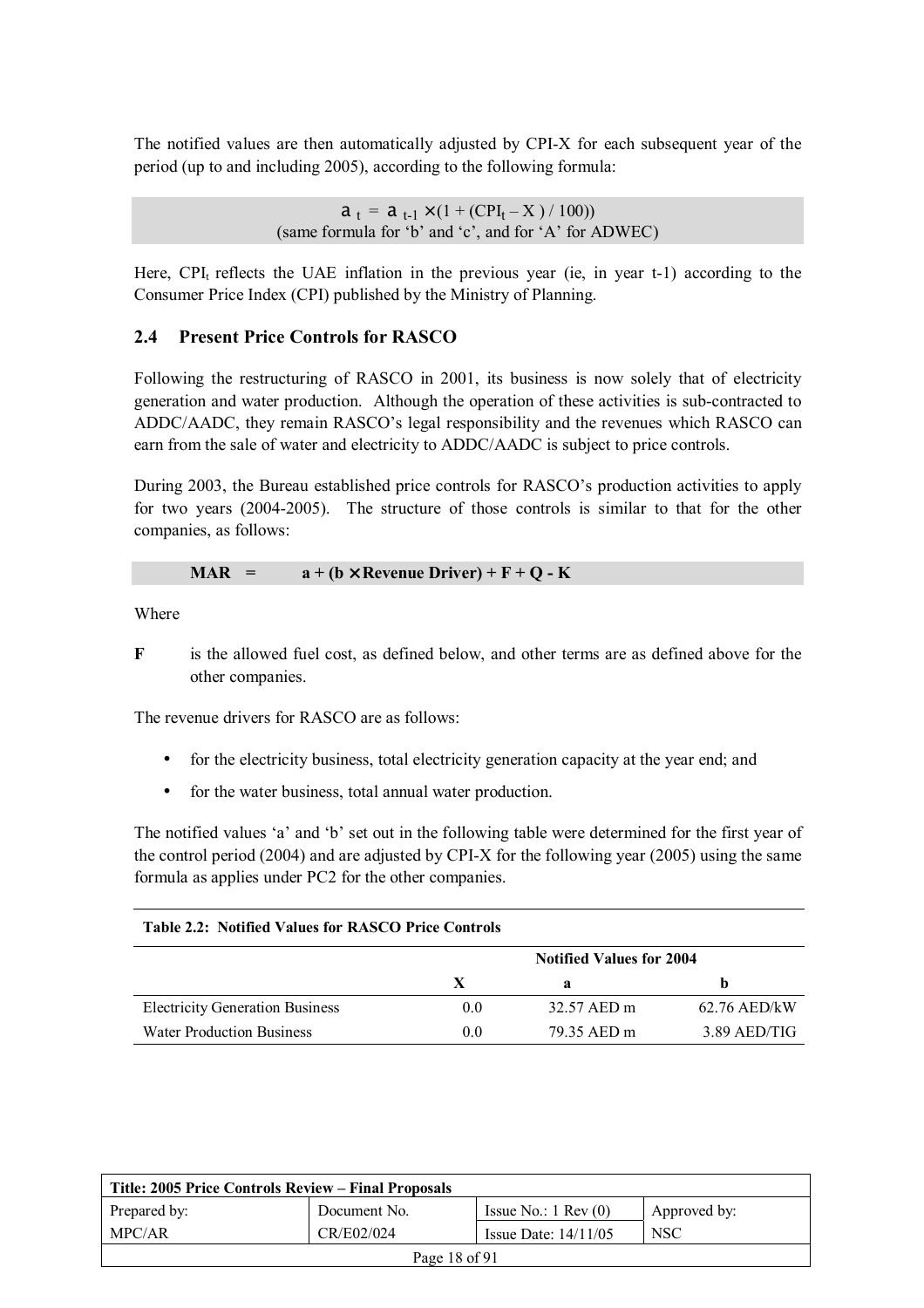The notified values are then automatically adjusted by CPI-X for each subsequent year of the period (up to and including 2005), according to the following formula:

$$a_t = a_{t-1} \times (1 + (CPI_t - X) / 100))$$

(same formula for 'b' and 'c', and for 'A' for ADWEC)

Here, $CPI_t$ reflects the UAE inflation in the previous year (ie, in year t-1) according to the Consumer Price Index (CPI) published by the Ministry of Planning.

## 2.4 Present Price Controls for RASCO

Following the restructuring of RASCO in 2001, its business is now solely that of electricity generation and water production. Although the operation of these activities is sub-contracted to ADDC/AADC, they remain RASCO's legal responsibility and the revenues which RASCO can earn from the sale of water and electricity to ADDC/AADC is subject to price controls.

During 2003, the Bureau established price controls for RASCO's production activities to apply for two years (2004-2005). The structure of those controls is similar to that for the other companies, as follows:

$$\textbf{MAR} = \textbf{a} + (\textbf{b} \times \textbf{Revenue Driver}) + \textbf{F} + \textbf{Q} - \textbf{K}$$

Where

**F** is the allowed fuel cost, as defined below, and other terms are as defined above for the other companies.

The revenue drivers for RASCO are as follows:

- for the electricity business, total electricity generation capacity at the year end; and
- for the water business, total annual water production.

The notified values 'a' and 'b' set out in the following table were determined for the first year of the control period (2004) and are adjusted by CPI-X for the following year (2005) using the same formula as applies under PC2 for the other companies.

**Table 2.2: Notified Values for RASCO Price Controls**

| | Notified Values for 2004 | | |
|---|---|---|---|
| | **X** | **a** | **b** |
| Electricity Generation Business | 0.0 | 32.57 AED m | 62.76 AED/kW |
| Water Production Business | 0.0 | 79.35 AED m | 3.89 AED/TIG |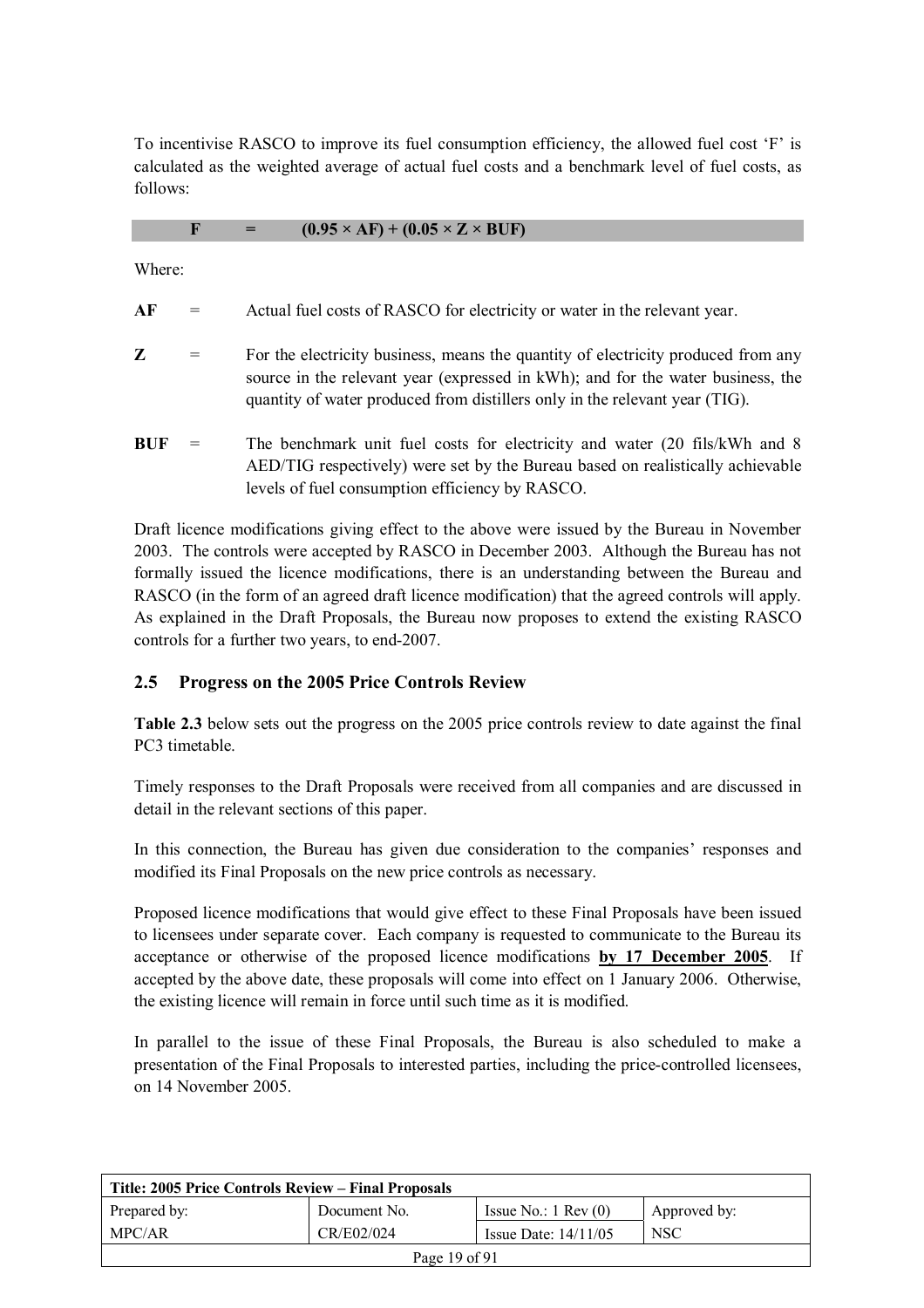To incentivise RASCO to improve its fuel consumption efficiency, the allowed fuel cost 'F' is calculated as the weighted average of actual fuel costs and a benchmark level of fuel costs, as follows:

$$F = (0.95 \times AF) + (0.05 \times Z \times BUF)$$

Where:

**AF** = Actual fuel costs of RASCO for electricity or water in the relevant year.

**Z** = For the electricity business, means the quantity of electricity produced from any source in the relevant year (expressed in kWh); and for the water business, the quantity of water produced from distillers only in the relevant year (TIG).

**BUF** = The benchmark unit fuel costs for electricity and water (20 fils/kWh and 8 AED/TIG respectively) were set by the Bureau based on realistically achievable levels of fuel consumption efficiency by RASCO.

Draft licence modifications giving effect to the above were issued by the Bureau in November 2003. The controls were accepted by RASCO in December 2003. Although the Bureau has not formally issued the licence modifications, there is an understanding between the Bureau and RASCO (in the form of an agreed draft licence modification) that the agreed controls will apply. As explained in the Draft Proposals, the Bureau now proposes to extend the existing RASCO controls for a further two years, to end-2007.

## 2.5 Progress on the 2005 Price Controls Review

**Table 2.3** below sets out the progress on the 2005 price controls review to date against the final PC3 timetable.

Timely responses to the Draft Proposals were received from all companies and are discussed in detail in the relevant sections of this paper.

In this connection, the Bureau has given due consideration to the companies' responses and modified its Final Proposals on the new price controls as necessary.

Proposed licence modifications that would give effect to these Final Proposals have been issued to licensees under separate cover. Each company is requested to communicate to the Bureau its acceptance or otherwise of the proposed licence modifications **by 17 December 2005**. If accepted by the above date, these proposals will come into effect on 1 January 2006. Otherwise, the existing licence will remain in force until such time as it is modified.

In parallel to the issue of these Final Proposals, the Bureau is also scheduled to make a presentation of the Final Proposals to interested parties, including the price-controlled licensees, on 14 November 2005.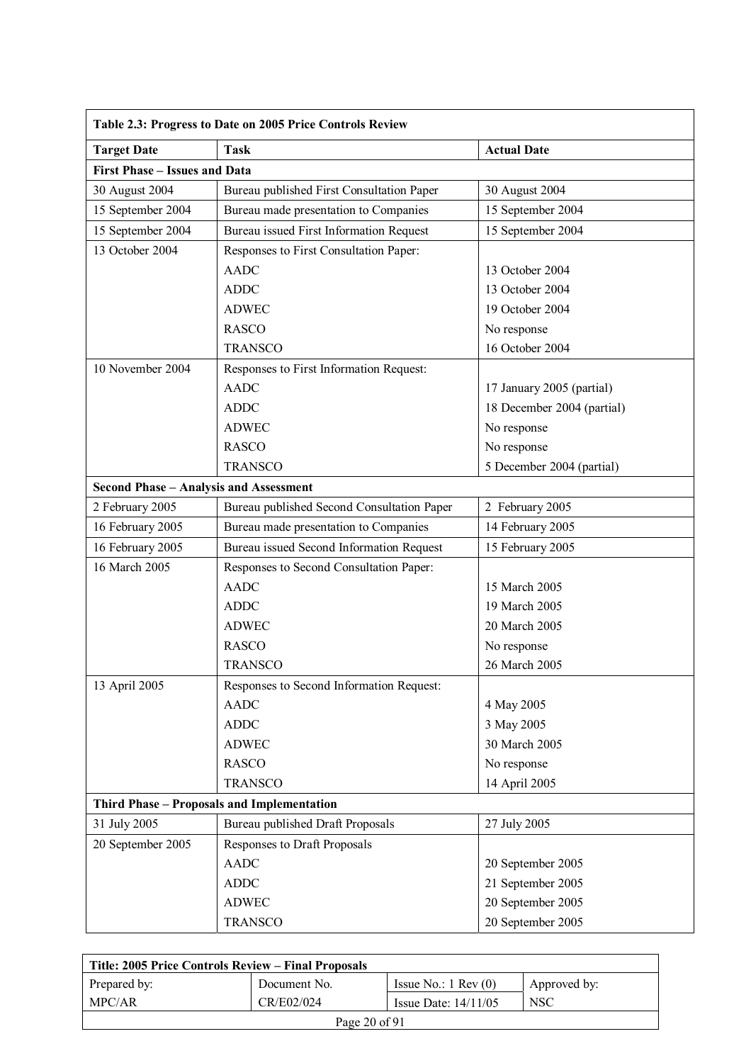**Table 2.3: Progress to Date on 2005 Price Controls Review**

| Target Date | Task | Actual Date |
|---|---|---|
| **First Phase – Issues and Data** | | |
| 30 August 2004 | Bureau published First Consultation Paper | 30 August 2004 |
| 15 September 2004 | Bureau made presentation to Companies | 15 September 2004 |
| 15 September 2004 | Bureau issued First Information Request | 15 September 2004 |
| 13 October 2004 | Responses to First Consultation Paper: | |
| | AADC | 13 October 2004 |
| | ADDC | 13 October 2004 |
| | ADWEC | 19 October 2004 |
| | RASCO | No response |
| | TRANSCO | 16 October 2004 |
| 10 November 2004 | Responses to First Information Request: | |
| | AADC | 17 January 2005 (partial) |
| | ADDC | 18 December 2004 (partial) |
| | ADWEC | No response |
| | RASCO | No response |
| | TRANSCO | 5 December 2004 (partial) |
| **Second Phase – Analysis and Assessment** | | |
| 2 February 2005 | Bureau published Second Consultation Paper | 2 February 2005 |
| 16 February 2005 | Bureau made presentation to Companies | 14 February 2005 |
| 16 February 2005 | Bureau issued Second Information Request | 15 February 2005 |
| 16 March 2005 | Responses to Second Consultation Paper: | |
| | AADC | 15 March 2005 |
| | ADDC | 19 March 2005 |
| | ADWEC | 20 March 2005 |
| | RASCO | No response |
| | TRANSCO | 26 March 2005 |
| 13 April 2005 | Responses to Second Information Request: | |
| | AADC | 4 May 2005 |
| | ADDC | 3 May 2005 |
| | ADWEC | 30 March 2005 |
| | RASCO | No response |
| | TRANSCO | 14 April 2005 |
| **Third Phase – Proposals and Implementation** | | |
| 31 July 2005 | Bureau published Draft Proposals | 27 July 2005 |
| 20 September 2005 | Responses to Draft Proposals | |
| | AADC | 20 September 2005 |
| | ADDC | 21 September 2005 |
| | ADWEC | 20 September 2005 |
| | TRANSCO | 20 September 2005 |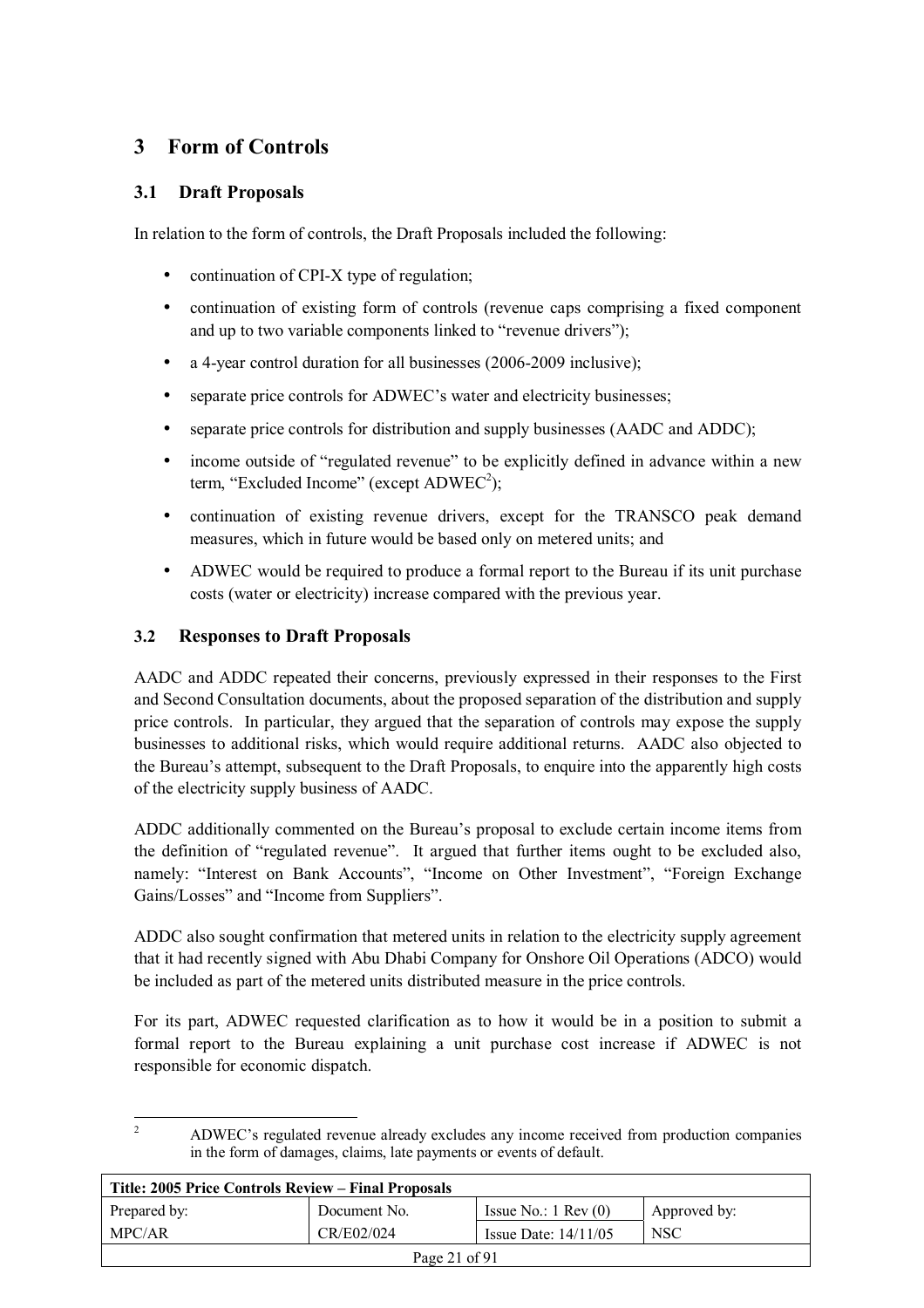# 3 Form of Controls

## 3.1 Draft Proposals

In relation to the form of controls, the Draft Proposals included the following:

- continuation of CPI-X type of regulation;
- continuation of existing form of controls (revenue caps comprising a fixed component and up to two variable components linked to "revenue drivers");
- a 4-year control duration for all businesses (2006-2009 inclusive);
- separate price controls for ADWEC's water and electricity businesses;
- separate price controls for distribution and supply businesses (AADC and ADDC);
- income outside of "regulated revenue" to be explicitly defined in advance within a new term, "Excluded Income" (except ADWEC[2]);
- continuation of existing revenue drivers, except for the TRANSCO peak demand measures, which in future would be based only on metered units; and
- ADWEC would be required to produce a formal report to the Bureau if its unit purchase costs (water or electricity) increase compared with the previous year.

## 3.2 Responses to Draft Proposals

AADC and ADDC repeated their concerns, previously expressed in their responses to the First and Second Consultation documents, about the proposed separation of the distribution and supply price controls. In particular, they argued that the separation of controls may expose the supply businesses to additional risks, which would require additional returns. AADC also objected to the Bureau's attempt, subsequent to the Draft Proposals, to enquire into the apparently high costs of the electricity supply business of AADC.

ADDC additionally commented on the Bureau's proposal to exclude certain income items from the definition of "regulated revenue". It argued that further items ought to be excluded also, namely: "Interest on Bank Accounts", "Income on Other Investment", "Foreign Exchange Gains/Losses" and "Income from Suppliers".

ADDC also sought confirmation that metered units in relation to the electricity supply agreement that it had recently signed with Abu Dhabi Company for Onshore Oil Operations (ADCO) would be included as part of the metered units distributed measure in the price controls.

For its part, ADWEC requested clarification as to how it would be in a position to submit a formal report to the Bureau explaining a unit purchase cost increase if ADWEC is not responsible for economic dispatch.

[2] ADWEC's regulated revenue already excludes any income received from production companies in the form of damages, claims, late payments or events of default.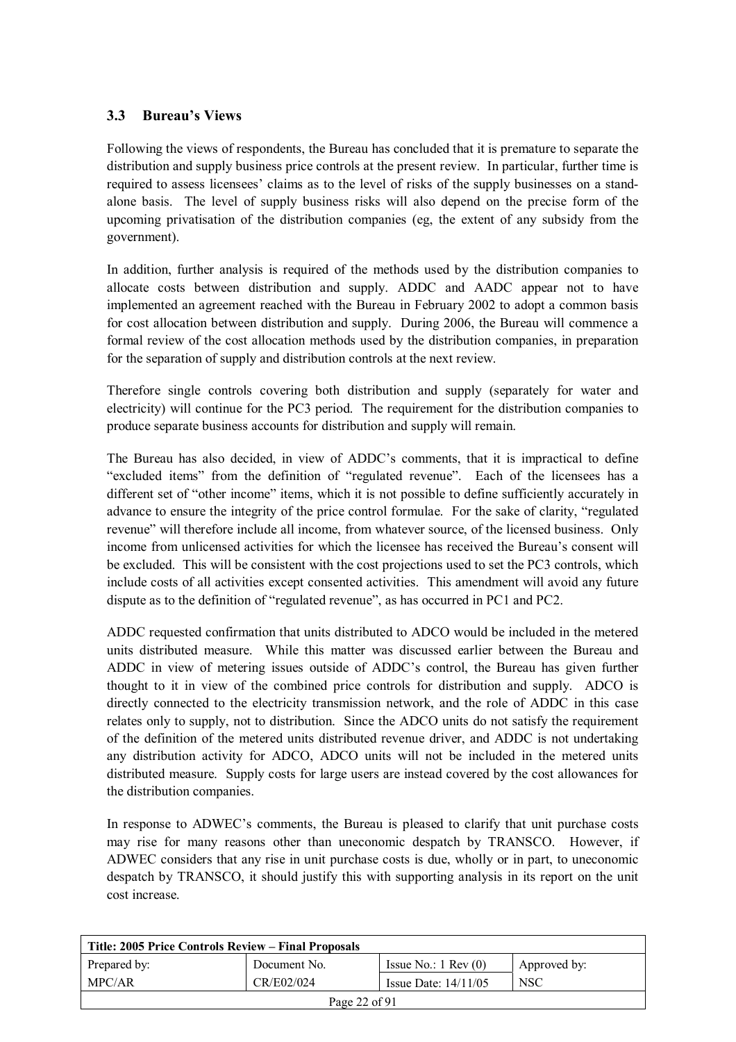### 3.3 Bureau's Views

Following the views of respondents, the Bureau has concluded that it is premature to separate the distribution and supply business price controls at the present review. In particular, further time is required to assess licensees' claims as to the level of risks of the supply businesses on a stand-alone basis. The level of supply business risks will also depend on the precise form of the upcoming privatisation of the distribution companies (eg, the extent of any subsidy from the government).

In addition, further analysis is required of the methods used by the distribution companies to allocate costs between distribution and supply. ADDC and AADC appear not to have implemented an agreement reached with the Bureau in February 2002 to adopt a common basis for cost allocation between distribution and supply. During 2006, the Bureau will commence a formal review of the cost allocation methods used by the distribution companies, in preparation for the separation of supply and distribution controls at the next review.

Therefore single controls covering both distribution and supply (separately for water and electricity) will continue for the PC3 period. The requirement for the distribution companies to produce separate business accounts for distribution and supply will remain.

The Bureau has also decided, in view of ADDC's comments, that it is impractical to define "excluded items" from the definition of "regulated revenue". Each of the licensees has a different set of "other income" items, which it is not possible to define sufficiently accurately in advance to ensure the integrity of the price control formulae. For the sake of clarity, "regulated revenue" will therefore include all income, from whatever source, of the licensed business. Only income from unlicensed activities for which the licensee has received the Bureau's consent will be excluded. This will be consistent with the cost projections used to set the PC3 controls, which include costs of all activities except consented activities. This amendment will avoid any future dispute as to the definition of "regulated revenue", as has occurred in PC1 and PC2.

ADDC requested confirmation that units distributed to ADCO would be included in the metered units distributed measure. While this matter was discussed earlier between the Bureau and ADDC in view of metering issues outside of ADDC's control, the Bureau has given further thought to it in view of the combined price controls for distribution and supply. ADCO is directly connected to the electricity transmission network, and the role of ADDC in this case relates only to supply, not to distribution. Since the ADCO units do not satisfy the requirement of the definition of the metered units distributed revenue driver, and ADDC is not undertaking any distribution activity for ADCO, ADCO units will not be included in the metered units distributed measure. Supply costs for large users are instead covered by the cost allowances for the distribution companies.

In response to ADWEC's comments, the Bureau is pleased to clarify that unit purchase costs may rise for many reasons other than uneconomic despatch by TRANSCO. However, if ADWEC considers that any rise in unit purchase costs is due, wholly or in part, to uneconomic despatch by TRANSCO, it should justify this with supporting analysis in its report on the unit cost increase.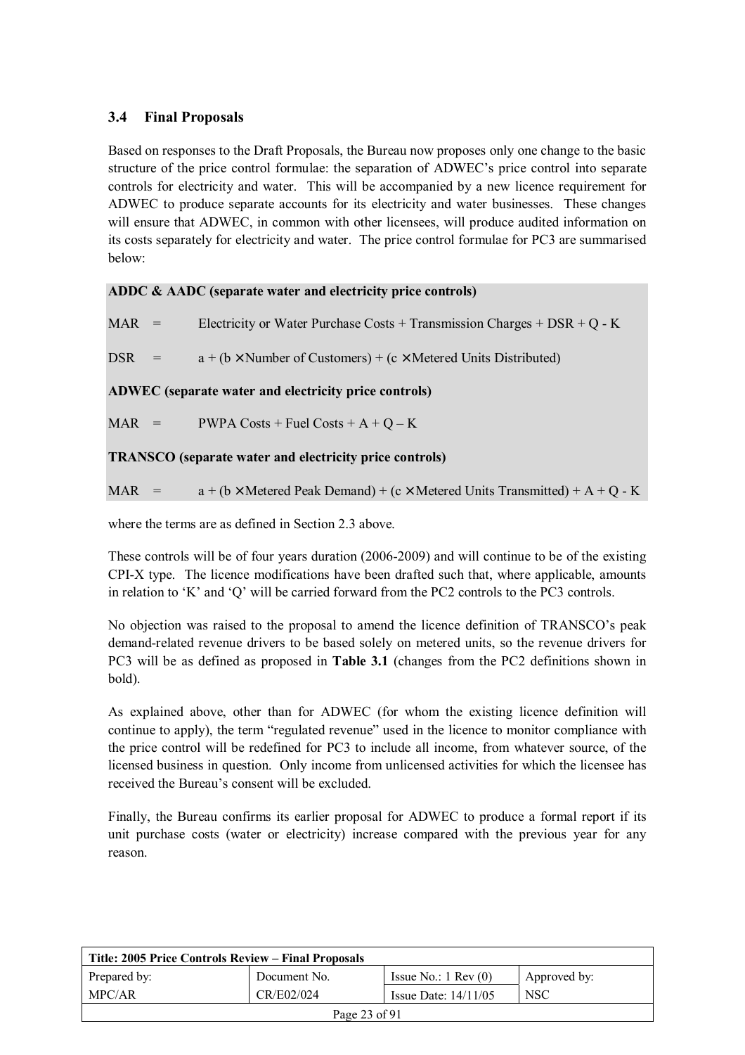### 3.4 Final Proposals

Based on responses to the Draft Proposals, the Bureau now proposes only one change to the basic structure of the price control formulae: the separation of ADWEC's price control into separate controls for electricity and water. This will be accompanied by a new licence requirement for ADWEC to produce separate accounts for its electricity and water businesses. These changes will ensure that ADWEC, in common with other licensees, will produce audited information on its costs separately for electricity and water. The price control formulae for PC3 are summarised below:

**ADDC & AADC (separate water and electricity price controls)**

MAR = Electricity or Water Purchase Costs + Transmission Charges + DSR + Q - K

DSR = a + (b × Number of Customers) + (c × Metered Units Distributed)

**ADWEC (separate water and electricity price controls)**

MAR = PWPA Costs + Fuel Costs + A + Q – K

**TRANSCO (separate water and electricity price controls)**

MAR = a + (b × Metered Peak Demand) + (c × Metered Units Transmitted) + A + Q - K

where the terms are as defined in Section 2.3 above.

These controls will be of four years duration (2006-2009) and will continue to be of the existing CPI-X type. The licence modifications have been drafted such that, where applicable, amounts in relation to 'K' and 'Q' will be carried forward from the PC2 controls to the PC3 controls.

No objection was raised to the proposal to amend the licence definition of TRANSCO's peak demand-related revenue drivers to be based solely on metered units, so the revenue drivers for PC3 will be as defined as proposed in **Table 3.1** (changes from the PC2 definitions shown in bold).

As explained above, other than for ADWEC (for whom the existing licence definition will continue to apply), the term "regulated revenue" used in the licence to monitor compliance with the price control will be redefined for PC3 to include all income, from whatever source, of the licensed business in question. Only income from unlicensed activities for which the licensee has received the Bureau's consent will be excluded.

Finally, the Bureau confirms its earlier proposal for ADWEC to produce a formal report if its unit purchase costs (water or electricity) increase compared with the previous year for any reason.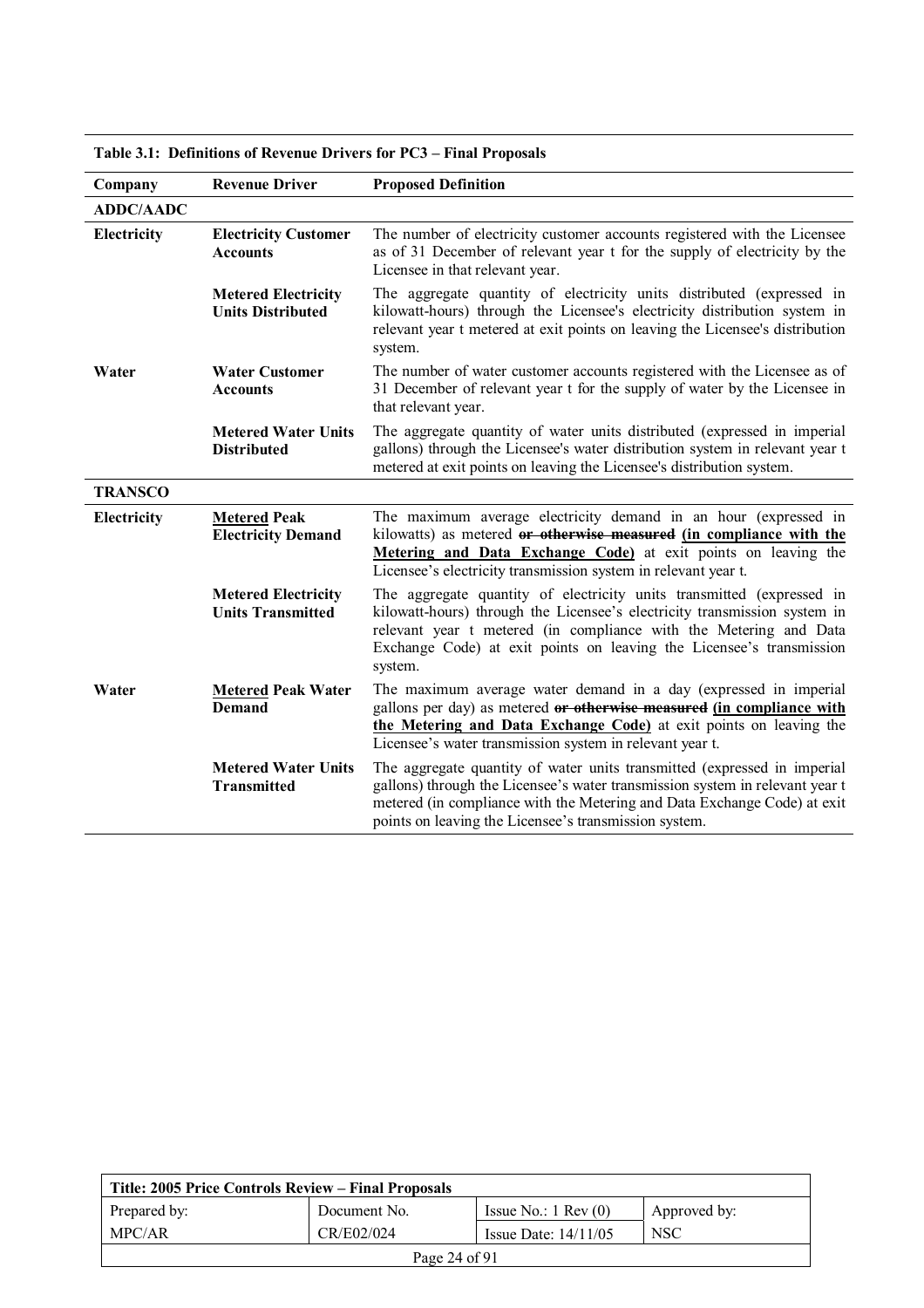**Table 3.1: Definitions of Revenue Drivers for PC3 – Final Proposals**

| Company | Revenue Driver | Proposed Definition |
|---|---|---|
| **ADDC/AADC** | | |
| **Electricity** | **Electricity Customer Accounts** | The number of electricity customer accounts registered with the Licensee as of 31 December of relevant year t for the supply of electricity by the Licensee in that relevant year. |
| | **Metered Electricity Units Distributed** | The aggregate quantity of electricity units distributed (expressed in kilowatt-hours) through the Licensee's electricity distribution system in relevant year t metered at exit points on leaving the Licensee's distribution system. |
| **Water** | **Water Customer Accounts** | The number of water customer accounts registered with the Licensee as of 31 December of relevant year t for the supply of water by the Licensee in that relevant year. |
| | **Metered Water Units Distributed** | The aggregate quantity of water units distributed (expressed in imperial gallons) through the Licensee's water distribution system in relevant year t metered at exit points on leaving the Licensee's distribution system. |
| **TRANSCO** | | |
| **Electricity** | **<u>Metered</u> Peak Electricity Demand** | The maximum average electricity demand in an hour (expressed in kilowatts) as metered ~~**or otherwise measured**~~ **<u>(in compliance with the Metering and Data Exchange Code)</u>** at exit points on leaving the Licensee's electricity transmission system in relevant year t. |
| | **Metered Electricity Units Transmitted** | The aggregate quantity of electricity units transmitted (expressed in kilowatt-hours) through the Licensee's electricity transmission system in relevant year t metered (in compliance with the Metering and Data Exchange Code) at exit points on leaving the Licensee's transmission system. |
| **Water** | **<u>Metered</u> Peak Water Demand** | The maximum average water demand in a day (expressed in imperial gallons per day) as metered ~~**or otherwise measured**~~ **<u>(in compliance with the Metering and Data Exchange Code)</u>** at exit points on leaving the Licensee's water transmission system in relevant year t. |
| | **Metered Water Units Transmitted** | The aggregate quantity of water units transmitted (expressed in imperial gallons) through the Licensee's water transmission system in relevant year t metered (in compliance with the Metering and Data Exchange Code) at exit points on leaving the Licensee's transmission system. |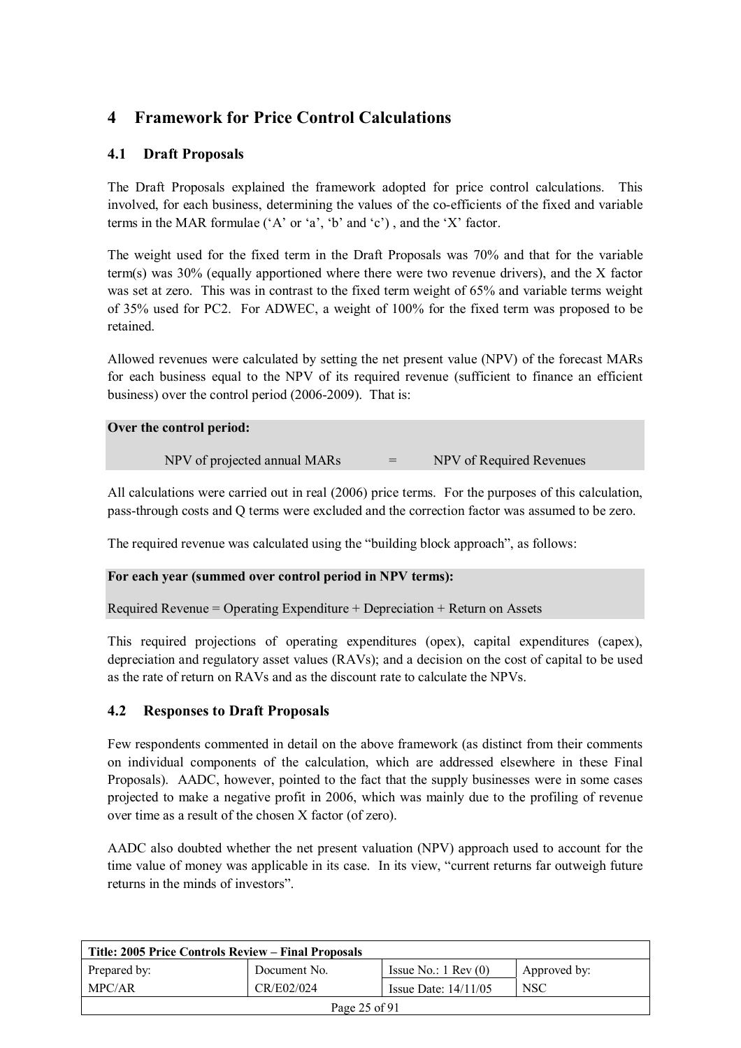# 4 Framework for Price Control Calculations

## 4.1 Draft Proposals

The Draft Proposals explained the framework adopted for price control calculations. This involved, for each business, determining the values of the co-efficients of the fixed and variable terms in the MAR formulae ('A' or 'a', 'b' and 'c') , and the 'X' factor.

The weight used for the fixed term in the Draft Proposals was 70% and that for the variable term(s) was 30% (equally apportioned where there were two revenue drivers), and the X factor was set at zero. This was in contrast to the fixed term weight of 65% and variable terms weight of 35% used for PC2. For ADWEC, a weight of 100% for the fixed term was proposed to be retained.

Allowed revenues were calculated by setting the net present value (NPV) of the forecast MARs for each business equal to the NPV of its required revenue (sufficient to finance an efficient business) over the control period (2006-2009). That is:

**Over the control period:**

NPV of projected annual MARs = NPV of Required Revenues

All calculations were carried out in real (2006) price terms. For the purposes of this calculation, pass-through costs and Q terms were excluded and the correction factor was assumed to be zero.

The required revenue was calculated using the "building block approach", as follows:

**For each year (summed over control period in NPV terms):**

Required Revenue = Operating Expenditure + Depreciation + Return on Assets

This required projections of operating expenditures (opex), capital expenditures (capex), depreciation and regulatory asset values (RAVs); and a decision on the cost of capital to be used as the rate of return on RAVs and as the discount rate to calculate the NPVs.

## 4.2 Responses to Draft Proposals

Few respondents commented in detail on the above framework (as distinct from their comments on individual components of the calculation, which are addressed elsewhere in these Final Proposals). AADC, however, pointed to the fact that the supply businesses were in some cases projected to make a negative profit in 2006, which was mainly due to the profiling of revenue over time as a result of the chosen X factor (of zero).

AADC also doubted whether the net present valuation (NPV) approach used to account for the time value of money was applicable in its case. In its view, "current returns far outweigh future returns in the minds of investors".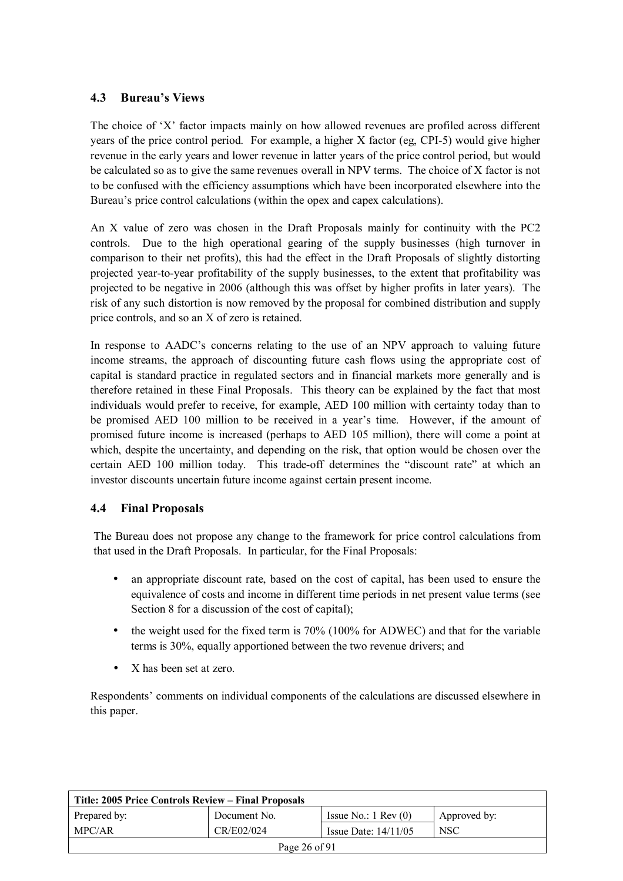## 4.3 Bureau's Views

The choice of 'X' factor impacts mainly on how allowed revenues are profiled across different years of the price control period. For example, a higher X factor (eg, CPI-5) would give higher revenue in the early years and lower revenue in latter years of the price control period, but would be calculated so as to give the same revenues overall in NPV terms. The choice of X factor is not to be confused with the efficiency assumptions which have been incorporated elsewhere into the Bureau's price control calculations (within the opex and capex calculations).

An X value of zero was chosen in the Draft Proposals mainly for continuity with the PC2 controls. Due to the high operational gearing of the supply businesses (high turnover in comparison to their net profits), this had the effect in the Draft Proposals of slightly distorting projected year-to-year profitability of the supply businesses, to the extent that profitability was projected to be negative in 2006 (although this was offset by higher profits in later years). The risk of any such distortion is now removed by the proposal for combined distribution and supply price controls, and so an X of zero is retained.

In response to AADC's concerns relating to the use of an NPV approach to valuing future income streams, the approach of discounting future cash flows using the appropriate cost of capital is standard practice in regulated sectors and in financial markets more generally and is therefore retained in these Final Proposals. This theory can be explained by the fact that most individuals would prefer to receive, for example, AED 100 million with certainty today than to be promised AED 100 million to be received in a year's time. However, if the amount of promised future income is increased (perhaps to AED 105 million), there will come a point at which, despite the uncertainty, and depending on the risk, that option would be chosen over the certain AED 100 million today. This trade-off determines the "discount rate" at which an investor discounts uncertain future income against certain present income.

## 4.4 Final Proposals

The Bureau does not propose any change to the framework for price control calculations from that used in the Draft Proposals. In particular, for the Final Proposals:

- an appropriate discount rate, based on the cost of capital, has been used to ensure the equivalence of costs and income in different time periods in net present value terms (see Section 8 for a discussion of the cost of capital);
- the weight used for the fixed term is 70% (100% for ADWEC) and that for the variable terms is 30%, equally apportioned between the two revenue drivers; and
- X has been set at zero.

Respondents' comments on individual components of the calculations are discussed elsewhere in this paper.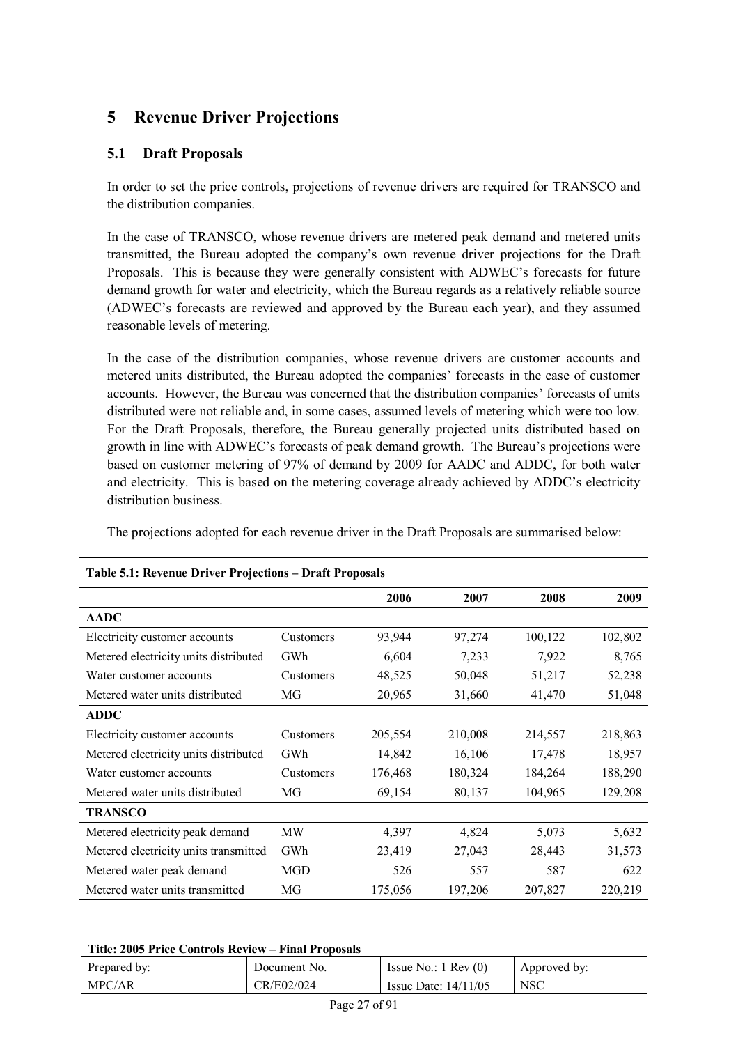# 5 Revenue Driver Projections

## 5.1 Draft Proposals

In order to set the price controls, projections of revenue drivers are required for TRANSCO and the distribution companies.

In the case of TRANSCO, whose revenue drivers are metered peak demand and metered units transmitted, the Bureau adopted the company's own revenue driver projections for the Draft Proposals. This is because they were generally consistent with ADWEC's forecasts for future demand growth for water and electricity, which the Bureau regards as a relatively reliable source (ADWEC's forecasts are reviewed and approved by the Bureau each year), and they assumed reasonable levels of metering.

In the case of the distribution companies, whose revenue drivers are customer accounts and metered units distributed, the Bureau adopted the companies' forecasts in the case of customer accounts. However, the Bureau was concerned that the distribution companies' forecasts of units distributed were not reliable and, in some cases, assumed levels of metering which were too low. For the Draft Proposals, therefore, the Bureau generally projected units distributed based on growth in line with ADWEC's forecasts of peak demand growth. The Bureau's projections were based on customer metering of 97% of demand by 2009 for AADC and ADDC, for both water and electricity. This is based on the metering coverage already achieved by ADDC's electricity distribution business.

The projections adopted for each revenue driver in the Draft Proposals are summarised below:

**Table 5.1: Revenue Driver Projections – Draft Proposals**

| | | 2006 | 2007 | 2008 | 2009 |
|---|---|---|---|---|---|
| **AADC** | | | | | |
| Electricity customer accounts | Customers | 93,944 | 97,274 | 100,122 | 102,802 |
| Metered electricity units distributed | GWh | 6,604 | 7,233 | 7,922 | 8,765 |
| Water customer accounts | Customers | 48,525 | 50,048 | 51,217 | 52,238 |
| Metered water units distributed | MG | 20,965 | 31,660 | 41,470 | 51,048 |
| **ADDC** | | | | | |
| Electricity customer accounts | Customers | 205,554 | 210,008 | 214,557 | 218,863 |
| Metered electricity units distributed | GWh | 14,842 | 16,106 | 17,478 | 18,957 |
| Water customer accounts | Customers | 176,468 | 180,324 | 184,264 | 188,290 |
| Metered water units distributed | MG | 69,154 | 80,137 | 104,965 | 129,208 |
| **TRANSCO** | | | | | |
| Metered electricity peak demand | MW | 4,397 | 4,824 | 5,073 | 5,632 |
| Metered electricity units transmitted | GWh | 23,419 | 27,043 | 28,443 | 31,573 |
| Metered water peak demand | MGD | 526 | 557 | 587 | 622 |
| Metered water units transmitted | MG | 175,056 | 197,206 | 207,827 | 220,219 |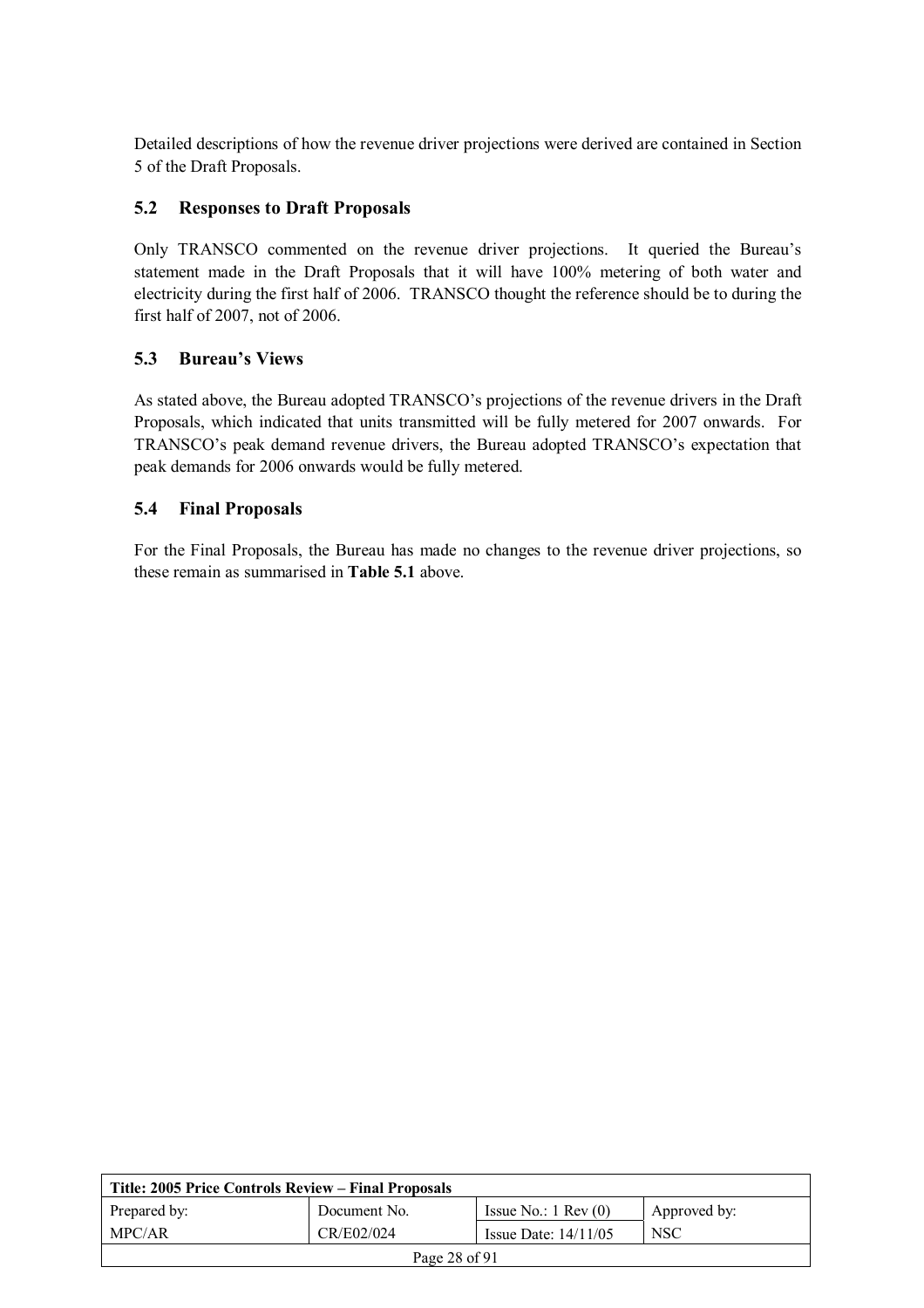Detailed descriptions of how the revenue driver projections were derived are contained in Section 5 of the Draft Proposals.

### 5.2 Responses to Draft Proposals

Only TRANSCO commented on the revenue driver projections. It queried the Bureau's statement made in the Draft Proposals that it will have 100% metering of both water and electricity during the first half of 2006. TRANSCO thought the reference should be to during the first half of 2007, not of 2006.

### 5.3 Bureau's Views

As stated above, the Bureau adopted TRANSCO's projections of the revenue drivers in the Draft Proposals, which indicated that units transmitted will be fully metered for 2007 onwards. For TRANSCO's peak demand revenue drivers, the Bureau adopted TRANSCO's expectation that peak demands for 2006 onwards would be fully metered.

### 5.4 Final Proposals

For the Final Proposals, the Bureau has made no changes to the revenue driver projections, so these remain as summarised in **Table 5.1** above.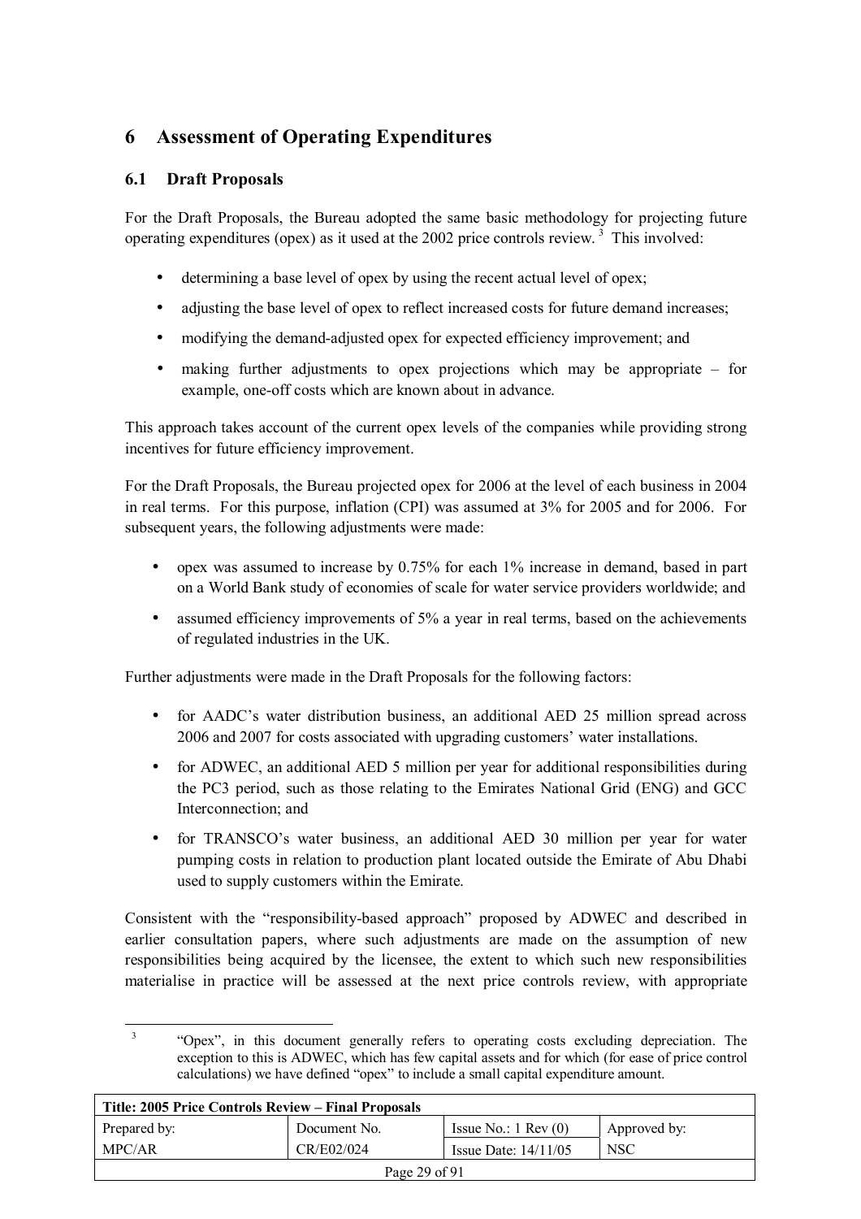# 6 Assessment of Operating Expenditures

## 6.1 Draft Proposals

For the Draft Proposals, the Bureau adopted the same basic methodology for projecting future operating expenditures (opex) as it used at the 2002 price controls review. [3] This involved:

- determining a base level of opex by using the recent actual level of opex;
- adjusting the base level of opex to reflect increased costs for future demand increases;
- modifying the demand-adjusted opex for expected efficiency improvement; and
- making further adjustments to opex projections which may be appropriate – for example, one-off costs which are known about in advance.

This approach takes account of the current opex levels of the companies while providing strong incentives for future efficiency improvement.

For the Draft Proposals, the Bureau projected opex for 2006 at the level of each business in 2004 in real terms. For this purpose, inflation (CPI) was assumed at 3% for 2005 and for 2006. For subsequent years, the following adjustments were made:

- opex was assumed to increase by 0.75% for each 1% increase in demand, based in part on a World Bank study of economies of scale for water service providers worldwide; and
- assumed efficiency improvements of 5% a year in real terms, based on the achievements of regulated industries in the UK.

Further adjustments were made in the Draft Proposals for the following factors:

- for AADC's water distribution business, an additional AED 25 million spread across 2006 and 2007 for costs associated with upgrading customers' water installations.
- for ADWEC, an additional AED 5 million per year for additional responsibilities during the PC3 period, such as those relating to the Emirates National Grid (ENG) and GCC Interconnection; and
- for TRANSCO's water business, an additional AED 30 million per year for water pumping costs in relation to production plant located outside the Emirate of Abu Dhabi used to supply customers within the Emirate.

Consistent with the "responsibility-based approach" proposed by ADWEC and described in earlier consultation papers, where such adjustments are made on the assumption of new responsibilities being acquired by the licensee, the extent to which such new responsibilities materialise in practice will be assessed at the next price controls review, with appropriate

[3] "Opex", in this document generally refers to operating costs excluding depreciation. The exception to this is ADWEC, which has few capital assets and for which (for ease of price control calculations) we have defined "opex" to include a small capital expenditure amount.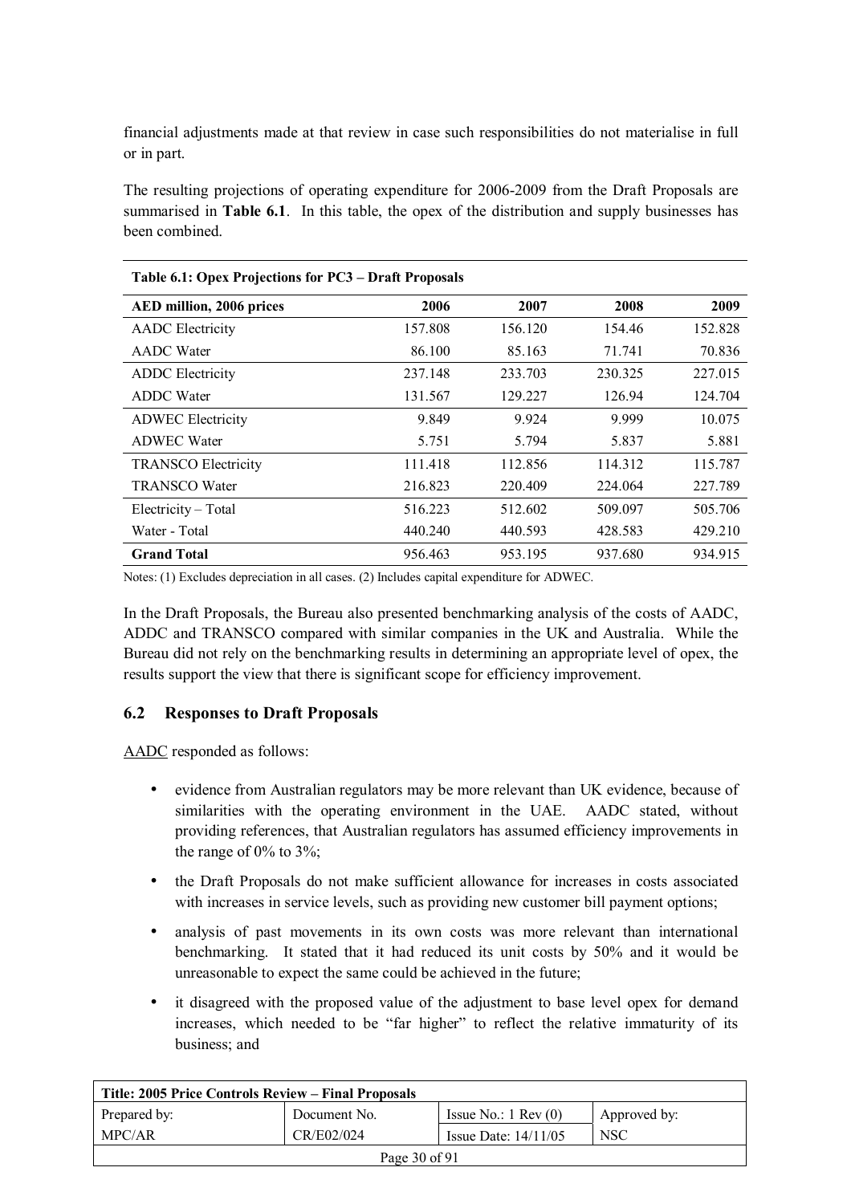financial adjustments made at that review in case such responsibilities do not materialise in full or in part.

The resulting projections of operating expenditure for 2006-2009 from the Draft Proposals are summarised in **Table 6.1**. In this table, the opex of the distribution and supply businesses has been combined.

**Table 6.1: Opex Projections for PC3 – Draft Proposals**

| AED million, 2006 prices | 2006 | 2007 | 2008 | 2009 |
|---|---|---|---|---|
| AADC Electricity | 157.808 | 156.120 | 154.46 | 152.828 |
| AADC Water | 86.100 | 85.163 | 71.741 | 70.836 |
| ADDC Electricity | 237.148 | 233.703 | 230.325 | 227.015 |
| ADDC Water | 131.567 | 129.227 | 126.94 | 124.704 |
| ADWEC Electricity | 9.849 | 9.924 | 9.999 | 10.075 |
| ADWEC Water | 5.751 | 5.794 | 5.837 | 5.881 |
| TRANSCO Electricity | 111.418 | 112.856 | 114.312 | 115.787 |
| TRANSCO Water | 216.823 | 220.409 | 224.064 | 227.789 |
| Electricity – Total | 516.223 | 512.602 | 509.097 | 505.706 |
| Water - Total | 440.240 | 440.593 | 428.583 | 429.210 |
| **Grand Total** | 956.463 | 953.195 | 937.680 | 934.915 |

Notes: (1) Excludes depreciation in all cases. (2) Includes capital expenditure for ADWEC.

In the Draft Proposals, the Bureau also presented benchmarking analysis of the costs of AADC, ADDC and TRANSCO compared with similar companies in the UK and Australia. While the Bureau did not rely on the benchmarking results in determining an appropriate level of opex, the results support the view that there is significant scope for efficiency improvement.

## 6.2 Responses to Draft Proposals

AADC responded as follows:

- evidence from Australian regulators may be more relevant than UK evidence, because of similarities with the operating environment in the UAE. AADC stated, without providing references, that Australian regulators has assumed efficiency improvements in the range of 0% to 3%;
- the Draft Proposals do not make sufficient allowance for increases in costs associated with increases in service levels, such as providing new customer bill payment options;
- analysis of past movements in its own costs was more relevant than international benchmarking. It stated that it had reduced its unit costs by 50% and it would be unreasonable to expect the same could be achieved in the future;
- it disagreed with the proposed value of the adjustment to base level opex for demand increases, which needed to be "far higher" to reflect the relative immaturity of its business; and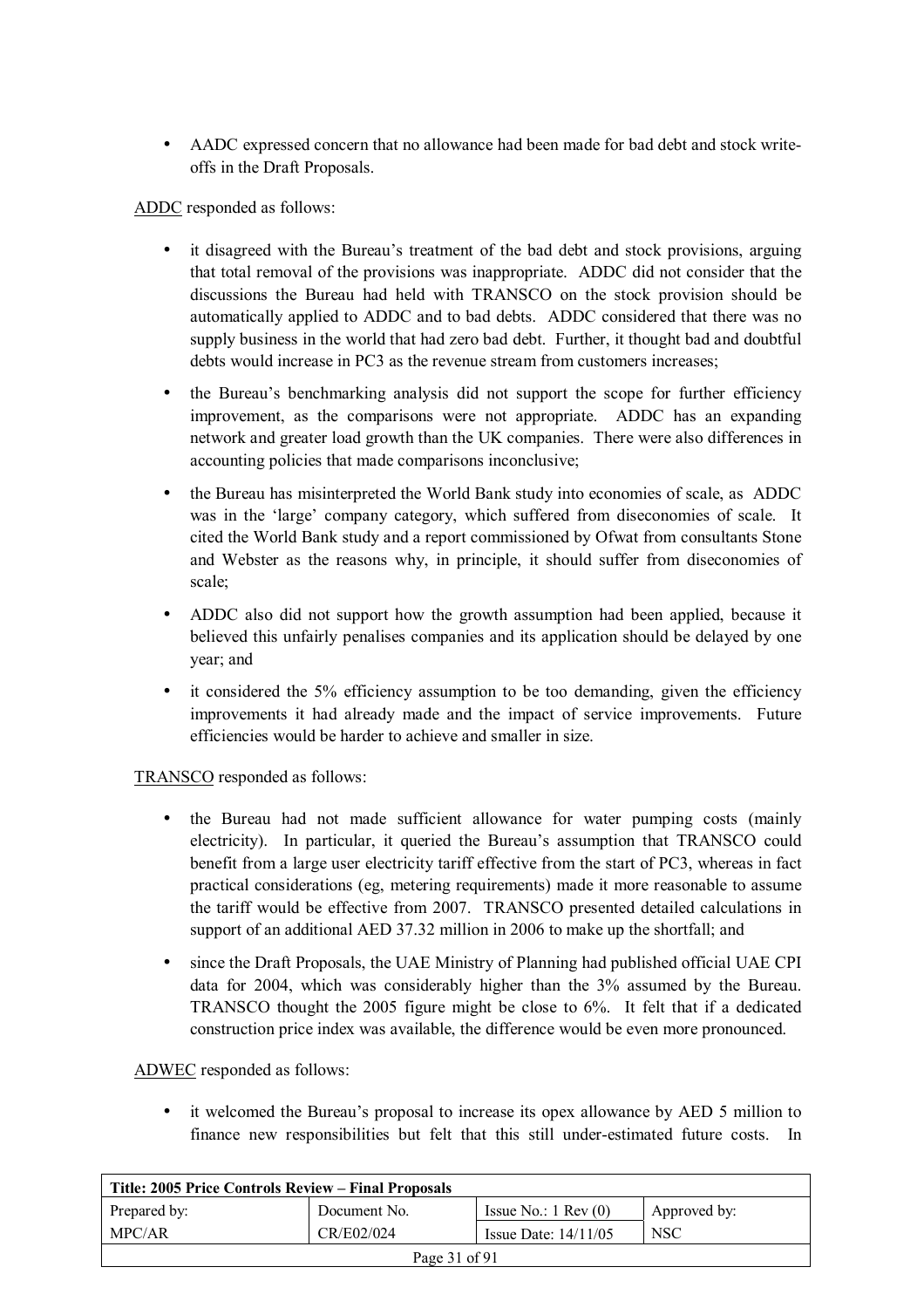- AADC expressed concern that no allowance had been made for bad debt and stock write-offs in the Draft Proposals.

ADDC responded as follows:

- it disagreed with the Bureau's treatment of the bad debt and stock provisions, arguing that total removal of the provisions was inappropriate. ADDC did not consider that the discussions the Bureau had held with TRANSCO on the stock provision should be automatically applied to ADDC and to bad debts. ADDC considered that there was no supply business in the world that had zero bad debt. Further, it thought bad and doubtful debts would increase in PC3 as the revenue stream from customers increases;
- the Bureau's benchmarking analysis did not support the scope for further efficiency improvement, as the comparisons were not appropriate. ADDC has an expanding network and greater load growth than the UK companies. There were also differences in accounting policies that made comparisons inconclusive;
- the Bureau has misinterpreted the World Bank study into economies of scale, as ADDC was in the 'large' company category, which suffered from diseconomies of scale. It cited the World Bank study and a report commissioned by Ofwat from consultants Stone and Webster as the reasons why, in principle, it should suffer from diseconomies of scale;
- ADDC also did not support how the growth assumption had been applied, because it believed this unfairly penalises companies and its application should be delayed by one year; and
- it considered the 5% efficiency assumption to be too demanding, given the efficiency improvements it had already made and the impact of service improvements. Future efficiencies would be harder to achieve and smaller in size.

TRANSCO responded as follows:

- the Bureau had not made sufficient allowance for water pumping costs (mainly electricity). In particular, it queried the Bureau's assumption that TRANSCO could benefit from a large user electricity tariff effective from the start of PC3, whereas in fact practical considerations (eg, metering requirements) made it more reasonable to assume the tariff would be effective from 2007. TRANSCO presented detailed calculations in support of an additional AED 37.32 million in 2006 to make up the shortfall; and
- since the Draft Proposals, the UAE Ministry of Planning had published official UAE CPI data for 2004, which was considerably higher than the 3% assumed by the Bureau. TRANSCO thought the 2005 figure might be close to 6%. It felt that if a dedicated construction price index was available, the difference would be even more pronounced.

ADWEC responded as follows:

- it welcomed the Bureau's proposal to increase its opex allowance by AED 5 million to finance new responsibilities but felt that this still under-estimated future costs. In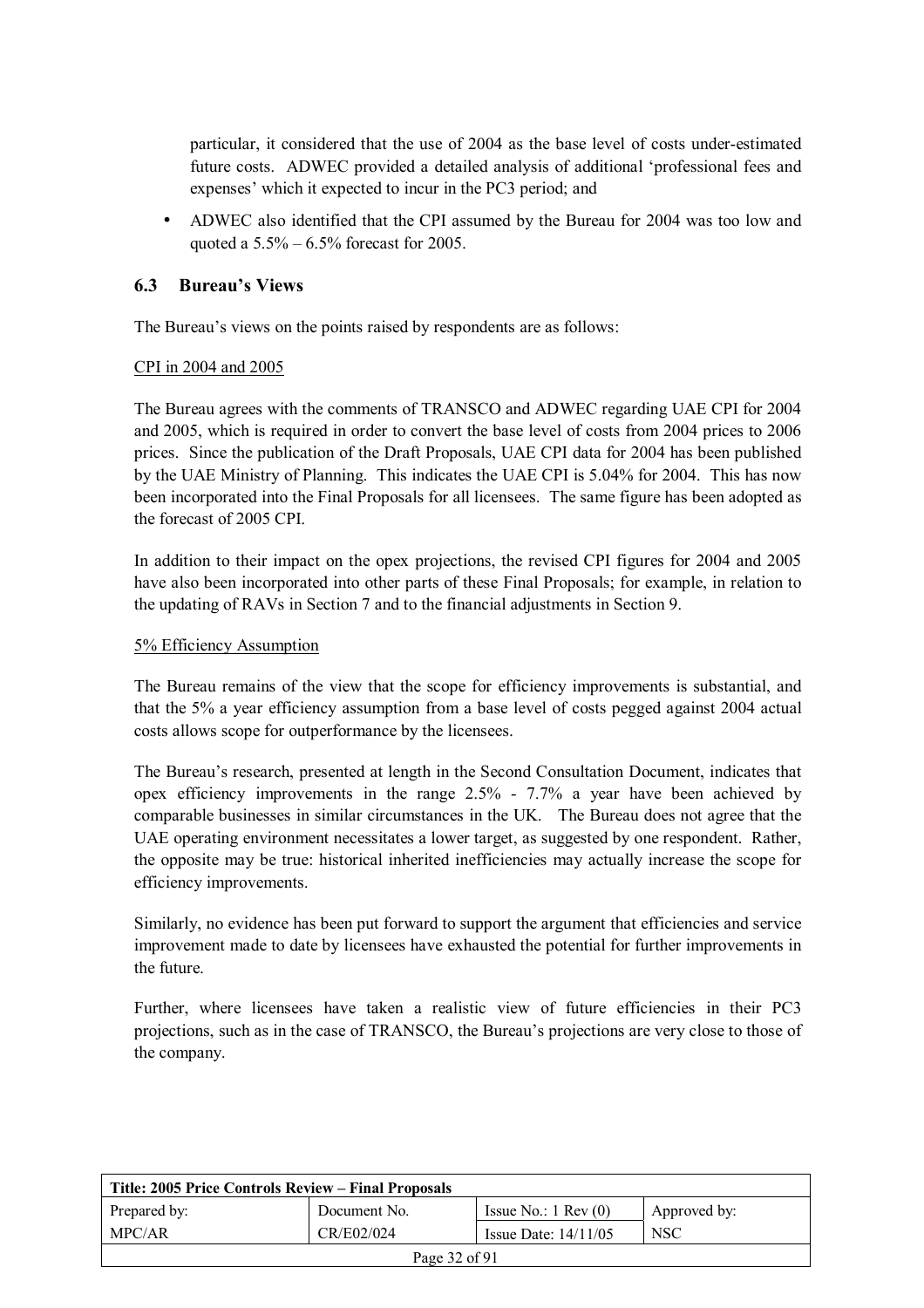particular, it considered that the use of 2004 as the base level of costs under-estimated future costs. ADWEC provided a detailed analysis of additional 'professional fees and expenses' which it expected to incur in the PC3 period; and

- ADWEC also identified that the CPI assumed by the Bureau for 2004 was too low and quoted a 5.5% – 6.5% forecast for 2005.

## 6.3 Bureau's Views

The Bureau's views on the points raised by respondents are as follows:

CPI in 2004 and 2005

The Bureau agrees with the comments of TRANSCO and ADWEC regarding UAE CPI for 2004 and 2005, which is required in order to convert the base level of costs from 2004 prices to 2006 prices. Since the publication of the Draft Proposals, UAE CPI data for 2004 has been published by the UAE Ministry of Planning. This indicates the UAE CPI is 5.04% for 2004. This has now been incorporated into the Final Proposals for all licensees. The same figure has been adopted as the forecast of 2005 CPI.

In addition to their impact on the opex projections, the revised CPI figures for 2004 and 2005 have also been incorporated into other parts of these Final Proposals; for example, in relation to the updating of RAVs in Section 7 and to the financial adjustments in Section 9.

5% Efficiency Assumption

The Bureau remains of the view that the scope for efficiency improvements is substantial, and that the 5% a year efficiency assumption from a base level of costs pegged against 2004 actual costs allows scope for outperformance by the licensees.

The Bureau's research, presented at length in the Second Consultation Document, indicates that opex efficiency improvements in the range 2.5% - 7.7% a year have been achieved by comparable businesses in similar circumstances in the UK. The Bureau does not agree that the UAE operating environment necessitates a lower target, as suggested by one respondent. Rather, the opposite may be true: historical inherited inefficiencies may actually increase the scope for efficiency improvements.

Similarly, no evidence has been put forward to support the argument that efficiencies and service improvement made to date by licensees have exhausted the potential for further improvements in the future.

Further, where licensees have taken a realistic view of future efficiencies in their PC3 projections, such as in the case of TRANSCO, the Bureau's projections are very close to those of the company.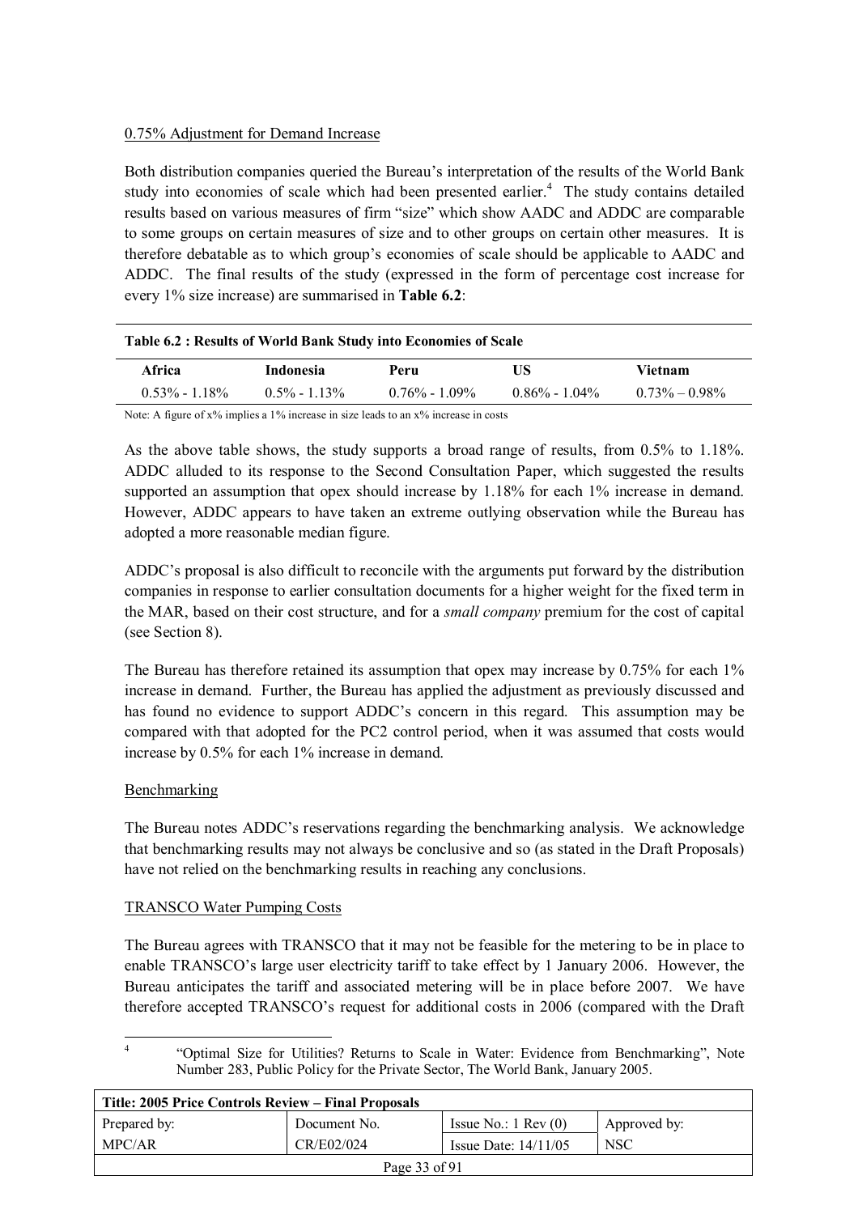0.75% Adjustment for Demand Increase

Both distribution companies queried the Bureau's interpretation of the results of the World Bank study into economies of scale which had been presented earlier.[4] The study contains detailed results based on various measures of firm "size" which show AADC and ADDC are comparable to some groups on certain measures of size and to other groups on certain other measures. It is therefore debatable as to which group's economies of scale should be applicable to AADC and ADDC. The final results of the study (expressed in the form of percentage cost increase for every 1% size increase) are summarised in **Table 6.2**:

**Table 6.2 : Results of World Bank Study into Economies of Scale**

| Africa | Indonesia | Peru | US | Vietnam |
|---|---|---|---|---|
| 0.53% - 1.18% | 0.5% - 1.13% | 0.76% - 1.09% | 0.86% - 1.04% | 0.73% – 0.98% |

Note: A figure of x% implies a 1% increase in size leads to an x% increase in costs

As the above table shows, the study supports a broad range of results, from 0.5% to 1.18%. ADDC alluded to its response to the Second Consultation Paper, which suggested the results supported an assumption that opex should increase by 1.18% for each 1% increase in demand. However, ADDC appears to have taken an extreme outlying observation while the Bureau has adopted a more reasonable median figure.

ADDC's proposal is also difficult to reconcile with the arguments put forward by the distribution companies in response to earlier consultation documents for a higher weight for the fixed term in the MAR, based on their cost structure, and for a *small company* premium for the cost of capital (see Section 8).

The Bureau has therefore retained its assumption that opex may increase by 0.75% for each 1% increase in demand. Further, the Bureau has applied the adjustment as previously discussed and has found no evidence to support ADDC's concern in this regard. This assumption may be compared with that adopted for the PC2 control period, when it was assumed that costs would increase by 0.5% for each 1% increase in demand.

Benchmarking

The Bureau notes ADDC's reservations regarding the benchmarking analysis. We acknowledge that benchmarking results may not always be conclusive and so (as stated in the Draft Proposals) have not relied on the benchmarking results in reaching any conclusions.

TRANSCO Water Pumping Costs

The Bureau agrees with TRANSCO that it may not be feasible for the metering to be in place to enable TRANSCO's large user electricity tariff to take effect by 1 January 2006. However, the Bureau anticipates the tariff and associated metering will be in place before 2007. We have therefore accepted TRANSCO's request for additional costs in 2006 (compared with the Draft

[4] "Optimal Size for Utilities? Returns to Scale in Water: Evidence from Benchmarking", Note Number 283, Public Policy for the Private Sector, The World Bank, January 2005.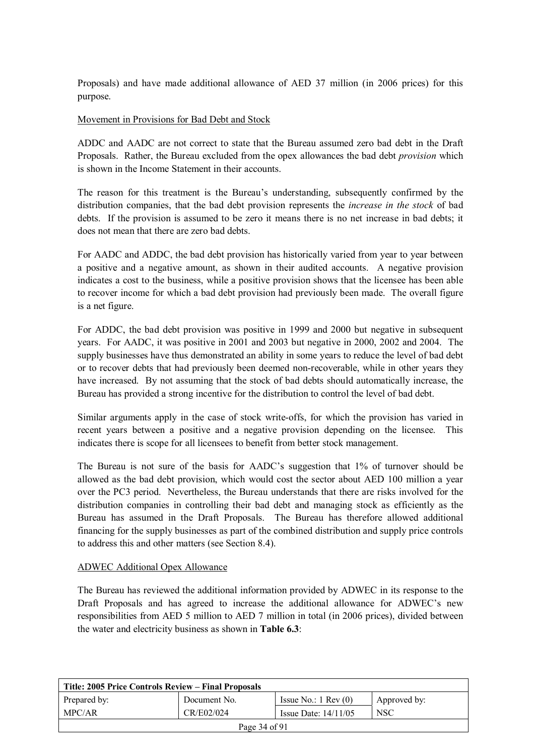Proposals) and have made additional allowance of AED 37 million (in 2006 prices) for this purpose.

<u>Movement in Provisions for Bad Debt and Stock</u>

ADDC and AADC are not correct to state that the Bureau assumed zero bad debt in the Draft Proposals. Rather, the Bureau excluded from the opex allowances the bad debt *provision* which is shown in the Income Statement in their accounts.

The reason for this treatment is the Bureau's understanding, subsequently confirmed by the distribution companies, that the bad debt provision represents the *increase in the stock* of bad debts. If the provision is assumed to be zero it means there is no net increase in bad debts; it does not mean that there are zero bad debts.

For AADC and ADDC, the bad debt provision has historically varied from year to year between a positive and a negative amount, as shown in their audited accounts. A negative provision indicates a cost to the business, while a positive provision shows that the licensee has been able to recover income for which a bad debt provision had previously been made. The overall figure is a net figure.

For ADDC, the bad debt provision was positive in 1999 and 2000 but negative in subsequent years. For AADC, it was positive in 2001 and 2003 but negative in 2000, 2002 and 2004. The supply businesses have thus demonstrated an ability in some years to reduce the level of bad debt or to recover debts that had previously been deemed non-recoverable, while in other years they have increased. By not assuming that the stock of bad debts should automatically increase, the Bureau has provided a strong incentive for the distribution to control the level of bad debt.

Similar arguments apply in the case of stock write-offs, for which the provision has varied in recent years between a positive and a negative provision depending on the licensee. This indicates there is scope for all licensees to benefit from better stock management.

The Bureau is not sure of the basis for AADC's suggestion that 1% of turnover should be allowed as the bad debt provision, which would cost the sector about AED 100 million a year over the PC3 period. Nevertheless, the Bureau understands that there are risks involved for the distribution companies in controlling their bad debt and managing stock as efficiently as the Bureau has assumed in the Draft Proposals. The Bureau has therefore allowed additional financing for the supply businesses as part of the combined distribution and supply price controls to address this and other matters (see Section 8.4).

<u>ADWEC Additional Opex Allowance</u>

The Bureau has reviewed the additional information provided by ADWEC in its response to the Draft Proposals and has agreed to increase the additional allowance for ADWEC's new responsibilities from AED 5 million to AED 7 million in total (in 2006 prices), divided between the water and electricity business as shown in **Table 6.3**: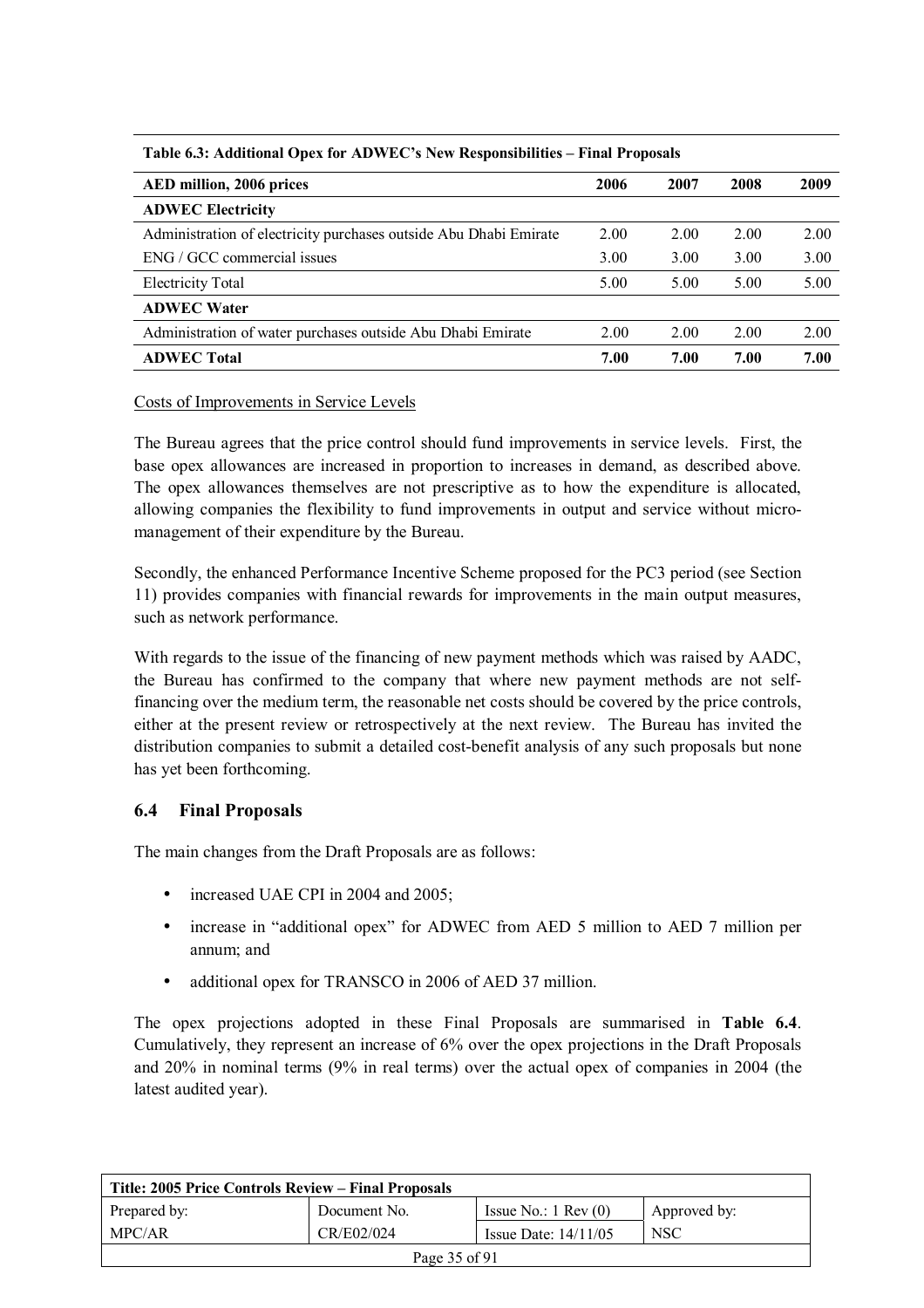**Table 6.3: Additional Opex for ADWEC's New Responsibilities – Final Proposals**

| AED million, 2006 prices | 2006 | 2007 | 2008 | 2009 |
|---|---|---|---|---|
| **ADWEC Electricity** | | | | |
| Administration of electricity purchases outside Abu Dhabi Emirate | 2.00 | 2.00 | 2.00 | 2.00 |
| ENG / GCC commercial issues | 3.00 | 3.00 | 3.00 | 3.00 |
| Electricity Total | 5.00 | 5.00 | 5.00 | 5.00 |
| **ADWEC Water** | | | | |
| Administration of water purchases outside Abu Dhabi Emirate | 2.00 | 2.00 | 2.00 | 2.00 |
| **ADWEC Total** | **7.00** | **7.00** | **7.00** | **7.00** |

Costs of Improvements in Service Levels

The Bureau agrees that the price control should fund improvements in service levels. First, the base opex allowances are increased in proportion to increases in demand, as described above. The opex allowances themselves are not prescriptive as to how the expenditure is allocated, allowing companies the flexibility to fund improvements in output and service without micro-management of their expenditure by the Bureau.

Secondly, the enhanced Performance Incentive Scheme proposed for the PC3 period (see Section 11) provides companies with financial rewards for improvements in the main output measures, such as network performance.

With regards to the issue of the financing of new payment methods which was raised by AADC, the Bureau has confirmed to the company that where new payment methods are not self-financing over the medium term, the reasonable net costs should be covered by the price controls, either at the present review or retrospectively at the next review. The Bureau has invited the distribution companies to submit a detailed cost-benefit analysis of any such proposals but none has yet been forthcoming.

## 6.4 Final Proposals

The main changes from the Draft Proposals are as follows:

- increased UAE CPI in 2004 and 2005;
- increase in "additional opex" for ADWEC from AED 5 million to AED 7 million per annum; and
- additional opex for TRANSCO in 2006 of AED 37 million.

The opex projections adopted in these Final Proposals are summarised in **Table 6.4**. Cumulatively, they represent an increase of 6% over the opex projections in the Draft Proposals and 20% in nominal terms (9% in real terms) over the actual opex of companies in 2004 (the latest audited year).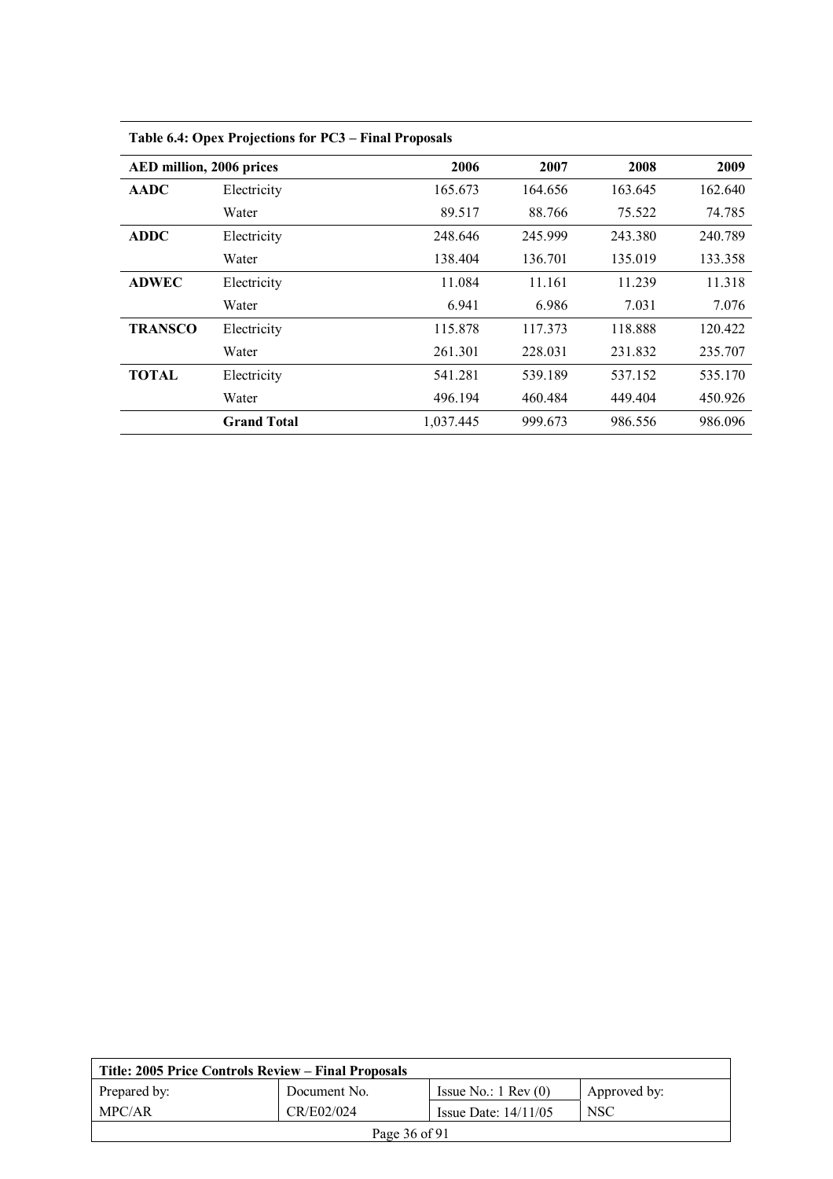**Table 6.4: Opex Projections for PC3 – Final Proposals**

| AED million, 2006 prices | | 2006 | 2007 | 2008 | 2009 |
|---|---|---|---|---|---|
| **AADC** | Electricity | 165.673 | 164.656 | 163.645 | 162.640 |
| | Water | 89.517 | 88.766 | 75.522 | 74.785 |
| **ADDC** | Electricity | 248.646 | 245.999 | 243.380 | 240.789 |
| | Water | 138.404 | 136.701 | 135.019 | 133.358 |
| **ADWEC** | Electricity | 11.084 | 11.161 | 11.239 | 11.318 |
| | Water | 6.941 | 6.986 | 7.031 | 7.076 |
| **TRANSCO** | Electricity | 115.878 | 117.373 | 118.888 | 120.422 |
| | Water | 261.301 | 228.031 | 231.832 | 235.707 |
| **TOTAL** | Electricity | 541.281 | 539.189 | 537.152 | 535.170 |
| | Water | 496.194 | 460.484 | 449.404 | 450.926 |
| | **Grand Total** | 1,037.445 | 999.673 | 986.556 | 986.096 |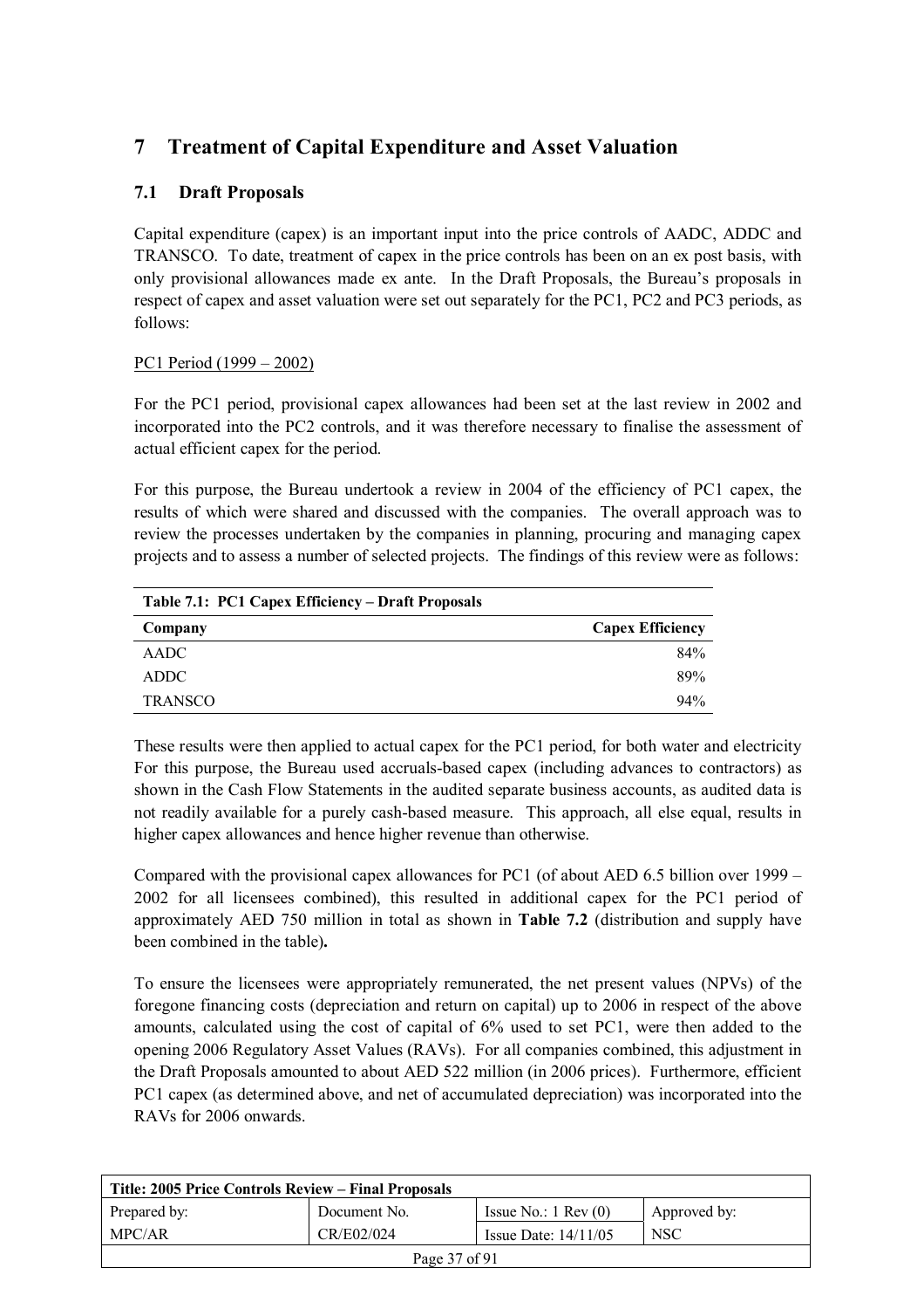# 7 Treatment of Capital Expenditure and Asset Valuation

## 7.1 Draft Proposals

Capital expenditure (capex) is an important input into the price controls of AADC, ADDC and TRANSCO. To date, treatment of capex in the price controls has been on an ex post basis, with only provisional allowances made ex ante. In the Draft Proposals, the Bureau's proposals in respect of capex and asset valuation were set out separately for the PC1, PC2 and PC3 periods, as follows:

PC1 Period (1999 – 2002)

For the PC1 period, provisional capex allowances had been set at the last review in 2002 and incorporated into the PC2 controls, and it was therefore necessary to finalise the assessment of actual efficient capex for the period.

For this purpose, the Bureau undertook a review in 2004 of the efficiency of PC1 capex, the results of which were shared and discussed with the companies. The overall approach was to review the processes undertaken by the companies in planning, procuring and managing capex projects and to assess a number of selected projects. The findings of this review were as follows:

**Table 7.1: PC1 Capex Efficiency – Draft Proposals**

| Company | Capex Efficiency |
|---|---|
| AADC | 84% |
| ADDC | 89% |
| TRANSCO | 94% |

These results were then applied to actual capex for the PC1 period, for both water and electricity For this purpose, the Bureau used accruals-based capex (including advances to contractors) as shown in the Cash Flow Statements in the audited separate business accounts, as audited data is not readily available for a purely cash-based measure. This approach, all else equal, results in higher capex allowances and hence higher revenue than otherwise.

Compared with the provisional capex allowances for PC1 (of about AED 6.5 billion over 1999 – 2002 for all licensees combined), this resulted in additional capex for the PC1 period of approximately AED 750 million in total as shown in **Table 7.2** (distribution and supply have been combined in the table)**.**

To ensure the licensees were appropriately remunerated, the net present values (NPVs) of the foregone financing costs (depreciation and return on capital) up to 2006 in respect of the above amounts, calculated using the cost of capital of 6% used to set PC1, were then added to the opening 2006 Regulatory Asset Values (RAVs). For all companies combined, this adjustment in the Draft Proposals amounted to about AED 522 million (in 2006 prices). Furthermore, efficient PC1 capex (as determined above, and net of accumulated depreciation) was incorporated into the RAVs for 2006 onwards.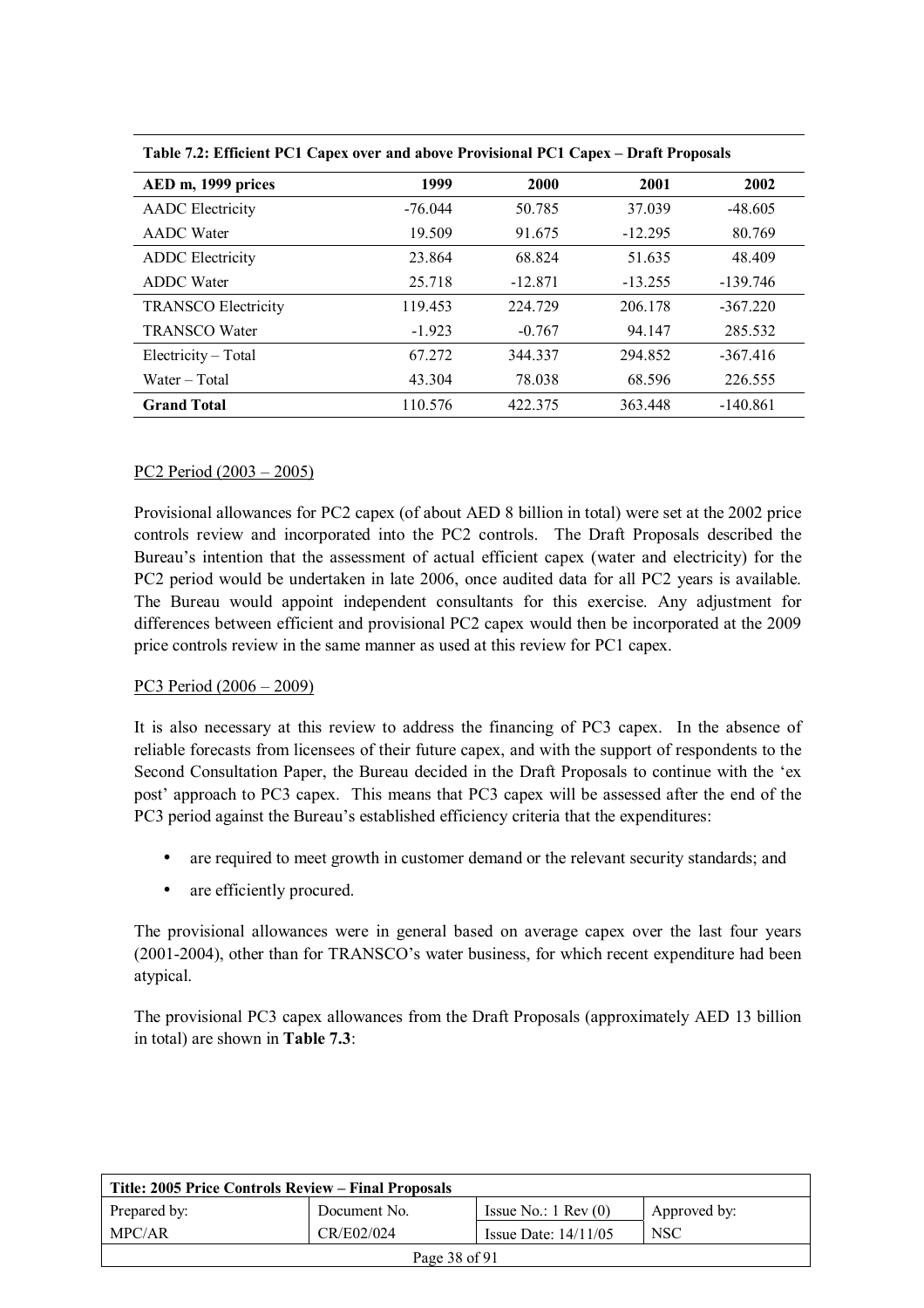**Table 7.2: Efficient PC1 Capex over and above Provisional PC1 Capex – Draft Proposals**

| AED m, 1999 prices | 1999 | 2000 | 2001 | 2002 |
|---|---|---|---|---|
| AADC Electricity | -76.044 | 50.785 | 37.039 | -48.605 |
| AADC Water | 19.509 | 91.675 | -12.295 | 80.769 |
| ADDC Electricity | 23.864 | 68.824 | 51.635 | 48.409 |
| ADDC Water | 25.718 | -12.871 | -13.255 | -139.746 |
| TRANSCO Electricity | 119.453 | 224.729 | 206.178 | -367.220 |
| TRANSCO Water | -1.923 | -0.767 | 94.147 | 285.532 |
| Electricity – Total | 67.272 | 344.337 | 294.852 | -367.416 |
| Water – Total | 43.304 | 78.038 | 68.596 | 226.555 |
| **Grand Total** | 110.576 | 422.375 | 363.448 | -140.861 |

PC2 Period (2003 – 2005)

Provisional allowances for PC2 capex (of about AED 8 billion in total) were set at the 2002 price controls review and incorporated into the PC2 controls. The Draft Proposals described the Bureau's intention that the assessment of actual efficient capex (water and electricity) for the PC2 period would be undertaken in late 2006, once audited data for all PC2 years is available. The Bureau would appoint independent consultants for this exercise. Any adjustment for differences between efficient and provisional PC2 capex would then be incorporated at the 2009 price controls review in the same manner as used at this review for PC1 capex.

PC3 Period (2006 – 2009)

It is also necessary at this review to address the financing of PC3 capex. In the absence of reliable forecasts from licensees of their future capex, and with the support of respondents to the Second Consultation Paper, the Bureau decided in the Draft Proposals to continue with the 'ex post' approach to PC3 capex. This means that PC3 capex will be assessed after the end of the PC3 period against the Bureau's established efficiency criteria that the expenditures:

- are required to meet growth in customer demand or the relevant security standards; and
- are efficiently procured.

The provisional allowances were in general based on average capex over the last four years (2001-2004), other than for TRANSCO's water business, for which recent expenditure had been atypical.

The provisional PC3 capex allowances from the Draft Proposals (approximately AED 13 billion in total) are shown in **Table 7.3**: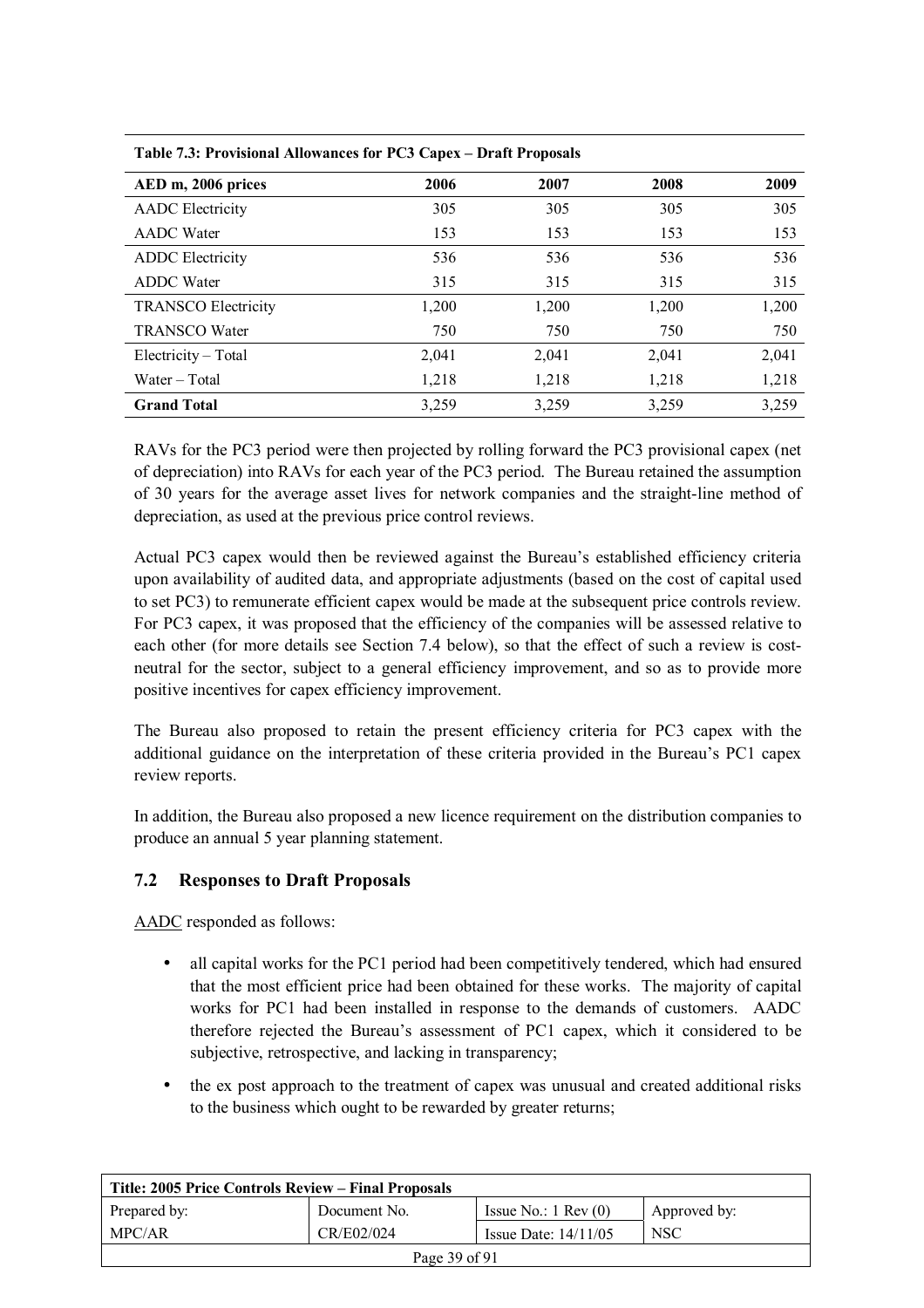**Table 7.3: Provisional Allowances for PC3 Capex – Draft Proposals**

| AED m, 2006 prices | 2006 | 2007 | 2008 | 2009 |
|---|---|---|---|---|
| AADC Electricity | 305 | 305 | 305 | 305 |
| AADC Water | 153 | 153 | 153 | 153 |
| ADDC Electricity | 536 | 536 | 536 | 536 |
| ADDC Water | 315 | 315 | 315 | 315 |
| TRANSCO Electricity | 1,200 | 1,200 | 1,200 | 1,200 |
| TRANSCO Water | 750 | 750 | 750 | 750 |
| Electricity – Total | 2,041 | 2,041 | 2,041 | 2,041 |
| Water – Total | 1,218 | 1,218 | 1,218 | 1,218 |
| **Grand Total** | 3,259 | 3,259 | 3,259 | 3,259 |

RAVs for the PC3 period were then projected by rolling forward the PC3 provisional capex (net of depreciation) into RAVs for each year of the PC3 period. The Bureau retained the assumption of 30 years for the average asset lives for network companies and the straight-line method of depreciation, as used at the previous price control reviews.

Actual PC3 capex would then be reviewed against the Bureau's established efficiency criteria upon availability of audited data, and appropriate adjustments (based on the cost of capital used to set PC3) to remunerate efficient capex would be made at the subsequent price controls review. For PC3 capex, it was proposed that the efficiency of the companies will be assessed relative to each other (for more details see Section 7.4 below), so that the effect of such a review is cost-neutral for the sector, subject to a general efficiency improvement, and so as to provide more positive incentives for capex efficiency improvement.

The Bureau also proposed to retain the present efficiency criteria for PC3 capex with the additional guidance on the interpretation of these criteria provided in the Bureau's PC1 capex review reports.

In addition, the Bureau also proposed a new licence requirement on the distribution companies to produce an annual 5 year planning statement.

## 7.2 Responses to Draft Proposals

AADC responded as follows:

- all capital works for the PC1 period had been competitively tendered, which had ensured that the most efficient price had been obtained for these works. The majority of capital works for PC1 had been installed in response to the demands of customers. AADC therefore rejected the Bureau's assessment of PC1 capex, which it considered to be subjective, retrospective, and lacking in transparency;
- the ex post approach to the treatment of capex was unusual and created additional risks to the business which ought to be rewarded by greater returns;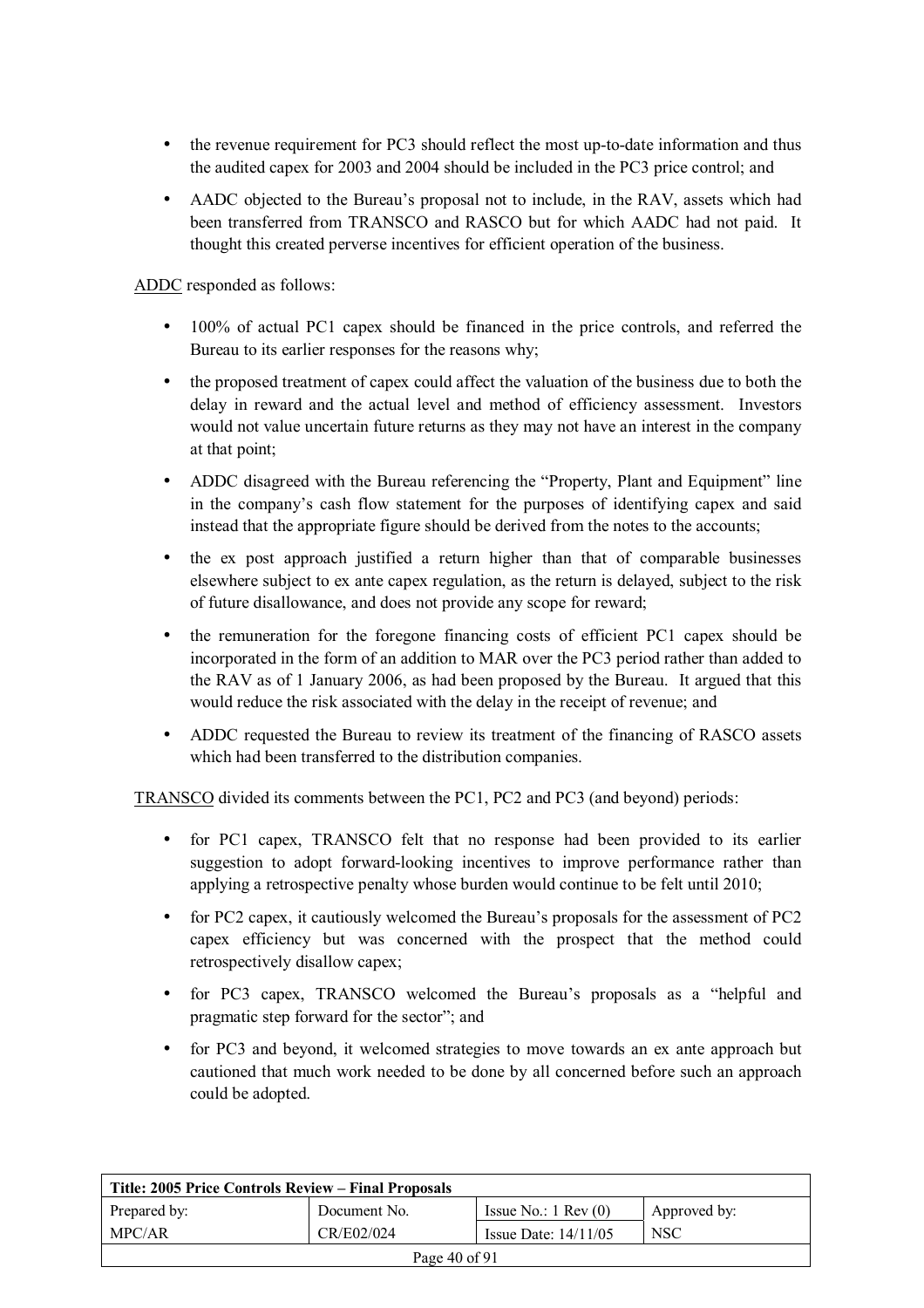- the revenue requirement for PC3 should reflect the most up-to-date information and thus the audited capex for 2003 and 2004 should be included in the PC3 price control; and
- AADC objected to the Bureau's proposal not to include, in the RAV, assets which had been transferred from TRANSCO and RASCO but for which AADC had not paid. It thought this created perverse incentives for efficient operation of the business.

ADDC responded as follows:

- 100% of actual PC1 capex should be financed in the price controls, and referred the Bureau to its earlier responses for the reasons why;
- the proposed treatment of capex could affect the valuation of the business due to both the delay in reward and the actual level and method of efficiency assessment. Investors would not value uncertain future returns as they may not have an interest in the company at that point;
- ADDC disagreed with the Bureau referencing the "Property, Plant and Equipment" line in the company's cash flow statement for the purposes of identifying capex and said instead that the appropriate figure should be derived from the notes to the accounts;
- the ex post approach justified a return higher than that of comparable businesses elsewhere subject to ex ante capex regulation, as the return is delayed, subject to the risk of future disallowance, and does not provide any scope for reward;
- the remuneration for the foregone financing costs of efficient PC1 capex should be incorporated in the form of an addition to MAR over the PC3 period rather than added to the RAV as of 1 January 2006, as had been proposed by the Bureau. It argued that this would reduce the risk associated with the delay in the receipt of revenue; and
- ADDC requested the Bureau to review its treatment of the financing of RASCO assets which had been transferred to the distribution companies.

TRANSCO divided its comments between the PC1, PC2 and PC3 (and beyond) periods:

- for PC1 capex, TRANSCO felt that no response had been provided to its earlier suggestion to adopt forward-looking incentives to improve performance rather than applying a retrospective penalty whose burden would continue to be felt until 2010;
- for PC2 capex, it cautiously welcomed the Bureau's proposals for the assessment of PC2 capex efficiency but was concerned with the prospect that the method could retrospectively disallow capex;
- for PC3 capex, TRANSCO welcomed the Bureau's proposals as a "helpful and pragmatic step forward for the sector"; and
- for PC3 and beyond, it welcomed strategies to move towards an ex ante approach but cautioned that much work needed to be done by all concerned before such an approach could be adopted.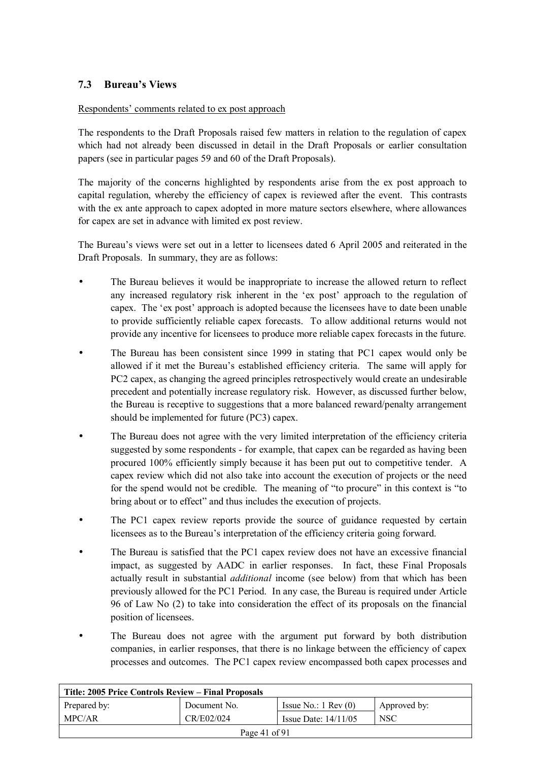## 7.3 Bureau's Views

Respondents' comments related to ex post approach

The respondents to the Draft Proposals raised few matters in relation to the regulation of capex which had not already been discussed in detail in the Draft Proposals or earlier consultation papers (see in particular pages 59 and 60 of the Draft Proposals).

The majority of the concerns highlighted by respondents arise from the ex post approach to capital regulation, whereby the efficiency of capex is reviewed after the event. This contrasts with the ex ante approach to capex adopted in more mature sectors elsewhere, where allowances for capex are set in advance with limited ex post review.

The Bureau's views were set out in a letter to licensees dated 6 April 2005 and reiterated in the Draft Proposals. In summary, they are as follows:

- The Bureau believes it would be inappropriate to increase the allowed return to reflect any increased regulatory risk inherent in the 'ex post' approach to the regulation of capex. The 'ex post' approach is adopted because the licensees have to date been unable to provide sufficiently reliable capex forecasts. To allow additional returns would not provide any incentive for licensees to produce more reliable capex forecasts in the future.
- The Bureau has been consistent since 1999 in stating that PC1 capex would only be allowed if it met the Bureau's established efficiency criteria. The same will apply for PC2 capex, as changing the agreed principles retrospectively would create an undesirable precedent and potentially increase regulatory risk. However, as discussed further below, the Bureau is receptive to suggestions that a more balanced reward/penalty arrangement should be implemented for future (PC3) capex.
- The Bureau does not agree with the very limited interpretation of the efficiency criteria suggested by some respondents - for example, that capex can be regarded as having been procured 100% efficiently simply because it has been put out to competitive tender. A capex review which did not also take into account the execution of projects or the need for the spend would not be credible. The meaning of "to procure" in this context is "to bring about or to effect" and thus includes the execution of projects.
- The PC1 capex review reports provide the source of guidance requested by certain licensees as to the Bureau's interpretation of the efficiency criteria going forward.
- The Bureau is satisfied that the PC1 capex review does not have an excessive financial impact, as suggested by AADC in earlier responses. In fact, these Final Proposals actually result in substantial *additional* income (see below) from that which has been previously allowed for the PC1 Period. In any case, the Bureau is required under Article 96 of Law No (2) to take into consideration the effect of its proposals on the financial position of licensees.
- The Bureau does not agree with the argument put forward by both distribution companies, in earlier responses, that there is no linkage between the efficiency of capex processes and outcomes. The PC1 capex review encompassed both capex processes and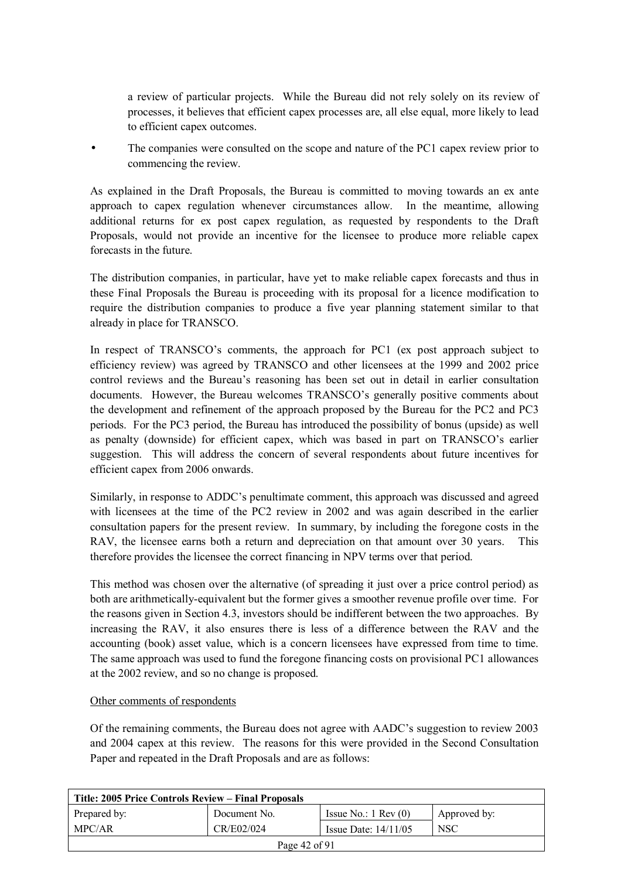a review of particular projects. While the Bureau did not rely solely on its review of processes, it believes that efficient capex processes are, all else equal, more likely to lead to efficient capex outcomes.

- The companies were consulted on the scope and nature of the PC1 capex review prior to commencing the review.

As explained in the Draft Proposals, the Bureau is committed to moving towards an ex ante approach to capex regulation whenever circumstances allow. In the meantime, allowing additional returns for ex post capex regulation, as requested by respondents to the Draft Proposals, would not provide an incentive for the licensee to produce more reliable capex forecasts in the future.

The distribution companies, in particular, have yet to make reliable capex forecasts and thus in these Final Proposals the Bureau is proceeding with its proposal for a licence modification to require the distribution companies to produce a five year planning statement similar to that already in place for TRANSCO.

In respect of TRANSCO's comments, the approach for PC1 (ex post approach subject to efficiency review) was agreed by TRANSCO and other licensees at the 1999 and 2002 price control reviews and the Bureau's reasoning has been set out in detail in earlier consultation documents. However, the Bureau welcomes TRANSCO's generally positive comments about the development and refinement of the approach proposed by the Bureau for the PC2 and PC3 periods. For the PC3 period, the Bureau has introduced the possibility of bonus (upside) as well as penalty (downside) for efficient capex, which was based in part on TRANSCO's earlier suggestion. This will address the concern of several respondents about future incentives for efficient capex from 2006 onwards.

Similarly, in response to ADDC's penultimate comment, this approach was discussed and agreed with licensees at the time of the PC2 review in 2002 and was again described in the earlier consultation papers for the present review. In summary, by including the foregone costs in the RAV, the licensee earns both a return and depreciation on that amount over 30 years. This therefore provides the licensee the correct financing in NPV terms over that period.

This method was chosen over the alternative (of spreading it just over a price control period) as both are arithmetically-equivalent but the former gives a smoother revenue profile over time. For the reasons given in Section 4.3, investors should be indifferent between the two approaches. By increasing the RAV, it also ensures there is less of a difference between the RAV and the accounting (book) asset value, which is a concern licensees have expressed from time to time. The same approach was used to fund the foregone financing costs on provisional PC1 allowances at the 2002 review, and so no change is proposed.

Other comments of respondents

Of the remaining comments, the Bureau does not agree with AADC's suggestion to review 2003 and 2004 capex at this review. The reasons for this were provided in the Second Consultation Paper and repeated in the Draft Proposals and are as follows: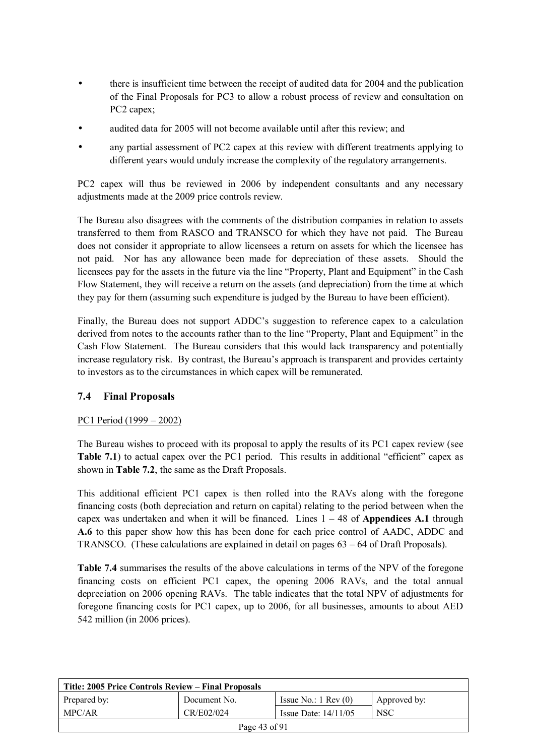- there is insufficient time between the receipt of audited data for 2004 and the publication of the Final Proposals for PC3 to allow a robust process of review and consultation on PC2 capex;
- audited data for 2005 will not become available until after this review; and
- any partial assessment of PC2 capex at this review with different treatments applying to different years would unduly increase the complexity of the regulatory arrangements.

PC2 capex will thus be reviewed in 2006 by independent consultants and any necessary adjustments made at the 2009 price controls review.

The Bureau also disagrees with the comments of the distribution companies in relation to assets transferred to them from RASCO and TRANSCO for which they have not paid. The Bureau does not consider it appropriate to allow licensees a return on assets for which the licensee has not paid. Nor has any allowance been made for depreciation of these assets. Should the licensees pay for the assets in the future via the line "Property, Plant and Equipment" in the Cash Flow Statement, they will receive a return on the assets (and depreciation) from the time at which they pay for them (assuming such expenditure is judged by the Bureau to have been efficient).

Finally, the Bureau does not support ADDC's suggestion to reference capex to a calculation derived from notes to the accounts rather than to the line "Property, Plant and Equipment" in the Cash Flow Statement. The Bureau considers that this would lack transparency and potentially increase regulatory risk. By contrast, the Bureau's approach is transparent and provides certainty to investors as to the circumstances in which capex will be remunerated.

## 7.4 Final Proposals

PC1 Period (1999 – 2002)

The Bureau wishes to proceed with its proposal to apply the results of its PC1 capex review (see **Table 7.1**) to actual capex over the PC1 period. This results in additional "efficient" capex as shown in **Table 7.2**, the same as the Draft Proposals.

This additional efficient PC1 capex is then rolled into the RAVs along with the foregone financing costs (both depreciation and return on capital) relating to the period between when the capex was undertaken and when it will be financed. Lines 1 – 48 of **Appendices A.1** through **A.6** to this paper show how this has been done for each price control of AADC, ADDC and TRANSCO. (These calculations are explained in detail on pages 63 – 64 of Draft Proposals).

**Table 7.4** summarises the results of the above calculations in terms of the NPV of the foregone financing costs on efficient PC1 capex, the opening 2006 RAVs, and the total annual depreciation on 2006 opening RAVs. The table indicates that the total NPV of adjustments for foregone financing costs for PC1 capex, up to 2006, for all businesses, amounts to about AED 542 million (in 2006 prices).

| Title: 2005 Price Controls Review – Final Proposals | | | |
|---|---|---|---|
| Prepared by: | Document No. | Issue No.: 1 Rev (0) | Approved by: |
| MPC/AR | CR/E02/024 | Issue Date: 14/11/05 | NSC |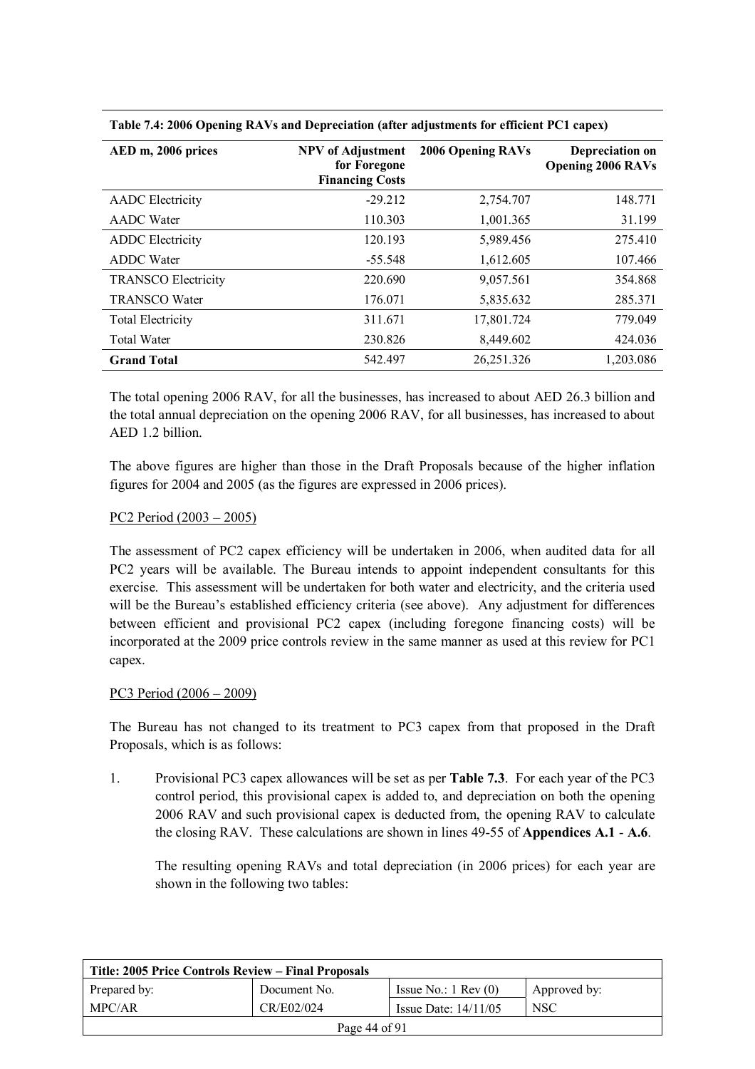**Table 7.4: 2006 Opening RAVs and Depreciation (after adjustments for efficient PC1 capex)**

| AED m, 2006 prices | NPV of Adjustment for Foregone Financing Costs | 2006 Opening RAVs | Depreciation on Opening 2006 RAVs |
|---|---|---|---|
| AADC Electricity | -29.212 | 2,754.707 | 148.771 |
| AADC Water | 110.303 | 1,001.365 | 31.199 |
| ADDC Electricity | 120.193 | 5,989.456 | 275.410 |
| ADDC Water | -55.548 | 1,612.605 | 107.466 |
| TRANSCO Electricity | 220.690 | 9,057.561 | 354.868 |
| TRANSCO Water | 176.071 | 5,835.632 | 285.371 |
| Total Electricity | 311.671 | 17,801.724 | 779.049 |
| Total Water | 230.826 | 8,449.602 | 424.036 |
| **Grand Total** | 542.497 | 26,251.326 | 1,203.086 |

The total opening 2006 RAV, for all the businesses, has increased to about AED 26.3 billion and the total annual depreciation on the opening 2006 RAV, for all businesses, has increased to about AED 1.2 billion.

The above figures are higher than those in the Draft Proposals because of the higher inflation figures for 2004 and 2005 (as the figures are expressed in 2006 prices).

PC2 Period (2003 – 2005)

The assessment of PC2 capex efficiency will be undertaken in 2006, when audited data for all PC2 years will be available. The Bureau intends to appoint independent consultants for this exercise. This assessment will be undertaken for both water and electricity, and the criteria used will be the Bureau's established efficiency criteria (see above). Any adjustment for differences between efficient and provisional PC2 capex (including foregone financing costs) will be incorporated at the 2009 price controls review in the same manner as used at this review for PC1 capex.

PC3 Period (2006 – 2009)

The Bureau has not changed to its treatment to PC3 capex from that proposed in the Draft Proposals, which is as follows:

1. Provisional PC3 capex allowances will be set as per **Table 7.3**. For each year of the PC3 control period, this provisional capex is added to, and depreciation on both the opening 2006 RAV and such provisional capex is deducted from, the opening RAV to calculate the closing RAV. These calculations are shown in lines 49-55 of **Appendices A.1** - **A.6**.

   The resulting opening RAVs and total depreciation (in 2006 prices) for each year are shown in the following two tables: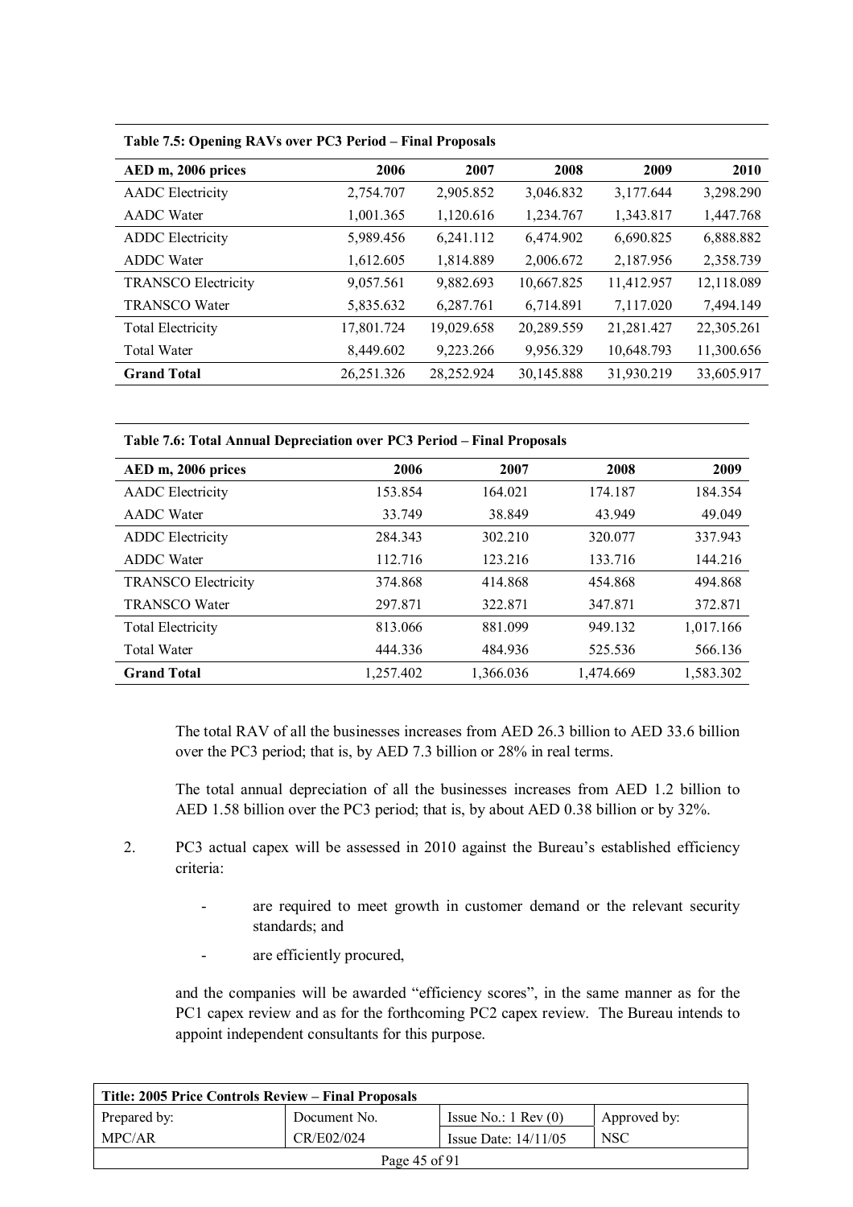**Table 7.5: Opening RAVs over PC3 Period – Final Proposals**

| AED m, 2006 prices | 2006 | 2007 | 2008 | 2009 | 2010 |
|---|---|---|---|---|---|
| AADC Electricity | 2,754.707 | 2,905.852 | 3,046.832 | 3,177.644 | 3,298.290 |
| AADC Water | 1,001.365 | 1,120.616 | 1,234.767 | 1,343.817 | 1,447.768 |
| ADDC Electricity | 5,989.456 | 6,241.112 | 6,474.902 | 6,690.825 | 6,888.882 |
| ADDC Water | 1,612.605 | 1,814.889 | 2,006.672 | 2,187.956 | 2,358.739 |
| TRANSCO Electricity | 9,057.561 | 9,882.693 | 10,667.825 | 11,412.957 | 12,118.089 |
| TRANSCO Water | 5,835.632 | 6,287.761 | 6,714.891 | 7,117.020 | 7,494.149 |
| Total Electricity | 17,801.724 | 19,029.658 | 20,289.559 | 21,281.427 | 22,305.261 |
| Total Water | 8,449.602 | 9,223.266 | 9,956.329 | 10,648.793 | 11,300.656 |
| **Grand Total** | 26,251.326 | 28,252.924 | 30,145.888 | 31,930.219 | 33,605.917 |

**Table 7.6: Total Annual Depreciation over PC3 Period – Final Proposals**

| AED m, 2006 prices | 2006 | 2007 | 2008 | 2009 |
|---|---|---|---|---|
| AADC Electricity | 153.854 | 164.021 | 174.187 | 184.354 |
| AADC Water | 33.749 | 38.849 | 43.949 | 49.049 |
| ADDC Electricity | 284.343 | 302.210 | 320.077 | 337.943 |
| ADDC Water | 112.716 | 123.216 | 133.716 | 144.216 |
| TRANSCO Electricity | 374.868 | 414.868 | 454.868 | 494.868 |
| TRANSCO Water | 297.871 | 322.871 | 347.871 | 372.871 |
| Total Electricity | 813.066 | 881.099 | 949.132 | 1,017.166 |
| Total Water | 444.336 | 484.936 | 525.536 | 566.136 |
| **Grand Total** | 1,257.402 | 1,366.036 | 1,474.669 | 1,583.302 |

The total RAV of all the businesses increases from AED 26.3 billion to AED 33.6 billion over the PC3 period; that is, by AED 7.3 billion or 28% in real terms.

The total annual depreciation of all the businesses increases from AED 1.2 billion to AED 1.58 billion over the PC3 period; that is, by about AED 0.38 billion or by 32%.

2. PC3 actual capex will be assessed in 2010 against the Bureau's established efficiency criteria:

   - are required to meet growth in customer demand or the relevant security standards; and
   - are efficiently procured,

   and the companies will be awarded "efficiency scores", in the same manner as for the PC1 capex review and as for the forthcoming PC2 capex review. The Bureau intends to appoint independent consultants for this purpose.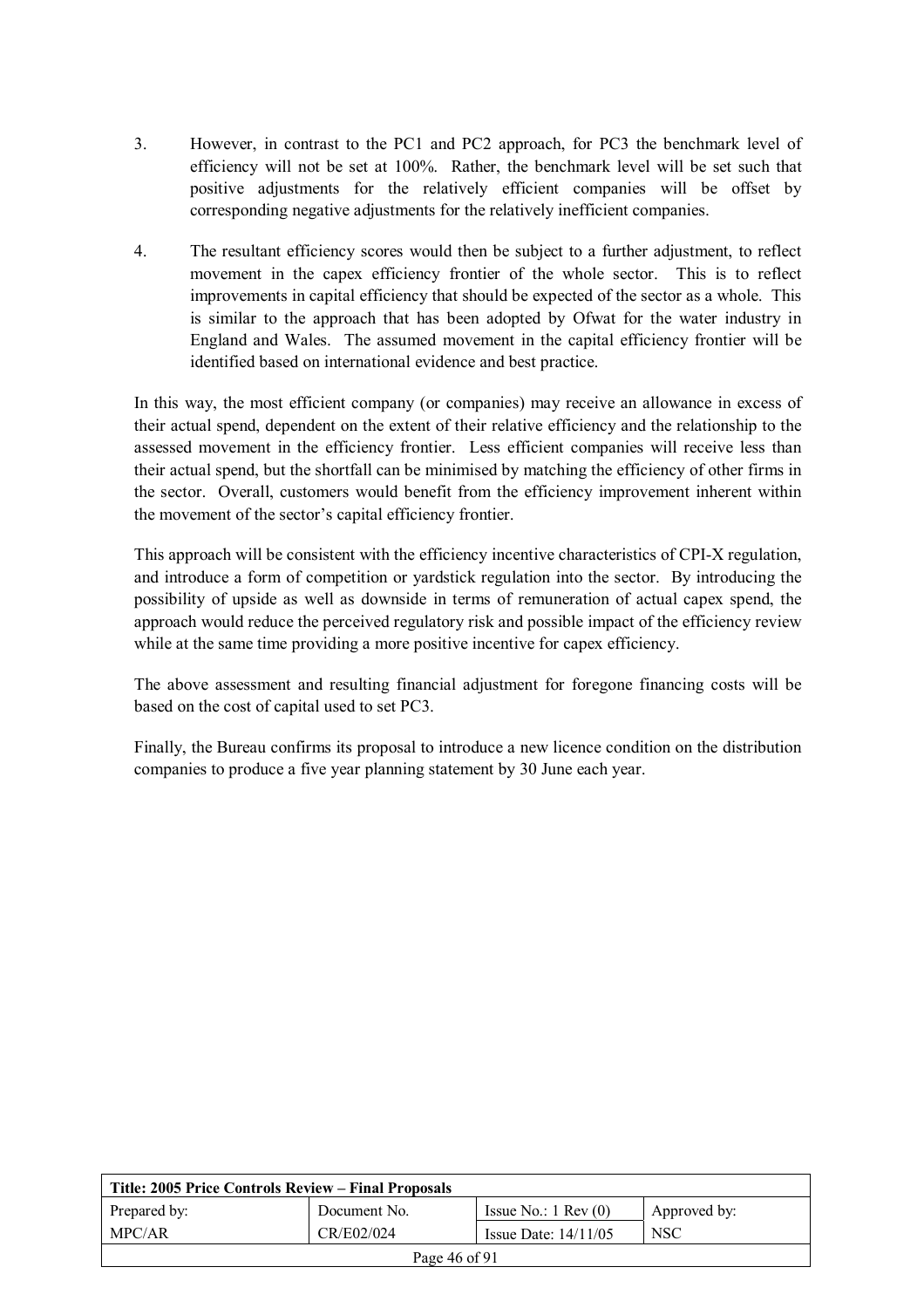3. However, in contrast to the PC1 and PC2 approach, for PC3 the benchmark level of efficiency will not be set at 100%. Rather, the benchmark level will be set such that positive adjustments for the relatively efficient companies will be offset by corresponding negative adjustments for the relatively inefficient companies.

4. The resultant efficiency scores would then be subject to a further adjustment, to reflect movement in the capex efficiency frontier of the whole sector. This is to reflect improvements in capital efficiency that should be expected of the sector as a whole. This is similar to the approach that has been adopted by Ofwat for the water industry in England and Wales. The assumed movement in the capital efficiency frontier will be identified based on international evidence and best practice.

In this way, the most efficient company (or companies) may receive an allowance in excess of their actual spend, dependent on the extent of their relative efficiency and the relationship to the assessed movement in the efficiency frontier. Less efficient companies will receive less than their actual spend, but the shortfall can be minimised by matching the efficiency of other firms in the sector. Overall, customers would benefit from the efficiency improvement inherent within the movement of the sector's capital efficiency frontier.

This approach will be consistent with the efficiency incentive characteristics of CPI-X regulation, and introduce a form of competition or yardstick regulation into the sector. By introducing the possibility of upside as well as downside in terms of remuneration of actual capex spend, the approach would reduce the perceived regulatory risk and possible impact of the efficiency review while at the same time providing a more positive incentive for capex efficiency.

The above assessment and resulting financial adjustment for foregone financing costs will be based on the cost of capital used to set PC3.

Finally, the Bureau confirms its proposal to introduce a new licence condition on the distribution companies to produce a five year planning statement by 30 June each year.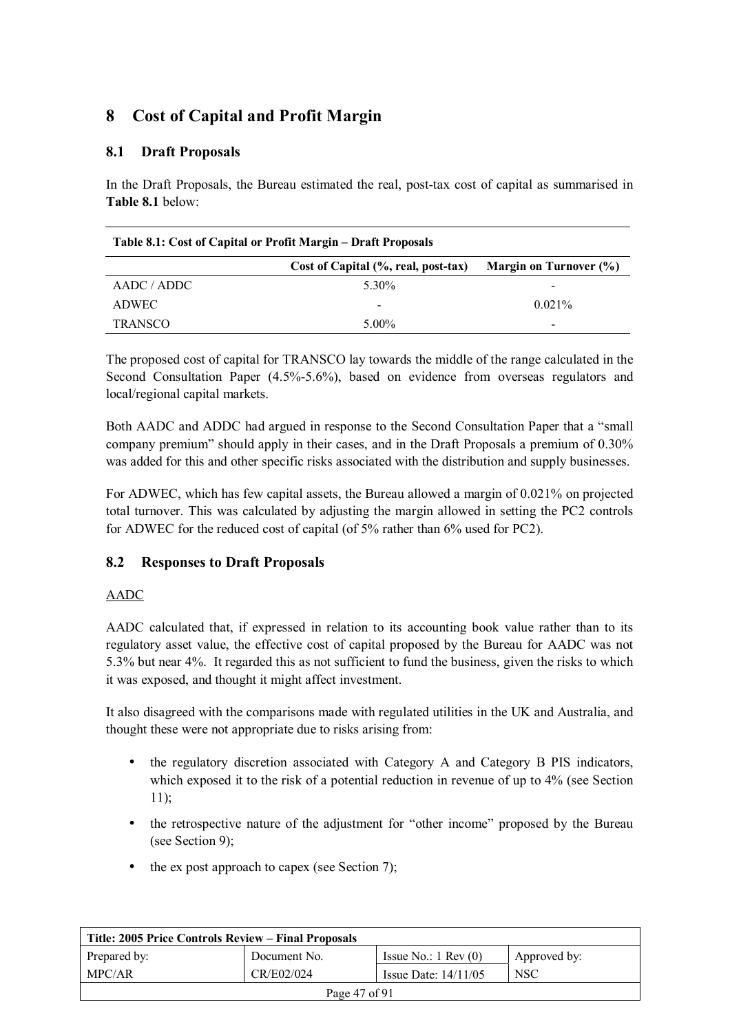# 8 Cost of Capital and Profit Margin

## 8.1 Draft Proposals

In the Draft Proposals, the Bureau estimated the real, post-tax cost of capital as summarised in **Table 8.1** below:

**Table 8.1: Cost of Capital or Profit Margin – Draft Proposals**

| | Cost of Capital (%, real, post-tax) | Margin on Turnover (%) |
|---|---|---|
| AADC / ADDC | 5.30% | - |
| ADWEC | - | 0.021% |
| TRANSCO | 5.00% | - |

The proposed cost of capital for TRANSCO lay towards the middle of the range calculated in the Second Consultation Paper (4.5%-5.6%), based on evidence from overseas regulators and local/regional capital markets.

Both AADC and ADDC had argued in response to the Second Consultation Paper that a "small company premium" should apply in their cases, and in the Draft Proposals a premium of 0.30% was added for this and other specific risks associated with the distribution and supply businesses.

For ADWEC, which has few capital assets, the Bureau allowed a margin of 0.021% on projected total turnover. This was calculated by adjusting the margin allowed in setting the PC2 controls for ADWEC for the reduced cost of capital (of 5% rather than 6% used for PC2).

## 8.2 Responses to Draft Proposals

AADC

AADC calculated that, if expressed in relation to its accounting book value rather than to its regulatory asset value, the effective cost of capital proposed by the Bureau for AADC was not 5.3% but near 4%. It regarded this as not sufficient to fund the business, given the risks to which it was exposed, and thought it might affect investment.

It also disagreed with the comparisons made with regulated utilities in the UK and Australia, and thought these were not appropriate due to risks arising from:

- the regulatory discretion associated with Category A and Category B PIS indicators, which exposed it to the risk of a potential reduction in revenue of up to 4% (see Section 11);
- the retrospective nature of the adjustment for "other income" proposed by the Bureau (see Section 9);
- the ex post approach to capex (see Section 7);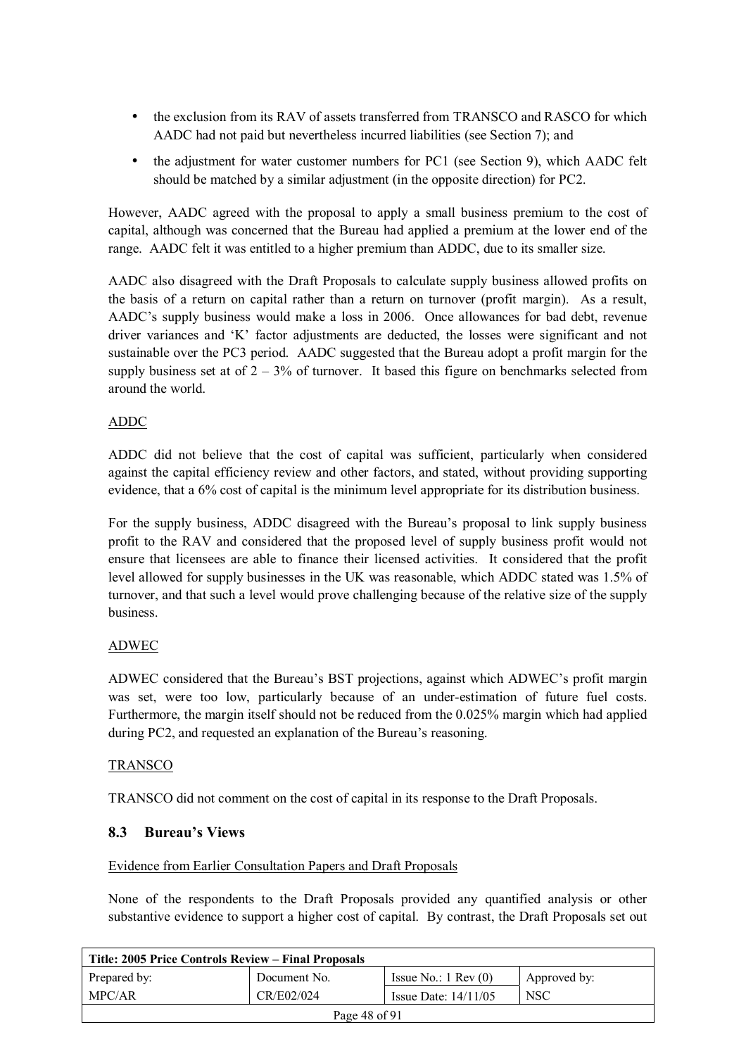- the exclusion from its RAV of assets transferred from TRANSCO and RASCO for which AADC had not paid but nevertheless incurred liabilities (see Section 7); and
- the adjustment for water customer numbers for PC1 (see Section 9), which AADC felt should be matched by a similar adjustment (in the opposite direction) for PC2.

However, AADC agreed with the proposal to apply a small business premium to the cost of capital, although was concerned that the Bureau had applied a premium at the lower end of the range. AADC felt it was entitled to a higher premium than ADDC, due to its smaller size.

AADC also disagreed with the Draft Proposals to calculate supply business allowed profits on the basis of a return on capital rather than a return on turnover (profit margin). As a result, AADC's supply business would make a loss in 2006. Once allowances for bad debt, revenue driver variances and 'K' factor adjustments are deducted, the losses were significant and not sustainable over the PC3 period. AADC suggested that the Bureau adopt a profit margin for the supply business set at of 2 – 3% of turnover. It based this figure on benchmarks selected from around the world.

<u>ADDC</u>

ADDC did not believe that the cost of capital was sufficient, particularly when considered against the capital efficiency review and other factors, and stated, without providing supporting evidence, that a 6% cost of capital is the minimum level appropriate for its distribution business.

For the supply business, ADDC disagreed with the Bureau's proposal to link supply business profit to the RAV and considered that the proposed level of supply business profit would not ensure that licensees are able to finance their licensed activities. It considered that the profit level allowed for supply businesses in the UK was reasonable, which ADDC stated was 1.5% of turnover, and that such a level would prove challenging because of the relative size of the supply business.

<u>ADWEC</u>

ADWEC considered that the Bureau's BST projections, against which ADWEC's profit margin was set, were too low, particularly because of an under-estimation of future fuel costs. Furthermore, the margin itself should not be reduced from the 0.025% margin which had applied during PC2, and requested an explanation of the Bureau's reasoning.

<u>TRANSCO</u>

TRANSCO did not comment on the cost of capital in its response to the Draft Proposals.

### 8.3 Bureau's Views

<u>Evidence from Earlier Consultation Papers and Draft Proposals</u>

None of the respondents to the Draft Proposals provided any quantified analysis or other substantive evidence to support a higher cost of capital. By contrast, the Draft Proposals set out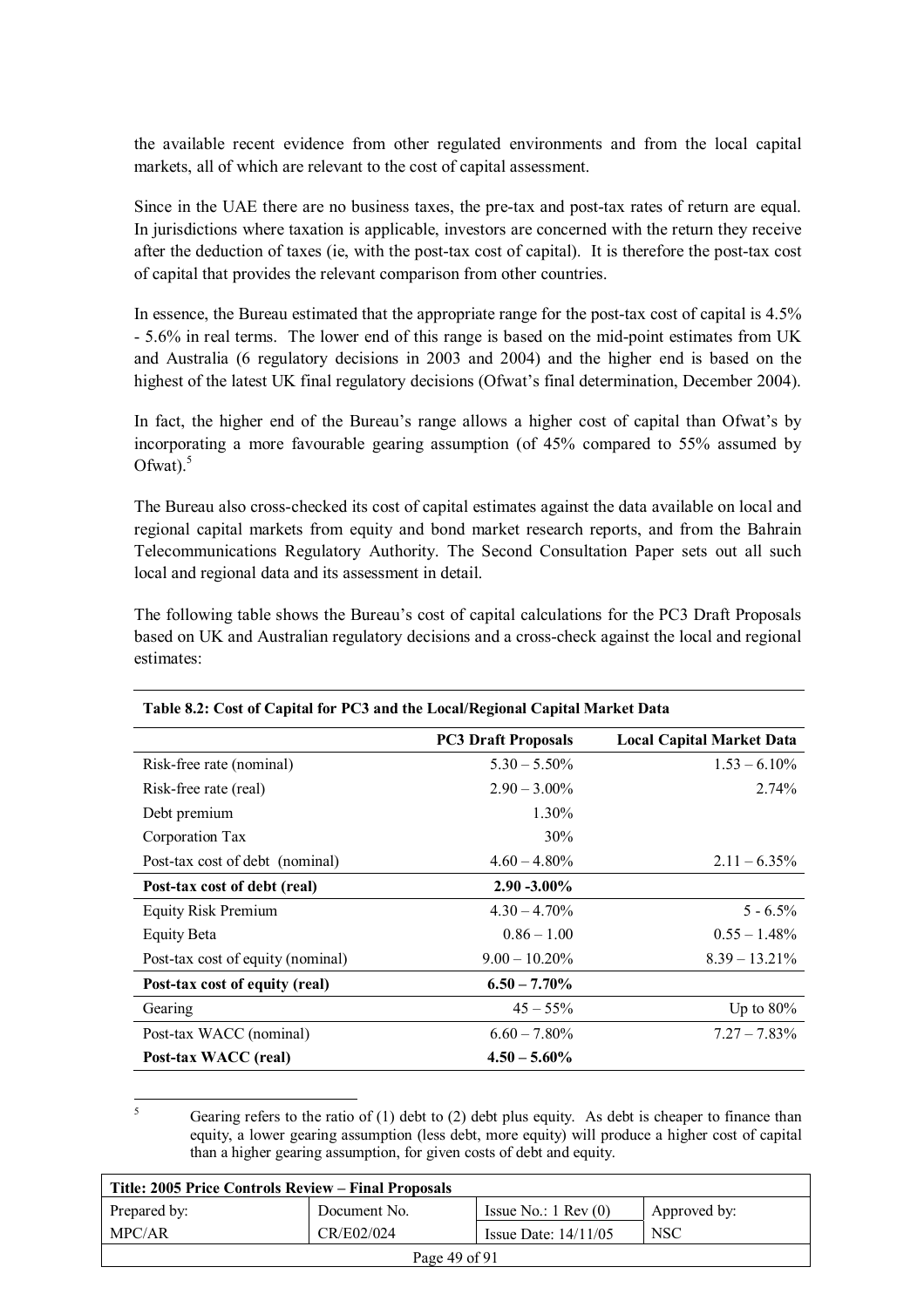the available recent evidence from other regulated environments and from the local capital markets, all of which are relevant to the cost of capital assessment.

Since in the UAE there are no business taxes, the pre-tax and post-tax rates of return are equal. In jurisdictions where taxation is applicable, investors are concerned with the return they receive after the deduction of taxes (ie, with the post-tax cost of capital). It is therefore the post-tax cost of capital that provides the relevant comparison from other countries.

In essence, the Bureau estimated that the appropriate range for the post-tax cost of capital is 4.5% - 5.6% in real terms. The lower end of this range is based on the mid-point estimates from UK and Australia (6 regulatory decisions in 2003 and 2004) and the higher end is based on the highest of the latest UK final regulatory decisions (Ofwat's final determination, December 2004).

In fact, the higher end of the Bureau's range allows a higher cost of capital than Ofwat's by incorporating a more favourable gearing assumption (of 45% compared to 55% assumed by Ofwat).[5]

The Bureau also cross-checked its cost of capital estimates against the data available on local and regional capital markets from equity and bond market research reports, and from the Bahrain Telecommunications Regulatory Authority. The Second Consultation Paper sets out all such local and regional data and its assessment in detail.

The following table shows the Bureau's cost of capital calculations for the PC3 Draft Proposals based on UK and Australian regulatory decisions and a cross-check against the local and regional estimates:

**Table 8.2: Cost of Capital for PC3 and the Local/Regional Capital Market Data**

| | PC3 Draft Proposals | Local Capital Market Data |
|---|---|---|
| Risk-free rate (nominal) | 5.30 – 5.50% | 1.53 – 6.10% |
| Risk-free rate (real) | 2.90 – 3.00% | 2.74% |
| Debt premium | 1.30% | |
| Corporation Tax | 30% | |
| Post-tax cost of debt (nominal) | 4.60 – 4.80% | 2.11 – 6.35% |
| **Post-tax cost of debt (real)** | **2.90 -3.00%** | |
| Equity Risk Premium | 4.30 – 4.70% | 5 - 6.5% |
| Equity Beta | 0.86 – 1.00 | 0.55 – 1.48% |
| Post-tax cost of equity (nominal) | 9.00 – 10.20% | 8.39 – 13.21% |
| **Post-tax cost of equity (real)** | **6.50 – 7.70%** | |
| Gearing | 45 – 55% | Up to 80% |
| Post-tax WACC (nominal) | 6.60 – 7.80% | 7.27 – 7.83% |
| **Post-tax WACC (real)** | **4.50 – 5.60%** | |

[5] Gearing refers to the ratio of (1) debt to (2) debt plus equity. As debt is cheaper to finance than equity, a lower gearing assumption (less debt, more equity) will produce a higher cost of capital than a higher gearing assumption, for given costs of debt and equity.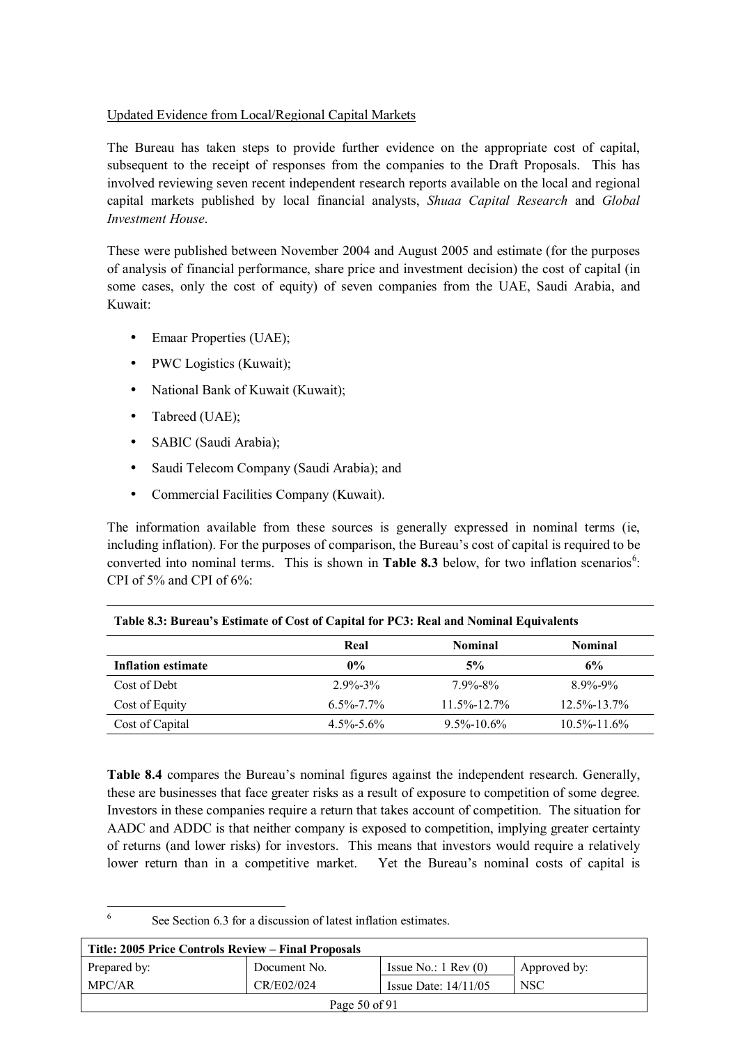Updated Evidence from Local/Regional Capital Markets

The Bureau has taken steps to provide further evidence on the appropriate cost of capital, subsequent to the receipt of responses from the companies to the Draft Proposals. This has involved reviewing seven recent independent research reports available on the local and regional capital markets published by local financial analysts, *Shuaa Capital Research* and *Global Investment House*.

These were published between November 2004 and August 2005 and estimate (for the purposes of analysis of financial performance, share price and investment decision) the cost of capital (in some cases, only the cost of equity) of seven companies from the UAE, Saudi Arabia, and Kuwait:

- Emaar Properties (UAE);
- PWC Logistics (Kuwait);
- National Bank of Kuwait (Kuwait);
- Tabreed (UAE);
- SABIC (Saudi Arabia);
- Saudi Telecom Company (Saudi Arabia); and
- Commercial Facilities Company (Kuwait).

The information available from these sources is generally expressed in nominal terms (ie, including inflation). For the purposes of comparison, the Bureau's cost of capital is required to be converted into nominal terms. This is shown in **Table 8.3** below, for two inflation scenarios[6]: CPI of 5% and CPI of 6%:

**Table 8.3: Bureau's Estimate of Cost of Capital for PC3: Real and Nominal Equivalents**

| | Real | Nominal | Nominal |
|---|---|---|---|
| **Inflation estimate** | **0%** | **5%** | **6%** |
| Cost of Debt | 2.9%-3% | 7.9%-8% | 8.9%-9% |
| Cost of Equity | 6.5%-7.7% | 11.5%-12.7% | 12.5%-13.7% |
| Cost of Capital | 4.5%-5.6% | 9.5%-10.6% | 10.5%-11.6% |

**Table 8.4** compares the Bureau's nominal figures against the independent research. Generally, these are businesses that face greater risks as a result of exposure to competition of some degree. Investors in these companies require a return that takes account of competition. The situation for AADC and ADDC is that neither company is exposed to competition, implying greater certainty of returns (and lower risks) for investors. This means that investors would require a relatively lower return than in a competitive market. Yet the Bureau's nominal costs of capital is

[6] See Section 6.3 for a discussion of latest inflation estimates.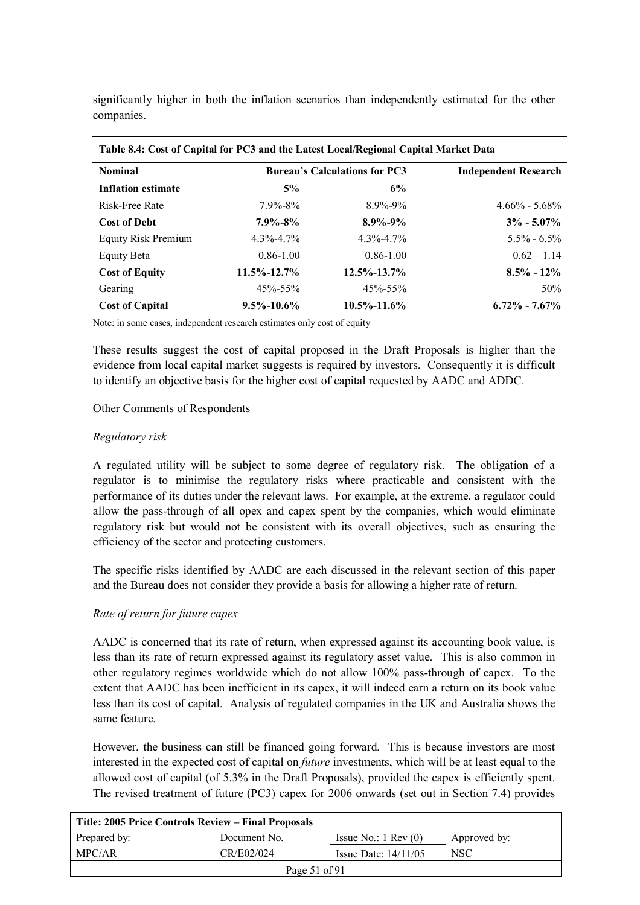significantly higher in both the inflation scenarios than independently estimated for the other companies.

**Table 8.4: Cost of Capital for PC3 and the Latest Local/Regional Capital Market Data**

| Nominal | Bureau's Calculations for PC3 | | Independent Research |
|---|---|---|---|
| **Inflation estimate** | **5%** | **6%** | |
| Risk-Free Rate | 7.9%-8% | 8.9%-9% | 4.66% - 5.68% |
| **Cost of Debt** | **7.9%-8%** | **8.9%-9%** | **3% - 5.07%** |
| Equity Risk Premium | 4.3%-4.7% | 4.3%-4.7% | 5.5% - 6.5% |
| Equity Beta | 0.86-1.00 | 0.86-1.00 | 0.62 – 1.14 |
| **Cost of Equity** | **11.5%-12.7%** | **12.5%-13.7%** | **8.5% - 12%** |
| Gearing | 45%-55% | 45%-55% | 50% |
| **Cost of Capital** | **9.5%-10.6%** | **10.5%-11.6%** | **6.72% - 7.67%** |

Note: in some cases, independent research estimates only cost of equity

These results suggest the cost of capital proposed in the Draft Proposals is higher than the evidence from local capital market suggests is required by investors. Consequently it is difficult to identify an objective basis for the higher cost of capital requested by AADC and ADDC.

Other Comments of Respondents

*Regulatory risk*

A regulated utility will be subject to some degree of regulatory risk. The obligation of a regulator is to minimise the regulatory risks where practicable and consistent with the performance of its duties under the relevant laws. For example, at the extreme, a regulator could allow the pass-through of all opex and capex spent by the companies, which would eliminate regulatory risk but would not be consistent with its overall objectives, such as ensuring the efficiency of the sector and protecting customers.

The specific risks identified by AADC are each discussed in the relevant section of this paper and the Bureau does not consider they provide a basis for allowing a higher rate of return.

*Rate of return for future capex*

AADC is concerned that its rate of return, when expressed against its accounting book value, is less than its rate of return expressed against its regulatory asset value. This is also common in other regulatory regimes worldwide which do not allow 100% pass-through of capex. To the extent that AADC has been inefficient in its capex, it will indeed earn a return on its book value less than its cost of capital. Analysis of regulated companies in the UK and Australia shows the same feature.

However, the business can still be financed going forward. This is because investors are most interested in the expected cost of capital on *future* investments, which will be at least equal to the allowed cost of capital (of 5.3% in the Draft Proposals), provided the capex is efficiently spent. The revised treatment of future (PC3) capex for 2006 onwards (set out in Section 7.4) provides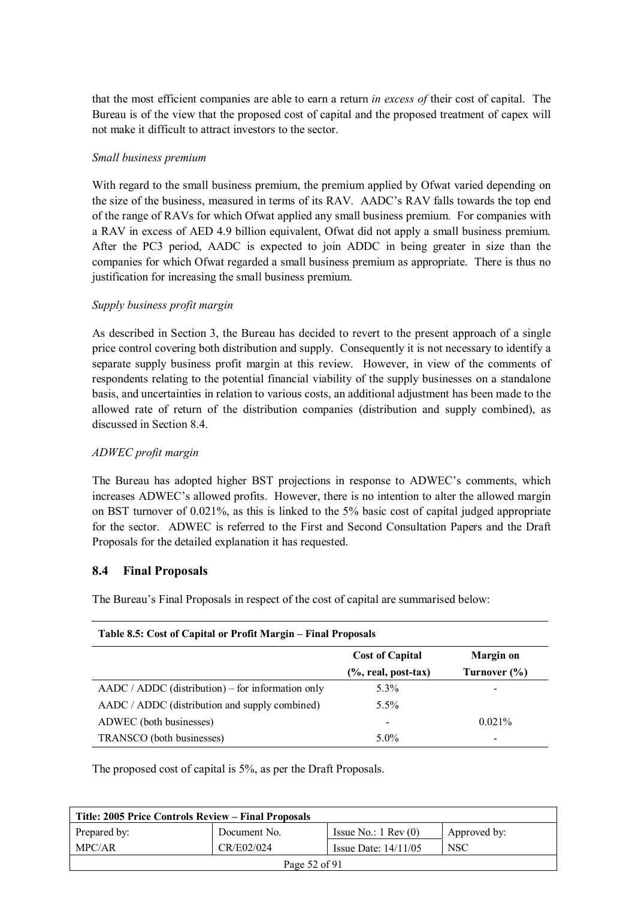that the most efficient companies are able to earn a return *in excess of* their cost of capital. The Bureau is of the view that the proposed cost of capital and the proposed treatment of capex will not make it difficult to attract investors to the sector.

*Small business premium*

With regard to the small business premium, the premium applied by Ofwat varied depending on the size of the business, measured in terms of its RAV. AADC's RAV falls towards the top end of the range of RAVs for which Ofwat applied any small business premium. For companies with a RAV in excess of AED 4.9 billion equivalent, Ofwat did not apply a small business premium. After the PC3 period, AADC is expected to join ADDC in being greater in size than the companies for which Ofwat regarded a small business premium as appropriate. There is thus no justification for increasing the small business premium.

*Supply business profit margin*

As described in Section 3, the Bureau has decided to revert to the present approach of a single price control covering both distribution and supply. Consequently it is not necessary to identify a separate supply business profit margin at this review. However, in view of the comments of respondents relating to the potential financial viability of the supply businesses on a standalone basis, and uncertainties in relation to various costs, an additional adjustment has been made to the allowed rate of return of the distribution companies (distribution and supply combined), as discussed in Section 8.4.

*ADWEC profit margin*

The Bureau has adopted higher BST projections in response to ADWEC's comments, which increases ADWEC's allowed profits. However, there is no intention to alter the allowed margin on BST turnover of 0.021%, as this is linked to the 5% basic cost of capital judged appropriate for the sector. ADWEC is referred to the First and Second Consultation Papers and the Draft Proposals for the detailed explanation it has requested.

## 8.4 Final Proposals

The Bureau's Final Proposals in respect of the cost of capital are summarised below:

**Table 8.5: Cost of Capital or Profit Margin – Final Proposals**

| | Cost of Capital (%, real, post-tax) | Margin on Turnover (%) |
|---|---|---|
| AADC / ADDC (distribution) – for information only | 5.3% | - |
| AADC / ADDC (distribution and supply combined) | 5.5% | |
| ADWEC (both businesses) | - | 0.021% |
| TRANSCO (both businesses) | 5.0% | - |

The proposed cost of capital is 5%, as per the Draft Proposals.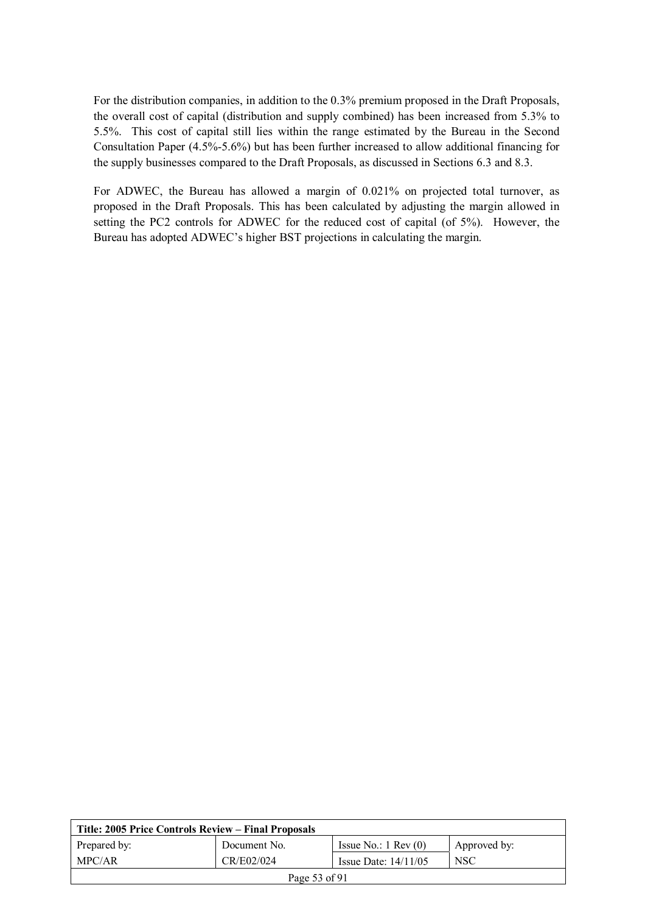For the distribution companies, in addition to the 0.3% premium proposed in the Draft Proposals, the overall cost of capital (distribution and supply combined) has been increased from 5.3% to 5.5%. This cost of capital still lies within the range estimated by the Bureau in the Second Consultation Paper (4.5%-5.6%) but has been further increased to allow additional financing for the supply businesses compared to the Draft Proposals, as discussed in Sections 6.3 and 8.3.

For ADWEC, the Bureau has allowed a margin of 0.021% on projected total turnover, as proposed in the Draft Proposals. This has been calculated by adjusting the margin allowed in setting the PC2 controls for ADWEC for the reduced cost of capital (of 5%). However, the Bureau has adopted ADWEC's higher BST projections in calculating the margin.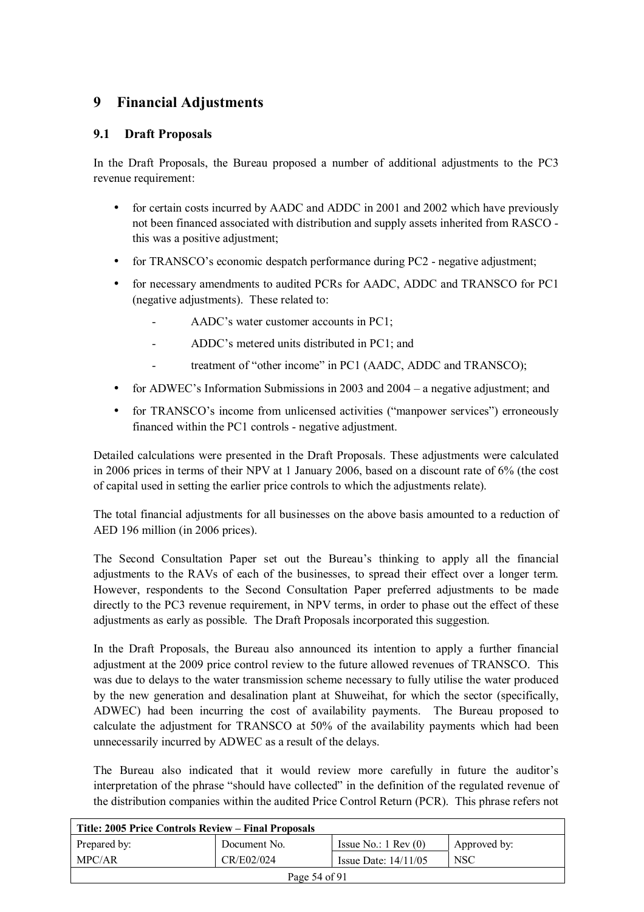# 9 Financial Adjustments

## 9.1 Draft Proposals

In the Draft Proposals, the Bureau proposed a number of additional adjustments to the PC3 revenue requirement:

- for certain costs incurred by AADC and ADDC in 2001 and 2002 which have previously not been financed associated with distribution and supply assets inherited from RASCO - this was a positive adjustment;
- for TRANSCO's economic despatch performance during PC2 - negative adjustment;
- for necessary amendments to audited PCRs for AADC, ADDC and TRANSCO for PC1 (negative adjustments). These related to:
  - AADC's water customer accounts in PC1;
  - ADDC's metered units distributed in PC1; and
  - treatment of "other income" in PC1 (AADC, ADDC and TRANSCO);
- for ADWEC's Information Submissions in 2003 and 2004 – a negative adjustment; and
- for TRANSCO's income from unlicensed activities ("manpower services") erroneously financed within the PC1 controls - negative adjustment.

Detailed calculations were presented in the Draft Proposals. These adjustments were calculated in 2006 prices in terms of their NPV at 1 January 2006, based on a discount rate of 6% (the cost of capital used in setting the earlier price controls to which the adjustments relate).

The total financial adjustments for all businesses on the above basis amounted to a reduction of AED 196 million (in 2006 prices).

The Second Consultation Paper set out the Bureau's thinking to apply all the financial adjustments to the RAVs of each of the businesses, to spread their effect over a longer term. However, respondents to the Second Consultation Paper preferred adjustments to be made directly to the PC3 revenue requirement, in NPV terms, in order to phase out the effect of these adjustments as early as possible. The Draft Proposals incorporated this suggestion.

In the Draft Proposals, the Bureau also announced its intention to apply a further financial adjustment at the 2009 price control review to the future allowed revenues of TRANSCO. This was due to delays to the water transmission scheme necessary to fully utilise the water produced by the new generation and desalination plant at Shuweihat, for which the sector (specifically, ADWEC) had been incurring the cost of availability payments. The Bureau proposed to calculate the adjustment for TRANSCO at 50% of the availability payments which had been unnecessarily incurred by ADWEC as a result of the delays.

The Bureau also indicated that it would review more carefully in future the auditor's interpretation of the phrase "should have collected" in the definition of the regulated revenue of the distribution companies within the audited Price Control Return (PCR). This phrase refers not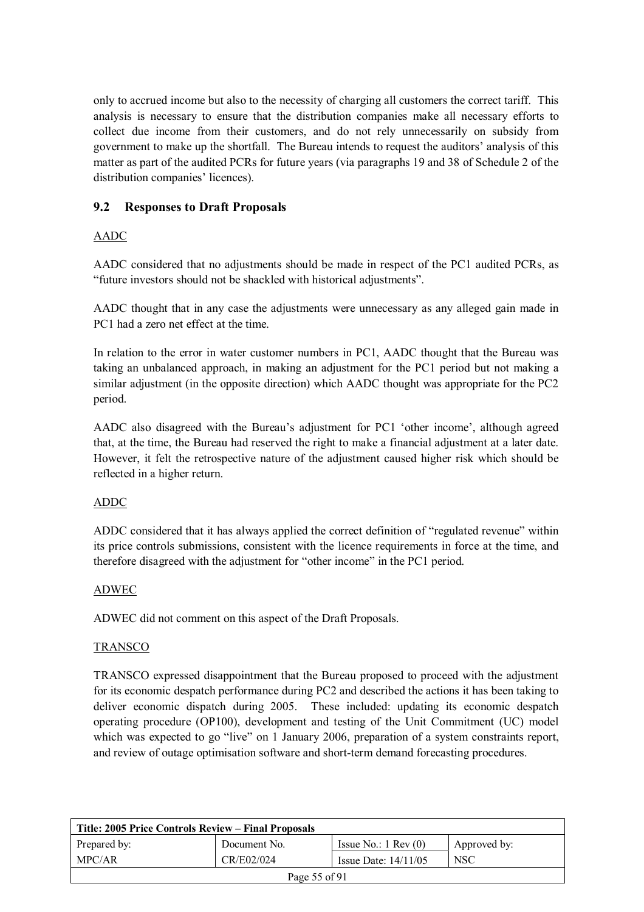only to accrued income but also to the necessity of charging all customers the correct tariff. This analysis is necessary to ensure that the distribution companies make all necessary efforts to collect due income from their customers, and do not rely unnecessarily on subsidy from government to make up the shortfall. The Bureau intends to request the auditors' analysis of this matter as part of the audited PCRs for future years (via paragraphs 19 and 38 of Schedule 2 of the distribution companies' licences).

## 9.2 Responses to Draft Proposals

<u>AADC</u>

AADC considered that no adjustments should be made in respect of the PC1 audited PCRs, as "future investors should not be shackled with historical adjustments".

AADC thought that in any case the adjustments were unnecessary as any alleged gain made in PC1 had a zero net effect at the time.

In relation to the error in water customer numbers in PC1, AADC thought that the Bureau was taking an unbalanced approach, in making an adjustment for the PC1 period but not making a similar adjustment (in the opposite direction) which AADC thought was appropriate for the PC2 period.

AADC also disagreed with the Bureau's adjustment for PC1 'other income', although agreed that, at the time, the Bureau had reserved the right to make a financial adjustment at a later date. However, it felt the retrospective nature of the adjustment caused higher risk which should be reflected in a higher return.

<u>ADDC</u>

ADDC considered that it has always applied the correct definition of "regulated revenue" within its price controls submissions, consistent with the licence requirements in force at the time, and therefore disagreed with the adjustment for "other income" in the PC1 period.

<u>ADWEC</u>

ADWEC did not comment on this aspect of the Draft Proposals.

<u>TRANSCO</u>

TRANSCO expressed disappointment that the Bureau proposed to proceed with the adjustment for its economic despatch performance during PC2 and described the actions it has been taking to deliver economic dispatch during 2005. These included: updating its economic despatch operating procedure (OP100), development and testing of the Unit Commitment (UC) model which was expected to go "live" on 1 January 2006, preparation of a system constraints report, and review of outage optimisation software and short-term demand forecasting procedures.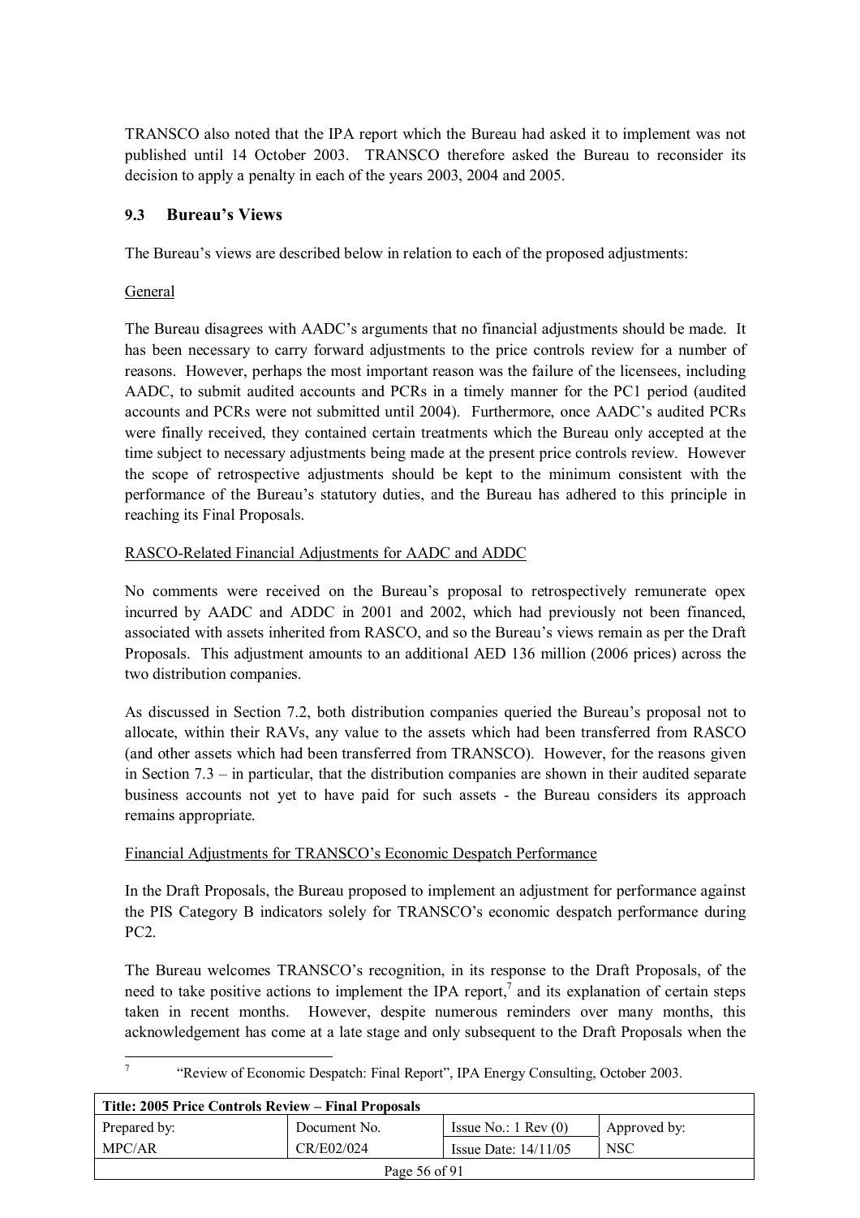TRANSCO also noted that the IPA report which the Bureau had asked it to implement was not published until 14 October 2003. TRANSCO therefore asked the Bureau to reconsider its decision to apply a penalty in each of the years 2003, 2004 and 2005.

### 9.3 Bureau's Views

The Bureau's views are described below in relation to each of the proposed adjustments:

General

The Bureau disagrees with AADC's arguments that no financial adjustments should be made. It has been necessary to carry forward adjustments to the price controls review for a number of reasons. However, perhaps the most important reason was the failure of the licensees, including AADC, to submit audited accounts and PCRs in a timely manner for the PC1 period (audited accounts and PCRs were not submitted until 2004). Furthermore, once AADC's audited PCRs were finally received, they contained certain treatments which the Bureau only accepted at the time subject to necessary adjustments being made at the present price controls review. However the scope of retrospective adjustments should be kept to the minimum consistent with the performance of the Bureau's statutory duties, and the Bureau has adhered to this principle in reaching its Final Proposals.

RASCO-Related Financial Adjustments for AADC and ADDC

No comments were received on the Bureau's proposal to retrospectively remunerate opex incurred by AADC and ADDC in 2001 and 2002, which had previously not been financed, associated with assets inherited from RASCO, and so the Bureau's views remain as per the Draft Proposals. This adjustment amounts to an additional AED 136 million (2006 prices) across the two distribution companies.

As discussed in Section 7.2, both distribution companies queried the Bureau's proposal not to allocate, within their RAVs, any value to the assets which had been transferred from RASCO (and other assets which had been transferred from TRANSCO). However, for the reasons given in Section 7.3 – in particular, that the distribution companies are shown in their audited separate business accounts not yet to have paid for such assets - the Bureau considers its approach remains appropriate.

Financial Adjustments for TRANSCO's Economic Despatch Performance

In the Draft Proposals, the Bureau proposed to implement an adjustment for performance against the PIS Category B indicators solely for TRANSCO's economic despatch performance during PC2.

The Bureau welcomes TRANSCO's recognition, in its response to the Draft Proposals, of the need to take positive actions to implement the IPA report,[7] and its explanation of certain steps taken in recent months. However, despite numerous reminders over many months, this acknowledgement has come at a late stage and only subsequent to the Draft Proposals when the

[7] "Review of Economic Despatch: Final Report", IPA Energy Consulting, October 2003.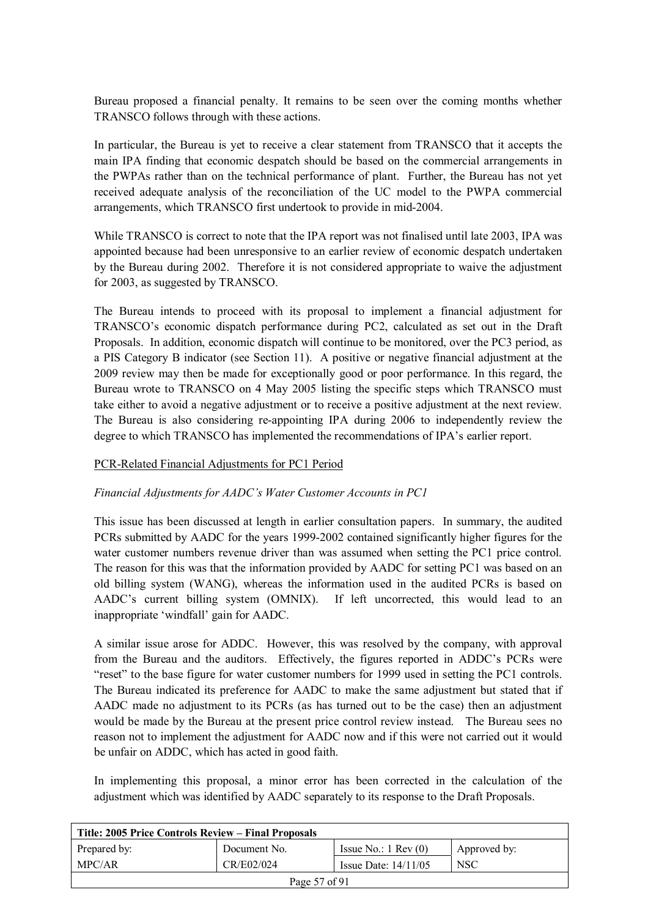Bureau proposed a financial penalty. It remains to be seen over the coming months whether TRANSCO follows through with these actions.

In particular, the Bureau is yet to receive a clear statement from TRANSCO that it accepts the main IPA finding that economic despatch should be based on the commercial arrangements in the PWPAs rather than on the technical performance of plant. Further, the Bureau has not yet received adequate analysis of the reconciliation of the UC model to the PWPA commercial arrangements, which TRANSCO first undertook to provide in mid-2004.

While TRANSCO is correct to note that the IPA report was not finalised until late 2003, IPA was appointed because had been unresponsive to an earlier review of economic despatch undertaken by the Bureau during 2002. Therefore it is not considered appropriate to waive the adjustment for 2003, as suggested by TRANSCO.

The Bureau intends to proceed with its proposal to implement a financial adjustment for TRANSCO's economic despatch performance during PC2, calculated as set out in the Draft Proposals. In addition, economic despatch will continue to be monitored, over the PC3 period, as a PIS Category B indicator (see Section 11). A positive or negative financial adjustment at the 2009 review may then be made for exceptionally good or poor performance. In this regard, the Bureau wrote to TRANSCO on 4 May 2005 listing the specific steps which TRANSCO must take either to avoid a negative adjustment or to receive a positive adjustment at the next review. The Bureau is also considering re-appointing IPA during 2006 to independently review the degree to which TRANSCO has implemented the recommendations of IPA's earlier report.

<u>PCR-Related Financial Adjustments for PC1 Period</u>

*Financial Adjustments for AADC's Water Customer Accounts in PC1*

This issue has been discussed at length in earlier consultation papers. In summary, the audited PCRs submitted by AADC for the years 1999-2002 contained significantly higher figures for the water customer numbers revenue driver than was assumed when setting the PC1 price control. The reason for this was that the information provided by AADC for setting PC1 was based on an old billing system (WANG), whereas the information used in the audited PCRs is based on AADC's current billing system (OMNIX). If left uncorrected, this would lead to an inappropriate 'windfall' gain for AADC.

A similar issue arose for ADDC. However, this was resolved by the company, with approval from the Bureau and the auditors. Effectively, the figures reported in ADDC's PCRs were "reset" to the base figure for water customer numbers for 1999 used in setting the PC1 controls. The Bureau indicated its preference for AADC to make the same adjustment but stated that if AADC made no adjustment to its PCRs (as has turned out to be the case) then an adjustment would be made by the Bureau at the present price control review instead. The Bureau sees no reason not to implement the adjustment for AADC now and if this were not carried out it would be unfair on ADDC, which has acted in good faith.

In implementing this proposal, a minor error has been corrected in the calculation of the adjustment which was identified by AADC separately to its response to the Draft Proposals.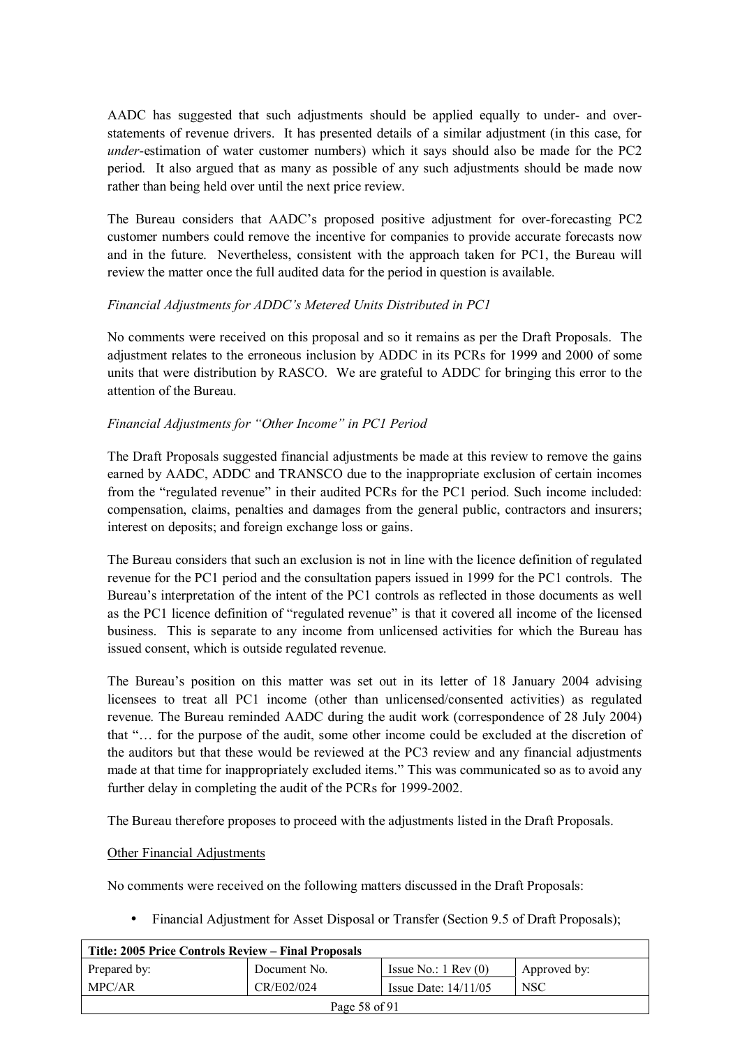AADC has suggested that such adjustments should be applied equally to under- and over-statements of revenue drivers. It has presented details of a similar adjustment (in this case, for *under*-estimation of water customer numbers) which it says should also be made for the PC2 period. It also argued that as many as possible of any such adjustments should be made now rather than being held over until the next price review.

The Bureau considers that AADC's proposed positive adjustment for over-forecasting PC2 customer numbers could remove the incentive for companies to provide accurate forecasts now and in the future. Nevertheless, consistent with the approach taken for PC1, the Bureau will review the matter once the full audited data for the period in question is available.

*Financial Adjustments for ADDC's Metered Units Distributed in PC1*

No comments were received on this proposal and so it remains as per the Draft Proposals. The adjustment relates to the erroneous inclusion by ADDC in its PCRs for 1999 and 2000 of some units that were distribution by RASCO. We are grateful to ADDC for bringing this error to the attention of the Bureau.

*Financial Adjustments for "Other Income" in PC1 Period*

The Draft Proposals suggested financial adjustments be made at this review to remove the gains earned by AADC, ADDC and TRANSCO due to the inappropriate exclusion of certain incomes from the "regulated revenue" in their audited PCRs for the PC1 period. Such income included: compensation, claims, penalties and damages from the general public, contractors and insurers; interest on deposits; and foreign exchange loss or gains.

The Bureau considers that such an exclusion is not in line with the licence definition of regulated revenue for the PC1 period and the consultation papers issued in 1999 for the PC1 controls. The Bureau's interpretation of the intent of the PC1 controls as reflected in those documents as well as the PC1 licence definition of "regulated revenue" is that it covered all income of the licensed business. This is separate to any income from unlicensed activities for which the Bureau has issued consent, which is outside regulated revenue.

The Bureau's position on this matter was set out in its letter of 18 January 2004 advising licensees to treat all PC1 income (other than unlicensed/consented activities) as regulated revenue. The Bureau reminded AADC during the audit work (correspondence of 28 July 2004) that "… for the purpose of the audit, some other income could be excluded at the discretion of the auditors but that these would be reviewed at the PC3 review and any financial adjustments made at that time for inappropriately excluded items." This was communicated so as to avoid any further delay in completing the audit of the PCRs for 1999-2002.

The Bureau therefore proposes to proceed with the adjustments listed in the Draft Proposals.

Other Financial Adjustments

No comments were received on the following matters discussed in the Draft Proposals:

- Financial Adjustment for Asset Disposal or Transfer (Section 9.5 of Draft Proposals);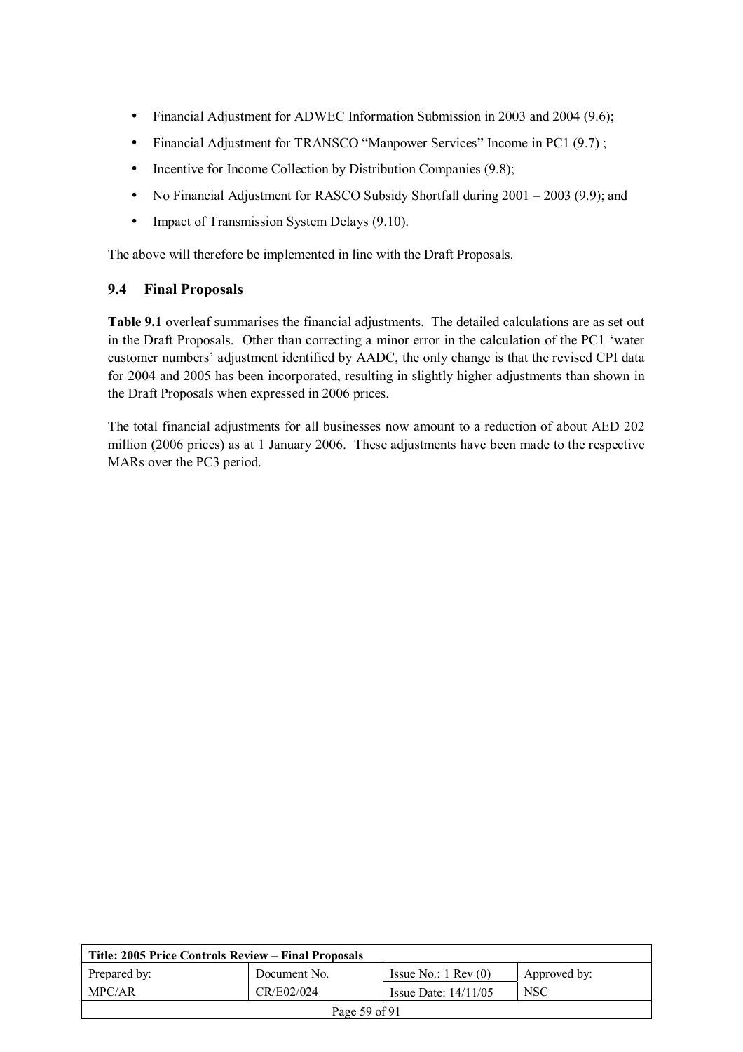- Financial Adjustment for ADWEC Information Submission in 2003 and 2004 (9.6);
- Financial Adjustment for TRANSCO "Manpower Services" Income in PC1 (9.7) ;
- Incentive for Income Collection by Distribution Companies (9.8);
- No Financial Adjustment for RASCO Subsidy Shortfall during 2001 – 2003 (9.9); and
- Impact of Transmission System Delays (9.10).

The above will therefore be implemented in line with the Draft Proposals.

### 9.4 Final Proposals

**Table 9.1** overleaf summarises the financial adjustments. The detailed calculations are as set out in the Draft Proposals. Other than correcting a minor error in the calculation of the PC1 'water customer numbers' adjustment identified by AADC, the only change is that the revised CPI data for 2004 and 2005 has been incorporated, resulting in slightly higher adjustments than shown in the Draft Proposals when expressed in 2006 prices.

The total financial adjustments for all businesses now amount to a reduction of about AED 202 million (2006 prices) as at 1 January 2006. These adjustments have been made to the respective MARs over the PC3 period.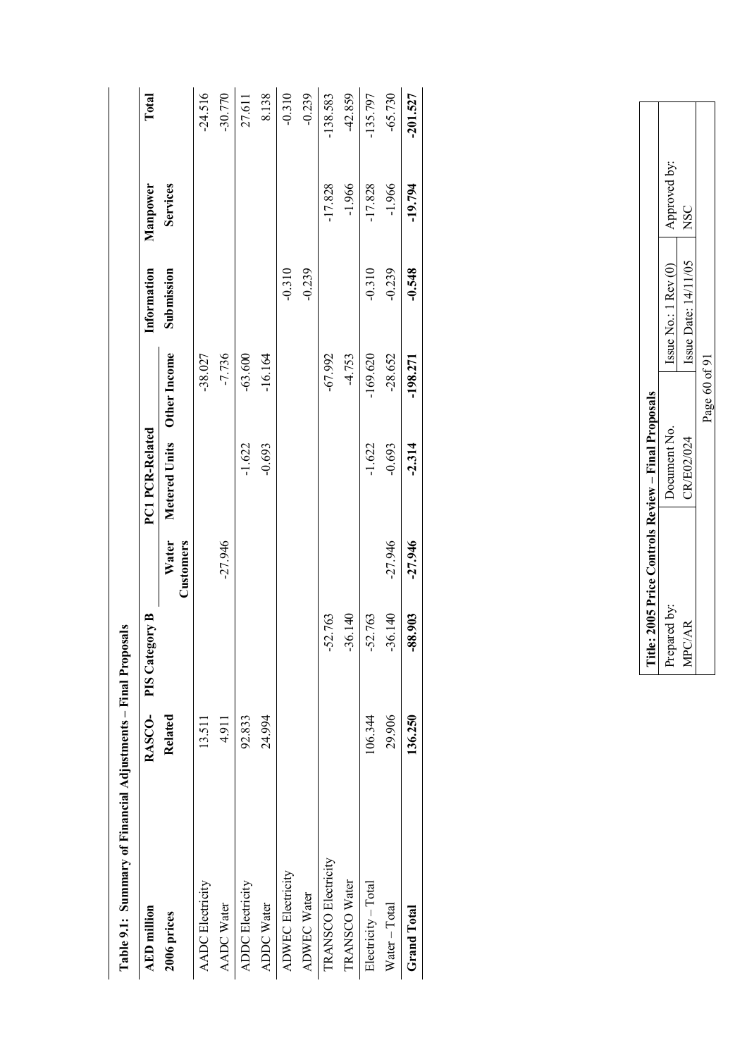**Table 9.1: Summary of Financial Adjustments – Final Proposals**

| AED million | RASCO-Related | PIS Category B | PC1 PCR-Related | | | Information Submission | Manpower Services | Total |
|---|---|---|---|---|---|---|---|---|
| 2006 prices | | | Water Customers | Metered Units | Other Income | | | |
| AADC Electricity | 13.511 | | | | -38.027 | | | -24.516 |
| AADC Water | 4.911 | | -27.946 | | -7.736 | | | -30.770 |
| ADDC Electricity | 92.833 | | | -1.622 | -63.600 | | | 27.611 |
| ADDC Water | 24.994 | | | -0.693 | -16.164 | | | 8.138 |
| ADWEC Electricity | | | | | | -0.310 | | -0.310 |
| ADWEC Water | | | | | | -0.239 | | -0.239 |
| TRANSCO Electricity | | -52.763 | | | -67.992 | | -17.828 | -138.583 |
| TRANSCO Water | | -36.140 | | | -4.753 | | -1.966 | -42.859 |
| Electricity – Total | 106.344 | -52.763 | | -1.622 | -169.620 | -0.310 | -17.828 | -135.797 |
| Water – Total | 29.906 | -36.140 | -27.946 | -0.693 | -28.652 | -0.239 | -1.966 | -65.730 |
| **Grand Total** | **136.250** | **-88.903** | **-27.946** | **-2.314** | **-198.271** | **-0.548** | **-19.794** | **-201.527** |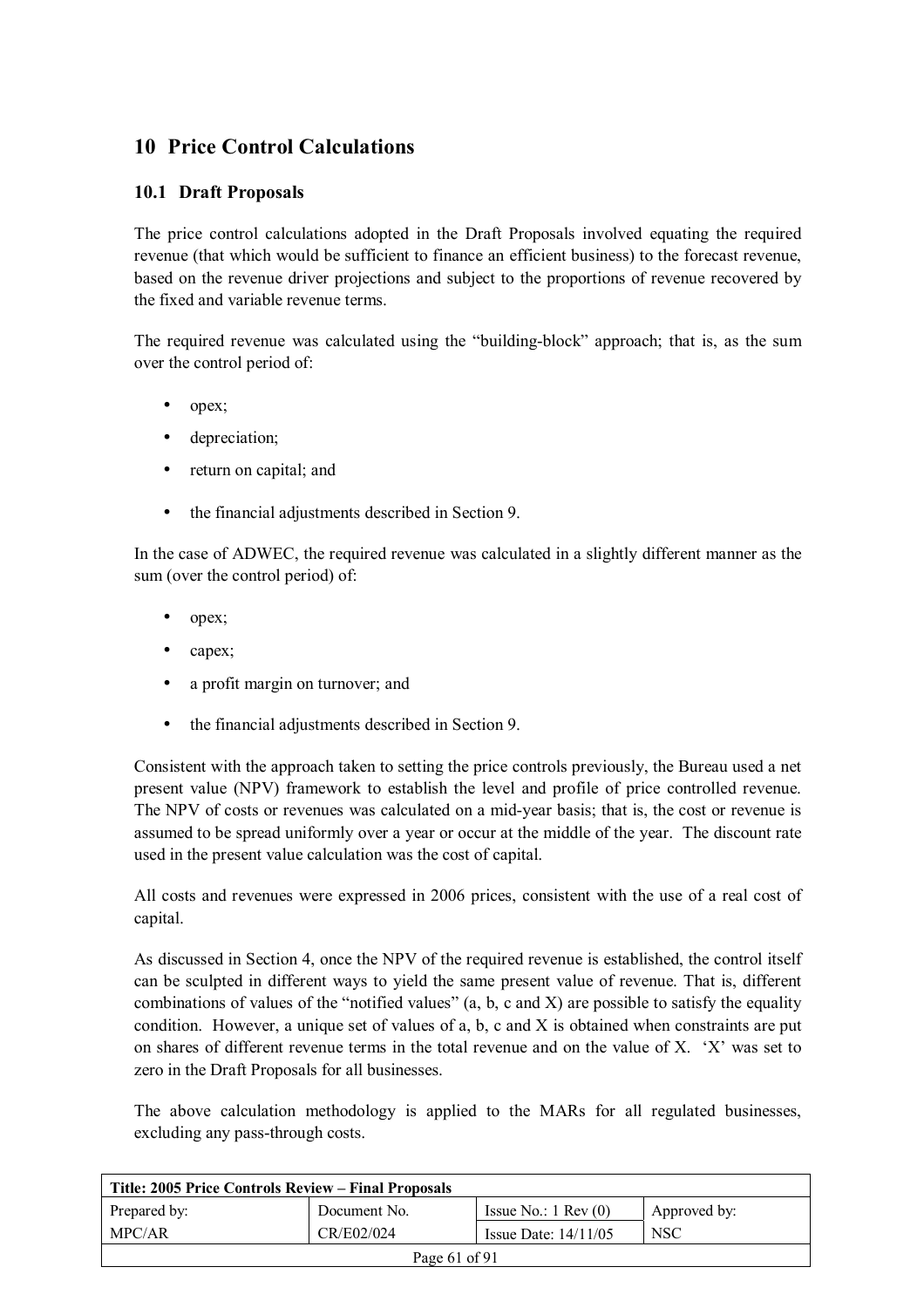# 10 Price Control Calculations

## 10.1 Draft Proposals

The price control calculations adopted in the Draft Proposals involved equating the required revenue (that which would be sufficient to finance an efficient business) to the forecast revenue, based on the revenue driver projections and subject to the proportions of revenue recovered by the fixed and variable revenue terms.

The required revenue was calculated using the "building-block" approach; that is, as the sum over the control period of:

- opex;
- depreciation;
- return on capital; and
- the financial adjustments described in Section 9.

In the case of ADWEC, the required revenue was calculated in a slightly different manner as the sum (over the control period) of:

- opex;
- capex;
- a profit margin on turnover; and
- the financial adjustments described in Section 9.

Consistent with the approach taken to setting the price controls previously, the Bureau used a net present value (NPV) framework to establish the level and profile of price controlled revenue. The NPV of costs or revenues was calculated on a mid-year basis; that is, the cost or revenue is assumed to be spread uniformly over a year or occur at the middle of the year. The discount rate used in the present value calculation was the cost of capital.

All costs and revenues were expressed in 2006 prices, consistent with the use of a real cost of capital.

As discussed in Section 4, once the NPV of the required revenue is established, the control itself can be sculpted in different ways to yield the same present value of revenue. That is, different combinations of values of the "notified values" (a, b, c and X) are possible to satisfy the equality condition. However, a unique set of values of a, b, c and X is obtained when constraints are put on shares of different revenue terms in the total revenue and on the value of X. 'X' was set to zero in the Draft Proposals for all businesses.

The above calculation methodology is applied to the MARs for all regulated businesses, excluding any pass-through costs.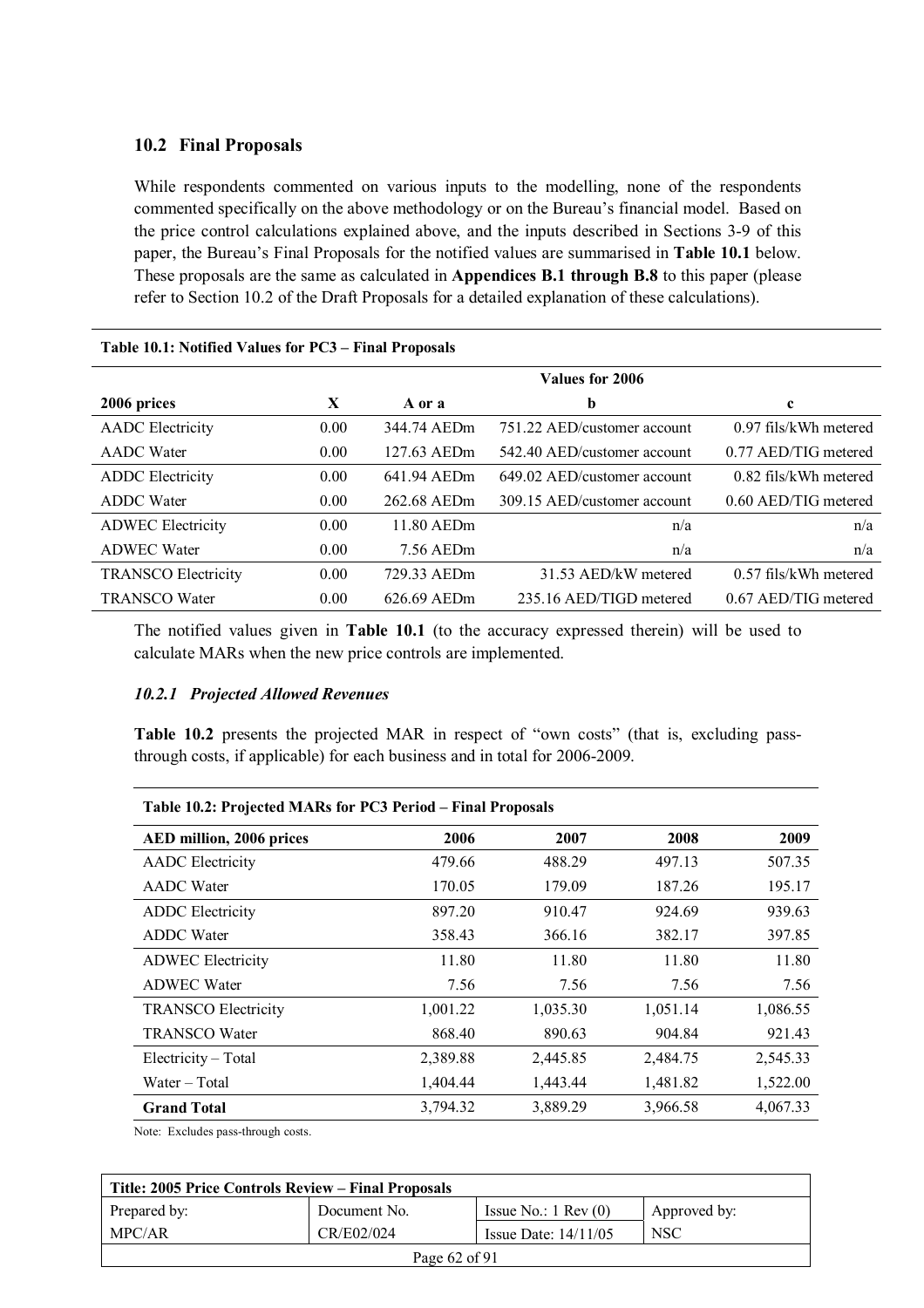## 10.2 Final Proposals

While respondents commented on various inputs to the modelling, none of the respondents commented specifically on the above methodology or on the Bureau's financial model. Based on the price control calculations explained above, and the inputs described in Sections 3-9 of this paper, the Bureau's Final Proposals for the notified values are summarised in **Table 10.1** below. These proposals are the same as calculated in **Appendices B.1 through B.8** to this paper (please refer to Section 10.2 of the Draft Proposals for a detailed explanation of these calculations).

**Table 10.1: Notified Values for PC3 – Final Proposals**

| | | Values for 2006 | | |
|---|---|---|---|---|
| **2006 prices** | **X** | **A or a** | **b** | **c** |
| AADC Electricity | 0.00 | 344.74 AEDm | 751.22 AED/customer account | 0.97 fils/kWh metered |
| AADC Water | 0.00 | 127.63 AEDm | 542.40 AED/customer account | 0.77 AED/TIG metered |
| ADDC Electricity | 0.00 | 641.94 AEDm | 649.02 AED/customer account | 0.82 fils/kWh metered |
| ADDC Water | 0.00 | 262.68 AEDm | 309.15 AED/customer account | 0.60 AED/TIG metered |
| ADWEC Electricity | 0.00 | 11.80 AEDm | n/a | n/a |
| ADWEC Water | 0.00 | 7.56 AEDm | n/a | n/a |
| TRANSCO Electricity | 0.00 | 729.33 AEDm | 31.53 AED/kW metered | 0.57 fils/kWh metered |
| TRANSCO Water | 0.00 | 626.69 AEDm | 235.16 AED/TIGD metered | 0.67 AED/TIG metered |

The notified values given in **Table 10.1** (to the accuracy expressed therein) will be used to calculate MARs when the new price controls are implemented.

### *10.2.1 Projected Allowed Revenues*

**Table 10.2** presents the projected MAR in respect of "own costs" (that is, excluding pass-through costs, if applicable) for each business and in total for 2006-2009.

**Table 10.2: Projected MARs for PC3 Period – Final Proposals**

| **AED million, 2006 prices** | **2006** | **2007** | **2008** | **2009** |
|---|---|---|---|---|
| AADC Electricity | 479.66 | 488.29 | 497.13 | 507.35 |
| AADC Water | 170.05 | 179.09 | 187.26 | 195.17 |
| ADDC Electricity | 897.20 | 910.47 | 924.69 | 939.63 |
| ADDC Water | 358.43 | 366.16 | 382.17 | 397.85 |
| ADWEC Electricity | 11.80 | 11.80 | 11.80 | 11.80 |
| ADWEC Water | 7.56 | 7.56 | 7.56 | 7.56 |
| TRANSCO Electricity | 1,001.22 | 1,035.30 | 1,051.14 | 1,086.55 |
| TRANSCO Water | 868.40 | 890.63 | 904.84 | 921.43 |
| Electricity – Total | 2,389.88 | 2,445.85 | 2,484.75 | 2,545.33 |
| Water – Total | 1,404.44 | 1,443.44 | 1,481.82 | 1,522.00 |
| **Grand Total** | 3,794.32 | 3,889.29 | 3,966.58 | 4,067.33 |

Note: Excludes pass-through costs.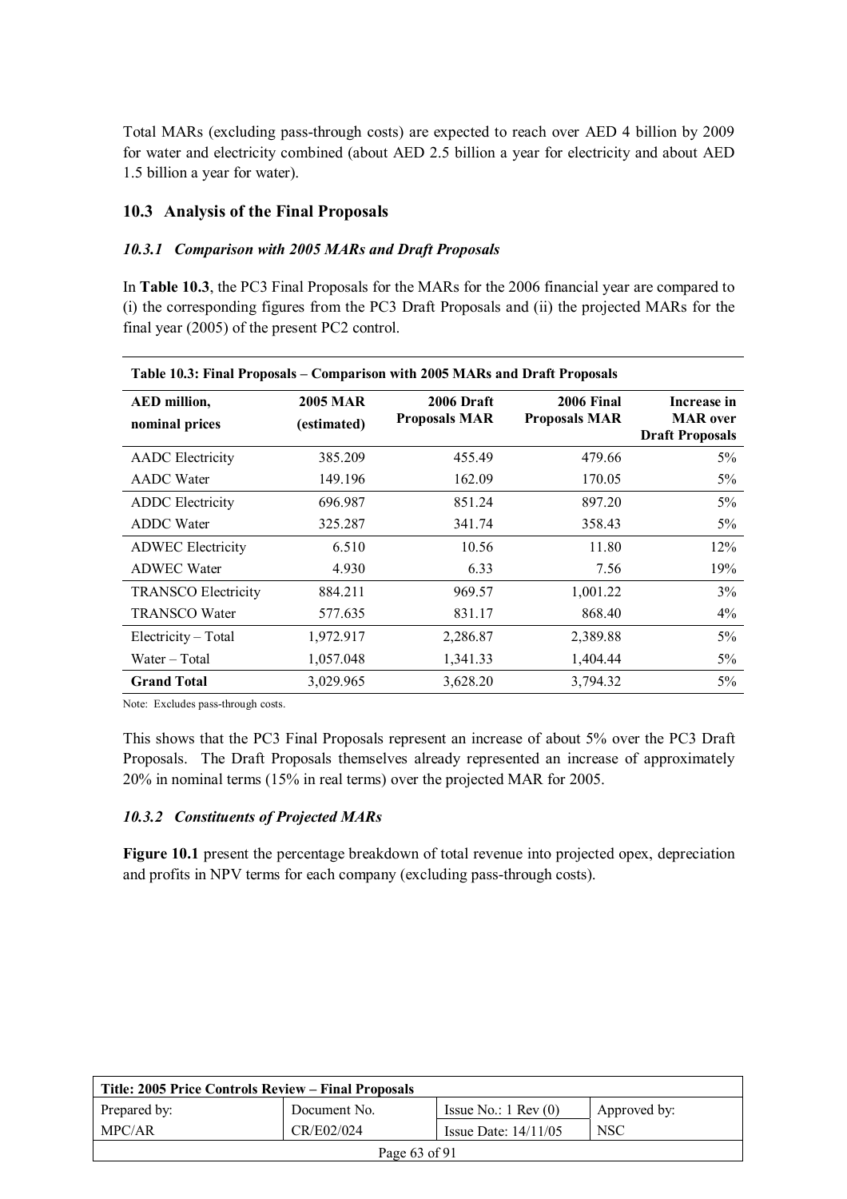Total MARs (excluding pass-through costs) are expected to reach over AED 4 billion by 2009 for water and electricity combined (about AED 2.5 billion a year for electricity and about AED 1.5 billion a year for water).

## 10.3 Analysis of the Final Proposals

### *10.3.1 Comparison with 2005 MARs and Draft Proposals*

In **Table 10.3**, the PC3 Final Proposals for the MARs for the 2006 financial year are compared to (i) the corresponding figures from the PC3 Draft Proposals and (ii) the projected MARs for the final year (2005) of the present PC2 control.

**Table 10.3: Final Proposals – Comparison with 2005 MARs and Draft Proposals**

| AED million, nominal prices | 2005 MAR (estimated) | 2006 Draft Proposals MAR | 2006 Final Proposals MAR | Increase in MAR over Draft Proposals |
|---|---|---|---|---|
| AADC Electricity | 385.209 | 455.49 | 479.66 | 5% |
| AADC Water | 149.196 | 162.09 | 170.05 | 5% |
| ADDC Electricity | 696.987 | 851.24 | 897.20 | 5% |
| ADDC Water | 325.287 | 341.74 | 358.43 | 5% |
| ADWEC Electricity | 6.510 | 10.56 | 11.80 | 12% |
| ADWEC Water | 4.930 | 6.33 | 7.56 | 19% |
| TRANSCO Electricity | 884.211 | 969.57 | 1,001.22 | 3% |
| TRANSCO Water | 577.635 | 831.17 | 868.40 | 4% |
| Electricity – Total | 1,972.917 | 2,286.87 | 2,389.88 | 5% |
| Water – Total | 1,057.048 | 1,341.33 | 1,404.44 | 5% |
| **Grand Total** | 3,029.965 | 3,628.20 | 3,794.32 | 5% |

Note: Excludes pass-through costs.

This shows that the PC3 Final Proposals represent an increase of about 5% over the PC3 Draft Proposals. The Draft Proposals themselves already represented an increase of approximately 20% in nominal terms (15% in real terms) over the projected MAR for 2005.

### *10.3.2 Constituents of Projected MARs*

**Figure 10.1** present the percentage breakdown of total revenue into projected opex, depreciation and profits in NPV terms for each company (excluding pass-through costs).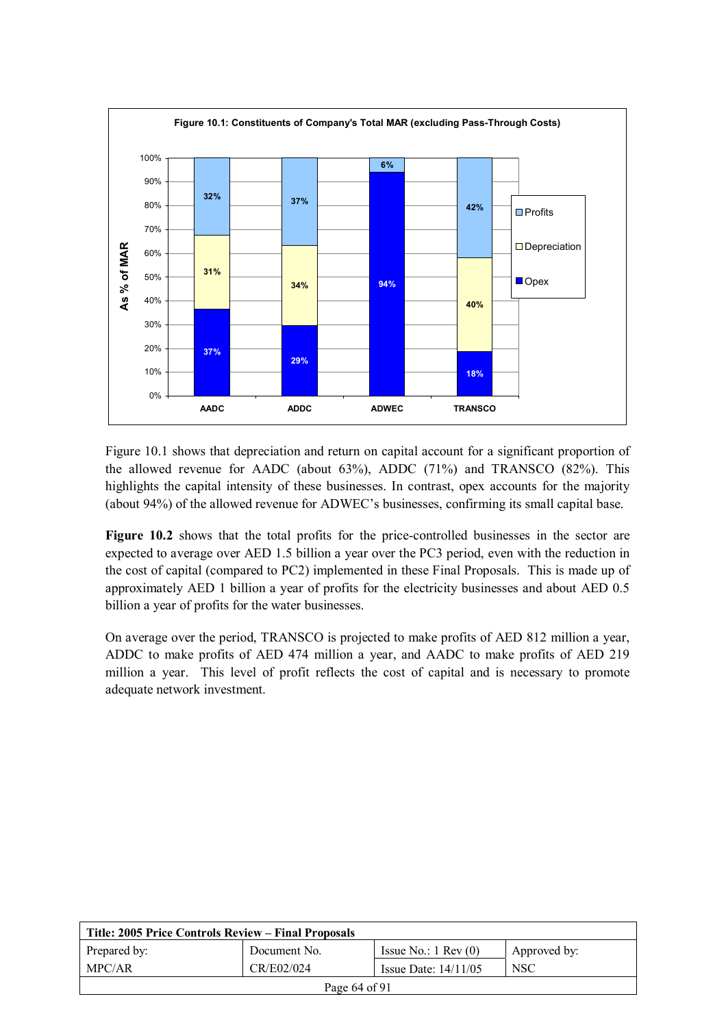**Figure 10.1: Constituents of Company's Total MAR (excluding Pass-Through Costs)**

As % of MAR

100%
90%
80%
70%
60%
50%
40%
30%
20%
10%
0%

AADC: 37% (Opex), 31% (Depreciation), 32% (Profits)
ADDC: 29% (Opex), 34% (Depreciation), 37% (Profits)
ADWEC: 94% (Opex), 6% (Profits)
TRANSCO: 18% (Opex), 40% (Depreciation), 42% (Profits)

Profits
Depreciation
Opex

Figure 10.1 shows that depreciation and return on capital account for a significant proportion of the allowed revenue for AADC (about 63%), ADDC (71%) and TRANSCO (82%). This highlights the capital intensity of these businesses. In contrast, opex accounts for the majority (about 94%) of the allowed revenue for ADWEC's businesses, confirming its small capital base.

**Figure 10.2** shows that the total profits for the price-controlled businesses in the sector are expected to average over AED 1.5 billion a year over the PC3 period, even with the reduction in the cost of capital (compared to PC2) implemented in these Final Proposals. This is made up of approximately AED 1 billion a year of profits for the electricity businesses and about AED 0.5 billion a year of profits for the water businesses.

On average over the period, TRANSCO is projected to make profits of AED 812 million a year, ADDC to make profits of AED 474 million a year, and AADC to make profits of AED 219 million a year. This level of profit reflects the cost of capital and is necessary to promote adequate network investment.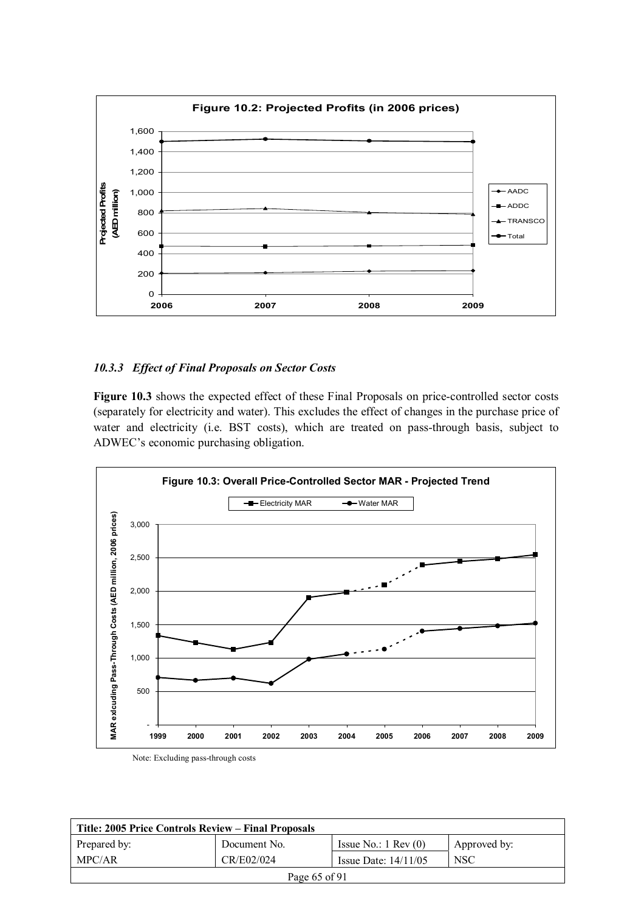**Figure 10.2: Projected Profits (in 2006 prices)**

Projected Profits (AED million)

1,600
1,400
1,200
1,000
800
600
400
200
0

2006
2007
2008
2009

AADC
ADDC
TRANSCO
Total

### 10.3.3 *Effect of Final Proposals on Sector Costs*

**Figure 10.3** shows the expected effect of these Final Proposals on price-controlled sector costs (separately for electricity and water). This excludes the effect of changes in the purchase price of water and electricity (i.e. BST costs), which are treated on pass-through basis, subject to ADWEC's economic purchasing obligation.

**Figure 10.3: Overall Price-Controlled Sector MAR - Projected Trend**

Electricity MAR
Water MAR

MAR excluding Pass-Through Costs (AED million, 2006 prices)

3,000
2,500
2,000
1,500
1,000
500
-

1999
2000
2001
2002
2003
2004
2005
2006
2007
2008
2009

Note: Excluding pass-through costs

| Title: 2005 Price Controls Review – Final Proposals | | | |
|---|---|---|---|
| Prepared by: | Document No. | Issue No.: 1 Rev (0) | Approved by: |
| MPC/AR | CR/E02/024 | Issue Date: 14/11/05 | NSC |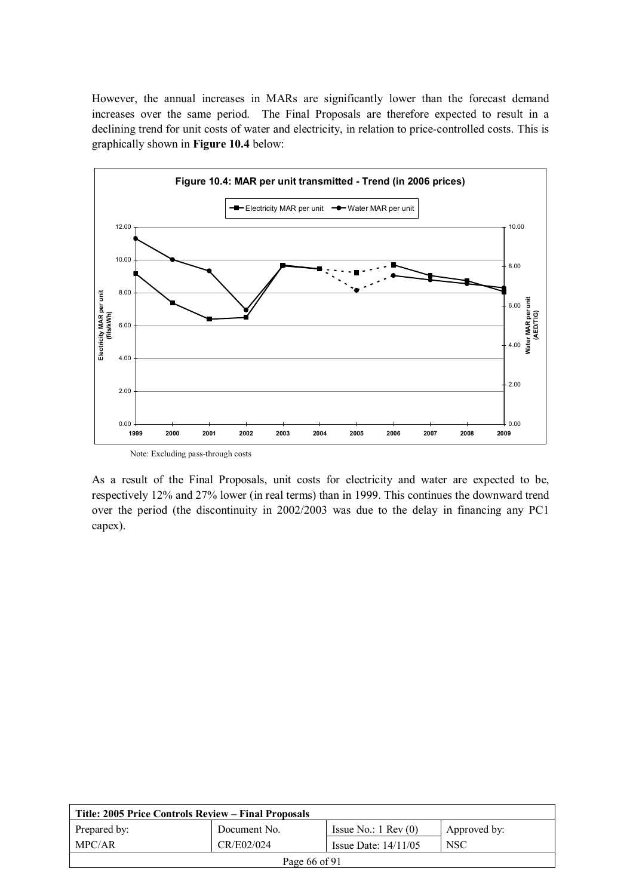However, the annual increases in MARs are significantly lower than the forecast demand increases over the same period. The Final Proposals are therefore expected to result in a declining trend for unit costs of water and electricity, in relation to price-controlled costs. This is graphically shown in **Figure 10.4** below:

**Figure 10.4: MAR per unit transmitted - Trend (in 2006 prices)**

Electricity MAR per unit
Water MAR per unit

Electricity MAR per unit (fils/kWh)

0.00
2.00
4.00
6.00
8.00
10.00
12.00

Water MAR per unit (AED/TIG)

0.00
2.00
4.00
6.00
8.00
10.00

1999
2000
2001
2002
2003
2004
2005
2006
2007
2008
2009

Note: Excluding pass-through costs

As a result of the Final Proposals, unit costs for electricity and water are expected to be, respectively 12% and 27% lower (in real terms) than in 1999. This continues the downward trend over the period (the discontinuity in 2002/2003 was due to the delay in financing any PC1 capex).

| Title: 2005 Price Controls Review – Final Proposals | | | |
|---|---|---|---|
| Prepared by: | Document No. | Issue No.: 1 Rev (0) | Approved by: |
| MPC/AR | CR/E02/024 | Issue Date: 14/11/05 | NSC |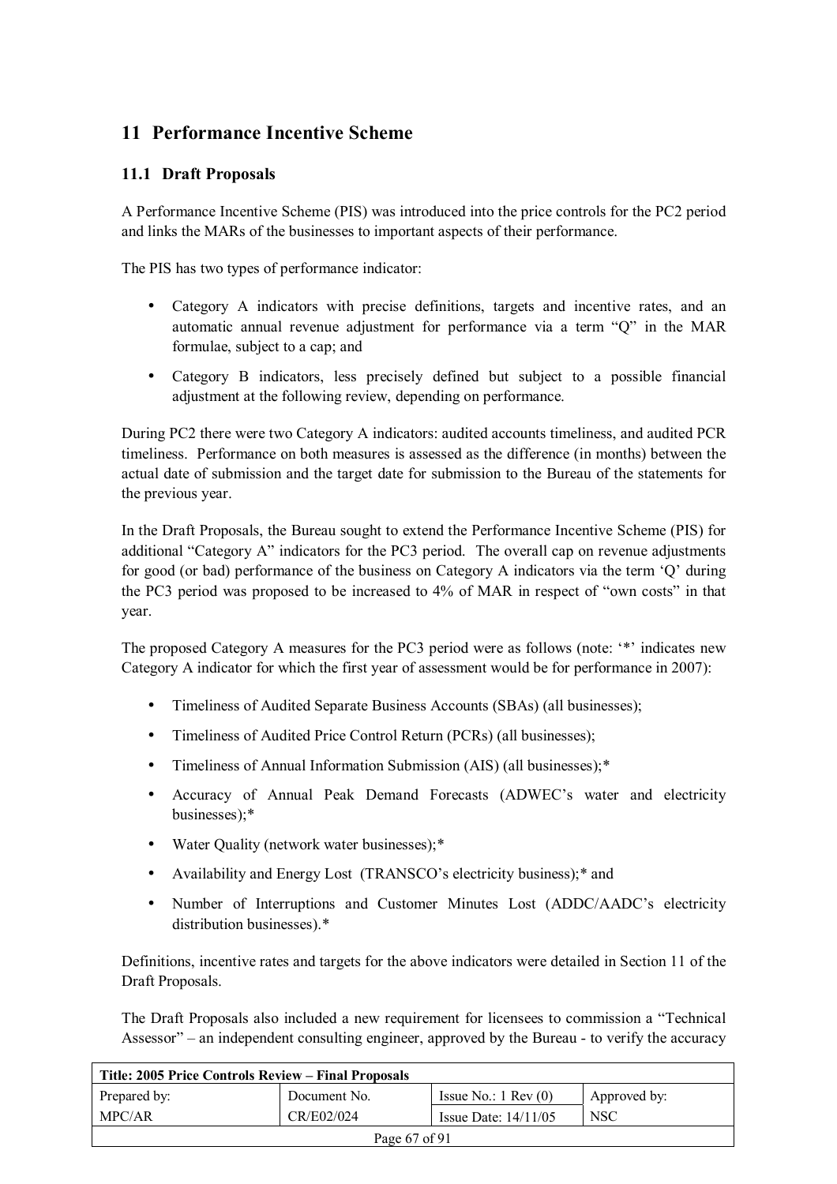# 11 Performance Incentive Scheme

## 11.1 Draft Proposals

A Performance Incentive Scheme (PIS) was introduced into the price controls for the PC2 period and links the MARs of the businesses to important aspects of their performance.

The PIS has two types of performance indicator:

- Category A indicators with precise definitions, targets and incentive rates, and an automatic annual revenue adjustment for performance via a term "Q" in the MAR formulae, subject to a cap; and
- Category B indicators, less precisely defined but subject to a possible financial adjustment at the following review, depending on performance.

During PC2 there were two Category A indicators: audited accounts timeliness, and audited PCR timeliness. Performance on both measures is assessed as the difference (in months) between the actual date of submission and the target date for submission to the Bureau of the statements for the previous year.

In the Draft Proposals, the Bureau sought to extend the Performance Incentive Scheme (PIS) for additional "Category A" indicators for the PC3 period. The overall cap on revenue adjustments for good (or bad) performance of the business on Category A indicators via the term 'Q' during the PC3 period was proposed to be increased to 4% of MAR in respect of "own costs" in that year.

The proposed Category A measures for the PC3 period were as follows (note: '*' indicates new Category A indicator for which the first year of assessment would be for performance in 2007):

- Timeliness of Audited Separate Business Accounts (SBAs) (all businesses);
- Timeliness of Audited Price Control Return (PCRs) (all businesses);
- Timeliness of Annual Information Submission (AIS) (all businesses);*
- Accuracy of Annual Peak Demand Forecasts (ADWEC's water and electricity businesses);*
- Water Quality (network water businesses);*
- Availability and Energy Lost (TRANSCO's electricity business);* and
- Number of Interruptions and Customer Minutes Lost (ADDC/AADC's electricity distribution businesses).*

Definitions, incentive rates and targets for the above indicators were detailed in Section 11 of the Draft Proposals.

The Draft Proposals also included a new requirement for licensees to commission a "Technical Assessor" – an independent consulting engineer, approved by the Bureau - to verify the accuracy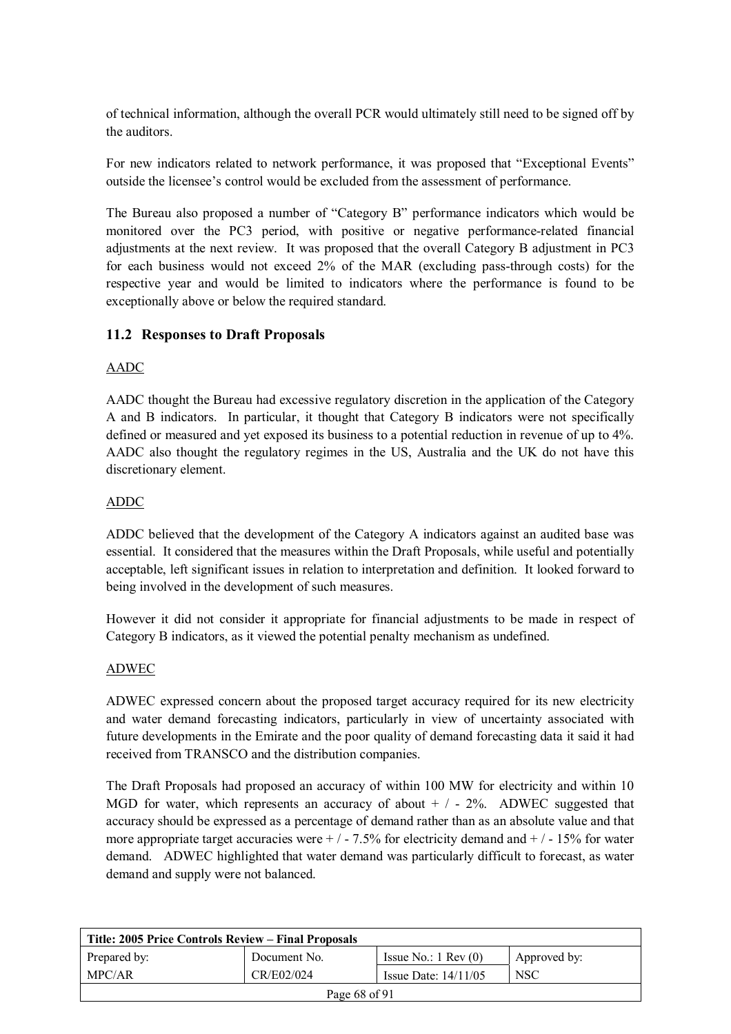of technical information, although the overall PCR would ultimately still need to be signed off by the auditors.

For new indicators related to network performance, it was proposed that "Exceptional Events" outside the licensee's control would be excluded from the assessment of performance.

The Bureau also proposed a number of "Category B" performance indicators which would be monitored over the PC3 period, with positive or negative performance-related financial adjustments at the next review. It was proposed that the overall Category B adjustment in PC3 for each business would not exceed 2% of the MAR (excluding pass-through costs) for the respective year and would be limited to indicators where the performance is found to be exceptionally above or below the required standard.

## 11.2 Responses to Draft Proposals

AADC

AADC thought the Bureau had excessive regulatory discretion in the application of the Category A and B indicators. In particular, it thought that Category B indicators were not specifically defined or measured and yet exposed its business to a potential reduction in revenue of up to 4%. AADC also thought the regulatory regimes in the US, Australia and the UK do not have this discretionary element.

ADDC

ADDC believed that the development of the Category A indicators against an audited base was essential. It considered that the measures within the Draft Proposals, while useful and potentially acceptable, left significant issues in relation to interpretation and definition. It looked forward to being involved in the development of such measures.

However it did not consider it appropriate for financial adjustments to be made in respect of Category B indicators, as it viewed the potential penalty mechanism as undefined.

ADWEC

ADWEC expressed concern about the proposed target accuracy required for its new electricity and water demand forecasting indicators, particularly in view of uncertainty associated with future developments in the Emirate and the poor quality of demand forecasting data it said it had received from TRANSCO and the distribution companies.

The Draft Proposals had proposed an accuracy of within 100 MW for electricity and within 10 MGD for water, which represents an accuracy of about + / - 2%. ADWEC suggested that accuracy should be expressed as a percentage of demand rather than as an absolute value and that more appropriate target accuracies were + / - 7.5% for electricity demand and + / - 15% for water demand. ADWEC highlighted that water demand was particularly difficult to forecast, as water demand and supply were not balanced.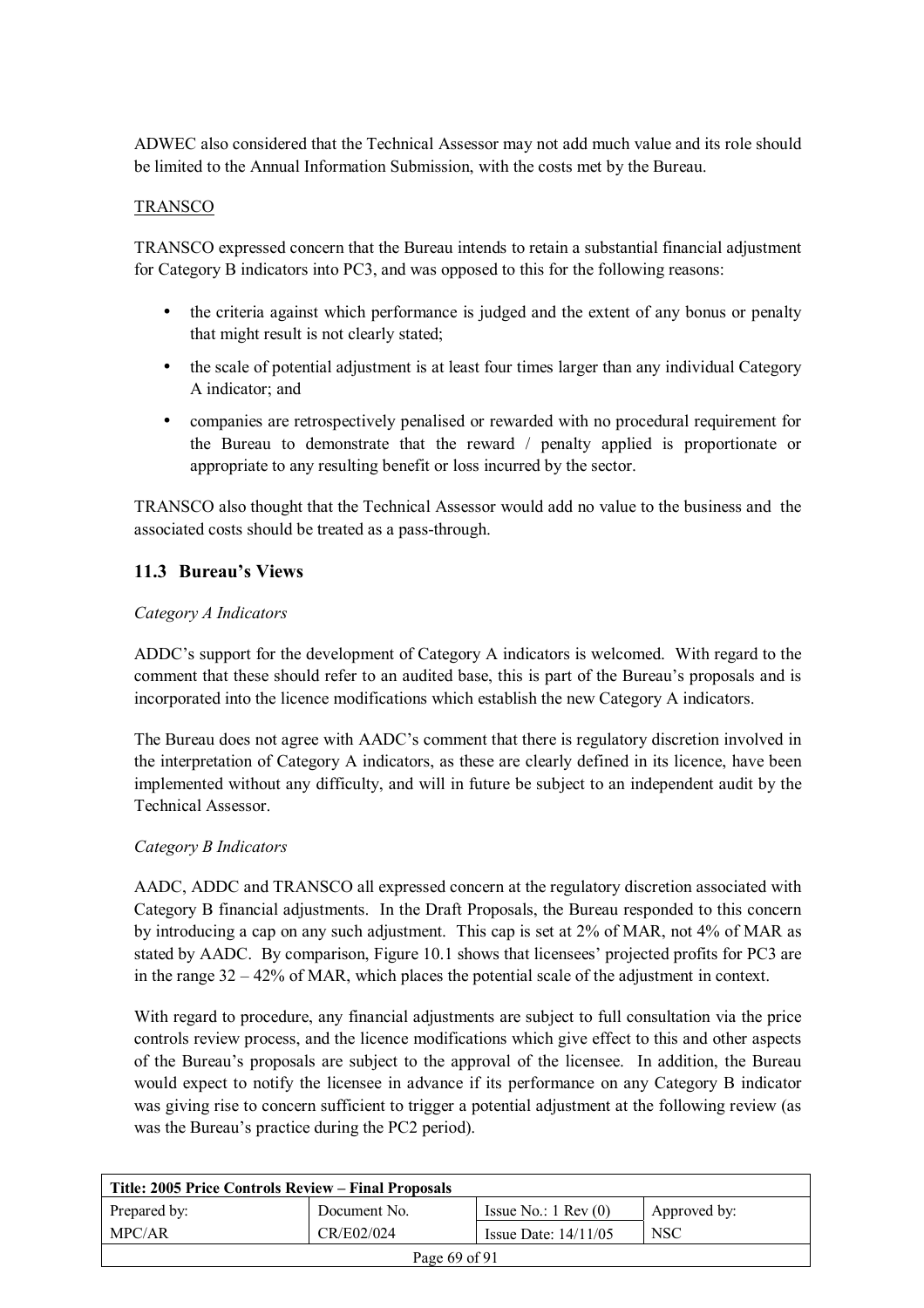ADWEC also considered that the Technical Assessor may not add much value and its role should be limited to the Annual Information Submission, with the costs met by the Bureau.

TRANSCO

TRANSCO expressed concern that the Bureau intends to retain a substantial financial adjustment for Category B indicators into PC3, and was opposed to this for the following reasons:

- the criteria against which performance is judged and the extent of any bonus or penalty that might result is not clearly stated;
- the scale of potential adjustment is at least four times larger than any individual Category A indicator; and
- companies are retrospectively penalised or rewarded with no procedural requirement for the Bureau to demonstrate that the reward / penalty applied is proportionate or appropriate to any resulting benefit or loss incurred by the sector.

TRANSCO also thought that the Technical Assessor would add no value to the business and the associated costs should be treated as a pass-through.

## 11.3 Bureau's Views

*Category A Indicators*

ADDC's support for the development of Category A indicators is welcomed. With regard to the comment that these should refer to an audited base, this is part of the Bureau's proposals and is incorporated into the licence modifications which establish the new Category A indicators.

The Bureau does not agree with AADC's comment that there is regulatory discretion involved in the interpretation of Category A indicators, as these are clearly defined in its licence, have been implemented without any difficulty, and will in future be subject to an independent audit by the Technical Assessor.

*Category B Indicators*

AADC, ADDC and TRANSCO all expressed concern at the regulatory discretion associated with Category B financial adjustments. In the Draft Proposals, the Bureau responded to this concern by introducing a cap on any such adjustment. This cap is set at 2% of MAR, not 4% of MAR as stated by AADC. By comparison, Figure 10.1 shows that licensees' projected profits for PC3 are in the range 32 – 42% of MAR, which places the potential scale of the adjustment in context.

With regard to procedure, any financial adjustments are subject to full consultation via the price controls review process, and the licence modifications which give effect to this and other aspects of the Bureau's proposals are subject to the approval of the licensee. In addition, the Bureau would expect to notify the licensee in advance if its performance on any Category B indicator was giving rise to concern sufficient to trigger a potential adjustment at the following review (as was the Bureau's practice during the PC2 period).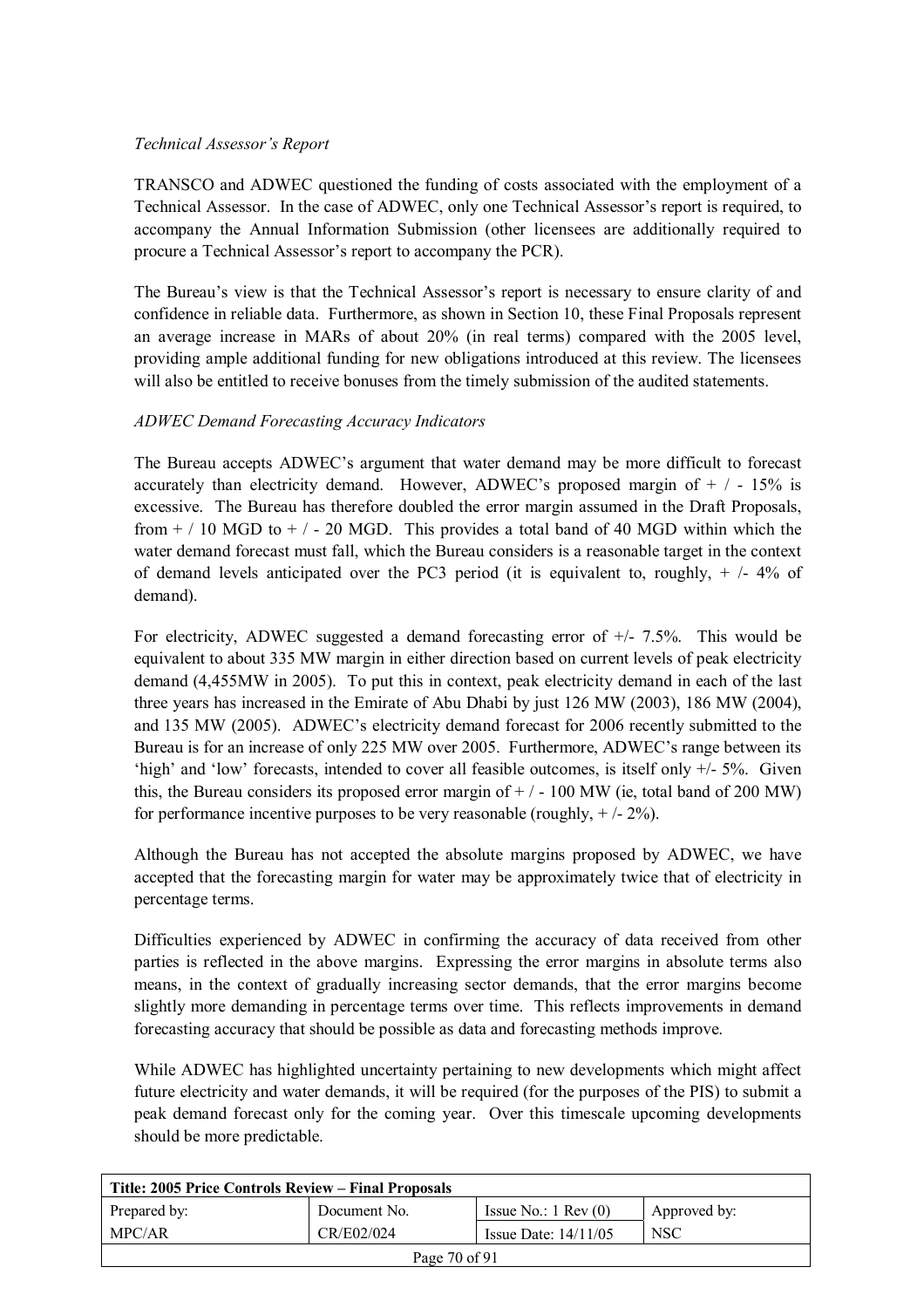*Technical Assessor's Report*

TRANSCO and ADWEC questioned the funding of costs associated with the employment of a Technical Assessor. In the case of ADWEC, only one Technical Assessor's report is required, to accompany the Annual Information Submission (other licensees are additionally required to procure a Technical Assessor's report to accompany the PCR).

The Bureau's view is that the Technical Assessor's report is necessary to ensure clarity of and confidence in reliable data. Furthermore, as shown in Section 10, these Final Proposals represent an average increase in MARs of about 20% (in real terms) compared with the 2005 level, providing ample additional funding for new obligations introduced at this review. The licensees will also be entitled to receive bonuses from the timely submission of the audited statements.

*ADWEC Demand Forecasting Accuracy Indicators*

The Bureau accepts ADWEC's argument that water demand may be more difficult to forecast accurately than electricity demand. However, ADWEC's proposed margin of + / - 15% is excessive. The Bureau has therefore doubled the error margin assumed in the Draft Proposals, from + / 10 MGD to + / - 20 MGD. This provides a total band of 40 MGD within which the water demand forecast must fall, which the Bureau considers is a reasonable target in the context of demand levels anticipated over the PC3 period (it is equivalent to, roughly, + /- 4% of demand).

For electricity, ADWEC suggested a demand forecasting error of +/- 7.5%. This would be equivalent to about 335 MW margin in either direction based on current levels of peak electricity demand (4,455MW in 2005). To put this in context, peak electricity demand in each of the last three years has increased in the Emirate of Abu Dhabi by just 126 MW (2003), 186 MW (2004), and 135 MW (2005). ADWEC's electricity demand forecast for 2006 recently submitted to the Bureau is for an increase of only 225 MW over 2005. Furthermore, ADWEC's range between its 'high' and 'low' forecasts, intended to cover all feasible outcomes, is itself only +/- 5%. Given this, the Bureau considers its proposed error margin of + / - 100 MW (ie, total band of 200 MW) for performance incentive purposes to be very reasonable (roughly, + /- 2%).

Although the Bureau has not accepted the absolute margins proposed by ADWEC, we have accepted that the forecasting margin for water may be approximately twice that of electricity in percentage terms.

Difficulties experienced by ADWEC in confirming the accuracy of data received from other parties is reflected in the above margins. Expressing the error margins in absolute terms also means, in the context of gradually increasing sector demands, that the error margins become slightly more demanding in percentage terms over time. This reflects improvements in demand forecasting accuracy that should be possible as data and forecasting methods improve.

While ADWEC has highlighted uncertainty pertaining to new developments which might affect future electricity and water demands, it will be required (for the purposes of the PIS) to submit a peak demand forecast only for the coming year. Over this timescale upcoming developments should be more predictable.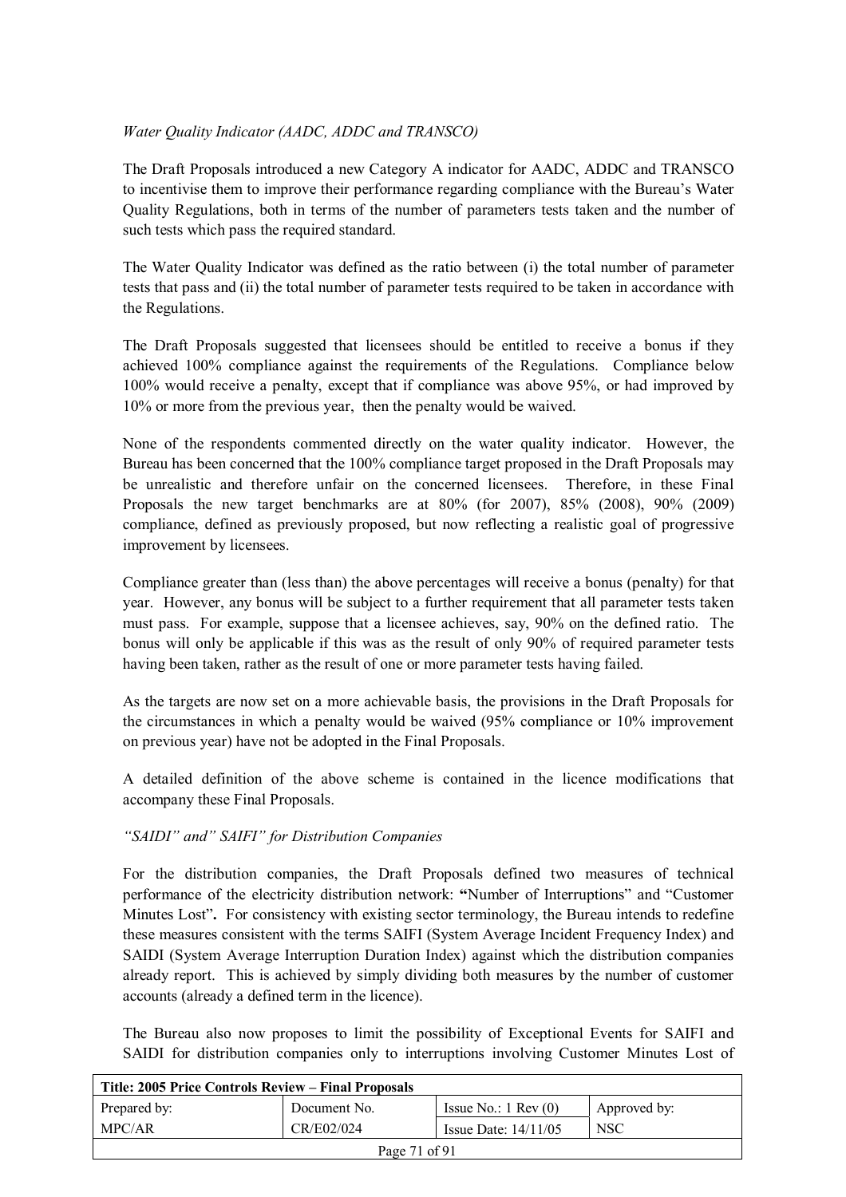*Water Quality Indicator (AADC, ADDC and TRANSCO)*

The Draft Proposals introduced a new Category A indicator for AADC, ADDC and TRANSCO to incentivise them to improve their performance regarding compliance with the Bureau's Water Quality Regulations, both in terms of the number of parameters tests taken and the number of such tests which pass the required standard.

The Water Quality Indicator was defined as the ratio between (i) the total number of parameter tests that pass and (ii) the total number of parameter tests required to be taken in accordance with the Regulations.

The Draft Proposals suggested that licensees should be entitled to receive a bonus if they achieved 100% compliance against the requirements of the Regulations. Compliance below 100% would receive a penalty, except that if compliance was above 95%, or had improved by 10% or more from the previous year, then the penalty would be waived.

None of the respondents commented directly on the water quality indicator. However, the Bureau has been concerned that the 100% compliance target proposed in the Draft Proposals may be unrealistic and therefore unfair on the concerned licensees. Therefore, in these Final Proposals the new target benchmarks are at 80% (for 2007), 85% (2008), 90% (2009) compliance, defined as previously proposed, but now reflecting a realistic goal of progressive improvement by licensees.

Compliance greater than (less than) the above percentages will receive a bonus (penalty) for that year. However, any bonus will be subject to a further requirement that all parameter tests taken must pass. For example, suppose that a licensee achieves, say, 90% on the defined ratio. The bonus will only be applicable if this was as the result of only 90% of required parameter tests having been taken, rather as the result of one or more parameter tests having failed.

As the targets are now set on a more achievable basis, the provisions in the Draft Proposals for the circumstances in which a penalty would be waived (95% compliance or 10% improvement on previous year) have not be adopted in the Final Proposals.

A detailed definition of the above scheme is contained in the licence modifications that accompany these Final Proposals.

*"SAIDI" and" SAIFI" for Distribution Companies*

For the distribution companies, the Draft Proposals defined two measures of technical performance of the electricity distribution network: **"**Number of Interruptions" and "Customer Minutes Lost"**.** For consistency with existing sector terminology, the Bureau intends to redefine these measures consistent with the terms SAIFI (System Average Incident Frequency Index) and SAIDI (System Average Interruption Duration Index) against which the distribution companies already report. This is achieved by simply dividing both measures by the number of customer accounts (already a defined term in the licence).

The Bureau also now proposes to limit the possibility of Exceptional Events for SAIFI and SAIDI for distribution companies only to interruptions involving Customer Minutes Lost of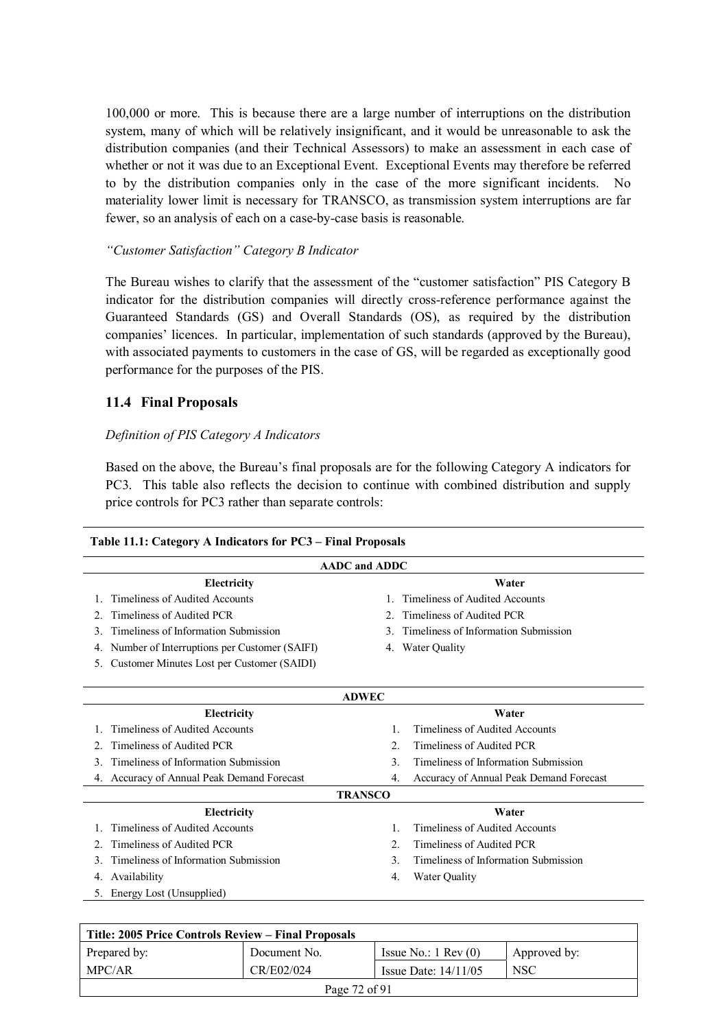100,000 or more. This is because there are a large number of interruptions on the distribution system, many of which will be relatively insignificant, and it would be unreasonable to ask the distribution companies (and their Technical Assessors) to make an assessment in each case of whether or not it was due to an Exceptional Event. Exceptional Events may therefore be referred to by the distribution companies only in the case of the more significant incidents. No materiality lower limit is necessary for TRANSCO, as transmission system interruptions are far fewer, so an analysis of each on a case-by-case basis is reasonable.

*"Customer Satisfaction" Category B Indicator*

The Bureau wishes to clarify that the assessment of the "customer satisfaction" PIS Category B indicator for the distribution companies will directly cross-reference performance against the Guaranteed Standards (GS) and Overall Standards (OS), as required by the distribution companies' licences. In particular, implementation of such standards (approved by the Bureau), with associated payments to customers in the case of GS, will be regarded as exceptionally good performance for the purposes of the PIS.

### 11.4 Final Proposals

*Definition of PIS Category A Indicators*

Based on the above, the Bureau's final proposals are for the following Category A indicators for PC3. This table also reflects the decision to continue with combined distribution and supply price controls for PC3 rather than separate controls:

**Table 11.1: Category A Indicators for PC3 – Final Proposals**

| | |
|---|---|
| **AADC and ADDC** | |
| **Electricity** | **Water** |
| 1. Timeliness of Audited Accounts | 1. Timeliness of Audited Accounts |
| 2. Timeliness of Audited PCR | 2. Timeliness of Audited PCR |
| 3. Timeliness of Information Submission | 3. Timeliness of Information Submission |
| 4. Number of Interruptions per Customer (SAIFI) | 4. Water Quality |
| 5. Customer Minutes Lost per Customer (SAIDI) | |
| **ADWEC** | |
| **Electricity** | **Water** |
| 1. Timeliness of Audited Accounts | 1. Timeliness of Audited Accounts |
| 2. Timeliness of Audited PCR | 2. Timeliness of Audited PCR |
| 3. Timeliness of Information Submission | 3. Timeliness of Information Submission |
| 4. Accuracy of Annual Peak Demand Forecast | 4. Accuracy of Annual Peak Demand Forecast |
| **TRANSCO** | |
| **Electricity** | **Water** |
| 1. Timeliness of Audited Accounts | 1. Timeliness of Audited Accounts |
| 2. Timeliness of Audited PCR | 2. Timeliness of Audited PCR |
| 3. Timeliness of Information Submission | 3. Timeliness of Information Submission |
| 4. Availability | 4. Water Quality |
| 5. Energy Lost (Unsupplied) | |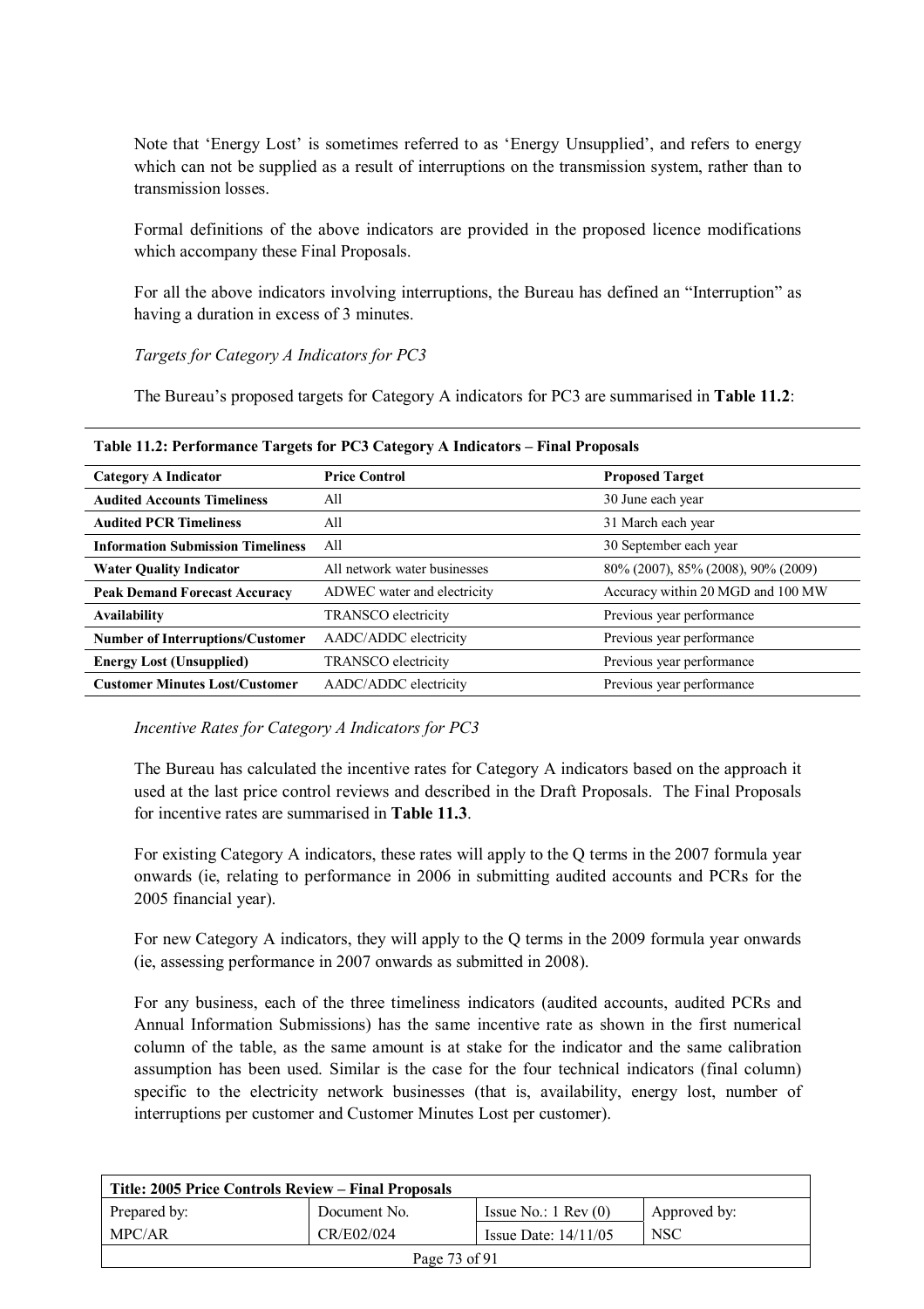Note that 'Energy Lost' is sometimes referred to as 'Energy Unsupplied', and refers to energy which can not be supplied as a result of interruptions on the transmission system, rather than to transmission losses.

Formal definitions of the above indicators are provided in the proposed licence modifications which accompany these Final Proposals.

For all the above indicators involving interruptions, the Bureau has defined an "Interruption" as having a duration in excess of 3 minutes.

*Targets for Category A Indicators for PC3*

The Bureau's proposed targets for Category A indicators for PC3 are summarised in **Table 11.2**:

**Table 11.2: Performance Targets for PC3 Category A Indicators – Final Proposals**

| Category A Indicator | Price Control | Proposed Target |
|---|---|---|
| **Audited Accounts Timeliness** | All | 30 June each year |
| **Audited PCR Timeliness** | All | 31 March each year |
| **Information Submission Timeliness** | All | 30 September each year |
| **Water Quality Indicator** | All network water businesses | 80% (2007), 85% (2008), 90% (2009) |
| **Peak Demand Forecast Accuracy** | ADWEC water and electricity | Accuracy within 20 MGD and 100 MW |
| **Availability** | TRANSCO electricity | Previous year performance |
| **Number of Interruptions/Customer** | AADC/ADDC electricity | Previous year performance |
| **Energy Lost (Unsupplied)** | TRANSCO electricity | Previous year performance |
| **Customer Minutes Lost/Customer** | AADC/ADDC electricity | Previous year performance |

*Incentive Rates for Category A Indicators for PC3*

The Bureau has calculated the incentive rates for Category A indicators based on the approach it used at the last price control reviews and described in the Draft Proposals. The Final Proposals for incentive rates are summarised in **Table 11.3**.

For existing Category A indicators, these rates will apply to the Q terms in the 2007 formula year onwards (ie, relating to performance in 2006 in submitting audited accounts and PCRs for the 2005 financial year).

For new Category A indicators, they will apply to the Q terms in the 2009 formula year onwards (ie, assessing performance in 2007 onwards as submitted in 2008).

For any business, each of the three timeliness indicators (audited accounts, audited PCRs and Annual Information Submissions) has the same incentive rate as shown in the first numerical column of the table, as the same amount is at stake for the indicator and the same calibration assumption has been used. Similar is the case for the four technical indicators (final column) specific to the electricity network businesses (that is, availability, energy lost, number of interruptions per customer and Customer Minutes Lost per customer).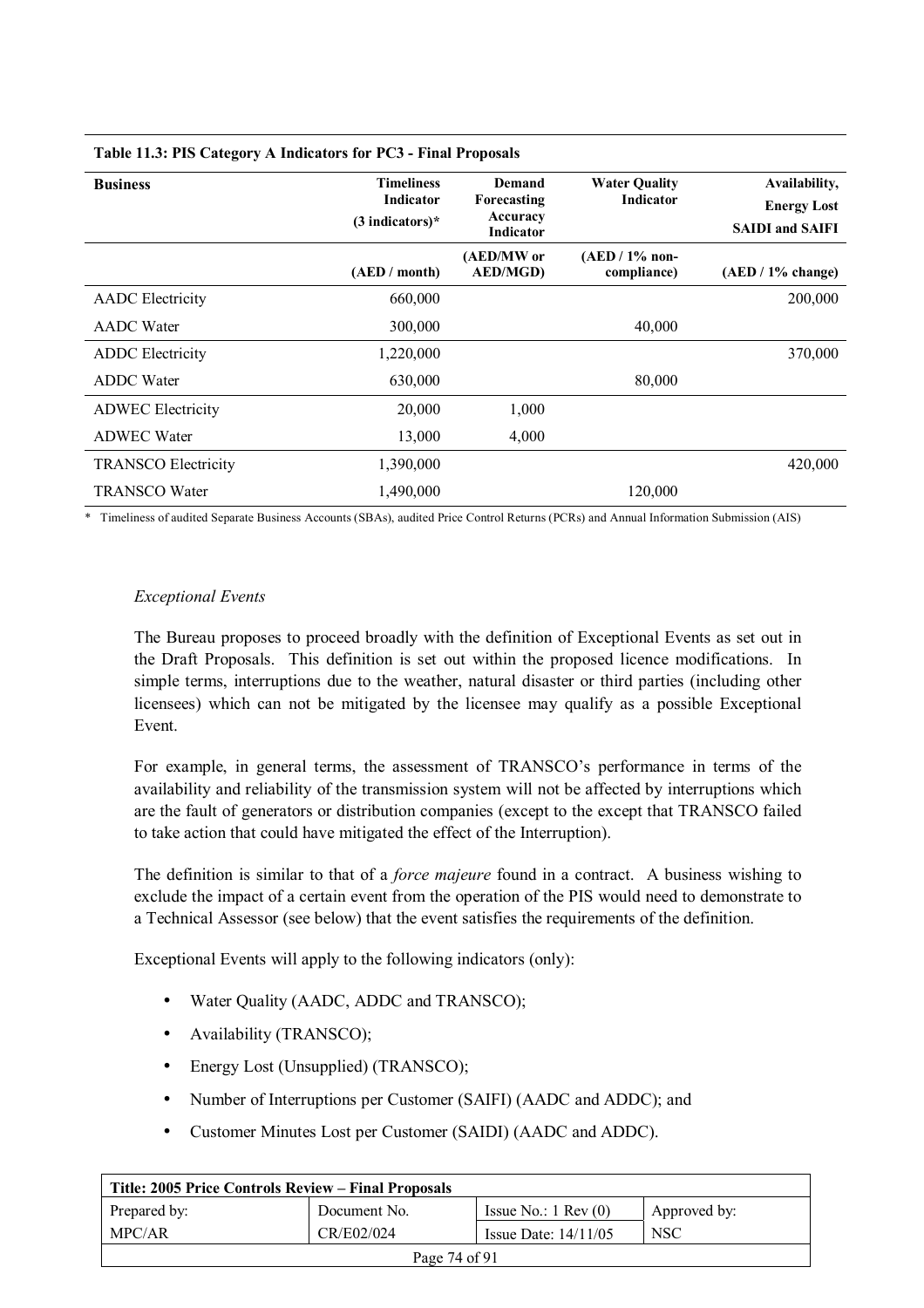**Table 11.3: PIS Category A Indicators for PC3 - Final Proposals**

| Business | Timeliness Indicator (3 indicators)* | Demand Forecasting Accuracy Indicator | Water Quality Indicator | Availability, Energy Lost SAIDI and SAIFI |
|---|---|---|---|---|
| | (AED / month) | (AED/MW or AED/MGD) | (AED / 1% non-compliance) | (AED / 1% change) |
| AADC Electricity | 660,000 | | | 200,000 |
| AADC Water | 300,000 | | 40,000 | |
| ADDC Electricity | 1,220,000 | | | 370,000 |
| ADDC Water | 630,000 | | 80,000 | |
| ADWEC Electricity | 20,000 | 1,000 | | |
| ADWEC Water | 13,000 | 4,000 | | |
| TRANSCO Electricity | 1,390,000 | | | 420,000 |
| TRANSCO Water | 1,490,000 | | 120,000 | |

\* Timeliness of audited Separate Business Accounts (SBAs), audited Price Control Returns (PCRs) and Annual Information Submission (AIS)

*Exceptional Events*

The Bureau proposes to proceed broadly with the definition of Exceptional Events as set out in the Draft Proposals. This definition is set out within the proposed licence modifications. In simple terms, interruptions due to the weather, natural disaster or third parties (including other licensees) which can not be mitigated by the licensee may qualify as a possible Exceptional Event.

For example, in general terms, the assessment of TRANSCO's performance in terms of the availability and reliability of the transmission system will not be affected by interruptions which are the fault of generators or distribution companies (except to the except that TRANSCO failed to take action that could have mitigated the effect of the Interruption).

The definition is similar to that of a *force majeure* found in a contract. A business wishing to exclude the impact of a certain event from the operation of the PIS would need to demonstrate to a Technical Assessor (see below) that the event satisfies the requirements of the definition.

Exceptional Events will apply to the following indicators (only):

- Water Quality (AADC, ADDC and TRANSCO);
- Availability (TRANSCO);
- Energy Lost (Unsupplied) (TRANSCO);
- Number of Interruptions per Customer (SAIFI) (AADC and ADDC); and
- Customer Minutes Lost per Customer (SAIDI) (AADC and ADDC).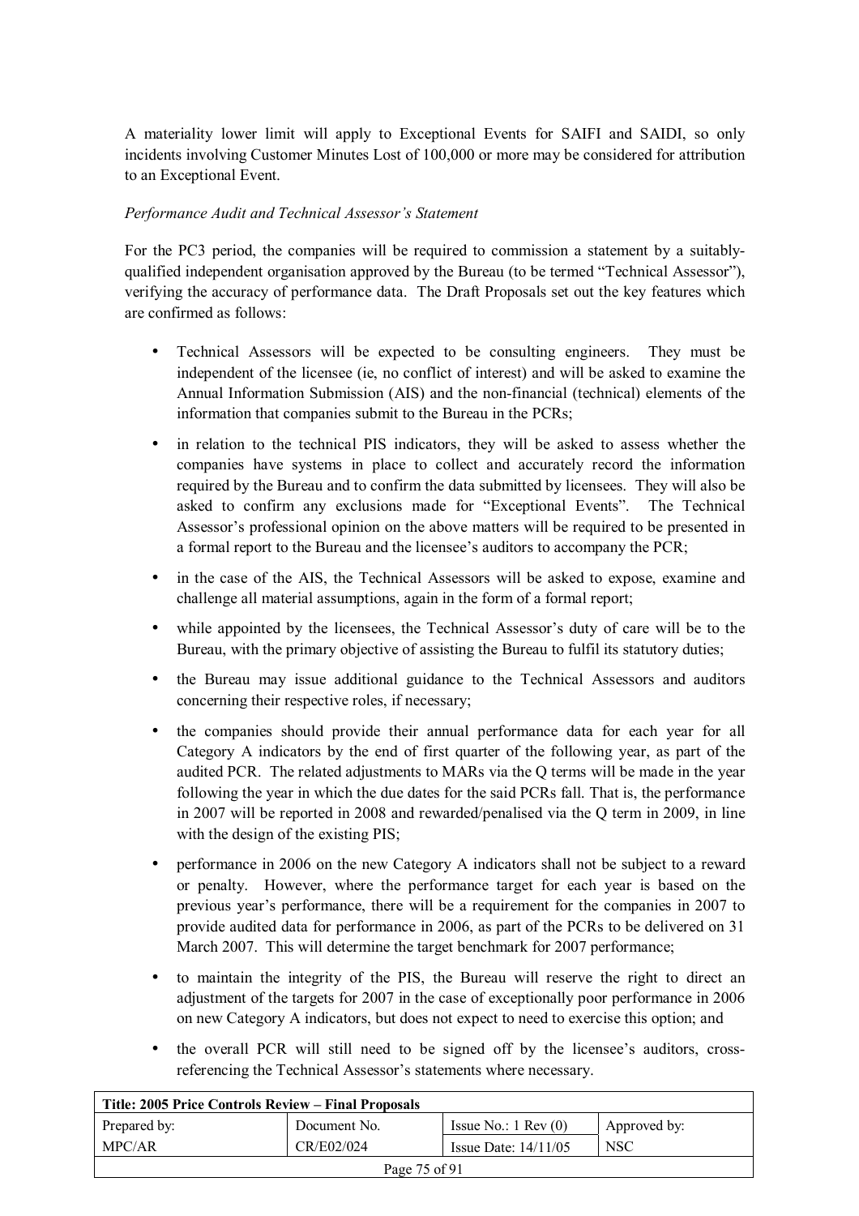A materiality lower limit will apply to Exceptional Events for SAIFI and SAIDI, so only incidents involving Customer Minutes Lost of 100,000 or more may be considered for attribution to an Exceptional Event.

*Performance Audit and Technical Assessor's Statement*

For the PC3 period, the companies will be required to commission a statement by a suitably-qualified independent organisation approved by the Bureau (to be termed "Technical Assessor"), verifying the accuracy of performance data. The Draft Proposals set out the key features which are confirmed as follows:

- Technical Assessors will be expected to be consulting engineers. They must be independent of the licensee (ie, no conflict of interest) and will be asked to examine the Annual Information Submission (AIS) and the non-financial (technical) elements of the information that companies submit to the Bureau in the PCRs;
- in relation to the technical PIS indicators, they will be asked to assess whether the companies have systems in place to collect and accurately record the information required by the Bureau and to confirm the data submitted by licensees. They will also be asked to confirm any exclusions made for "Exceptional Events". The Technical Assessor's professional opinion on the above matters will be required to be presented in a formal report to the Bureau and the licensee's auditors to accompany the PCR;
- in the case of the AIS, the Technical Assessors will be asked to expose, examine and challenge all material assumptions, again in the form of a formal report;
- while appointed by the licensees, the Technical Assessor's duty of care will be to the Bureau, with the primary objective of assisting the Bureau to fulfil its statutory duties;
- the Bureau may issue additional guidance to the Technical Assessors and auditors concerning their respective roles, if necessary;
- the companies should provide their annual performance data for each year for all Category A indicators by the end of first quarter of the following year, as part of the audited PCR. The related adjustments to MARs via the Q terms will be made in the year following the year in which the due dates for the said PCRs fall. That is, the performance in 2007 will be reported in 2008 and rewarded/penalised via the Q term in 2009, in line with the design of the existing PIS;
- performance in 2006 on the new Category A indicators shall not be subject to a reward or penalty. However, where the performance target for each year is based on the previous year's performance, there will be a requirement for the companies in 2007 to provide audited data for performance in 2006, as part of the PCRs to be delivered on 31 March 2007. This will determine the target benchmark for 2007 performance;
- to maintain the integrity of the PIS, the Bureau will reserve the right to direct an adjustment of the targets for 2007 in the case of exceptionally poor performance in 2006 on new Category A indicators, but does not expect to need to exercise this option; and
- the overall PCR will still need to be signed off by the licensee's auditors, cross-referencing the Technical Assessor's statements where necessary.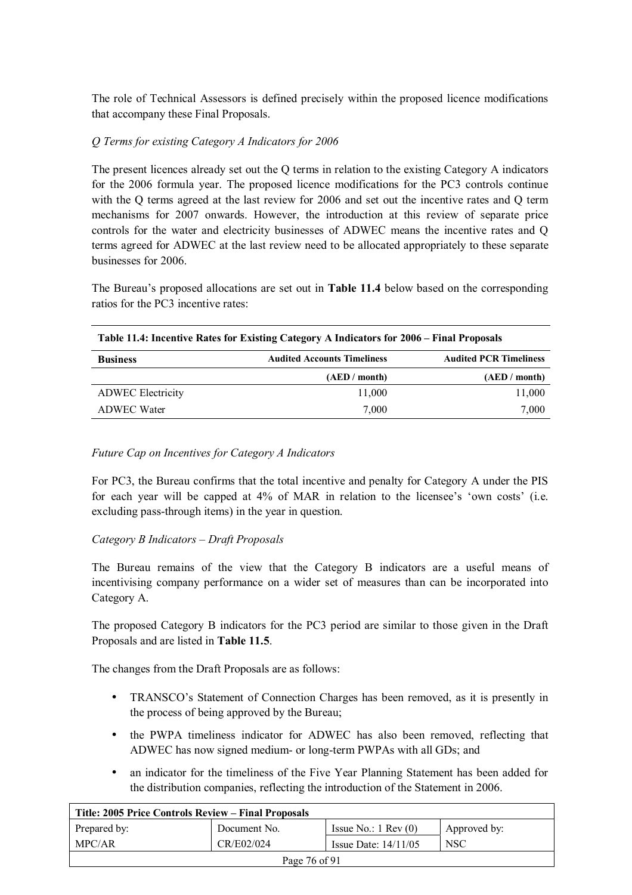The role of Technical Assessors is defined precisely within the proposed licence modifications that accompany these Final Proposals.

*Q Terms for existing Category A Indicators for 2006*

The present licences already set out the Q terms in relation to the existing Category A indicators for the 2006 formula year. The proposed licence modifications for the PC3 controls continue with the Q terms agreed at the last review for 2006 and set out the incentive rates and Q term mechanisms for 2007 onwards. However, the introduction at this review of separate price controls for the water and electricity businesses of ADWEC means the incentive rates and Q terms agreed for ADWEC at the last review need to be allocated appropriately to these separate businesses for 2006.

The Bureau's proposed allocations are set out in **Table 11.4** below based on the corresponding ratios for the PC3 incentive rates:

**Table 11.4: Incentive Rates for Existing Category A Indicators for 2006 – Final Proposals**

| Business | Audited Accounts Timeliness | Audited PCR Timeliness |
|---|---|---|
| | (AED / month) | (AED / month) |
| ADWEC Electricity | 11,000 | 11,000 |
| ADWEC Water | 7,000 | 7,000 |

*Future Cap on Incentives for Category A Indicators*

For PC3, the Bureau confirms that the total incentive and penalty for Category A under the PIS for each year will be capped at 4% of MAR in relation to the licensee's 'own costs' (i.e. excluding pass-through items) in the year in question.

*Category B Indicators – Draft Proposals*

The Bureau remains of the view that the Category B indicators are a useful means of incentivising company performance on a wider set of measures than can be incorporated into Category A.

The proposed Category B indicators for the PC3 period are similar to those given in the Draft Proposals and are listed in **Table 11.5**.

The changes from the Draft Proposals are as follows:

- TRANSCO's Statement of Connection Charges has been removed, as it is presently in the process of being approved by the Bureau;
- the PWPA timeliness indicator for ADWEC has also been removed, reflecting that ADWEC has now signed medium- or long-term PWPAs with all GDs; and
- an indicator for the timeliness of the Five Year Planning Statement has been added for the distribution companies, reflecting the introduction of the Statement in 2006.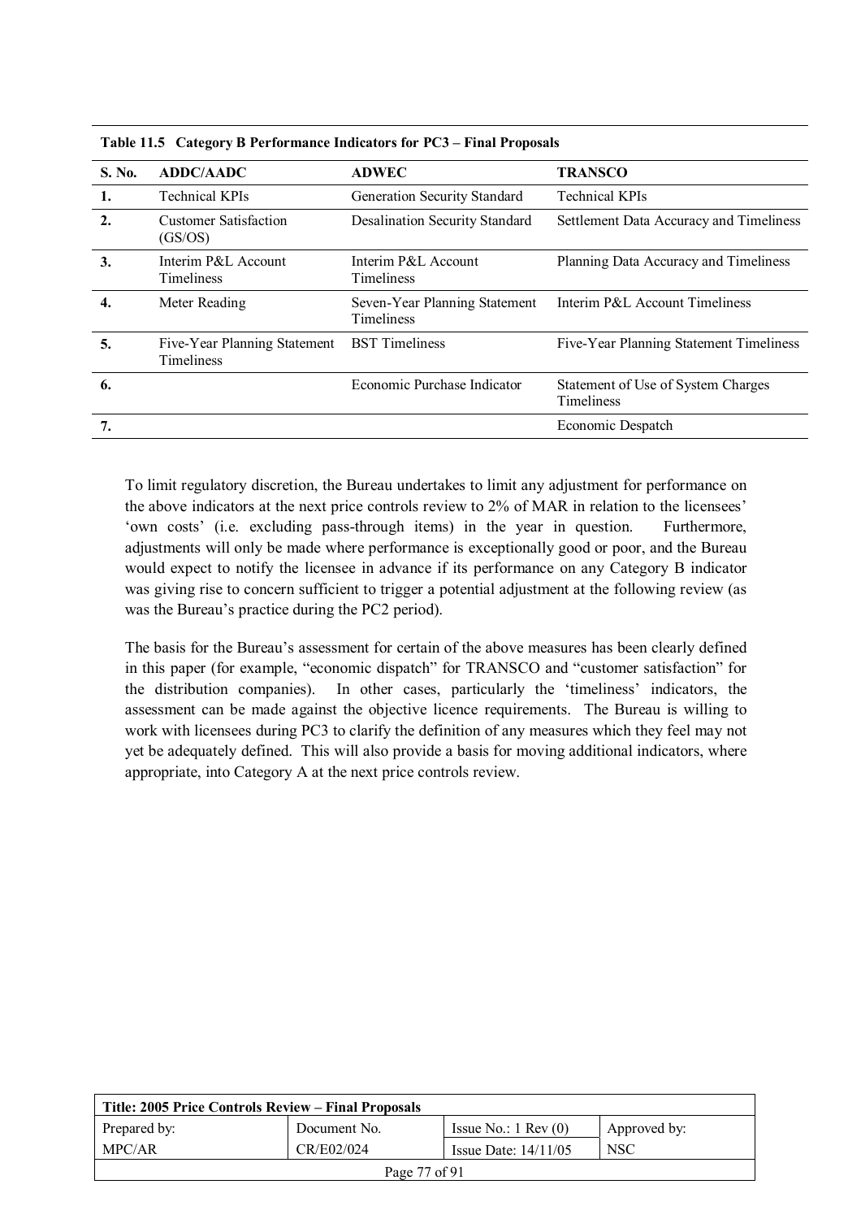**Table 11.5 Category B Performance Indicators for PC3 – Final Proposals**

| S. No. | ADDC/AADC | ADWEC | TRANSCO |
|---|---|---|---|
| 1. | Technical KPIs | Generation Security Standard | Technical KPIs |
| 2. | Customer Satisfaction (GS/OS) | Desalination Security Standard | Settlement Data Accuracy and Timeliness |
| 3. | Interim P&L Account Timeliness | Interim P&L Account Timeliness | Planning Data Accuracy and Timeliness |
| 4. | Meter Reading | Seven-Year Planning Statement Timeliness | Interim P&L Account Timeliness |
| 5. | Five-Year Planning Statement Timeliness | BST Timeliness | Five-Year Planning Statement Timeliness |
| 6. | | Economic Purchase Indicator | Statement of Use of System Charges Timeliness |
| 7. | | | Economic Despatch |

To limit regulatory discretion, the Bureau undertakes to limit any adjustment for performance on the above indicators at the next price controls review to 2% of MAR in relation to the licensees' 'own costs' (i.e. excluding pass-through items) in the year in question. Furthermore, adjustments will only be made where performance is exceptionally good or poor, and the Bureau would expect to notify the licensee in advance if its performance on any Category B indicator was giving rise to concern sufficient to trigger a potential adjustment at the following review (as was the Bureau's practice during the PC2 period).

The basis for the Bureau's assessment for certain of the above measures has been clearly defined in this paper (for example, "economic dispatch" for TRANSCO and "customer satisfaction" for the distribution companies). In other cases, particularly the 'timeliness' indicators, the assessment can be made against the objective licence requirements. The Bureau is willing to work with licensees during PC3 to clarify the definition of any measures which they feel may not yet be adequately defined. This will also provide a basis for moving additional indicators, where appropriate, into Category A at the next price controls review.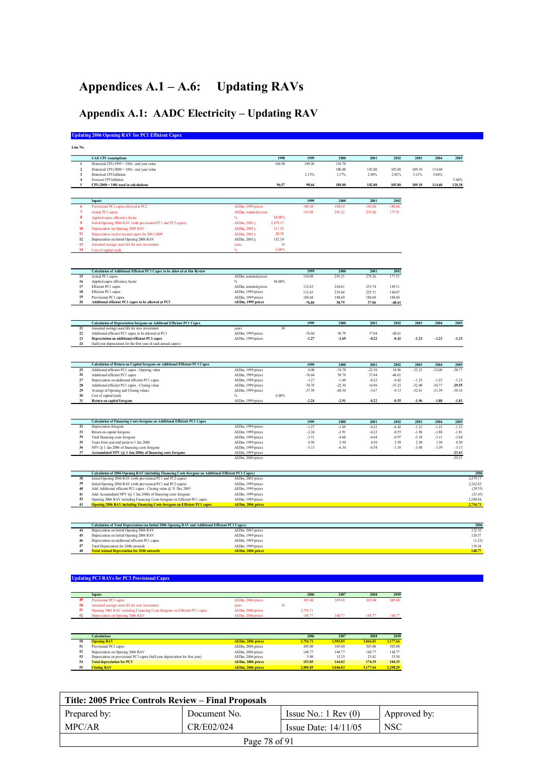# Appendices A.1 – A.6: Updating RAVs

## Appendix A.1: AADC Electricity – Updating RAV

**Updating 2006 Opening RAV for PC1 Efficient Capex**

Line No.

| Line | UAE CPI Assumptions | | | 1998 | 1999 | 2000 | 2001 | 2002 | 2003 | 2004 | 2005 |
|---|---|---|---|---|---|---|---|---|---|---|---|
| 1 | Historical CPI (1995 = 100) - end year value | | | 106.90 | 109.20 | 110.70 | | | | | |
| 2 | Historical CPI (2000 = 100) - end year value | | | | | 100.00 | 102.80 | 105.80 | 109.10 | 114.60 | |
| 3 | Historical CPI Inflation | | | | 2.15% | 1.37% | 2.80% | 2.92% | 3.12% | 5.04% | |
| 4 | Forecast CPI Inflation | | | | | | | | | | 5.04% |
| 5 | **CPI (2000 = 100) used in calculations** | | | **96.57** | **98.64** | **100.00** | **102.80** | **105.80** | **109.10** | **114.60** | **120.38** |

| Line | Inputs | | | 1999 | 2000 | 2001 | 2002 |
|---|---|---|---|---|---|---|---|
| 6 | Provisional PC1 capex allowed at PC2 | AEDm, 1999 prices | | 188.68 | 188.68 | 188.68 | 188.68 |
| 7 | Actual PC1 capex | AEDm, nominal prices | | 134.08 | 291.21 | 278.26 | 177.51 |
| 8 | Applied capex efficiency factor | % | 84.00% | | | | |
| 9 | Initial Opening 2006 RAV (with provisional PC1 and PC2 capex) | AEDm, 2003 prices | 2,479.17 | | | | |
| 10 | Depreciation on Opening 2003 RAV | AEDm, 2003 prices | 111.52 | | | | |
| 11 | Depreciation on provisional capex for 2003-2005 | AEDm, 2003 prices | 20.58 | | | | |
| 12 | Depreciation on Initial Opening 2006 RAV | AEDm, 2003 prices | 132.10 | | | | |
| 13 | Assumed average asset life for new investment | years | 30 | | | | |
| 14 | Cost of capital (real) | % | 6.00% | | | | |

| Line | Calculation of Additional Efficient PC1 Capex to be allowed at this Review | | | 1999 | 2000 | 2001 | 2002 |
|---|---|---|---|---|---|---|---|
| 15 | Actual PC1 capex | AEDm, nominal prices | | 134.08 | 291.21 | 278.26 | 177.51 |
| 16 | Applied capex efficiency factor | % | 84.00% | | | | |
| 17 | Efficient PC1 capex | AEDm, nominal prices | | 112.63 | 244.61 | 233.74 | 149.11 |
| 18 | Efficient PC1 capex | AEDm, 1999 prices | | 112.63 | 239.46 | 225.71 | 140.07 |
| 19 | Provisional PC1 capex | AEDm, 1999 prices | | 188.68 | 188.68 | 188.68 | 188.68 |
| 20 | **Additional efficient PC1 capex to be allowed at PC3** | **AEDm, 1999 prices** | | **-76.04** | **50.79** | **37.04** | **-48.61** |

| Line | Calculation of Depreciation foregone on Additonal Efficient PC1 Capex | | | 1999 | 2000 | 2001 | 2002 | 2003 | 2004 | 2005 |
|---|---|---|---|---|---|---|---|---|---|---|
| 21 | Assumed average asset life for new investment | years | 30 | | | | | | | |
| 22 | Additional efficient PC1 capex to be allowed at PC3 | AEDm, 1999 prices | | -76.04 | 50.79 | 37.04 | -48.61 | | | |
| 23 | **Depreciation on additional efficient PC1 capex** | AEDm, 1999 prices | | **-1.27** | **-1.69** | **-0.22** | **-0.42** | **-1.23** | **-1.23** | **-1.23** |
| 24 | (half-year depreciation for the first year of each annual capex) | | | | | | | | | |

| Line | Calculation of Return on Capital foregone on Additional Efficient PC1 Capex | | | 1999 | 2000 | 2001 | 2002 | 2003 | 2004 | 2005 |
|---|---|---|---|---|---|---|---|---|---|---|
| 25 | Additional efficient PC1 capex - Opening value | AEDm, 1999 prices | | 0.00 | -74.78 | -22.30 | 14.96 | -33.23 | -32.00 | -30.77 |
| 26 | Additional efficient PC1 capex | AEDm, 1999 prices | | -76.04 | 50.79 | 37.04 | -48.61 | | | |
| 27 | Depreciation on additional efficient PC1 capex | AEDm, 1999 prices | | -1.27 | -1.69 | -0.22 | -0.42 | -1.23 | -1.23 | -1.23 |
| 28 | Additional efficient PC1 capex - Closing value | AEDm, 1999 prices | | -74.78 | -22.30 | 14.96 | -33.23 | -32.00 | -30.77 | **-29.55** |
| 29 | Average of Opening and Closing values | AEDm, 1999 prices | | -37.39 | -48.54 | -3.67 | -9.13 | -32.61 | -31.39 | -30.16 |
| 30 | Cost of capital (real) | % | 6.00% | | | | | | | |
| 31 | **Return on capital foregone** | AEDm, 1999 prices | | **-2.24** | **-2.91** | **-0.22** | **-0.55** | **-1.96** | **-1.88** | **-1.81** |

| Line | Calculation of Financing Costs foregone on Additional Efficient PC1 Capex | | 1999 | 2000 | 2001 | 2002 | 2003 | 2004 | 2005 |
|---|---|---|---|---|---|---|---|---|---|
| 32 | Depreciation foregone | AEDm, 1999 prices | -1.27 | -1.69 | -0.22 | -0.42 | -1.23 | -1.23 | -1.23 |
| 33 | Return on capital foregone | AEDm, 1999 prices | -2.24 | -2.91 | -0.22 | -0.55 | -1.96 | -1.88 | -1.81 |
| 34 | Total financing costs foregone | AEDm, 1999 prices | -3.51 | -4.60 | -0.44 | -0.97 | -3.18 | -3.11 | -3.04 |
| 35 | Years from year mid point to 1 Jan 2006 | AEDm, 1999 prices | 6.50 | 5.50 | 4.50 | 3.50 | 2.50 | 1.50 | 0.50 |
| 36 | NPV @ 1 Jan 2006 of financing costs foregone | AEDm, 1999 prices | -5.13 | -6.34 | -0.58 | -1.18 | -3.68 | -3.39 | -3.13 |
| 37 | **Accumulated NPV (@ 1 Jan 2006) of financing costs foregone** | AEDm, 1999 prices | | | | | | | **-23.43** |
| | | AEDm, 2006 prices | | | | | | | -29.21 |

| Line | Calculation of 2006 Opening RAV (including Financing Costs foregone on Additional Efficient PC1 Capex) | | 2006 |
|---|---|---|---|
| 38 | Initial Opening 2006 RAV (with provisional PC1 and PC2 capex) | AEDm, 2003 prices | 2,479.17 |
| 39 | Initial Opening 2006 RAV (with provisional PC1 and PC2 capex) | AEDm, 1999 prices | 2,262.82 |
| 40 | Add: Additional efficient PC1 capex - Closing value @ 31 Dec 2005 | AEDm, 1999 prices | (29.55) |
| 41 | Add: Accumulated NPV (@ 1 Jan 2006) of financing costs foregone | AEDm, 1999 prices | (23.43) |
| 42 | Opening 2006 RAV including Financing Costs foregone on Efficient PC1 capex | AEDm, 1999 prices | 2,209.84 |
| 43 | **Opening 2006 RAV including Financing Costs foregone on Efficient PC1 capex** | **AEDm, 2006 prices** | **2,754.71** |

| Line | Calculation of Total Depreciation (on Initial 2006 Opening RAV and Additional Efficient PC1 Capex) | | 2006 |
|---|---|---|---|
| 44 | Depreciation on Initial Opening 2006 RAV | AEDm, 2003 prices | 132.10 |
| 45 | Depreciation on Initial Opening 2006 RAV | AEDm, 1999 prices | 120.57 |
| 46 | Depreciation on additional efficient PC1 capex | AEDm, 1999 prices | (1.23) |
| 47 | Total Depreciation for 2006 onwards | AEDm, 1999 prices | 119.34 |
| 48 | **Total Annual Depreciation for 2006 onwards** | **AEDm, 2006 prices** | **148.77** |

**Updating PC3 RAVs for PC3 Provisional Capex**

| Line | Inputs | | | 2006 | 2007 | 2008 | 2009 |
|---|---|---|---|---|---|---|---|
| 49 | Provisional PC3 capex | AEDm, 2006 prices | | 305.00 | 305.00 | 305.00 | 305.00 |
| 50 | Assumed average asset life for new investment | years | 30 | | | | |
| 51 | Opening 2006 RAV including Financing Costs foregone on Efficient PC1 capex | AEDm, 2006 prices | | 2,754.71 | | | |
| 52 | Depreciation on Opening 2006 RAV | AEDm, 2006 prices | | 148.77 | 148.77 | 148.77 | 148.77 |

| Line | Calculations | | 2006 | 2007 | 2008 | 2009 |
|---|---|---|---|---|---|---|
| 50 | **Opening RAV** | **AEDm, 2006 prices** | **2,754.71** | **2,905.85** | **3,046.83** | **3,177.64** |
| 51 | Provisional PC3 capex | AEDm, 2006 prices | 305.00 | 305.00 | 305.00 | 305.00 |
| 52 | Depreciation on Opening 2006 RAV | AEDm, 2006 prices | 148.77 | 148.77 | 148.77 | 148.77 |
| 53 | Depreciation on provisional PC3 capex (half-year depreciation for first year) | AEDm, 2006 prices | 5.08 | 15.25 | 25.42 | 35.58 |
| 54 | **Total depreciation for PC3** | **AEDm, 2006 prices** | **153.85** | **164.02** | **174.19** | **184.35** |
| 55 | **Closing RAV** | **AEDm, 2006 prices** | **2,905.85** | **3,046.83** | **3,177.64** | **3,298.29** |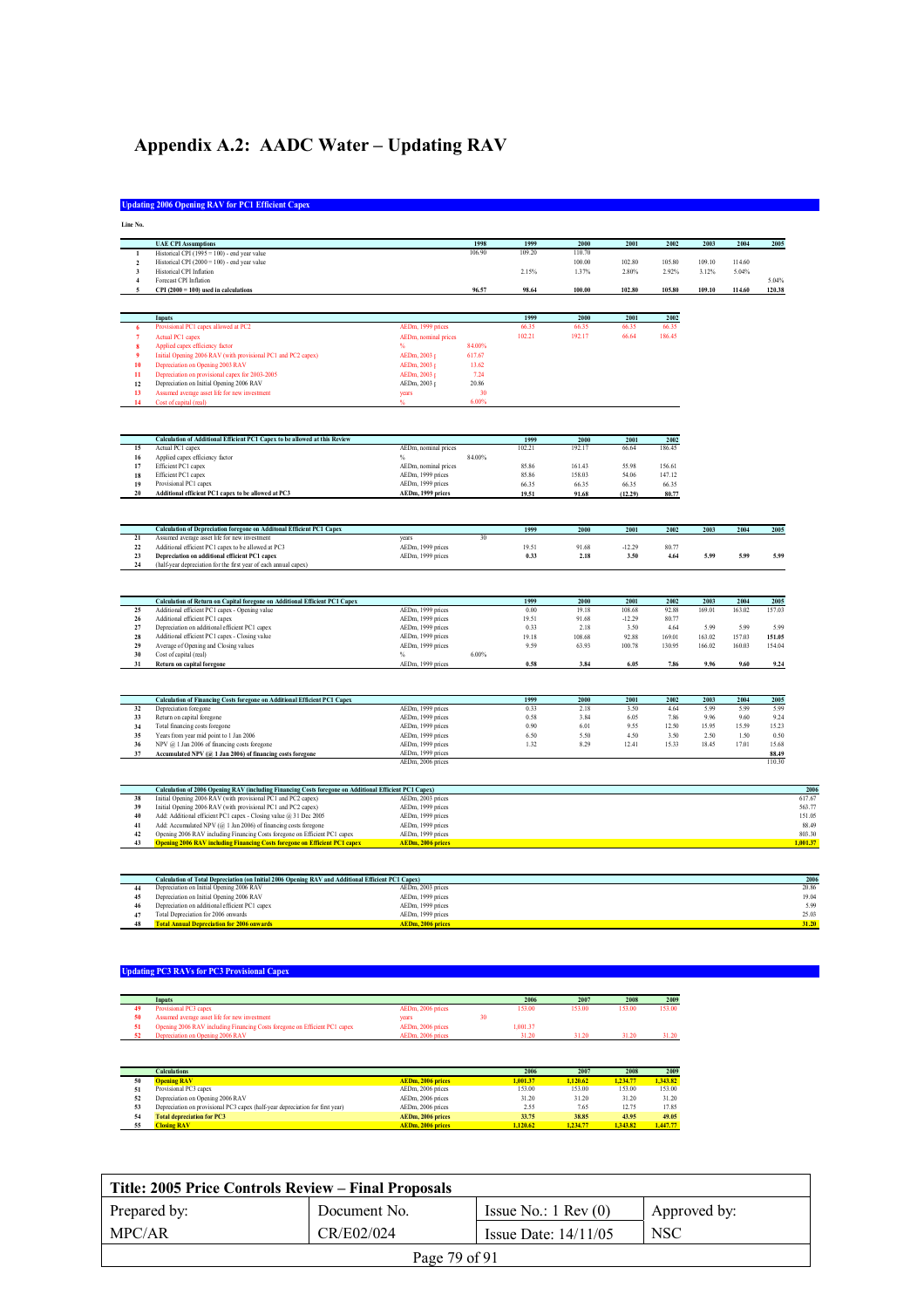# Appendix A.2: AADC Water – Updating RAV

## Updating 2006 Opening RAV for PC1 Efficient Capex

Line No.

| Line | UAE CPI Assumptions | | | 1998 | 1999 | 2000 | 2001 | 2002 | 2003 | 2004 | 2005 |
|---|---|---|---|---|---|---|---|---|---|---|---|
| 1 | Historical CPI (1995 = 100) - end year value | | | 106.90 | 109.20 | 110.70 | | | | | |
| 2 | Historical CPI (2000 = 100) - end year value | | | | | 100.00 | 102.80 | 105.80 | 109.10 | 114.60 | |
| 3 | Historical CPI Inflation | | | | 2.15% | 1.37% | 2.80% | 2.92% | 3.12% | 5.04% | |
| 4 | Forecast CPI Inflation | | | | | | | | | | 5.04% |
| 5 | CPI (2000 = 100) used in calculations | | | 96.57 | 98.64 | 100.00 | 102.80 | 105.80 | 109.10 | 114.60 | 120.38 |

| Line | Inputs | | | 1999 | 2000 | 2001 | 2002 |
|---|---|---|---|---|---|---|---|
| 6 | Provisional PC1 capex allowed at PC2 | AEDm, 1999 prices | | 66.35 | 66.35 | 66.35 | 66.35 |
| 7 | Actual PC1 capex | AEDm, nominal prices | | 102.21 | 192.17 | 66.64 | 186.45 |
| 8 | Applied capex efficiency factor | % | 84.00% | | | | |
| 9 | Initial Opening 2006 RAV (with provisional PC1 and PC2 capex) | AEDm, 2003 prices | 617.67 | | | | |
| 10 | Depreciation on Opening 2003 RAV | AEDm, 2003 prices | 13.62 | | | | |
| 11 | Depreciation on provisional capex for 2003-2005 | AEDm, 2003 prices | 7.24 | | | | |
| 12 | Depreciation on Initial Opening 2006 RAV | AEDm, 2003 prices | 20.86 | | | | |
| 13 | Assumed average asset life for new investment | years | 30 | | | | |
| 14 | Cost of capital (real) | % | 6.00% | | | | |

| Line | Calculation of Additional Efficient PC1 Capex to be allowed at this Review | | | 1999 | 2000 | 2001 | 2002 |
|---|---|---|---|---|---|---|---|
| 15 | Actual PC1 capex | AEDm, nominal prices | | 102.21 | 192.17 | 66.64 | 186.45 |
| 16 | Applied capex efficiency factor | % | 84.00% | | | | |
| 17 | Efficient PC1 capex | AEDm, nominal prices | | 85.86 | 161.43 | 55.98 | 156.61 |
| 18 | Efficient PC1 capex | AEDm, 1999 prices | | 85.86 | 158.03 | 54.06 | 147.12 |
| 19 | Provisional PC1 capex | AEDm, 1999 prices | | 66.35 | 66.35 | 66.35 | 66.35 |
| 20 | Additional efficient PC1 capex to be allowed at PC3 | AEDm, 1999 prices | | 19.51 | 91.68 | (12.29) | 80.77 |

| Line | Calculation of Depreciation foregone on Additonal Efficient PC1 Capex | | | 1999 | 2000 | 2001 | 2002 | 2003 | 2004 | 2005 |
|---|---|---|---|---|---|---|---|---|---|---|
| 21 | Assumed average asset life for new investment | years | 30 | | | | | | | |
| 22 | Additional efficient PC1 capex to be allowed at PC3 | AEDm, 1999 prices | | 19.51 | 91.68 | -12.29 | 80.77 | | | |
| 23 | Depreciation on additional efficient PC1 capex | AEDm, 1999 prices | | 0.33 | 2.18 | 3.50 | 4.64 | 5.99 | 5.99 | 5.99 |
| 24 | (half-year depreciation for the first year of each annual capex) | | | | | | | | | |

| Line | Calculation of Return on Capital foregone on Additional Efficient PC1 Capex | | | 1999 | 2000 | 2001 | 2002 | 2003 | 2004 | 2005 |
|---|---|---|---|---|---|---|---|---|---|---|
| 25 | Additional efficient PC1 capex - Opening value | AEDm, 1999 prices | | 0.00 | 19.18 | 108.68 | 92.88 | 169.01 | 163.02 | 157.03 |
| 26 | Additional efficient PC1 capex | AEDm, 1999 prices | | 19.51 | 91.68 | -12.29 | 80.77 | | | |
| 27 | Depreciation on additional efficient PC1 capex | AEDm, 1999 prices | | 0.33 | 2.18 | 3.50 | 4.64 | 5.99 | 5.99 | 5.99 |
| 28 | Additional efficient PC1 capex - Closing value | AEDm, 1999 prices | | 19.18 | 108.68 | 92.88 | 169.01 | 163.02 | 157.03 | 151.05 |
| 29 | Average of Opening and Closing values | AEDm, 1999 prices | | 9.59 | 63.93 | 100.78 | 130.95 | 166.02 | 160.03 | 154.04 |
| 30 | Cost of capital (real) | % | 6.00% | | | | | | | |
| 31 | Return on capital foregone | AEDm, 1999 prices | | 0.58 | 3.84 | 6.05 | 7.86 | 9.96 | 9.60 | 9.24 |

| Line | Calculation of Financing Costs foregone on Additional Efficient PC1 Capex | | 1999 | 2000 | 2001 | 2002 | 2003 | 2004 | 2005 |
|---|---|---|---|---|---|---|---|---|---|
| 32 | Depreciation foregone | AEDm, 1999 prices | 0.33 | 2.18 | 3.50 | 4.64 | 5.99 | 5.99 | 5.99 |
| 33 | Return on capital foregone | AEDm, 1999 prices | 0.58 | 3.84 | 6.05 | 7.86 | 9.96 | 9.60 | 9.24 |
| 34 | Total financing costs foregone | AEDm, 1999 prices | 0.90 | 6.01 | 9.55 | 12.50 | 15.95 | 15.59 | 15.23 |
| 35 | Years from year mid point to 1 Jan 2006 | AEDm, 1999 prices | 6.50 | 5.50 | 4.50 | 3.50 | 2.50 | 1.50 | 0.50 |
| 36 | NPV @ 1 Jan 2006 of financing costs foregone | AEDm, 1999 prices | 1.32 | 8.29 | 12.41 | 15.33 | 18.45 | 17.01 | 15.68 |
| 37 | Accumulated NPV (@ 1 Jan 2006) of financing costs foregone | AEDm, 1999 prices | | | | | | | 88.49 |
| | | AEDm, 2006 prices | | | | | | | 110.30 |

| Line | Calculation of 2006 Opening RAV (including Financing Costs foregone on Additional Efficient PC1 Capex) | | 2006 |
|---|---|---|---|
| 38 | Initial Opening 2006 RAV (with provisional PC1 and PC2 capex) | AEDm, 2003 prices | 617.67 |
| 39 | Initial Opening 2006 RAV (with provisional PC1 and PC2 capex) | AEDm, 1999 prices | 563.77 |
| 40 | Add: Additional efficient PC1 capex - Closing value @ 31 Dec 2005 | AEDm, 1999 prices | 151.05 |
| 41 | Add: Accumulated NPV (@ 1 Jan 2006) of financing costs foregone | AEDm, 1999 prices | 88.49 |
| 42 | Opening 2006 RAV including Financing Costs foregone on Efficient PC1 capex | AEDm, 1999 prices | 803.30 |
| 43 | Opening 2006 RAV including Financing Costs foregone on Efficient PC1 capex | AEDm, 2006 prices | 1,001.37 |

| Line | Calculation of Total Depreciation (on Initial 2006 Opening RAV and Additional Efficient PC1 Capex) | | 2006 |
|---|---|---|---|
| 44 | Depreciation on Initial Opening 2006 RAV | AEDm, 2003 prices | 20.86 |
| 45 | Depreciation on Initial Opening 2006 RAV | AEDm, 1999 prices | 19.04 |
| 46 | Depreciation on additional efficient PC1 capex | AEDm, 1999 prices | 5.99 |
| 47 | Total Depreciation for 2006 onwards | AEDm, 1999 prices | 25.03 |
| 48 | Total Annual Depreciation for 2006 onwards | AEDm, 2006 prices | 31.20 |

## Updating PC3 RAVs for PC3 Provisional Capex

| Line | Inputs | | | 2006 | 2007 | 2008 | 2009 |
|---|---|---|---|---|---|---|---|
| 49 | Provisional PC3 capex | AEDm, 2006 prices | | 153.00 | 153.00 | 153.00 | 153.00 |
| 50 | Assumed average asset life for new investment | years | 30 | | | | |
| 51 | Opening 2006 RAV including Financing Costs foregone on Efficient PC1 capex | AEDm, 2006 prices | | 1,001.37 | | | |
| 52 | Depreciation on Opening 2006 RAV | AEDm, 2006 prices | | 31.20 | 31.20 | 31.20 | 31.20 |

| Line | Calculations | | 2006 | 2007 | 2008 | 2009 |
|---|---|---|---|---|---|---|
| 50 | Opening RAV | AEDm, 2006 prices | 1,001.37 | 1,120.62 | 1,234.77 | 1,343.82 |
| 51 | Provisional PC3 capex | AEDm, 2006 prices | 153.00 | 153.00 | 153.00 | 153.00 |
| 52 | Depreciation on Opening 2006 RAV | AEDm, 2006 prices | 31.20 | 31.20 | 31.20 | 31.20 |
| 53 | Depreciation on provisional PC3 capex (half-year depreciation for first year) | AEDm, 2006 prices | 2.55 | 7.65 | 12.75 | 17.85 |
| 54 | Total depreciation for PC3 | AEDm, 2006 prices | 33.75 | 38.85 | 43.95 | 49.05 |
| 55 | Closing RAV | AEDm, 2006 prices | 1,120.62 | 1,234.77 | 1,343.82 | 1,447.77 |

| Title: 2005 Price Controls Review – Final Proposals | | | |
|---|---|---|---|
| Prepared by: | Document No. | Issue No.: 1 Rev (0) | Approved by: |
| MPC/AR | CR/E02/024 | Issue Date: 14/11/05 | NSC |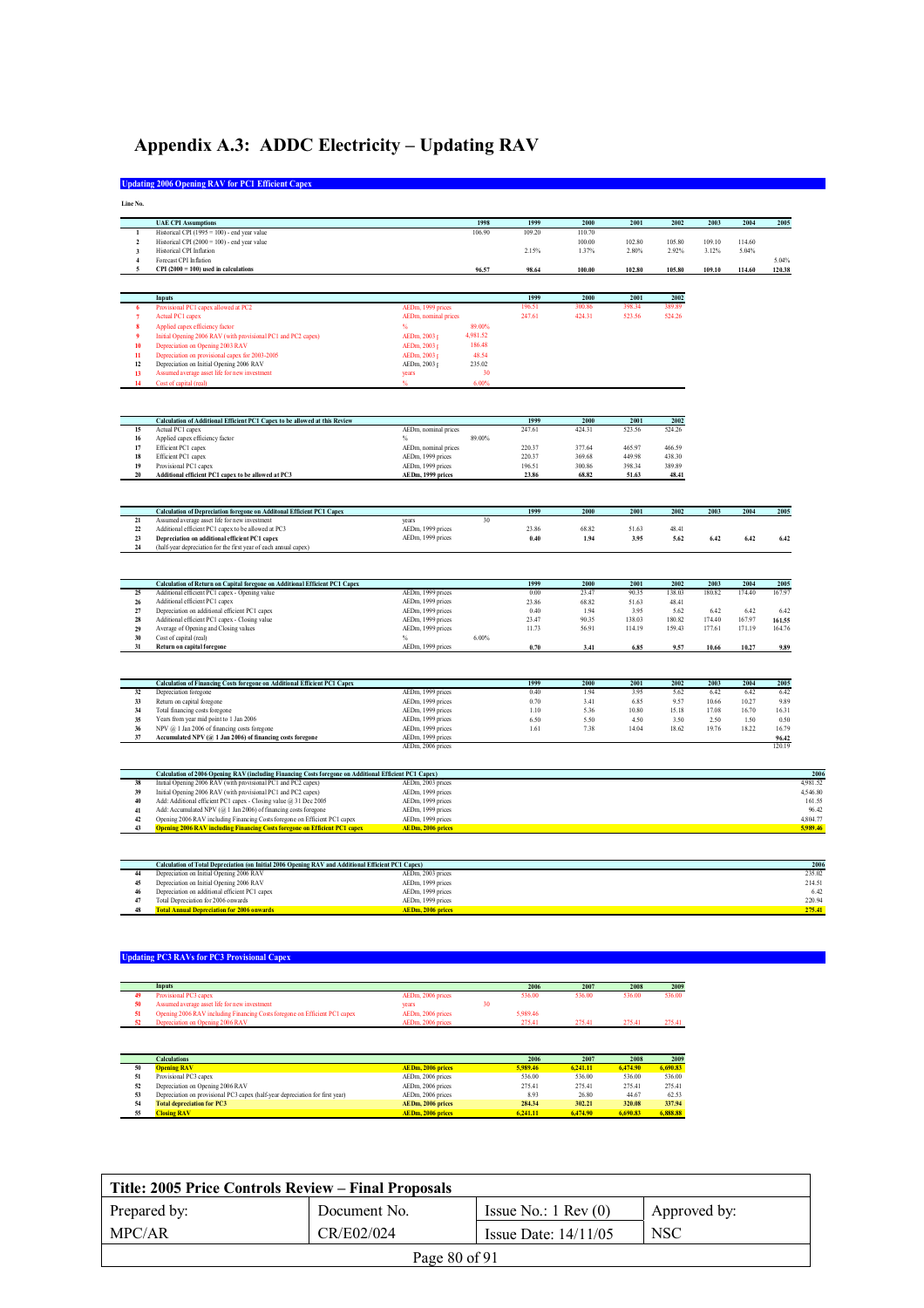# Appendix A.3: ADDC Electricity – Updating RAV

## Updating 2006 Opening RAV for PC1 Efficient Capex

Line No.

| Line No. | UAE CPI Assumptions | | | 1998 | 1999 | 2000 | 2001 | 2002 | 2003 | 2004 | 2005 |
|---|---|---|---|---|---|---|---|---|---|---|---|
| 1 | Historical CPI (1995 = 100) - end year value | | | 106.90 | 109.20 | 110.70 | | | | | |
| 2 | Historical CPI (2000 = 100) - end year value | | | | | 100.00 | 102.80 | 105.80 | 109.10 | 114.60 | |
| 3 | Historical CPI Inflation | | | | 2.15% | 1.37% | 2.80% | 2.92% | 3.12% | 5.04% | |
| 4 | Forecast CPI Inflation | | | | | | | | | | 5.04% |
| 5 | **CPI (2000 = 100) used in calculations** | | | **96.57** | **98.64** | **100.00** | **102.80** | **105.80** | **109.10** | **114.60** | **120.38** |

| Line No. | Inputs | | | 1999 | 2000 | 2001 | 2002 |
|---|---|---|---|---|---|---|---|
| 6 | Provisional PC1 capex allowed at PC2 | AEDm, 1999 prices | | 196.51 | 300.86 | 398.34 | 389.89 |
| 7 | Actual PC1 capex | AEDm, nominal prices | | 247.61 | 424.31 | 523.56 | 524.26 |
| 8 | Applied capex efficiency factor | % | 89.00% | | | | |
| 9 | Initial Opening 2006 RAV (with provisional PC1 and PC2 capex) | AEDm, 2003 prices | 4,981.52 | | | | |
| 10 | Depreciation on Opening 2003 RAV | AEDm, 2003 prices | 186.48 | | | | |
| 11 | Depreciation on provisional capex for 2003-2005 | AEDm, 2003 prices | 48.54 | | | | |
| 12 | Depreciation on Initial Opening 2006 RAV | AEDm, 2003 prices | 235.02 | | | | |
| 13 | Assumed average asset life for new investment | years | 30 | | | | |
| 14 | Cost of capital (real) | % | 6.00% | | | | |

| Line No. | Calculation of Additional Efficient PC1 Capex to be allowed at this Review | | | 1999 | 2000 | 2001 | 2002 |
|---|---|---|---|---|---|---|---|
| 15 | Actual PC1 capex | AEDm, nominal prices | | 247.61 | 424.31 | 523.56 | 524.26 |
| 16 | Applied capex efficiency factor | % | 89.00% | | | | |
| 17 | Efficient PC1 capex | AEDm, nominal prices | | 220.37 | 377.64 | 465.97 | 466.59 |
| 18 | Efficient PC1 capex | AEDm, 1999 prices | | 220.37 | 369.68 | 449.98 | 438.30 |
| 19 | Provisional PC1 capex | AEDm, 1999 prices | | 196.51 | 300.86 | 398.34 | 389.89 |
| 20 | **Additional efficient PC1 capex to be allowed at PC3** | **AEDm, 1999 prices** | | **23.86** | **68.82** | **51.63** | **48.41** |

| Line No. | Calculation of Depreciation foregone on Additonal Efficient PC1 Capex | | | 1999 | 2000 | 2001 | 2002 | 2003 | 2004 | 2005 |
|---|---|---|---|---|---|---|---|---|---|---|
| 21 | Assumed average asset life for new investment | years | 30 | | | | | | | |
| 22 | Additional efficient PC1 capex to be allowed at PC3 | AEDm, 1999 prices | | 23.86 | 68.82 | 51.63 | 48.41 | | | |
| 23 | **Depreciation on additional efficient PC1 capex** | AEDm, 1999 prices | | **0.40** | **1.94** | **3.95** | **5.62** | **6.42** | **6.42** | **6.42** |
| 24 | (half-year depreciation for the first year of each annual capex) | | | | | | | | | |

| Line No. | Calculation of Return on Capital foregone on Additional Efficient PC1 Capex | | | 1999 | 2000 | 2001 | 2002 | 2003 | 2004 | 2005 |
|---|---|---|---|---|---|---|---|---|---|---|
| 25 | Additional efficient PC1 capex - Opening value | AEDm, 1999 prices | | 0.00 | 23.47 | 90.35 | 138.03 | 180.82 | 174.40 | 167.97 |
| 26 | Additional efficient PC1 capex | AEDm, 1999 prices | | 23.86 | 68.82 | 51.63 | 48.41 | | | |
| 27 | Depreciation on additional efficient PC1 capex | AEDm, 1999 prices | | 0.40 | 1.94 | 3.95 | 5.62 | 6.42 | 6.42 | 6.42 |
| 28 | Additional efficient PC1 capex - Closing value | AEDm, 1999 prices | | 23.47 | 90.35 | 138.03 | 180.82 | 174.40 | 167.97 | **161.55** |
| 29 | Average of Opening and Closing values | AEDm, 1999 prices | | 11.73 | 56.91 | 114.19 | 159.43 | 177.61 | 171.19 | 164.76 |
| 30 | Cost of capital (real) | % | 6.00% | | | | | | | |
| 31 | **Return on capital foregone** | AEDm, 1999 prices | | **0.70** | **3.41** | **6.85** | **9.57** | **10.66** | **10.27** | **9.89** |

| Line No. | Calculation of Financing Costs foregone on Additional Efficient PC1 Capex | | | 1999 | 2000 | 2001 | 2002 | 2003 | 2004 | 2005 |
|---|---|---|---|---|---|---|---|---|---|---|
| 32 | Depreciation foregone | AEDm, 1999 prices | | 0.40 | 1.94 | 3.95 | 5.62 | 6.42 | 6.42 | 6.42 |
| 33 | Return on capital foregone | AEDm, 1999 prices | | 0.70 | 3.41 | 6.85 | 9.57 | 10.66 | 10.27 | 9.89 |
| 34 | Total financing costs foregone | AEDm, 1999 prices | | 1.10 | 5.36 | 10.80 | 15.18 | 17.08 | 16.70 | 16.31 |
| 35 | Years from year mid point to 1 Jan 2006 | AEDm, 1999 prices | | 6.50 | 5.50 | 4.50 | 3.50 | 2.50 | 1.50 | 0.50 |
| 36 | NPV @ 1 Jan 2006 of financing costs foregone | AEDm, 1999 prices | | 1.61 | 7.38 | 14.04 | 18.62 | 19.76 | 18.22 | 16.79 |
| 37 | **Accumulated NPV (@ 1 Jan 2006) of financing costs foregone** | AEDm, 1999 prices | | | | | | | | **96.42** |
| | | AEDm, 2006 prices | | | | | | | | 120.19 |

| Line No. | Calculation of 2006 Opening RAV (including Financing Costs foregone on Additional Efficient PC1 Capex) | | 2006 |
|---|---|---|---|
| 38 | Initial Opening 2006 RAV (with provisional PC1 and PC2 capex) | AEDm, 2003 prices | 4,981.52 |
| 39 | Initial Opening 2006 RAV (with provisional PC1 and PC2 capex) | AEDm, 1999 prices | 4,546.80 |
| 40 | Add: Additional efficient PC1 capex - Closing value @ 31 Dec 2005 | AEDm, 1999 prices | 161.55 |
| 41 | Add: Accumulated NPV (@ 1 Jan 2006) of financing costs foregone | AEDm, 1999 prices | 96.42 |
| 42 | Opening 2006 RAV including Financing Costs foregone on Efficient PC1 capex | AEDm, 1999 prices | 4,804.77 |
| 43 | **Opening 2006 RAV including Financing Costs foregone on Efficient PC1 capex** | **AEDm, 2006 prices** | **5,989.46** |

| Line No. | Calculation of Total Depreciation (on Initial 2006 Opening RAV and Additional Efficient PC1 Capex) | | 2006 |
|---|---|---|---|
| 44 | Depreciation on Initial Opening 2006 RAV | AEDm, 2003 prices | 235.02 |
| 45 | Depreciation on Initial Opening 2006 RAV | AEDm, 1999 prices | 214.51 |
| 46 | Depreciation on additional efficient PC1 capex | AEDm, 1999 prices | 6.42 |
| 47 | Total Depreciation for 2006 onwards | AEDm, 1999 prices | 220.94 |
| 48 | **Total Annual Depreciation for 2006 onwards** | **AEDm, 2006 prices** | **275.41** |

## Updating PC3 RAVs for PC3 Provisional Capex

| Line No. | Inputs | | | 2006 | 2007 | 2008 | 2009 |
|---|---|---|---|---|---|---|---|
| 49 | Provisional PC3 capex | AEDm, 2006 prices | | 536.00 | 536.00 | 536.00 | 536.00 |
| 50 | Assumed average asset life for new investment | years | 30 | | | | |
| 51 | Opening 2006 RAV including Financing Costs foregone on Efficient PC1 capex | AEDm, 2006 prices | | 5,989.46 | | | |
| 52 | Depreciation on Opening 2006 RAV | AEDm, 2006 prices | | 275.41 | 275.41 | 275.41 | 275.41 |

| Line No. | Calculations | | 2006 | 2007 | 2008 | 2009 |
|---|---|---|---|---|---|---|
| 50 | **Opening RAV** | **AEDm, 2006 prices** | **5,989.46** | **6,241.11** | **6,474.90** | **6,690.83** |
| 51 | Provisional PC3 capex | AEDm, 2006 prices | 536.00 | 536.00 | 536.00 | 536.00 |
| 52 | Depreciation on Opening 2006 RAV | AEDm, 2006 prices | 275.41 | 275.41 | 275.41 | 275.41 |
| 53 | Depreciation on provisional PC3 capex (half-year depreciation for first year) | AEDm, 2006 prices | 8.93 | 26.80 | 44.67 | 62.53 |
| 54 | **Total depreciation for PC3** | **AEDm, 2006 prices** | **284.34** | **302.21** | **320.08** | **337.94** |
| 55 | **Closing RAV** | **AEDm, 2006 prices** | **6,241.11** | **6,474.90** | **6,690.83** | **6,888.88** |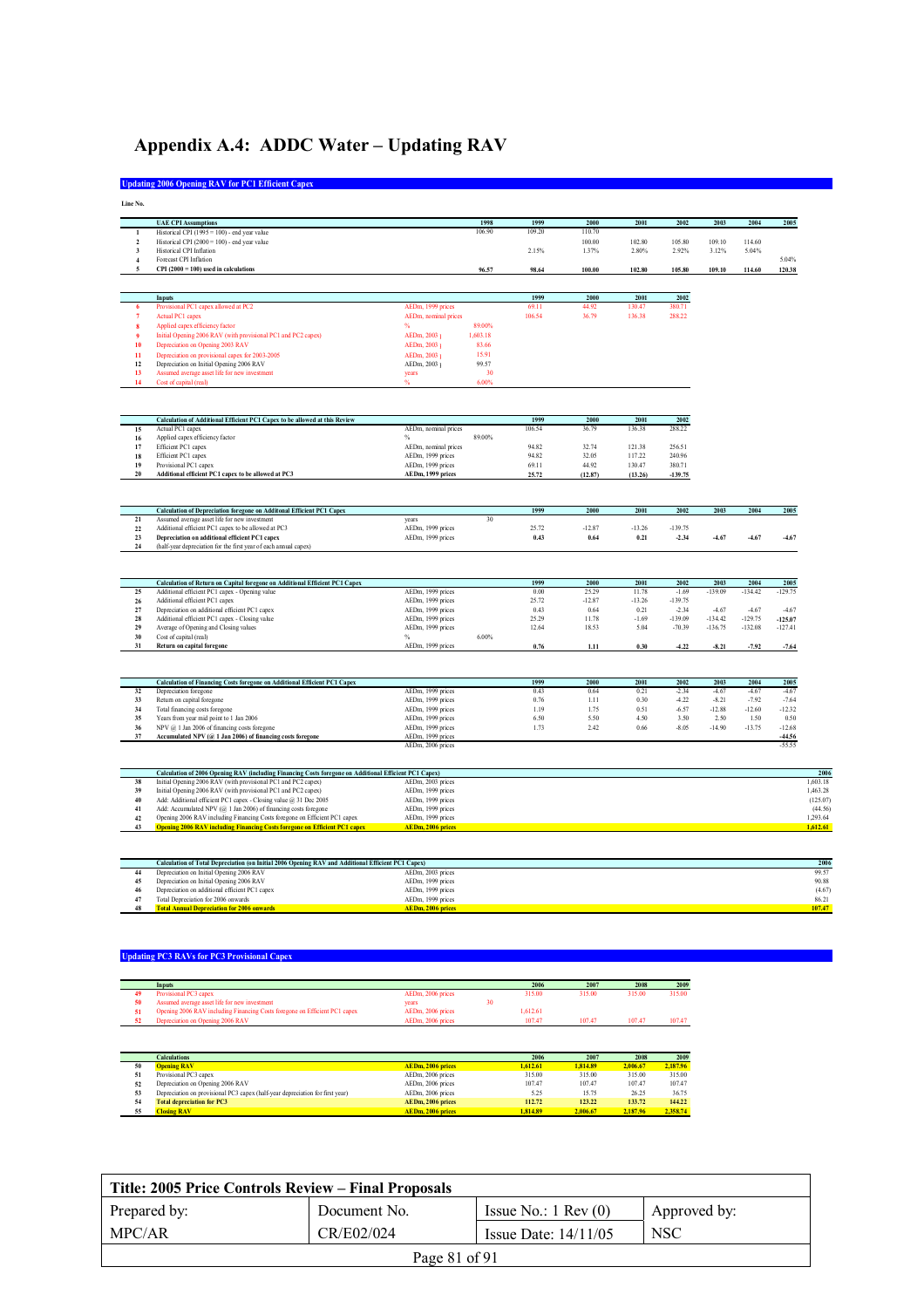# Appendix A.4: ADDC Water – Updating RAV

## Updating 2006 Opening RAV for PC1 Efficient Capex

Line No.

| Line | UAE CPI Assumptions | | | 1998 | 1999 | 2000 | 2001 | 2002 | 2003 | 2004 | 2005 |
|---|---|---|---|---|---|---|---|---|---|---|---|
| 1 | Historical CPI (1995 = 100) - end year value | | | 106.90 | 109.20 | 110.70 | | | | | |
| 2 | Historical CPI (2000 = 100) - end year value | | | | | 100.00 | 102.80 | 105.80 | 109.10 | 114.60 | |
| 3 | Historical CPI Inflation | | | | 2.15% | 1.37% | 2.80% | 2.92% | 3.12% | 5.04% | |
| 4 | Forecast CPI Inflation | | | | | | | | | | 5.04% |
| 5 | **CPI (2000 = 100) used in calculations** | | | **96.57** | **98.64** | **100.00** | **102.80** | **105.80** | **109.10** | **114.60** | **120.38** |

| Line | Inputs | | | 1999 | 2000 | 2001 | 2002 |
|---|---|---|---|---|---|---|---|
| 6 | Provisional PC1 capex allowed at PC2 | AEDm, 1999 prices | | 69.11 | 44.92 | 130.47 | 380.71 |
| 7 | Actual PC1 capex | AEDm, nominal prices | | 106.54 | 36.79 | 136.38 | 288.22 |
| 8 | Applied capex efficiency factor | % | 89.00% | | | | |
| 9 | Initial Opening 2006 RAV (with provisional PC1 and PC2 capex) | AEDm, 2003 prices | 1,603.18 | | | | |
| 10 | Depreciation on Opening 2003 RAV | AEDm, 2003 prices | 83.66 | | | | |
| 11 | Depreciation on provisional capex for 2003-2005 | AEDm, 2003 prices | 15.91 | | | | |
| 12 | Depreciation on Initial Opening 2006 RAV | AEDm, 2003 prices | 99.57 | | | | |
| 13 | Assumed average asset life for new investment | years | 30 | | | | |
| 14 | Cost of capital (real) | % | 6.00% | | | | |

| Line | Calculation of Additional Efficient PC1 Capex to be allowed at this Review | | | 1999 | 2000 | 2001 | 2002 |
|---|---|---|---|---|---|---|---|
| 15 | Actual PC1 capex | AEDm, nominal prices | | 106.54 | 36.79 | 136.38 | 288.22 |
| 16 | Applied capex efficiency factor | % | 89.00% | | | | |
| 17 | Efficient PC1 capex | AEDm, nominal prices | | 94.82 | 32.74 | 121.38 | 256.51 |
| 18 | Efficient PC1 capex | AEDm, 1999 prices | | 94.82 | 32.05 | 117.22 | 240.96 |
| 19 | Provisional PC1 capex | AEDm, 1999 prices | | 69.11 | 44.92 | 130.47 | 380.71 |
| 20 | **Additional efficient PC1 capex to be allowed at PC3** | **AEDm, 1999 prices** | | **25.72** | **(12.87)** | **(13.26)** | **-139.75** |

| Line | Calculation of Depreciation foregone on Additonal Efficient PC1 Capex | | | 1999 | 2000 | 2001 | 2002 | 2003 | 2004 | 2005 |
|---|---|---|---|---|---|---|---|---|---|---|
| 21 | Assumed average asset life for new investment | years | 30 | | | | | | | |
| 22 | Additional efficient PC1 capex to be allowed at PC3 | AEDm, 1999 prices | | 25.72 | -12.87 | -13.26 | -139.75 | | | |
| 23 | **Depreciation on additional efficient PC1 capex** | AEDm, 1999 prices | | **0.43** | **0.64** | **0.21** | **-2.34** | **-4.67** | **-4.67** | **-4.67** |
| 24 | (half-year depreciation for the first year of each annual capex) | | | | | | | | | |

| Line | Calculation of Return on Capital foregone on Additional Efficient PC1 Capex | | | 1999 | 2000 | 2001 | 2002 | 2003 | 2004 | 2005 |
|---|---|---|---|---|---|---|---|---|---|---|
| 25 | Additional efficient PC1 capex - Opening value | AEDm, 1999 prices | | 0.00 | 25.29 | 11.78 | -1.69 | -139.09 | -134.42 | -129.75 |
| 26 | Additional efficient PC1 capex | AEDm, 1999 prices | | 25.72 | -12.87 | -13.26 | -139.75 | | | |
| 27 | Depreciation on additional efficient PC1 capex | AEDm, 1999 prices | | 0.43 | 0.64 | 0.21 | -2.34 | -4.67 | -4.67 | -4.67 |
| 28 | Additional efficient PC1 capex - Closing value | AEDm, 1999 prices | | 25.29 | 11.78 | -1.69 | -139.09 | -134.42 | -129.75 | **-125.07** |
| 29 | Average of Opening and Closing values | AEDm, 1999 prices | | 12.64 | 18.53 | 5.04 | -70.39 | -136.75 | -132.08 | -127.41 |
| 30 | Cost of capital (real) | % | 6.00% | | | | | | | |
| 31 | **Return on capital foregone** | AEDm, 1999 prices | | **0.76** | **1.11** | **0.30** | **-4.22** | **-8.21** | **-7.92** | **-7.64** |

| Line | Calculation of Financing Costs foregone on Additional Efficient PC1 Capex | | | 1999 | 2000 | 2001 | 2002 | 2003 | 2004 | 2005 |
|---|---|---|---|---|---|---|---|---|---|---|
| 32 | Depreciation foregone | AEDm, 1999 prices | | 0.43 | 0.64 | 0.21 | -2.34 | -4.67 | -4.67 | -4.67 |
| 33 | Return on capital foregone | AEDm, 1999 prices | | 0.76 | 1.11 | 0.30 | -4.22 | -8.21 | -7.92 | -7.64 |
| 34 | Total financing costs foregone | AEDm, 1999 prices | | 1.19 | 1.75 | 0.51 | -6.57 | -12.88 | -12.60 | -12.32 |
| 35 | Years from year mid point to 1 Jan 2006 | AEDm, 1999 prices | | 6.50 | 5.50 | 4.50 | 3.50 | 2.50 | 1.50 | 0.50 |
| 36 | NPV @ 1 Jan 2006 of financing costs foregone | AEDm, 1999 prices | | 1.73 | 2.42 | 0.66 | -8.05 | -14.90 | -13.75 | -12.68 |
| 37 | **Accumulated NPV (@ 1 Jan 2006) of financing costs foregone** | AEDm, 1999 prices | | | | | | | | **-44.56** |
| | | AEDm, 2006 prices | | | | | | | | -55.55 |

| Line | Calculation of 2006 Opening RAV (including Financing Costs foregone on Additional Efficient PC1 Capex) | | 2006 |
|---|---|---|---|
| 38 | Initial Opening 2006 RAV (with provisional PC1 and PC2 capex) | AEDm, 2003 prices | 1,603.18 |
| 39 | Initial Opening 2006 RAV (with provisional PC1 and PC2 capex) | AEDm, 1999 prices | 1,463.28 |
| 40 | Add: Additional efficient PC1 capex - Closing value @ 31 Dec 2005 | AEDm, 1999 prices | (125.07) |
| 41 | Add: Accumulated NPV (@ 1 Jan 2006) of financing costs foregone | AEDm, 1999 prices | (44.56) |
| 42 | Opening 2006 RAV including Financing Costs foregone on Efficient PC1 capex | AEDm, 1999 prices | 1,293.64 |
| 43 | **Opening 2006 RAV including Financing Costs foregone on Efficient PC1 capex** | **AEDm, 2006 prices** | **1,612.61** |

| Line | Calculation of Total Depreciation (on Initial 2006 Opening RAV and Additional Efficient PC1 Capex) | | 2006 |
|---|---|---|---|
| 44 | Depreciation on Initial Opening 2006 RAV | AEDm, 2003 prices | 99.57 |
| 45 | Depreciation on Initial Opening 2006 RAV | AEDm, 1999 prices | 90.88 |
| 46 | Depreciation on additional efficient PC1 capex | AEDm, 1999 prices | (4.67) |
| 47 | Total Depreciation for 2006 onwards | AEDm, 1999 prices | 86.21 |
| 48 | **Total Annual Depreciation for 2006 onwards** | **AEDm, 2006 prices** | **107.47** |

## Updating PC3 RAVs for PC3 Provisional Capex

| Line | Inputs | | | 2006 | 2007 | 2008 | 2009 |
|---|---|---|---|---|---|---|---|
| 49 | Provisional PC3 capex | AEDm, 2006 prices | | 315.00 | 315.00 | 315.00 | 315.00 |
| 50 | Assumed average asset life for new investment | years | 30 | | | | |
| 51 | Opening 2006 RAV including Financing Costs foregone on Efficient PC1 capex | AEDm, 2006 prices | | 1,612.61 | | | |
| 52 | Depreciation on Opening 2006 RAV | AEDm, 2006 prices | | 107.47 | 107.47 | 107.47 | 107.47 |

| Line | Calculations | | 2006 | 2007 | 2008 | 2009 |
|---|---|---|---|---|---|---|
| 50 | **Opening RAV** | **AEDm, 2006 prices** | **1,612.61** | **1,814.89** | **2,006.67** | **2,187.96** |
| 51 | Provisional PC3 capex | AEDm, 2006 prices | 315.00 | 315.00 | 315.00 | 315.00 |
| 52 | Depreciation on Opening 2006 RAV | AEDm, 2006 prices | 107.47 | 107.47 | 107.47 | 107.47 |
| 53 | Depreciation on provisional PC3 capex (half-year depreciation for first year) | AEDm, 2006 prices | 5.25 | 15.75 | 26.25 | 36.75 |
| 54 | **Total depreciation for PC3** | **AEDm, 2006 prices** | **112.72** | **123.22** | **133.72** | **144.22** |
| 55 | **Closing RAV** | **AEDm, 2006 prices** | **1,814.89** | **2,006.67** | **2,187.96** | **2,358.74** |

| Title: 2005 Price Controls Review – Final Proposals | | | |
|---|---|---|---|
| Prepared by: | Document No. | Issue No.: 1 Rev (0) | Approved by: |
| MPC/AR | CR/E02/024 | Issue Date: 14/11/05 | NSC |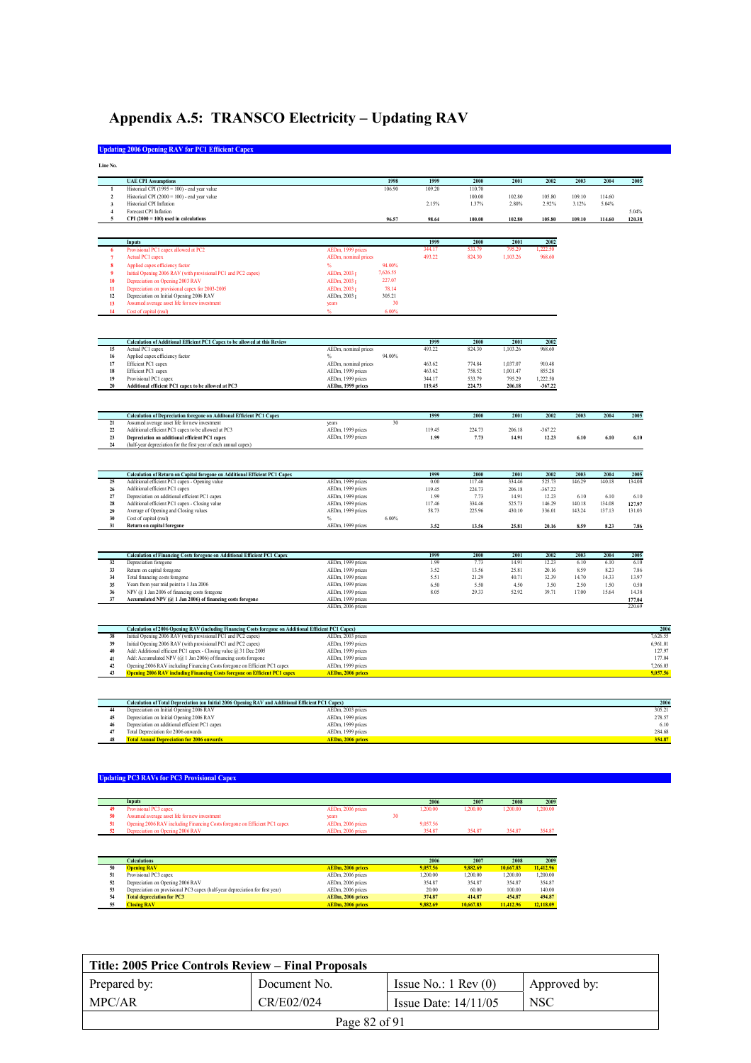# Appendix A.5: TRANSCO Electricity – Updating RAV

## Updating 2006 Opening RAV for PC1 Efficient Capex

Line No.

| Line | UAE CPI Assumptions | | | 1998 | 1999 | 2000 | 2001 | 2002 | 2003 | 2004 | 2005 |
|---|---|---|---|---|---|---|---|---|---|---|---|
| 1 | Historical CPI (1995 = 100) - end year value | | | 106.90 | 109.20 | 110.70 | | | | | |
| 2 | Historical CPI (2000 = 100) - end year value | | | | | 100.00 | 102.80 | 105.80 | 109.10 | 114.60 | |
| 3 | Historical CPI Inflation | | | | 2.15% | 1.37% | 2.80% | 2.92% | 3.12% | 5.04% | |
| 4 | Forecast CPI Inflation | | | | | | | | | | 5.04% |
| 5 | **CPI (2000 = 100) used in calculations** | | | **96.57** | **98.64** | **100.00** | **102.80** | **105.80** | **109.10** | **114.60** | **120.38** |

| Line | Inputs | | | 1999 | 2000 | 2001 | 2002 |
|---|---|---|---|---|---|---|---|
| 6 | Provisional PC1 capex allowed at PC2 | AEDm, 1999 prices | | 344.17 | 533.79 | 795.29 | 1,222.50 |
| 7 | Actual PC1 capex | AEDm, nominal prices | | 493.22 | 824.30 | 1,103.26 | 968.60 |
| 8 | Applied capex efficiency factor | % | 94.00% | | | | |
| 9 | Initial Opening 2006 RAV (with provisional PC1 and PC2 capex) | AEDm, 2003 p | 7,626.55 | | | | |
| 10 | Depreciation on Opening 2003 RAV | AEDm, 2003 p | 227.07 | | | | |
| 11 | Depreciation on provisional capex for 2003-2005 | AEDm, 2003 p | 78.14 | | | | |
| 12 | Depreciation on Initial Opening 2006 RAV | AEDm, 2003 p | 305.21 | | | | |
| 13 | Assumed average asset life for new investment | years | 30 | | | | |
| 14 | Cost of capital (real) | % | 6.00% | | | | |

| Line | Calculation of Additional Efficient PC1 Capex to be allowed at this Review | | | 1999 | 2000 | 2001 | 2002 |
|---|---|---|---|---|---|---|---|
| 15 | Actual PC1 capex | AEDm, nominal prices | | 493.22 | 824.30 | 1,103.26 | 968.60 |
| 16 | Applied capex efficiency factor | % | 94.00% | | | | |
| 17 | Efficient PC1 capex | AEDm, nominal prices | | 463.62 | 774.84 | 1,037.07 | 910.48 |
| 18 | Efficient PC1 capex | AEDm, 1999 prices | | 463.62 | 758.52 | 1,001.47 | 855.28 |
| 19 | Provisional PC1 capex | AEDm, 1999 prices | | 344.17 | 533.79 | 795.29 | 1,222.50 |
| 20 | **Additional efficient PC1 capex to be allowed at PC3** | **AEDm, 1999 prices** | | **119.45** | **224.73** | **206.18** | **-367.22** |

| Line | Calculation of Depreciation foregone on Additonal Efficient PC1 Capex | | | 1999 | 2000 | 2001 | 2002 | 2003 | 2004 | 2005 |
|---|---|---|---|---|---|---|---|---|---|---|
| 21 | Assumed average asset life for new investment | years | 30 | | | | | | | |
| 22 | Additional efficient PC1 capex to be allowed at PC3 | AEDm, 1999 prices | | 119.45 | 224.73 | 206.18 | -367.22 | | | |
| 23 | **Depreciation on additional efficient PC1 capex** | AEDm, 1999 prices | | **1.99** | **7.73** | **14.91** | **12.23** | **6.10** | **6.10** | **6.10** |
| 24 | (half-year depreciation for the first year of each annual capex) | | | | | | | | | |

| Line | Calculation of Return on Capital foregone on Additional Efficient PC1 Capex | | | 1999 | 2000 | 2001 | 2002 | 2003 | 2004 | 2005 |
|---|---|---|---|---|---|---|---|---|---|---|
| 25 | Additional efficient PC1 capex - Opening value | AEDm, 1999 prices | | 0.00 | 117.46 | 334.46 | 525.73 | 146.29 | 140.18 | 134.08 |
| 26 | Additional efficient PC1 capex | AEDm, 1999 prices | | 119.45 | 224.73 | 206.18 | -367.22 | | | |
| 27 | Depreciation on additional efficient PC1 capex | AEDm, 1999 prices | | 1.99 | 7.73 | 14.91 | 12.23 | 6.10 | 6.10 | 6.10 |
| 28 | Additional efficient PC1 capex - Closing value | AEDm, 1999 prices | | 117.46 | 334.46 | 525.73 | 146.29 | 140.18 | 134.08 | **127.97** |
| 29 | Average of Opening and Closing values | AEDm, 1999 prices | | 58.73 | 225.96 | 430.10 | 336.01 | 143.24 | 137.13 | 131.03 |
| 30 | Cost of capital (real) | % | 6.00% | | | | | | | |
| 31 | **Return on capital foregone** | AEDm, 1999 prices | | **3.52** | **13.56** | **25.81** | **20.16** | **8.59** | **8.23** | **7.86** |

| Line | Calculation of Financing Costs foregone on Additional Efficient PC1 Capex | | | 1999 | 2000 | 2001 | 2002 | 2003 | 2004 | 2005 |
|---|---|---|---|---|---|---|---|---|---|---|
| 32 | Depreciation foregone | AEDm, 1999 prices | | 1.99 | 7.73 | 14.91 | 12.23 | 6.10 | 6.10 | 6.10 |
| 33 | Return on capital foregone | AEDm, 1999 prices | | 3.52 | 13.56 | 25.81 | 20.16 | 8.59 | 8.23 | 7.86 |
| 34 | Total financing costs foregone | AEDm, 1999 prices | | 5.51 | 21.29 | 40.71 | 32.39 | 14.70 | 14.33 | 13.97 |
| 35 | Years from year mid point to 1 Jan 2006 | AEDm, 1999 prices | | 6.50 | 5.50 | 4.50 | 3.50 | 2.50 | 1.50 | 0.50 |
| 36 | NPV @ 1 Jan 2006 of financing costs foregone | AEDm, 1999 prices | | 8.05 | 29.33 | 52.92 | 39.71 | 17.00 | 15.64 | 14.38 |
| 37 | **Accumulated NPV (@ 1 Jan 2006) of financing costs foregone** | AEDm, 1999 prices | | | | | | | | **177.04** |
| | | AEDm, 2006 prices | | | | | | | | 220.69 |

| Line | Calculation of 2006 Opening RAV (including Financing Costs foregone on Additional Efficient PC1 Capex) | | 2006 |
|---|---|---|---|
| 38 | Initial Opening 2006 RAV (with provisional PC1 and PC2 capex) | AEDm, 2003 prices | 7,626.55 |
| 39 | Initial Opening 2006 RAV (with provisional PC1 and PC2 capex) | AEDm, 1999 prices | 6,961.01 |
| 40 | Add: Additional efficient PC1 capex - Closing value @ 31 Dec 2005 | AEDm, 1999 prices | 127.97 |
| 41 | Add: Accumulated NPV (@ 1 Jan 2006) of financing costs foregone | AEDm, 1999 prices | 177.04 |
| 42 | Opening 2006 RAV including Financing Costs foregone on Efficient PC1 capex | AEDm, 1999 prices | 7,266.03 |
| 43 | **Opening 2006 RAV including Financing Costs foregone on Efficient PC1 capex** | **AEDm, 2006 prices** | **9,057.56** |

| Line | Calculation of Total Depreciation (on Initial 2006 Opening RAV and Additional Efficient PC1 Capex) | | 2006 |
|---|---|---|---|
| 44 | Depreciation on Initial Opening 2006 RAV | AEDm, 2003 prices | 305.21 |
| 45 | Depreciation on Initial Opening 2006 RAV | AEDm, 1999 prices | 278.57 |
| 46 | Depreciation on additional efficient PC1 capex | AEDm, 1999 prices | 6.10 |
| 47 | Total Depreciation for 2006 onwards | AEDm, 1999 prices | 284.68 |
| 48 | **Total Annual Depreciation for 2006 onwards** | **AEDm, 2006 prices** | **354.87** |

## Updating PC3 RAVs for PC3 Provisional Capex

| Line | Inputs | | | 2006 | 2007 | 2008 | 2009 |
|---|---|---|---|---|---|---|---|
| 49 | Provisional PC3 capex | AEDm, 2006 prices | | 1,200.00 | 1,200.00 | 1,200.00 | 1,200.00 |
| 50 | Assumed average asset life for new investment | years | 30 | | | | |
| 51 | Opening 2006 RAV including Financing Costs foregone on Efficient PC1 capex | AEDm, 2006 prices | | 9,057.56 | | | |
| 52 | Depreciation on Opening 2006 RAV | AEDm, 2006 prices | | 354.87 | 354.87 | 354.87 | 354.87 |

| Line | Calculations | | 2006 | 2007 | 2008 | 2009 |
|---|---|---|---|---|---|---|
| 50 | **Opening RAV** | **AEDm, 2006 prices** | **9,057.56** | **9,882.69** | **10,667.83** | **11,412.96** |
| 51 | Provisional PC3 capex | AEDm, 2006 prices | 1,200.00 | 1,200.00 | 1,200.00 | 1,200.00 |
| 52 | Depreciation on Opening 2006 RAV | AEDm, 2006 prices | 354.87 | 354.87 | 354.87 | 354.87 |
| 53 | Depreciation on provisional PC3 capex (half-year depreciation for first year) | AEDm, 2006 prices | 20.00 | 60.00 | 100.00 | 140.00 |
| 54 | **Total depreciation for PC3** | **AEDm, 2006 prices** | **374.87** | **414.87** | **454.87** | **494.87** |
| 55 | **Closing RAV** | **AEDm, 2006 prices** | **9,882.69** | **10,667.83** | **11,412.96** | **12,118.09** |

| Title: 2005 Price Controls Review – Final Proposals | | | |
|---|---|---|---|
| Prepared by: | Document No. | Issue No.: 1 Rev (0) | Approved by: |
| MPC/AR | CR/E02/024 | Issue Date: 14/11/05 | NSC |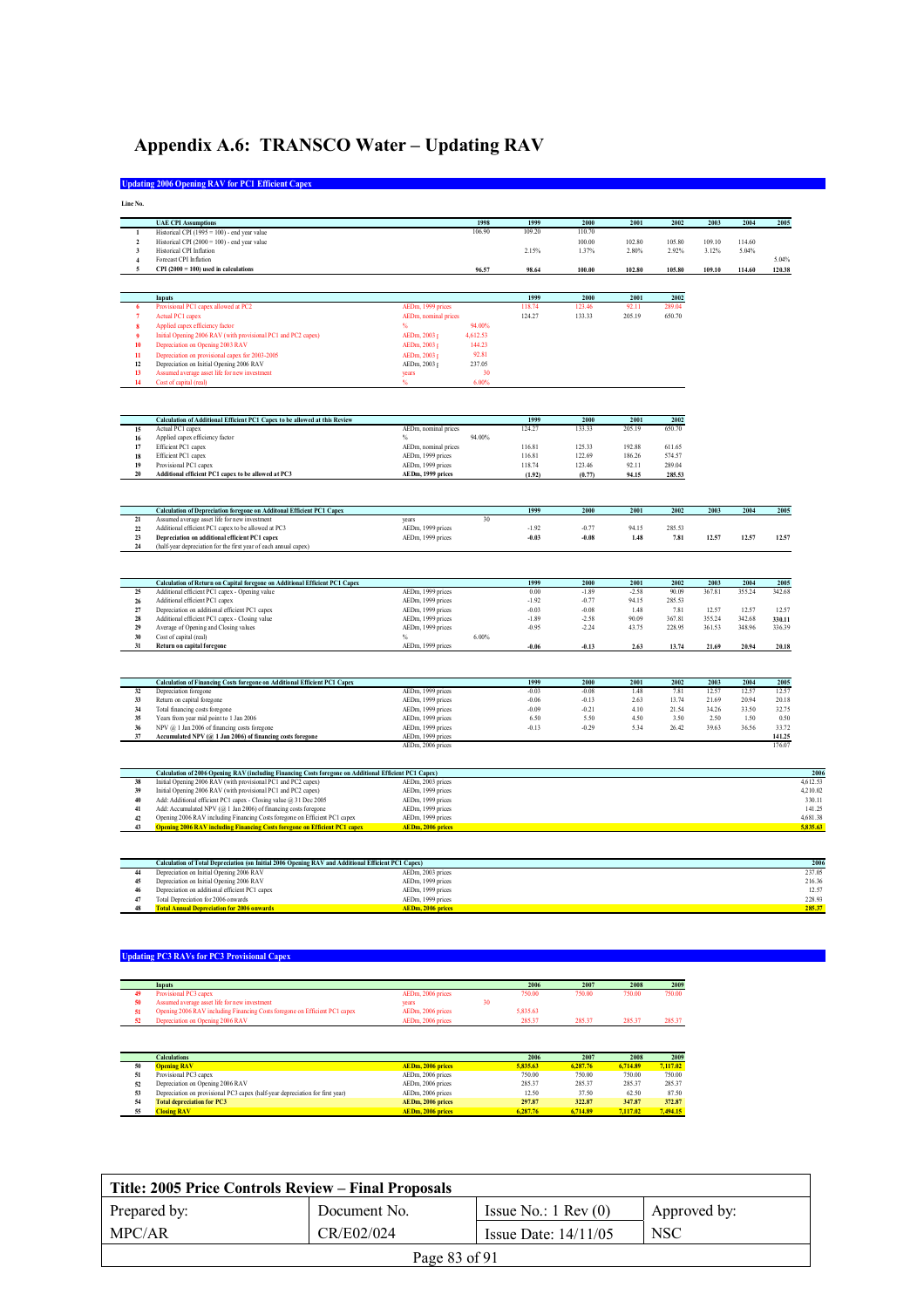# Appendix A.6: TRANSCO Water – Updating RAV

## Updating 2006 Opening RAV for PC1 Efficient Capex

| Line No. | UAE CPI Assumptions | | 1998 | 1999 | 2000 | 2001 | 2002 | 2003 | 2004 | 2005 |
|---|---|---|---|---|---|---|---|---|---|---|
| 1 | Historical CPI (1995 = 100) - end year value | | 106.90 | 109.20 | 110.70 | | | | | |
| 2 | Historical CPI (2000 = 100) - end year value | | | | 100.00 | 102.80 | 105.80 | 109.10 | 114.60 | |
| 3 | Historical CPI Inflation | | | 2.15% | 1.37% | 2.80% | 2.92% | 3.12% | 5.04% | |
| 4 | Forecast CPI Inflation | | | | | | | | | 5.04% |
| 5 | **CPI (2000 = 100) used in calculations** | | **96.57** | **98.64** | **100.00** | **102.80** | **105.80** | **109.10** | **114.60** | **120.38** |

| Line No. | Inputs | | | 1999 | 2000 | 2001 | 2002 |
|---|---|---|---|---|---|---|---|
| 6 | Provisional PC1 capex allowed at PC2 | AEDm, 1999 prices | | 118.74 | 123.46 | 92.11 | 289.04 |
| 7 | Actual PC1 capex | AEDm, nominal prices | | 124.27 | 133.33 | 205.19 | 650.70 |
| 8 | Applied capex efficiency factor | % | 94.00% | | | | |
| 9 | Initial Opening 2006 RAV (with provisional PC1 and PC2 capex) | AEDm, 2003 prices | 4,612.53 | | | | |
| 10 | Depreciation on Opening 2003 RAV | AEDm, 2003 prices | 144.23 | | | | |
| 11 | Depreciation on provisional capex for 2003-2005 | AEDm, 2003 prices | 92.81 | | | | |
| 12 | Depreciation on Initial Opening 2006 RAV | AEDm, 2003 prices | 237.05 | | | | |
| 13 | Assumed average asset life for new investment | years | 30 | | | | |
| 14 | Cost of capital (real) | % | 6.00% | | | | |

| Line No. | Calculation of Additional Efficient PC1 Capex to be allowed at this Review | | | 1999 | 2000 | 2001 | 2002 |
|---|---|---|---|---|---|---|---|
| 15 | Actual PC1 capex | AEDm, nominal prices | | 124.27 | 133.33 | 205.19 | 650.70 |
| 16 | Applied capex efficiency factor | % | 94.00% | | | | |
| 17 | Efficient PC1 capex | AEDm, nominal prices | | 116.81 | 125.33 | 192.88 | 611.65 |
| 18 | Efficient PC1 capex | AEDm, 1999 prices | | 116.81 | 122.69 | 186.26 | 574.57 |
| 19 | Provisional PC1 capex | AEDm, 1999 prices | | 118.74 | 123.46 | 92.11 | 289.04 |
| 20 | **Additional efficient PC1 capex to be allowed at PC3** | **AEDm, 1999 prices** | | **(1.92)** | **(0.77)** | **94.15** | **285.53** |

| Line No. | Calculation of Depreciation foregone on Additonal Efficient PC1 Capex | | | 1999 | 2000 | 2001 | 2002 | 2003 | 2004 | 2005 |
|---|---|---|---|---|---|---|---|---|---|---|
| 21 | Assumed average asset life for new investment | years | 30 | | | | | | | |
| 22 | Additional efficient PC1 capex to be allowed at PC3 | AEDm, 1999 prices | | -1.92 | -0.77 | 94.15 | 285.53 | | | |
| 23 | **Depreciation on additional efficient PC1 capex** | AEDm, 1999 prices | | **-0.03** | **-0.08** | **1.48** | **7.81** | **12.57** | **12.57** | **12.57** |
| 24 | (half-year depreciation for the first year of each annual capex) | | | | | | | | | |

| Line No. | Calculation of Return on Capital foregone on Additional Efficient PC1 Capex | | | 1999 | 2000 | 2001 | 2002 | 2003 | 2004 | 2005 |
|---|---|---|---|---|---|---|---|---|---|---|
| 25 | Additional efficient PC1 capex - Opening value | AEDm, 1999 prices | | 0.00 | -1.89 | -2.58 | 90.09 | 367.81 | 355.24 | 342.68 |
| 26 | Additional efficient PC1 capex | AEDm, 1999 prices | | -1.92 | -0.77 | 94.15 | 285.53 | | | |
| 27 | Depreciation on additional efficient PC1 capex | AEDm, 1999 prices | | -0.03 | -0.08 | 1.48 | 7.81 | 12.57 | 12.57 | 12.57 |
| 28 | Additional efficient PC1 capex - Closing value | AEDm, 1999 prices | | -1.89 | -2.58 | 90.09 | 367.81 | 355.24 | 342.68 | **330.11** |
| 29 | Average of Opening and Closing values | AEDm, 1999 prices | | -0.95 | -2.24 | 43.75 | 228.95 | 361.53 | 348.96 | 336.39 |
| 30 | Cost of capital (real) | % | 6.00% | | | | | | | |
| 31 | **Return on capital foregone** | AEDm, 1999 prices | | **-0.06** | **-0.13** | **2.63** | **13.74** | **21.69** | **20.94** | **20.18** |

| Line No. | Calculation of Financing Costs foregone on Additional Efficient PC1 Capex | | | 1999 | 2000 | 2001 | 2002 | 2003 | 2004 | 2005 |
|---|---|---|---|---|---|---|---|---|---|---|
| 32 | Depreciation foregone | AEDm, 1999 prices | | -0.03 | -0.08 | 1.48 | 7.81 | 12.57 | 12.57 | 12.57 |
| 33 | Return on capital foregone | AEDm, 1999 prices | | -0.06 | -0.13 | 2.63 | 13.74 | 21.69 | 20.94 | 20.18 |
| 34 | Total financing costs foregone | AEDm, 1999 prices | | -0.09 | -0.21 | 4.10 | 21.54 | 34.26 | 33.50 | 32.75 |
| 35 | Years from year mid point to 1 Jan 2006 | AEDm, 1999 prices | | 6.50 | 5.50 | 4.50 | 3.50 | 2.50 | 1.50 | 0.50 |
| 36 | NPV @ 1 Jan 2006 of financing costs foregone | AEDm, 1999 prices | | -0.13 | -0.29 | 5.34 | 26.42 | 39.63 | 36.56 | 33.72 |
| 37 | **Accumulated NPV (@ 1 Jan 2006) of financing costs foregone** | AEDm, 1999 prices | | | | | | | | **141.25** |
| | | AEDm, 2006 prices | | | | | | | | 176.07 |

| Line No. | Calculation of 2006 Opening RAV (including Financing Costs foregone on Additional Efficient PC1 Capex) | | 2006 |
|---|---|---|---|
| 38 | Initial Opening 2006 RAV (with provisional PC1 and PC2 capex) | AEDm, 2003 prices | 4,612.53 |
| 39 | Initial Opening 2006 RAV (with provisional PC1 and PC2 capex) | AEDm, 1999 prices | 4,210.02 |
| 40 | Add: Additional efficient PC1 capex - Closing value @ 31 Dec 2005 | AEDm, 1999 prices | 330.11 |
| 41 | Add: Accumulated NPV (@ 1 Jan 2006) of financing costs foregone | AEDm, 1999 prices | 141.25 |
| 42 | Opening 2006 RAV including Financing Costs foregone on Efficient PC1 capex | AEDm, 1999 prices | 4,681.38 |
| 43 | **Opening 2006 RAV including Financing Costs foregone on Efficient PC1 capex** | **AEDm, 2006 prices** | **5,835.63** |

| Line No. | Calculation of Total Depreciation (on Initial 2006 Opening RAV and Additional Efficient PC1 Capex) | | 2006 |
|---|---|---|---|
| 44 | Depreciation on Initial Opening 2006 RAV | AEDm, 2003 prices | 237.05 |
| 45 | Depreciation on Initial Opening 2006 RAV | AEDm, 1999 prices | 216.36 |
| 46 | Depreciation on additional efficient PC1 capex | AEDm, 1999 prices | 12.57 |
| 47 | Total Depreciation for 2006 onwards | AEDm, 1999 prices | 228.93 |
| 48 | **Total Annual Depreciation for 2006 onwards** | **AEDm, 2006 prices** | **285.37** |

## Updating PC3 RAVs for PC3 Provisional Capex

| Line No. | Inputs | | | 2006 | 2007 | 2008 | 2009 |
|---|---|---|---|---|---|---|---|
| 49 | Provisional PC3 capex | AEDm, 2006 prices | | 750.00 | 750.00 | 750.00 | 750.00 |
| 50 | Assumed average asset life for new investment | years | 30 | | | | |
| 51 | Opening 2006 RAV including Financing Costs foregone on Efficient PC1 capex | AEDm, 2006 prices | | 5,835.63 | | | |
| 52 | Depreciation on Opening 2006 RAV | AEDm, 2006 prices | | 285.37 | 285.37 | 285.37 | 285.37 |

| Line No. | Calculations | | 2006 | 2007 | 2008 | 2009 |
|---|---|---|---|---|---|---|
| 50 | **Opening RAV** | **AEDm, 2006 prices** | **5,835.63** | **6,287.76** | **6,714.89** | **7,117.02** |
| 51 | Provisional PC3 capex | AEDm, 2006 prices | 750.00 | 750.00 | 750.00 | 750.00 |
| 52 | Depreciation on Opening 2006 RAV | AEDm, 2006 prices | 285.37 | 285.37 | 285.37 | 285.37 |
| 53 | Depreciation on provisional PC3 capex (half-year depreciation for first year) | AEDm, 2006 prices | 12.50 | 37.50 | 62.50 | 87.50 |
| 54 | **Total depreciation for PC3** | **AEDm, 2006 prices** | **297.87** | **322.87** | **347.87** | **372.87** |
| 55 | **Closing RAV** | **AEDm, 2006 prices** | **6,287.76** | **6,714.89** | **7,117.02** | **7,494.15** |

| Title: 2005 Price Controls Review – Final Proposals | | | |
|---|---|---|---|
| Prepared by: | Document No. | Issue No.: 1 Rev (0) | Approved by: |
| MPC/AR | CR/E02/024 | Issue Date: 14/11/05 | NSC |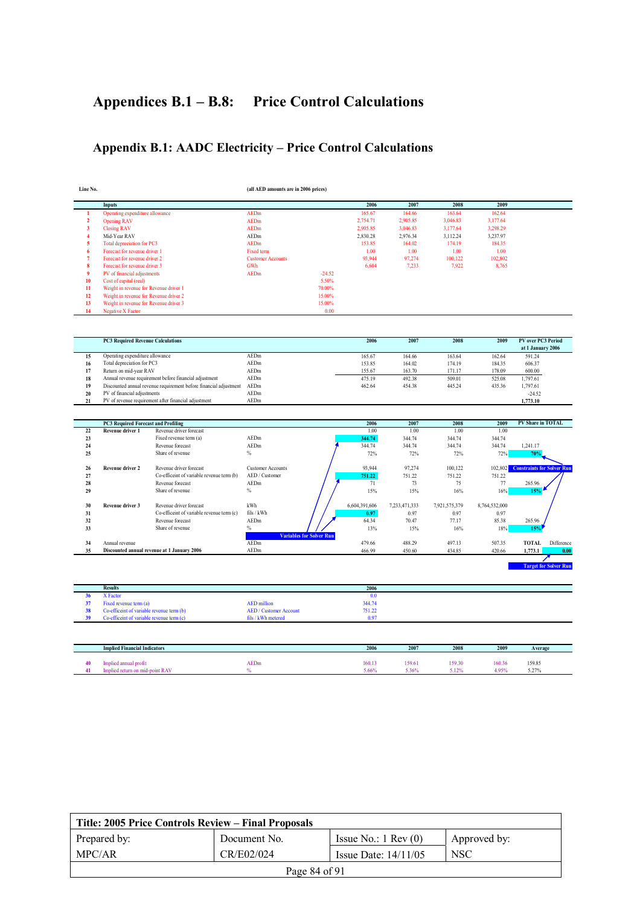# Appendices B.1 – B.8: Price Control Calculations

## Appendix B.1: AADC Electricity – Price Control Calculations

Line No. (all AED amounts are in 2006 prices)

| Line No. | Inputs | | | 2006 | 2007 | 2008 | 2009 |
|---|---|---|---|---|---|---|---|
| 1 | Operating expenditure allowance | AEDm | | 165.67 | 164.66 | 163.64 | 162.64 |
| 2 | Opening RAV | AEDm | | 2,754.71 | 2,905.85 | 3,046.83 | 3,177.64 |
| 3 | Closing RAV | AEDm | | 2,905.85 | 3,046.83 | 3,177.64 | 3,298.29 |
| 4 | Mid-Year RAV | AEDm | | 2,830.28 | 2,976.34 | 3,112.24 | 3,237.97 |
| 5 | Total depreciation for PC3 | AEDm | | 153.85 | 164.02 | 174.19 | 184.35 |
| 6 | Forecast for revenue driver 1 | Fixed term | | 1.00 | 1.00 | 1.00 | 1.00 |
| 7 | Forecast for revenue driver 2 | Customer Accounts | | 93,944 | 97,274 | 100,122 | 102,802 |
| 8 | Forecast for revenue driver 3 | GWh | | 6,604 | 7,233 | 7,922 | 8,765 |
| 9 | PV of financial adjustments | AEDm | -24.52 | | | | |
| 10 | Cost of capital (real) | | 5.50% | | | | |
| 11 | Weight in revenue for Revenue driver 1 | | 70.00% | | | | |
| 12 | Weight in revenue for Revenue driver 2 | | 15.00% | | | | |
| 13 | Weight in revenue for Revenue driver 3 | | 15.00% | | | | |
| 14 | Negative X Factor | | 0.00 | | | | |

| Line No. | PC3 Required Revenue Calculations | | 2006 | 2007 | 2008 | 2009 | PV over PC3 Period at 1 January 2006 |
|---|---|---|---|---|---|---|---|
| 15 | Operating expenditure allowance | AEDm | 165.67 | 164.66 | 163.64 | 162.64 | 591.24 |
| 16 | Total depreciation for PC3 | AEDm | 153.85 | 164.02 | 174.19 | 184.35 | 606.37 |
| 17 | Return on mid-year RAV | AEDm | 155.67 | 163.70 | 171.17 | 178.09 | 600.00 |
| 18 | Annual revenue requirement before financial adjustment | AEDm | 475.19 | 492.38 | 509.01 | 525.08 | 1,797.61 |
| 19 | Discounted annual revenue requirement before financial adjustment | AEDm | 462.64 | 454.38 | 445.24 | 435.36 | 1,797.61 |
| 20 | PV of financial adjustments | AEDm | | | | | -24.52 |
| 21 | PV of revenue requirement after financial adjustment | AEDm | | | | | 1,773.10 |

| Line No. | PC3 Required Forecast and Profiling | | | 2006 | 2007 | 2008 | 2009 | PV Share in TOTAL | |
|---|---|---|---|---|---|---|---|---|---|
| 22 | Revenue driver 1 | Revenue driver forecast | | 1.00 | 1.00 | 1.00 | 1.00 | | |
| 23 | | Fixed revenue term (a) | AEDm | 344.74 | 344.74 | 344.74 | 344.74 | | |
| 24 | | Revenue forecast | AEDm | 344.74 | 344.74 | 344.74 | 344.74 | 1,241.17 | |
| 25 | | Share of revenue | % | 72% | 72% | 72% | 72% | 70% | |
| 26 | Revenue driver 2 | Revenue driver forecast | Customer Accounts | 93,944 | 97,274 | 100,122 | 102,802 | Constraints for Solver Run | |
| 27 | | Co-efficient of variable revenue term (b) | AED / Customer | 751.22 | 751.22 | 751.22 | 751.22 | | |
| 28 | | Revenue forecast | AEDm | 71 | 73 | 75 | 77 | 265.96 | |
| 29 | | Share of revenue | % | 15% | 15% | 16% | 16% | 15% | |
| 30 | Revenue driver 3 | Revenue driver forecast | kWh | 6,604,391,606 | 7,233,471,333 | 7,921,575,379 | 8,764,532,000 | | |
| 31 | | Co-efficient of variable revenue term (c) | fils / kWh | 0.97 | 0.97 | 0.97 | 0.97 | | |
| 32 | | Revenue forecast | AEDm | 64.34 | 70.47 | 77.17 | 85.38 | 265.96 | |
| 33 | | Share of revenue | % | 13% | 15% | 16% | 18% | 15% | |
| | | | Variables for Solver Run | | | | | TOTAL | Difference |
| 34 | Annual revenue | | AEDm | 479.66 | 488.29 | 497.13 | 507.35 | | |
| 35 | Discounted annual revenue at 1 January 2006 | | AEDm | 466.99 | 450.60 | 434.85 | 420.66 | 1,773.1 | 0.00 |
| | | | | | | | | Target for Solver Run | |

| Line No. | Results | | 2006 |
|---|---|---|---|
| 36 | X Factor | | 0.0 |
| 37 | Fixed revenue term (a) | AED million | 344.74 |
| 38 | Co-efficient of variable revenue term (b) | AED / Customer Account | 751.22 |
| 39 | Co-efficient of variable revenue term (c) | fils / kWh metered | 0.97 |

| Line No. | Implied Financial Indicators | | 2006 | 2007 | 2008 | 2009 | Average |
|---|---|---|---|---|---|---|---|
| 40 | Implied annual profit | AEDm | 160.13 | 159.61 | 159.30 | 160.36 | 159.85 |
| 41 | Implied return on mid-point RAV | % | 5.66% | 5.36% | 5.12% | 4.95% | 5.27% |

| Title: 2005 Price Controls Review – Final Proposals | | | |
|---|---|---|---|
| Prepared by: | Document No. | Issue No.: 1 Rev (0) | Approved by: |
| MPC/AR | CR/E02/024 | Issue Date: 14/11/05 | NSC |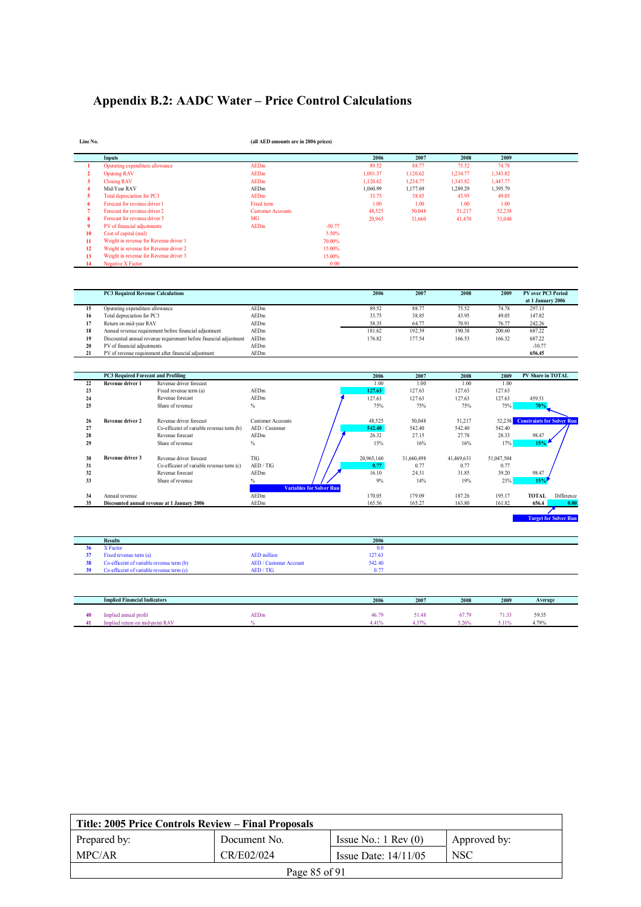# Appendix B.2: AADC Water – Price Control Calculations

Line No. (all AED amounts are in 2006 prices)

| Line No. | Inputs | | | 2006 | 2007 | 2008 | 2009 |
|---|---|---|---|---|---|---|---|
| 1 | Operating expenditure allowance | AEDm | | 89.52 | 88.77 | 75.52 | 74.78 |
| 2 | Opening RAV | AEDm | | 1,001.37 | 1,120.62 | 1,234.77 | 1,343.82 |
| 3 | Closing RAV | AEDm | | 1,120.62 | 1,234.77 | 1,343.82 | 1,447.77 |
| 4 | Mid-Year RAV | AEDm | | 1,060.99 | 1,177.69 | 1,289.29 | 1,395.79 |
| 5 | Total depreciation for PC3 | AEDm | | 33.75 | 38.85 | 43.95 | 49.05 |
| 6 | Forecast for revenue driver 1 | Fixed term | | 1.00 | 1.00 | 1.00 | 1.00 |
| 7 | Forecast for revenue driver 2 | Customer Accounts | | 48,525 | 50,048 | 51,217 | 52,238 |
| 8 | Forecast for revenue driver 3 | MG | | 20,965 | 31,660 | 41,470 | 51,048 |
| 9 | PV of financial adjustments | AEDm | -30.77 | | | | |
| 10 | Cost of capital (real) | | 5.50% | | | | |
| 11 | Weight in revenue for Revenue driver 1 | | 70.00% | | | | |
| 12 | Weight in revenue for Revenue driver 2 | | 15.00% | | | | |
| 13 | Weight in revenue for Revenue driver 3 | | 15.00% | | | | |
| 14 | Negative X Factor | | 0.00 | | | | |

| Line No. | PC3 Required Revenue Calculations | | 2006 | 2007 | 2008 | 2009 | PV over PC3 Period at 1 January 2006 |
|---|---|---|---|---|---|---|---|
| 15 | Operating expenditure allowance | AEDm | 89.52 | 88.77 | 75.52 | 74.78 | 297.13 |
| 16 | Total depreciation for PC3 | AEDm | 33.75 | 38.85 | 43.95 | 49.05 | 147.82 |
| 17 | Return on mid-year RAV | AEDm | 58.35 | 64.77 | 70.91 | 76.77 | 242.26 |
| 18 | Annual revenue requirement before financial adjustment | AEDm | 181.62 | 192.39 | 190.38 | 200.60 | 687.22 |
| 19 | Discounted annual revenue requirement before financial adjustment | AEDm | 176.82 | 177.54 | 166.53 | 166.32 | 687.22 |
| 20 | PV of financial adjustments | AEDm | | | | | -30.77 |
| 21 | PV of revenue requirement after financial adjustment | AEDm | | | | | **656.45** |

| Line No. | PC3 Required Forecast and Profiling | | | 2006 | 2007 | 2008 | 2009 | PV Share in TOTAL | |
|---|---|---|---|---|---|---|---|---|---|
| 22 | **Revenue driver 1** | Revenue driver forecast | | 1.00 | 1.00 | 1.00 | 1.00 | | |
| 23 | | Fixed revenue term (a) | AEDm | **127.63** | 127.63 | 127.63 | 127.63 | | |
| 24 | | Revenue forecast | AEDm | 127.63 | 127.63 | 127.63 | 127.63 | 459.51 | |
| 25 | | Share of revenue | % | 75% | 75% | 75% | 75% | **70%** | |
| 26 | **Revenue driver 2** | Revenue driver forecast | Customer Accounts | 48,525 | 50,048 | 51,217 | 52,238 | **Constraints for Solver Run** | |
| 27 | | Co-efficient of variable revenue term (b) | AED / Customer | **542.40** | 542.40 | 542.40 | 542.40 | | |
| 28 | | Revenue forecast | AEDm | 26.32 | 27.15 | 27.78 | 28.33 | 98.47 | |
| 29 | | Share of revenue | % | 15% | 16% | 16% | 17% | **15%** | |
| 30 | **Revenue driver 3** | Revenue driver forecast | TIG | 20,965,160 | 31,660,498 | 41,469,631 | 51,047,504 | | |
| 31 | | Co-efficient of variable revenue term (c) | AED / TIG | **0.77** | 0.77 | 0.77 | 0.77 | | |
| 32 | | Revenue forecast | AEDm | 16.10 | 24.31 | 31.85 | 39.20 | 98.47 | |
| 33 | | Share of revenue | % | 9% | 14% | 19% | 23% | **15%** | |
| | | **Variables for Solver Run** | | | | | | **TOTAL** | Difference |
| 34 | Annual revenue | | AEDm | 170.05 | 179.09 | 187.26 | 195.17 | | |
| 35 | **Discounted annual revenue at 1 January 2006** | | AEDm | 165.56 | 165.27 | 163.80 | 161.82 | **656.4** | **0.00** |
| | | | | | | | | | **Target for Solver Run** |

| Line No. | Results | | 2006 |
|---|---|---|---|
| 36 | X Factor | | 0.0 |
| 37 | Fixed revenue term (a) | AED million | 127.63 |
| 38 | Co-efficient of variable revenue term (b) | AED / Customer Account | 542.40 |
| 39 | Co-efficient of variable revenue term (c) | AED / TIG | 0.77 |

| Line No. | Implied Financial Indicators | | 2006 | 2007 | 2008 | 2009 | Average |
|---|---|---|---|---|---|---|---|
| 40 | Implied annual profit | AEDm | 46.79 | 51.48 | 67.79 | 71.33 | 59.35 |
| 41 | Implied return on mid-point RAV | % | 4.41% | 4.37% | 5.26% | 5.11% | 4.79% |

| Title: 2005 Price Controls Review – Final Proposals | | | |
|---|---|---|---|
| Prepared by: | Document No. | Issue No.: 1 Rev (0) | Approved by: |
| MPC/AR | CR/E02/024 | Issue Date: 14/11/05 | NSC |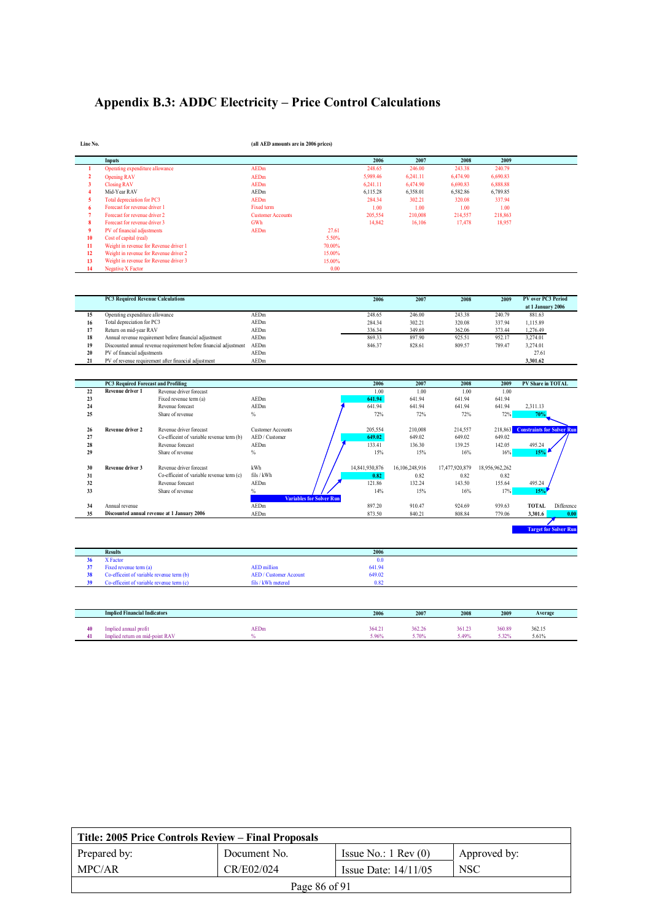# Appendix B.3: ADDC Electricity – Price Control Calculations

Line No. (all AED amounts are in 2006 prices)

| Line No. | Inputs | | | 2006 | 2007 | 2008 | 2009 |
|---|---|---|---|---|---|---|---|
| 1 | Operating expenditure allowance | AEDm | | 248.65 | 246.00 | 243.38 | 240.79 |
| 2 | Opening RAV | AEDm | | 5,989.46 | 6,241.11 | 6,474.90 | 6,690.83 |
| 3 | Closing RAV | AEDm | | 6,241.11 | 6,474.90 | 6,690.83 | 6,888.88 |
| 4 | Mid-Year RAV | AEDm | | 6,115.28 | 6,358.01 | 6,582.86 | 6,789.85 |
| 5 | Total depreciation for PC3 | AEDm | | 284.34 | 302.21 | 320.08 | 337.94 |
| 6 | Forecast for revenue driver 1 | Fixed term | | 1.00 | 1.00 | 1.00 | 1.00 |
| 7 | Forecast for revenue driver 2 | Customer Accounts | | 205,554 | 210,008 | 214,557 | 218,863 |
| 8 | Forecast for revenue driver 3 | GWh | | 14,842 | 16,106 | 17,478 | 18,957 |
| 9 | PV of financial adjustments | AEDm | 27.61 | | | | |
| 10 | Cost of capital (real) | | 5.50% | | | | |
| 11 | Weight in revenue for Revenue driver 1 | | 70.00% | | | | |
| 12 | Weight in revenue for Revenue driver 2 | | 15.00% | | | | |
| 13 | Weight in revenue for Revenue driver 3 | | 15.00% | | | | |
| 14 | Negative X Factor | | 0.00 | | | | |

| Line No. | PC3 Required Revenue Calculations | | 2006 | 2007 | 2008 | 2009 | PV over PC3 Period at 1 January 2006 |
|---|---|---|---|---|---|---|---|
| 15 | Operating expenditure allowance | AEDm | 248.65 | 246.00 | 243.38 | 240.79 | 881.63 |
| 16 | Total depreciation for PC3 | AEDm | 284.34 | 302.21 | 320.08 | 337.94 | 1,115.89 |
| 17 | Return on mid-year RAV | AEDm | 336.34 | 349.69 | 362.06 | 373.44 | 1,276.49 |
| 18 | Annual revenue requirement before financial adjustment | AEDm | 869.33 | 897.90 | 925.51 | 952.17 | 3,274.01 |
| 19 | Discounted annual revenue requirement before financial adjustment | AEDm | 846.37 | 828.61 | 809.57 | 789.47 | 3,274.01 |
| 20 | PV of financial adjustments | AEDm | | | | | 27.61 |
| 21 | PV of revenue requirement after financial adjustment | AEDm | | | | | 3,301.62 |

| Line No. | PC3 Required Forecast and Profiling | | | 2006 | 2007 | 2008 | 2009 | PV Share in TOTAL | |
|---|---|---|---|---|---|---|---|---|---|
| 22 | Revenue driver 1 | Revenue driver forecast | | 1.00 | 1.00 | 1.00 | 1.00 | | |
| 23 | | Fixed revenue term (a) | AEDm | 641.94 | 641.94 | 641.94 | 641.94 | | |
| 24 | | Revenue forecast | AEDm | 641.94 | 641.94 | 641.94 | 641.94 | 2,311.13 | |
| 25 | | Share of revenue | % | 72% | 72% | 72% | 72% | 70% | |
| 26 | Revenue driver 2 | Revenue driver forecast | Customer Accounts | 205,554 | 210,008 | 214,557 | 218,863 | Constraints for Solver Run | |
| 27 | | Co-efficient of variable revenue term (b) | AED / Customer | 649.02 | 649.02 | 649.02 | 649.02 | | |
| 28 | | Revenue forecast | AEDm | 133.41 | 136.30 | 139.25 | 142.05 | 495.24 | |
| 29 | | Share of revenue | % | 15% | 15% | 16% | 16% | 15% | |
| 30 | Revenue driver 3 | Revenue driver forecast | kWh | 14,841,930,876 | 16,106,248,916 | 17,477,920,879 | 18,956,962,262 | | |
| 31 | | Co-efficient of variable revenue term (c) | fils / kWh | 0.82 | 0.82 | 0.82 | 0.82 | | |
| 32 | | Revenue forecast | AEDm | 121.86 | 132.24 | 143.50 | 155.64 | 495.24 | |
| 33 | | Share of revenue | % | 14% | 15% | 16% | 17% | 15% | |
| | | Variables for Solver Run | | | | | | TOTAL | Difference |
| 34 | Annual revenue | | AEDm | 897.20 | 910.47 | 924.69 | 939.63 | | |
| 35 | Discounted annual revenue at 1 January 2006 | | AEDm | 873.50 | 840.21 | 808.84 | 779.06 | 3,301.6 | 0.00 |
| | | | | | | | | Target for Solver Run | |

| Line No. | Results | | 2006 |
|---|---|---|---|
| 36 | X Factor | | 0.0 |
| 37 | Fixed revenue term (a) | AED million | 641.94 |
| 38 | Co-efficient of variable revenue term (b) | AED / Customer Account | 649.02 |
| 39 | Co-efficient of variable revenue term (c) | fils / kWh metered | 0.82 |

| Line No. | Implied Financial Indicators | | 2006 | 2007 | 2008 | 2009 | Average |
|---|---|---|---|---|---|---|---|
| 40 | Implied annual profit | AEDm | 364.21 | 362.26 | 361.23 | 360.89 | 362.15 |
| 41 | Implied return on mid-point RAV | % | 5.96% | 5.70% | 5.49% | 5.32% | 5.61% |

| Title: 2005 Price Controls Review – Final Proposals | | | |
|---|---|---|---|
| Prepared by: | Document No. | Issue No.: 1 Rev (0) | Approved by: |
| MPC/AR | CR/E02/024 | Issue Date: 14/11/05 | NSC |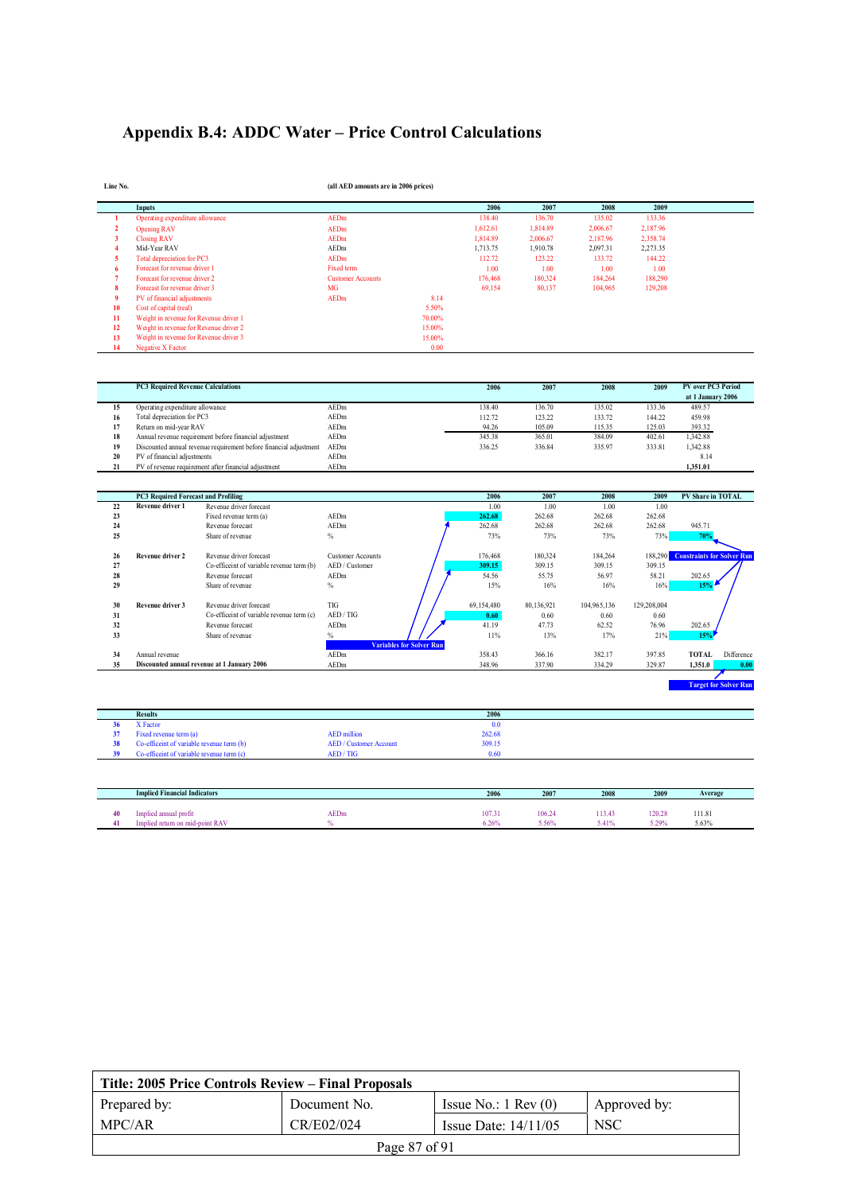# Appendix B.4: ADDC Water – Price Control Calculations

| Line No. | (all AED amounts are in 2006 prices) | | | | | | | |
|---|---|---|---|---|---|---|---|---|
| | **Inputs** | | | **2006** | **2007** | **2008** | **2009** | |
| 1 | Operating expenditure allowance | AEDm | | 138.40 | 136.70 | 135.02 | 133.36 | |
| 2 | Opening RAV | AEDm | | 1,612.61 | 1,814.89 | 2,006.67 | 2,187.96 | |
| 3 | Closing RAV | AEDm | | 1,814.89 | 2,006.67 | 2,187.96 | 2,358.74 | |
| 4 | Mid-Year RAV | AEDm | | 1,713.75 | 1,910.78 | 2,097.31 | 2,273.35 | |
| 5 | Total depreciation for PC3 | AEDm | | 112.72 | 123.22 | 133.72 | 144.22 | |
| 6 | Forecast for revenue driver 1 | Fixed term | | 1.00 | 1.00 | 1.00 | 1.00 | |
| 7 | Forecast for revenue driver 2 | Customer Accounts | | 176,468 | 180,324 | 184,264 | 188,290 | |
| 8 | Forecast for revenue driver 3 | MG | | 69,154 | 80,137 | 104,965 | 129,208 | |
| 9 | PV of financial adjustments | AEDm | 8.14 | | | | | |
| 10 | Cost of capital (real) | | 5.50% | | | | | |
| 11 | Weight in revenue for Revenue driver 1 | | 70.00% | | | | | |
| 12 | Weight in revenue for Revenue driver 2 | | 15.00% | | | | | |
| 13 | Weight in revenue for Revenue driver 3 | | 15.00% | | | | | |
| 14 | Negative X Factor | | 0.00 | | | | | |

| Line No. | **PC3 Required Revenue Calculations** | | **2006** | **2007** | **2008** | **2009** | **PV over PC3 Period at 1 January 2006** |
|---|---|---|---|---|---|---|---|
| 15 | Operating expenditure allowance | AEDm | 138.40 | 136.70 | 135.02 | 133.36 | 489.57 |
| 16 | Total depreciation for PC3 | AEDm | 112.72 | 123.22 | 133.72 | 144.22 | 459.98 |
| 17 | Return on mid-year RAV | AEDm | 94.26 | 105.09 | 115.35 | 125.03 | 393.32 |
| 18 | Annual revenue requirement before financial adjustment | AEDm | 345.38 | 365.01 | 384.09 | 402.61 | 1,342.88 |
| 19 | Discounted annual revenue requirement before financial adjustment | AEDm | 336.25 | 336.84 | 335.97 | 333.81 | 1,342.88 |
| 20 | PV of financial adjustments | AEDm | | | | | 8.14 |
| 21 | PV of revenue requirement after financial adjustment | AEDm | | | | | **1,351.01** |

| Line No. | **PC3 Required Forecast and Profiling** | | | **2006** | **2007** | **2008** | **2009** | **PV Share in TOTAL** | |
|---|---|---|---|---|---|---|---|---|---|
| 22 | **Revenue driver 1** | Revenue driver forecast | | 1.00 | 1.00 | 1.00 | 1.00 | | |
| 23 | | Fixed revenue term (a) | AEDm | **262.68** | 262.68 | 262.68 | 262.68 | | |
| 24 | | Revenue forecast | AEDm | 262.68 | 262.68 | 262.68 | 262.68 | 945.71 | |
| 25 | | Share of revenue | % | 73% | 73% | 73% | 73% | **70%** | |
| 26 | **Revenue driver 2** | Revenue driver forecast | Customer Accounts | 176,468 | 180,324 | 184,264 | 188,290 | **Constraints for Solver Run** | |
| 27 | | Co-efficient of variable revenue term (b) | AED / Customer | **309.15** | 309.15 | 309.15 | 309.15 | | |
| 28 | | Revenue forecast | AEDm | 54.56 | 55.75 | 56.97 | 58.21 | 202.65 | |
| 29 | | Share of revenue | % | 15% | 16% | 16% | 16% | **15%** | |
| 30 | **Revenue driver 3** | Revenue driver forecast | TIG | 69,154,480 | 80,136,921 | 104,965,136 | 129,208,004 | | |
| 31 | | Co-efficient of variable revenue term (c) | AED / TIG | **0.60** | 0.60 | 0.60 | 0.60 | | |
| 32 | | Revenue forecast | AEDm | 41.19 | 47.73 | 62.52 | 76.96 | 202.65 | |
| 33 | | Share of revenue | % | 11% | 13% | 17% | 21% | **15%** | |
| | | **Variables for Solver Run** | | | | | | | |
| 34 | Annual revenue | | AEDm | 358.43 | 366.16 | 382.17 | 397.85 | **TOTAL** | Difference |
| 35 | **Discounted annual revenue at 1 January 2006** | | AEDm | 348.96 | 337.90 | 334.29 | 329.87 | **1,351.0** | **0.00** |
| | | | | | | | | | **Target for Solver Run** |

| Line No. | **Results** | | **2006** |
|---|---|---|---|
| 36 | X Factor | | 0.0 |
| 37 | Fixed revenue term (a) | AED million | 262.68 |
| 38 | Co-efficient of variable revenue term (b) | AED / Customer Account | 309.15 |
| 39 | Co-efficient of variable revenue term (c) | AED / TIG | 0.60 |

| Line No. | **Implied Financial Indicators** | | **2006** | **2007** | **2008** | **2009** | **Average** |
|---|---|---|---|---|---|---|---|
| 40 | Implied annual profit | AEDm | 107.31 | 106.24 | 113.43 | 120.28 | 111.81 |
| 41 | Implied return on mid-point RAV | % | 6.26% | 5.56% | 5.41% | 5.29% | 5.63% |

| Title: 2005 Price Controls Review – Final Proposals | | | |
|---|---|---|---|
| Prepared by: | Document No. | Issue No.: 1 Rev (0) | Approved by: |
| MPC/AR | CR/E02/024 | Issue Date: 14/11/05 | NSC |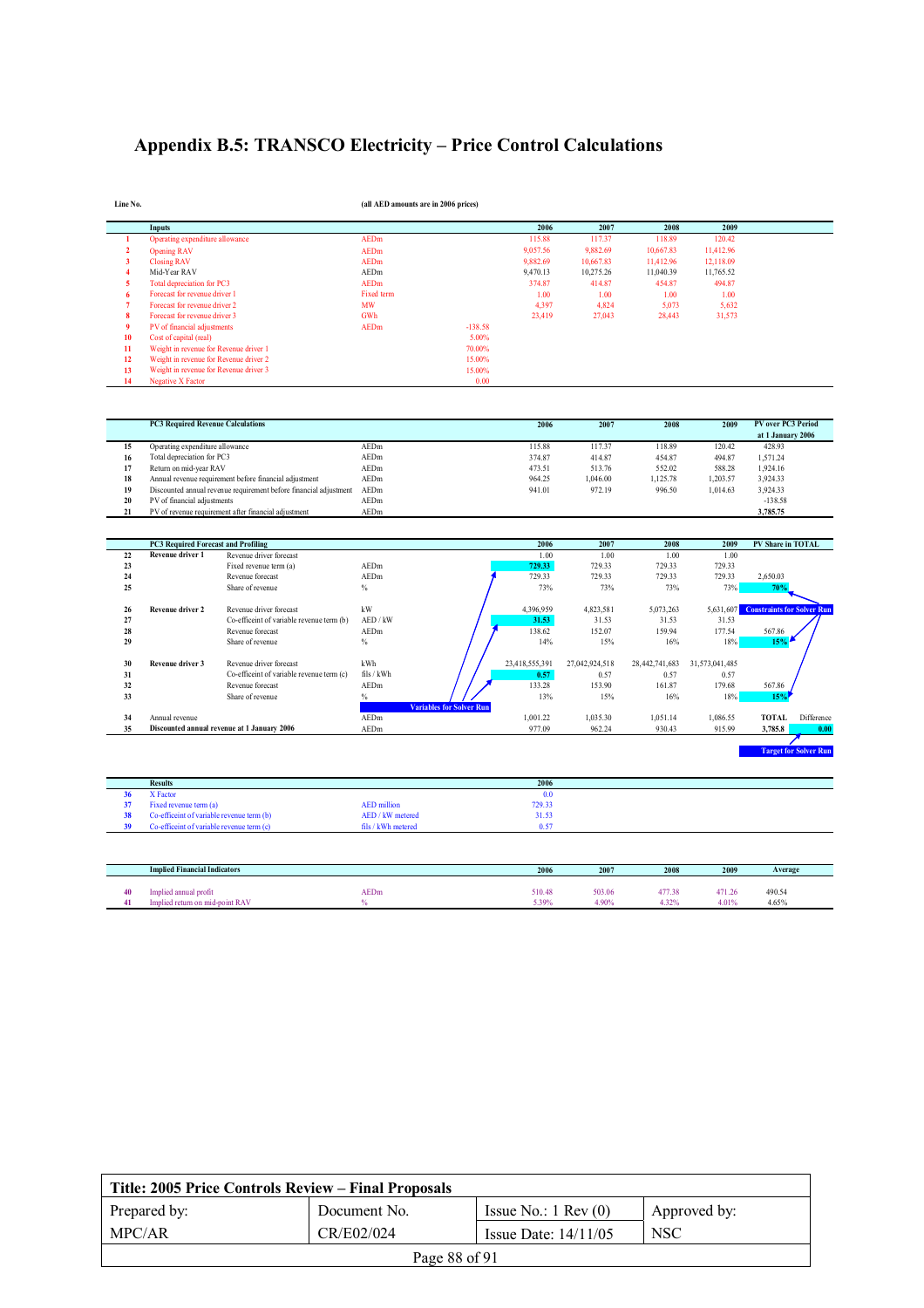# Appendix B.5: TRANSCO Electricity – Price Control Calculations

**Line No.** **(all AED amounts are in 2006 prices)**

| Line No. | Inputs | | | 2006 | 2007 | 2008 | 2009 |
|---|---|---|---|---|---|---|---|
| 1 | Operating expenditure allowance | AEDm | | 115.88 | 117.37 | 118.89 | 120.42 |
| 2 | Opening RAV | AEDm | | 9,057.56 | 9,882.69 | 10,667.83 | 11,412.96 |
| 3 | Closing RAV | AEDm | | 9,882.69 | 10,667.83 | 11,412.96 | 12,118.09 |
| 4 | Mid-Year RAV | AEDm | | 9,470.13 | 10,275.26 | 11,040.39 | 11,765.52 |
| 5 | Total depreciation for PC3 | AEDm | | 374.87 | 414.87 | 454.87 | 494.87 |
| 6 | Forecast for revenue driver 1 | Fixed term | | 1.00 | 1.00 | 1.00 | 1.00 |
| 7 | Forecast for revenue driver 2 | MW | | 4,397 | 4,824 | 5,073 | 5,632 |
| 8 | Forecast for revenue driver 3 | GWh | | 23,419 | 27,043 | 28,443 | 31,573 |
| 9 | PV of financial adjustments | AEDm | -138.58 | | | | |
| 10 | Cost of capital (real) | | 5.00% | | | | |
| 11 | Weight in revenue for Revenue driver 1 | | 70.00% | | | | |
| 12 | Weight in revenue for Revenue driver 2 | | 15.00% | | | | |
| 13 | Weight in revenue for Revenue driver 3 | | 15.00% | | | | |
| 14 | Negative X Factor | | 0.00 | | | | |

| Line No. | PC3 Required Revenue Calculations | | 2006 | 2007 | 2008 | 2009 | PV over PC3 Period at 1 January 2006 |
|---|---|---|---|---|---|---|---|
| 15 | Operating expenditure allowance | AEDm | 115.88 | 117.37 | 118.89 | 120.42 | 428.93 |
| 16 | Total depreciation for PC3 | AEDm | 374.87 | 414.87 | 454.87 | 494.87 | 1,571.24 |
| 17 | Return on mid-year RAV | AEDm | 473.51 | 513.76 | 552.02 | 588.28 | 1,924.16 |
| 18 | Annual revenue requirement before financial adjustment | AEDm | 964.25 | 1,046.00 | 1,125.78 | 1,203.57 | 3,924.33 |
| 19 | Discounted annual revenue requirement before financial adjustment | AEDm | 941.01 | 972.19 | 996.50 | 1,014.63 | 3,924.33 |
| 20 | PV of financial adjustments | AEDm | | | | | -138.58 |
| 21 | PV of revenue requirement after financial adjustment | AEDm | | | | | 3,785.75 |

| Line No. | PC3 Required Forecast and Profiling | | | 2006 | 2007 | 2008 | 2009 | PV Share in TOTAL | |
|---|---|---|---|---|---|---|---|---|---|
| 22 | Revenue driver 1 | Revenue driver forecast | | 1.00 | 1.00 | 1.00 | 1.00 | | |
| 23 | | Fixed revenue term (a) | AEDm | 729.33 | 729.33 | 729.33 | 729.33 | | |
| 24 | | Revenue forecast | AEDm | 729.33 | 729.33 | 729.33 | 729.33 | 2,650.03 | |
| 25 | | Share of revenue | % | 73% | 73% | 73% | 73% | 70% | |
| 26 | Revenue driver 2 | Revenue driver forecast | kW | 4,396,959 | 4,823,581 | 5,073,263 | 5,631,607 | Constraints for Solver Run | |
| 27 | | Co-efficient of variable revenue term (b) | AED / kW | 31.53 | 31.53 | 31.53 | 31.53 | | |
| 28 | | Revenue forecast | AEDm | 138.62 | 152.07 | 159.94 | 177.54 | 567.86 | |
| 29 | | Share of revenue | % | 14% | 15% | 16% | 18% | 15% | |
| 30 | Revenue driver 3 | Revenue driver forecast | kWh | 23,418,555,391 | 27,042,924,518 | 28,442,741,683 | 31,573,041,485 | | |
| 31 | | Co-efficient of variable revenue term (c) | fils / kWh | 0.57 | 0.57 | 0.57 | 0.57 | | |
| 32 | | Revenue forecast | AEDm | 133.28 | 153.90 | 161.87 | 179.68 | 567.86 | |
| 33 | | Share of revenue | % | 13% | 15% | 16% | 18% | 15% | |
| | | | Variables for Solver Run | | | | | | |
| 34 | Annual revenue | | AEDm | 1,001.22 | 1,035.30 | 1,051.14 | 1,086.55 | TOTAL | Difference |
| 35 | **Discounted annual revenue at 1 January 2006** | | AEDm | 977.09 | 962.24 | 930.43 | 915.99 | 3,785.8 | 0.00 |
| | | | | | | | | | Target for Solver Run |

| Line No. | Results | | 2006 |
|---|---|---|---|
| 36 | X Factor | | 0.0 |
| 37 | Fixed revenue term (a) | AED million | 729.33 |
| 38 | Co-efficient of variable revenue term (b) | AED / kW metered | 31.53 |
| 39 | Co-efficient of variable revenue term (c) | fils / kWh metered | 0.57 |

| Line No. | Implied Financial Indicators | | 2006 | 2007 | 2008 | 2009 | Average |
|---|---|---|---|---|---|---|---|
| 40 | Implied annual profit | AEDm | 510.48 | 503.06 | 477.38 | 471.26 | 490.54 |
| 41 | Implied return on mid-point RAV | % | 5.39% | 4.90% | 4.32% | 4.01% | 4.65% |

| Title: 2005 Price Controls Review – Final Proposals | | | |
|---|---|---|---|
| Prepared by: | Document No. | Issue No.: 1 Rev (0) | Approved by: |
| MPC/AR | CR/E02/024 | Issue Date: 14/11/05 | NSC |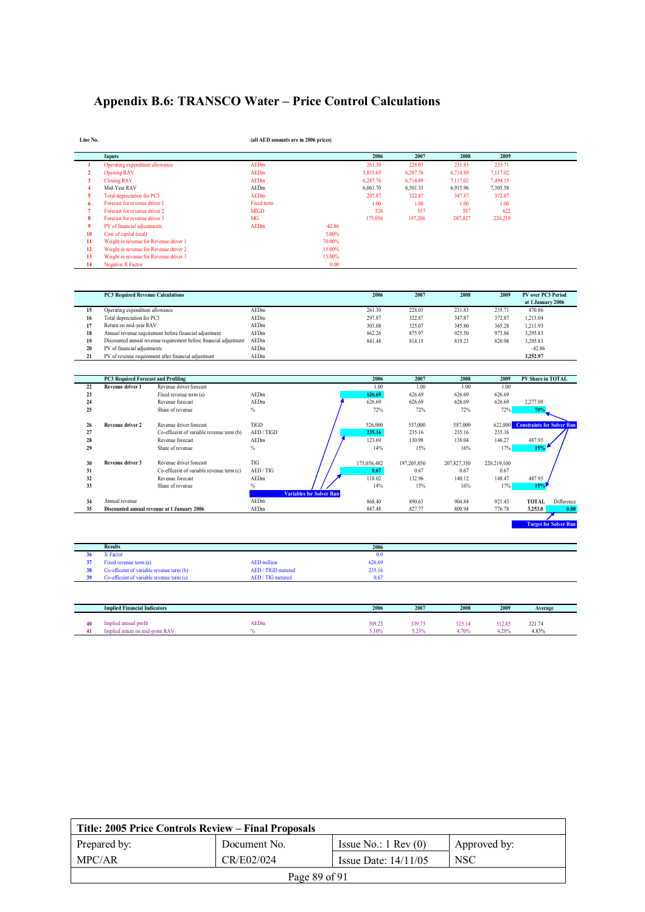# Appendix B.6: TRANSCO Water – Price Control Calculations

**Line No.** **(all AED amounts are in 2006 prices)**

| Line No. | Inputs | | | 2006 | 2007 | 2008 | 2009 |
|---|---|---|---|---|---|---|---|
| 1 | Operating expenditure allowance | AEDm | | 261.30 | 228.03 | 231.83 | 235.71 |
| 2 | Opening RAV | AEDm | | 5,835.63 | 6,287.76 | 6,714.89 | 7,117.02 |
| 3 | Closing RAV | AEDm | | 6,287.76 | 6,714.89 | 7,117.02 | 7,494.15 |
| 4 | Mid-Year RAV | AEDm | | 6,061.70 | 6,501.33 | 6,915.96 | 7,305.58 |
| 5 | Total depreciation for PC3 | AEDm | | 297.87 | 322.87 | 347.87 | 372.87 |
| 6 | Forecast for revenue driver 1 | Fixed term | | 1.00 | 1.00 | 1.00 | 1.00 |
| 7 | Forecast for revenue driver 2 | MIGD | | 526 | 557 | 587 | 622 |
| 8 | Forecast for revenue driver 3 | MG | | 175,056 | 197,206 | 207,827 | 220,219 |
| 9 | PV of financial adjustments | AEDm | -42.86 | | | | |
| 10 | Cost of capital (real) | | 5.00% | | | | |
| 11 | Weight in revenue for Revenue driver 1 | | 70.00% | | | | |
| 12 | Weight in revenue for Revenue driver 2 | | 15.00% | | | | |
| 13 | Weight in revenue for Revenue driver 3 | | 15.00% | | | | |
| 14 | Negative X Factor | | 0.00 | | | | |

| Line No. | PC3 Required Revenue Calculations | | 2006 | 2007 | 2008 | 2009 | PV over PC3 Period at 1 January 2006 |
|---|---|---|---|---|---|---|---|
| 15 | Operating expenditure allowance | AEDm | 261.30 | 228.03 | 231.83 | 235.71 | 870.86 |
| 16 | Total depreciation for PC3 | AEDm | 297.87 | 322.87 | 347.87 | 372.87 | 1,213.04 |
| 17 | Return on mid-year RAV | AEDm | 303.08 | 325.07 | 345.80 | 365.28 | 1,211.93 |
| 18 | Annual revenue requirement before financial adjustment | AEDm | 862.26 | 875.97 | 925.50 | 973.86 | 3,295.83 |
| 19 | Discounted annual revenue requirement before financial adjustment | AEDm | 841.48 | 814.15 | 819.23 | 820.98 | 3,295.83 |
| 20 | PV of financial adjustments | AEDm | | | | | -42.86 |
| 21 | PV of revenue requirement after financial adjustment | AEDm | | | | | **3,252.97** |

| Line No. | PC3 Required Forecast and Profiling | | | 2006 | 2007 | 2008 | 2009 | PV Share in TOTAL | |
|---|---|---|---|---|---|---|---|---|---|
| 22 | **Revenue driver 1** | Revenue driver forecast | | 1.00 | 1.00 | 1.00 | 1.00 | | |
| 23 | | Fixed revenue term (a) | AEDm | **626.69** | 626.69 | 626.69 | 626.69 | | |
| 24 | | Revenue forecast | AEDm | 626.69 | 626.69 | 626.69 | 626.69 | 2,277.08 | |
| 25 | | Share of revenue | % | 72% | 72% | 72% | 72% | **70%** | |
| 26 | **Revenue driver 2** | Revenue driver forecast | TIGD | 526,000 | 557,000 | 587,000 | 622,000 | **Constraints for Solver Run** | |
| 27 | | Co-efficient of variable revenue term (b) | AED / TIGD | **235.16** | 235.16 | 235.16 | 235.16 | | |
| 28 | | Revenue forecast | AEDm | 123.69 | 130.98 | 138.04 | 146.27 | 487.95 | |
| 29 | | Share of revenue | % | 14% | 15% | 16% | 17% | **15%** | |
| 30 | **Revenue driver 3** | Revenue driver forecast | TIG | 175,056,482 | 197,205,850 | 207,827,350 | 220,219,100 | | |
| 31 | | Co-efficient of variable revenue term (c) | AED / TIG | **0.67** | 0.67 | 0.67 | 0.67 | | |
| 32 | | Revenue forecast | AEDm | 118.02 | 132.96 | 140.12 | 148.47 | 487.95 | |
| 33 | | Share of revenue | % | 14% | 15% | 16% | 17% | **15%** | |
| | | | **Variables for Solver Run** | | | | | | |
| 34 | Annual revenue | | AEDm | 868.40 | 890.63 | 904.84 | 921.43 | **TOTAL** | Difference |
| 35 | **Discounted annual revenue at 1 January 2006** | | AEDm | 847.48 | 827.77 | 800.94 | 776.78 | **3,253.0** | **0.00** |
| | | | | | | | | **Target for Solver Run** | |

| Line No. | Results | | 2006 |
|---|---|---|---|
| 36 | X Factor | | 0.0 |
| 37 | Fixed revenue term (a) | AED million | 626.69 |
| 38 | Co-efficient of variable revenue term (b) | AED / TIGD metered | 235.16 |
| 39 | Co-efficient of variable revenue term (c) | AED / TIG metered | 0.67 |

| Line No. | Implied Financial Indicators | | 2006 | 2007 | 2008 | 2009 | Average |
|---|---|---|---|---|---|---|---|
| 40 | Implied annual profit | AEDm | 309.23 | 339.73 | 325.14 | 312.85 | 321.74 |
| 41 | Implied return on mid-point RAV | % | 5.10% | 5.23% | 4.70% | 4.28% | 4.83% |

| Title: 2005 Price Controls Review – Final Proposals | | | |
|---|---|---|---|
| Prepared by: | Document No. | Issue No.: 1 Rev (0) | Approved by: |
| MPC/AR | CR/E02/024 | Issue Date: 14/11/05 | NSC |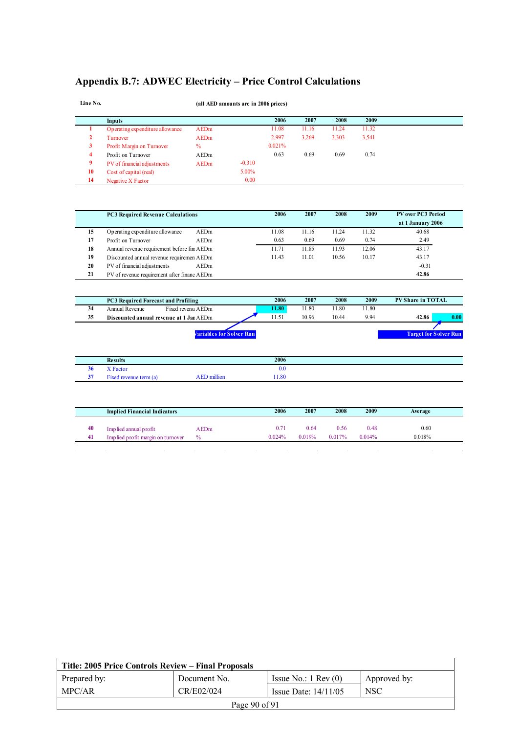## Appendix B.7: ADWEC Electricity – Price Control Calculations

**Line No.** (all AED amounts are in 2006 prices)

| Line No. | Inputs | Unit | | 2006 | 2007 | 2008 | 2009 |
|---|---|---|---|---|---|---|---|
| 1 | Operating expenditure allowance | AEDm | | 11.08 | 11.16 | 11.24 | 11.32 |
| 2 | Turnover | AEDm | | 2,997 | 3,269 | 3,303 | 3,541 |
| 3 | Profit Margin on Turnover | % | | 0.021% | | | |
| 4 | Profit on Turnover | AEDm | | 0.63 | 0.69 | 0.69 | 0.74 |
| 9 | PV of financial adjustments | AEDm | -0.310 | | | | |
| 10 | Cost of capital (real) | | 5.00% | | | | |
| 14 | Negative X Factor | | 0.00 | | | | |

| Line No. | PC3 Required Revenue Calculations | Unit | 2006 | 2007 | 2008 | 2009 | PV over PC3 Period at 1 January 2006 |
|---|---|---|---|---|---|---|---|
| 15 | Operating expenditure allowance | AEDm | 11.08 | 11.16 | 11.24 | 11.32 | 40.68 |
| 17 | Profit on Turnover | AEDm | 0.63 | 0.69 | 0.69 | 0.74 | 2.49 |
| 18 | Annual revenue requirement before fin | AEDm | 11.71 | 11.85 | 11.93 | 12.06 | 43.17 |
| 19 | Discounted annual revenue requiremen | AEDm | 11.43 | 11.01 | 10.56 | 10.17 | 43.17 |
| 20 | PV of financial adjustments | AEDm | | | | | -0.31 |
| 21 | PV of revenue requirement after financ | AEDm | | | | | **42.86** |

| Line No. | PC3 Required Forecast and Profiling | | Unit | 2006 | 2007 | 2008 | 2009 | PV Share in TOTAL | |
|---|---|---|---|---|---|---|---|---|---|
| 34 | Annual Revenue | Fixed revenu | AEDm | **11.80** | 11.80 | 11.80 | 11.80 | | |
| 35 | **Discounted annual revenue at 1 Jan** | | AEDm | 11.51 | 10.96 | 10.44 | 9.94 | **42.86** | **0.00** |

Variables for Solver Run — Target for Solver Run

| Line No. | Results | Unit | 2006 |
|---|---|---|---|
| 36 | X Factor | | 0.0 |
| 37 | Fixed revenue term (a) | AED million | 11.80 |

| Line No. | Implied Financial Indicators | Unit | 2006 | 2007 | 2008 | 2009 | Average |
|---|---|---|---|---|---|---|---|
| 40 | Implied annual profit | AEDm | 0.71 | 0.64 | 0.56 | 0.48 | 0.60 |
| 41 | Implied profit margin on turnover | % | 0.024% | 0.019% | 0.017% | 0.014% | 0.018% |

| **Title: 2005 Price Controls Review – Final Proposals** | | | |
|---|---|---|---|
| Prepared by: | Document No. | Issue No.: 1 Rev (0) | Approved by: |
| MPC/AR | CR/E02/024 | Issue Date: 14/11/05 | NSC |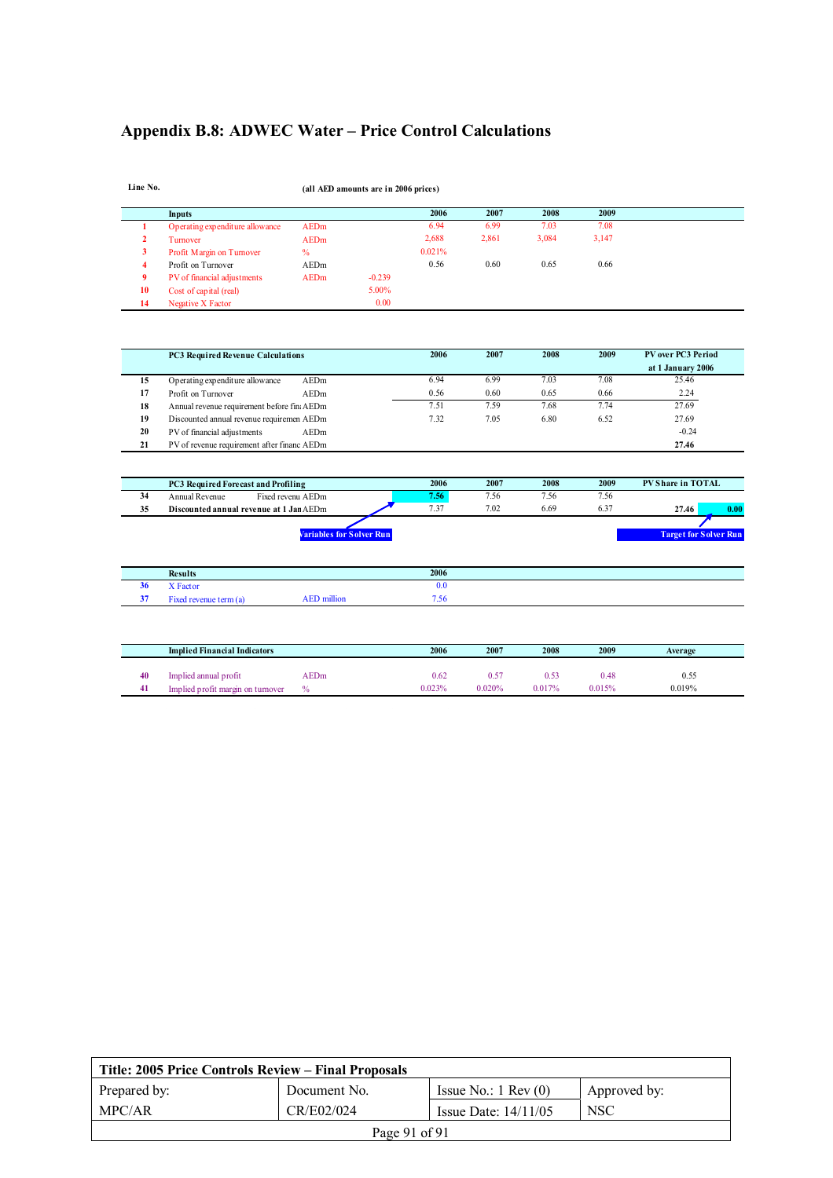# Appendix B.8: ADWEC Water – Price Control Calculations

Line No. (all AED amounts are in 2006 prices)

| | Inputs | | | 2006 | 2007 | 2008 | 2009 | |
|---|---|---|---|---|---|---|---|---|
| 1 | Operating expenditure allowance | AEDm | | 6.94 | 6.99 | 7.03 | 7.08 | |
| 2 | Turnover | AEDm | | 2,688 | 2,861 | 3,084 | 3,147 | |
| 3 | Profit Margin on Turnover | % | | 0.021% | | | | |
| 4 | Profit on Turnover | AEDm | | 0.56 | 0.60 | 0.65 | 0.66 | |
| 9 | PV of financial adjustments | AEDm | -0.239 | | | | | |
| 10 | Cost of capital (real) | | 5.00% | | | | | |
| 14 | Negative X Factor | | 0.00 | | | | | |

| | PC3 Required Revenue Calculations | | 2006 | 2007 | 2008 | 2009 | PV over PC3 Period at 1 January 2006 |
|---|---|---|---|---|---|---|---|
| 15 | Operating expenditure allowance | AEDm | 6.94 | 6.99 | 7.03 | 7.08 | 25.46 |
| 17 | Profit on Turnover | AEDm | 0.56 | 0.60 | 0.65 | 0.66 | 2.24 |
| 18 | Annual revenue requirement before fin: | AEDm | 7.51 | 7.59 | 7.68 | 7.74 | 27.69 |
| 19 | Discounted annual revenue requiremen | AEDm | 7.32 | 7.05 | 6.80 | 6.52 | 27.69 |
| 20 | PV of financial adjustments | AEDm | | | | | -0.24 |
| 21 | PV of revenue requirement after financ | AEDm | | | | | **27.46** |

| | PC3 Required Forecast and Profiling | | | 2006 | 2007 | 2008 | 2009 | PV | Share in TOTAL |
|---|---|---|---|---|---|---|---|---|---|
| 34 | Annual Revenue | Fixed revenu | AEDm | **7.56** | 7.56 | 7.56 | 7.56 | | |
| 35 | **Discounted annual revenue at 1 Jan** | | AEDm | 7.37 | 7.02 | 6.69 | 6.37 | **27.46** | **0.00** |

Variables for Solver Run

Target for Solver Run

| | Results | | 2006 |
|---|---|---|---|
| 36 | X Factor | | 0.0 |
| 37 | Fixed revenue term (a) | AED million | 7.56 |

| | Implied Financial Indicators | | 2006 | 2007 | 2008 | 2009 | Average |
|---|---|---|---|---|---|---|---|
| 40 | Implied annual profit | AEDm | 0.62 | 0.57 | 0.53 | 0.48 | 0.55 |
| 41 | Implied profit margin on turnover | % | 0.023% | 0.020% | 0.017% | 0.015% | 0.019% |

| Title: 2005 Price Controls Review – Final Proposals | | | |
|---|---|---|---|
| Prepared by: | Document No. | Issue No.: 1 Rev (0) | Approved by: |
| MPC/AR | CR/E02/024 | Issue Date: 14/11/05 | NSC |